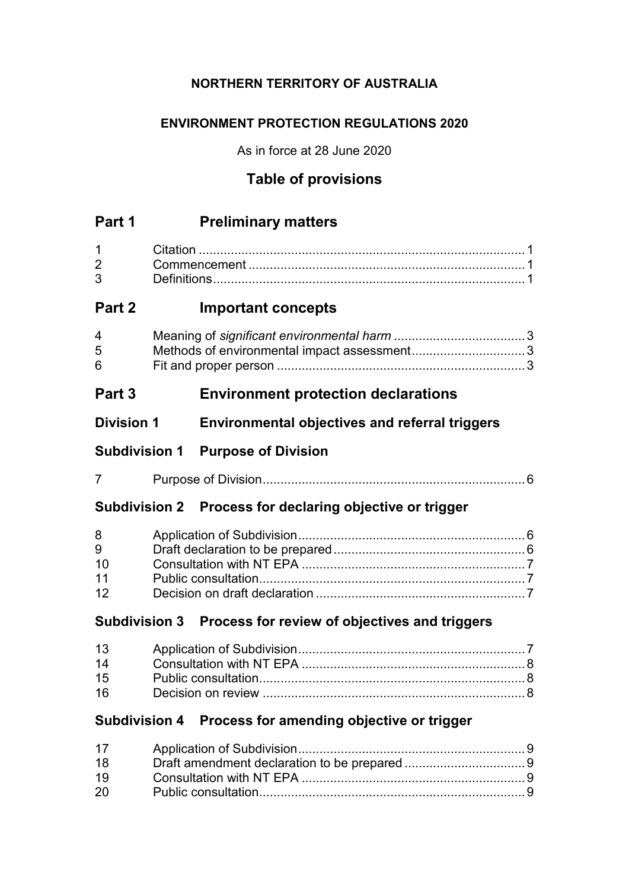**NORTHERN TERRITORY OF AUSTRALIA**

**ENVIRONMENT PROTECTION REGULATIONS 2020**

As in force at 28 June 2020

## Table of provisions

## Part 1 Preliminary matters

1 Citation ... 1
2 Commencement ... 1
3 Definitions ... 1

## Part 2 Important concepts

4 Meaning of *significant environmental harm* ... 3
5 Methods of environmental impact assessment ... 3
6 Fit and proper person ... 3

## Part 3 Environment protection declarations

### Division 1 Environmental objectives and referral triggers

#### Subdivision 1 Purpose of Division

7 Purpose of Division ... 6

#### Subdivision 2 Process for declaring objective or trigger

8 Application of Subdivision ... 6
9 Draft declaration to be prepared ... 6
10 Consultation with NT EPA ... 7
11 Public consultation ... 7
12 Decision on draft declaration ... 7

#### Subdivision 3 Process for review of objectives and triggers

13 Application of Subdivision ... 7
14 Consultation with NT EPA ... 8
15 Public consultation ... 8
16 Decision on review ... 8

#### Subdivision 4 Process for amending objective or trigger

17 Application of Subdivision ... 9
18 Draft amendment declaration to be prepared ... 9
19 Consultation with NT EPA ... 9
20 Public consultation ... 9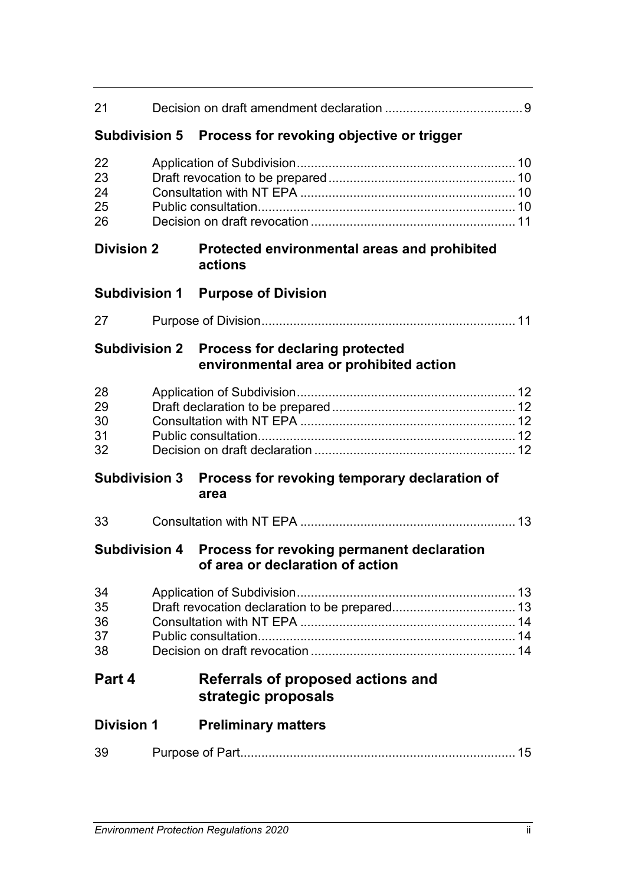| | | |
|---|---|---|
| 21 | Decision on draft amendment declaration | 9 |

**Subdivision 5 Process for revoking objective or trigger**

| | | |
|---|---|---|
| 22 | Application of Subdivision | 10 |
| 23 | Draft revocation to be prepared | 10 |
| 24 | Consultation with NT EPA | 10 |
| 25 | Public consultation | 10 |
| 26 | Decision on draft revocation | 11 |

**Division 2 Protected environmental areas and prohibited actions**

**Subdivision 1 Purpose of Division**

| | | |
|---|---|---|
| 27 | Purpose of Division | 11 |

**Subdivision 2 Process for declaring protected environmental area or prohibited action**

| | | |
|---|---|---|
| 28 | Application of Subdivision | 12 |
| 29 | Draft declaration to be prepared | 12 |
| 30 | Consultation with NT EPA | 12 |
| 31 | Public consultation | 12 |
| 32 | Decision on draft declaration | 12 |

**Subdivision 3 Process for revoking temporary declaration of area**

| | | |
|---|---|---|
| 33 | Consultation with NT EPA | 13 |

**Subdivision 4 Process for revoking permanent declaration of area or declaration of action**

| | | |
|---|---|---|
| 34 | Application of Subdivision | 13 |
| 35 | Draft revocation declaration to be prepared | 13 |
| 36 | Consultation with NT EPA | 14 |
| 37 | Public consultation | 14 |
| 38 | Decision on draft revocation | 14 |

## Part 4 Referrals of proposed actions and strategic proposals

**Division 1 Preliminary matters**

| | | |
|---|---|---|
| 39 | Purpose of Part | 15 |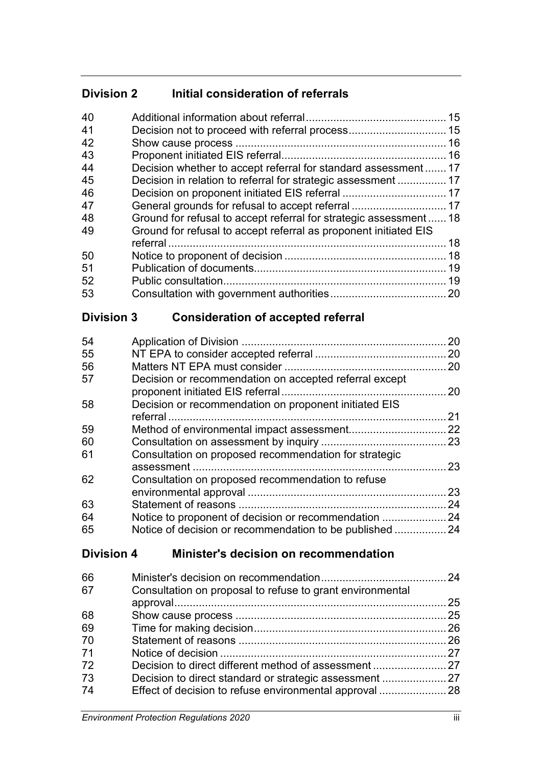## Division 2 Initial consideration of referrals

| | | |
|---|---|---|
| 40 | Additional information about referral | 15 |
| 41 | Decision not to proceed with referral process | 15 |
| 42 | Show cause process | 16 |
| 43 | Proponent initiated EIS referral | 16 |
| 44 | Decision whether to accept referral for standard assessment | 17 |
| 45 | Decision in relation to referral for strategic assessment | 17 |
| 46 | Decision on proponent initiated EIS referral | 17 |
| 47 | General grounds for refusal to accept referral | 17 |
| 48 | Ground for refusal to accept referral for strategic assessment | 18 |
| 49 | Ground for refusal to accept referral as proponent initiated EIS referral | 18 |
| 50 | Notice to proponent of decision | 18 |
| 51 | Publication of documents | 19 |
| 52 | Public consultation | 19 |
| 53 | Consultation with government authorities | 20 |

## Division 3 Consideration of accepted referral

| | | |
|---|---|---|
| 54 | Application of Division | 20 |
| 55 | NT EPA to consider accepted referral | 20 |
| 56 | Matters NT EPA must consider | 20 |
| 57 | Decision or recommendation on accepted referral except proponent initiated EIS referral | 20 |
| 58 | Decision or recommendation on proponent initiated EIS referral | 21 |
| 59 | Method of environmental impact assessment | 22 |
| 60 | Consultation on assessment by inquiry | 23 |
| 61 | Consultation on proposed recommendation for strategic assessment | 23 |
| 62 | Consultation on proposed recommendation to refuse environmental approval | 23 |
| 63 | Statement of reasons | 24 |
| 64 | Notice to proponent of decision or recommendation | 24 |
| 65 | Notice of decision or recommendation to be published | 24 |

## Division 4 Minister's decision on recommendation

| | | |
|---|---|---|
| 66 | Minister's decision on recommendation | 24 |
| 67 | Consultation on proposal to refuse to grant environmental approval | 25 |
| 68 | Show cause process | 25 |
| 69 | Time for making decision | 26 |
| 70 | Statement of reasons | 26 |
| 71 | Notice of decision | 27 |
| 72 | Decision to direct different method of assessment | 27 |
| 73 | Decision to direct standard or strategic assessment | 27 |
| 74 | Effect of decision to refuse environmental approval | 28 |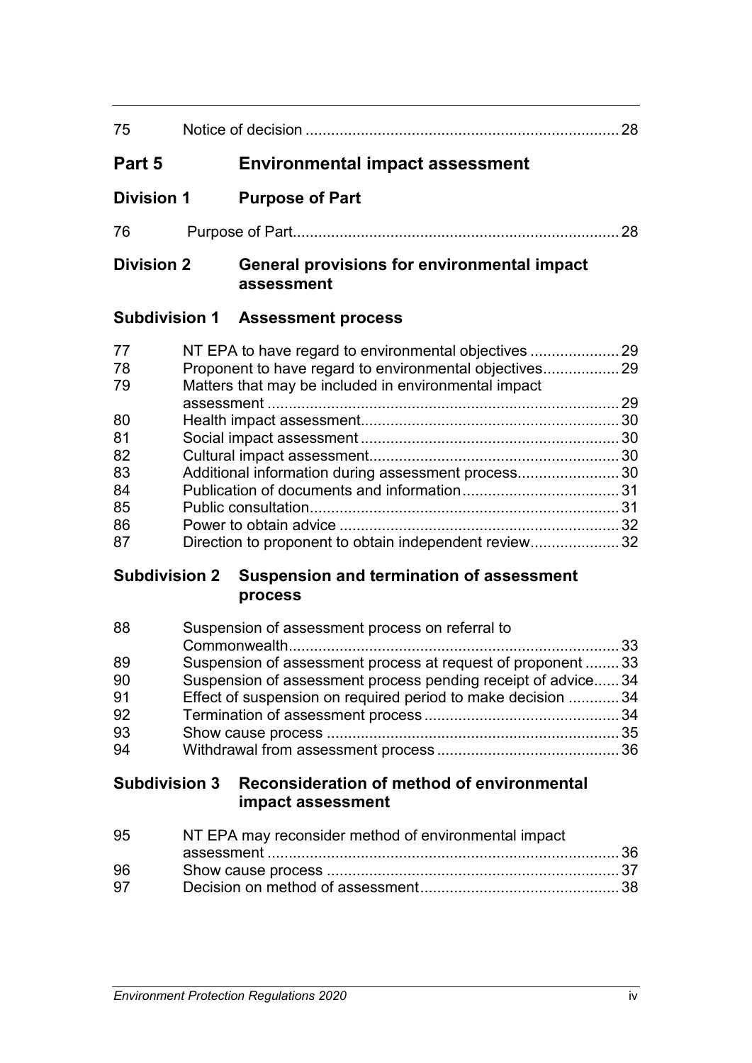| | | |
|---|---|---|
| 75 | Notice of decision | 28 |

## Part 5 Environmental impact assessment

### Division 1 Purpose of Part

| | | |
|---|---|---|
| 76 | Purpose of Part | 28 |

### Division 2 General provisions for environmental impact assessment

#### Subdivision 1 Assessment process

| | | |
|---|---|---|
| 77 | NT EPA to have regard to environmental objectives | 29 |
| 78 | Proponent to have regard to environmental objectives | 29 |
| 79 | Matters that may be included in environmental impact assessment | 29 |
| 80 | Health impact assessment | 30 |
| 81 | Social impact assessment | 30 |
| 82 | Cultural impact assessment | 30 |
| 83 | Additional information during assessment process | 30 |
| 84 | Publication of documents and information | 31 |
| 85 | Public consultation | 31 |
| 86 | Power to obtain advice | 32 |
| 87 | Direction to proponent to obtain independent review | 32 |

#### Subdivision 2 Suspension and termination of assessment process

| | | |
|---|---|---|
| 88 | Suspension of assessment process on referral to Commonwealth | 33 |
| 89 | Suspension of assessment process at request of proponent | 33 |
| 90 | Suspension of assessment process pending receipt of advice | 34 |
| 91 | Effect of suspension on required period to make decision | 34 |
| 92 | Termination of assessment process | 34 |
| 93 | Show cause process | 35 |
| 94 | Withdrawal from assessment process | 36 |

#### Subdivision 3 Reconsideration of method of environmental impact assessment

| | | |
|---|---|---|
| 95 | NT EPA may reconsider method of environmental impact assessment | 36 |
| 96 | Show cause process | 37 |
| 97 | Decision on method of assessment | 38 |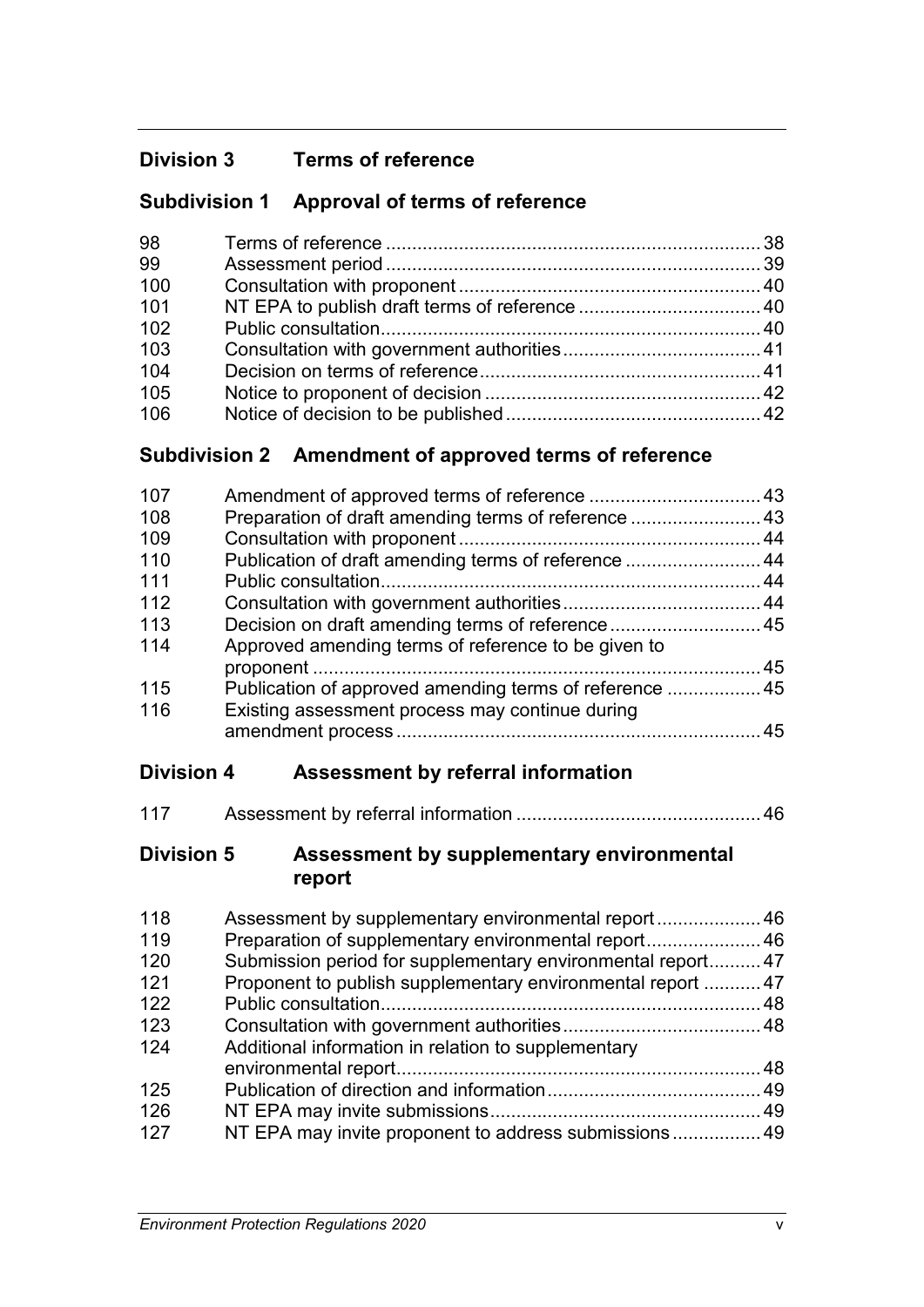## Division 3 Terms of reference

### Subdivision 1 Approval of terms of reference

| | | |
|---|---|---|
| 98 | Terms of reference | 38 |
| 99 | Assessment period | 39 |
| 100 | Consultation with proponent | 40 |
| 101 | NT EPA to publish draft terms of reference | 40 |
| 102 | Public consultation | 40 |
| 103 | Consultation with government authorities | 41 |
| 104 | Decision on terms of reference | 41 |
| 105 | Notice to proponent of decision | 42 |
| 106 | Notice of decision to be published | 42 |

### Subdivision 2 Amendment of approved terms of reference

| | | |
|---|---|---|
| 107 | Amendment of approved terms of reference | 43 |
| 108 | Preparation of draft amending terms of reference | 43 |
| 109 | Consultation with proponent | 44 |
| 110 | Publication of draft amending terms of reference | 44 |
| 111 | Public consultation | 44 |
| 112 | Consultation with government authorities | 44 |
| 113 | Decision on draft amending terms of reference | 45 |
| 114 | Approved amending terms of reference to be given to proponent | 45 |
| 115 | Publication of approved amending terms of reference | 45 |
| 116 | Existing assessment process may continue during amendment process | 45 |

## Division 4 Assessment by referral information

| | | |
|---|---|---|
| 117 | Assessment by referral information | 46 |

## Division 5 Assessment by supplementary environmental report

| | | |
|---|---|---|
| 118 | Assessment by supplementary environmental report | 46 |
| 119 | Preparation of supplementary environmental report | 46 |
| 120 | Submission period for supplementary environmental report | 47 |
| 121 | Proponent to publish supplementary environmental report | 47 |
| 122 | Public consultation | 48 |
| 123 | Consultation with government authorities | 48 |
| 124 | Additional information in relation to supplementary environmental report | 48 |
| 125 | Publication of direction and information | 49 |
| 126 | NT EPA may invite submissions | 49 |
| 127 | NT EPA may invite proponent to address submissions | 49 |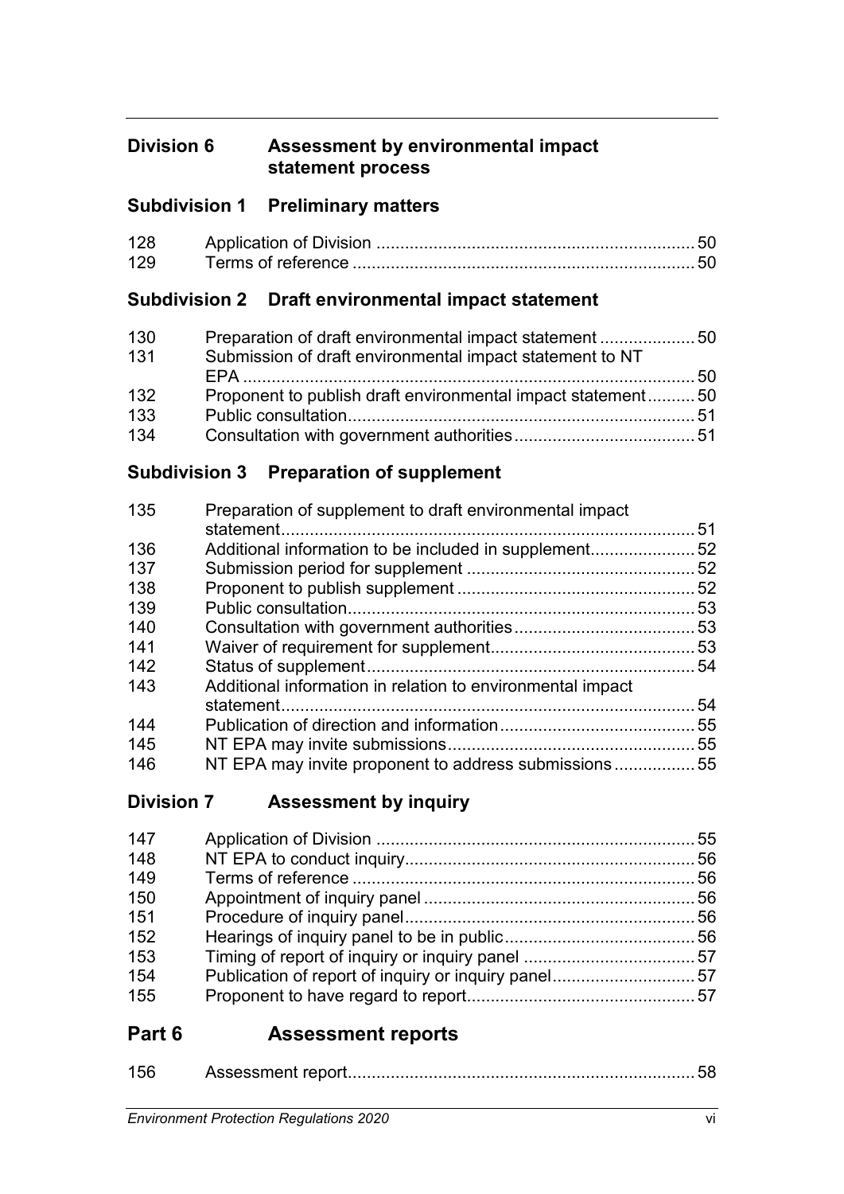## Division 6 Assessment by environmental impact statement process

### Subdivision 1 Preliminary matters

| | | |
|---|---|---|
| 128 | Application of Division | 50 |
| 129 | Terms of reference | 50 |

### Subdivision 2 Draft environmental impact statement

| | | |
|---|---|---|
| 130 | Preparation of draft environmental impact statement | 50 |
| 131 | Submission of draft environmental impact statement to NT EPA | 50 |
| 132 | Proponent to publish draft environmental impact statement | 50 |
| 133 | Public consultation | 51 |
| 134 | Consultation with government authorities | 51 |

### Subdivision 3 Preparation of supplement

| | | |
|---|---|---|
| 135 | Preparation of supplement to draft environmental impact statement | 51 |
| 136 | Additional information to be included in supplement | 52 |
| 137 | Submission period for supplement | 52 |
| 138 | Proponent to publish supplement | 52 |
| 139 | Public consultation | 53 |
| 140 | Consultation with government authorities | 53 |
| 141 | Waiver of requirement for supplement | 53 |
| 142 | Status of supplement | 54 |
| 143 | Additional information in relation to environmental impact statement | 54 |
| 144 | Publication of direction and information | 55 |
| 145 | NT EPA may invite submissions | 55 |
| 146 | NT EPA may invite proponent to address submissions | 55 |

## Division 7 Assessment by inquiry

| | | |
|---|---|---|
| 147 | Application of Division | 55 |
| 148 | NT EPA to conduct inquiry | 56 |
| 149 | Terms of reference | 56 |
| 150 | Appointment of inquiry panel | 56 |
| 151 | Procedure of inquiry panel | 56 |
| 152 | Hearings of inquiry panel to be in public | 56 |
| 153 | Timing of report of inquiry or inquiry panel | 57 |
| 154 | Publication of report of inquiry or inquiry panel | 57 |
| 155 | Proponent to have regard to report | 57 |

# Part 6 Assessment reports

| | | |
|---|---|---|
| 156 | Assessment report | 58 |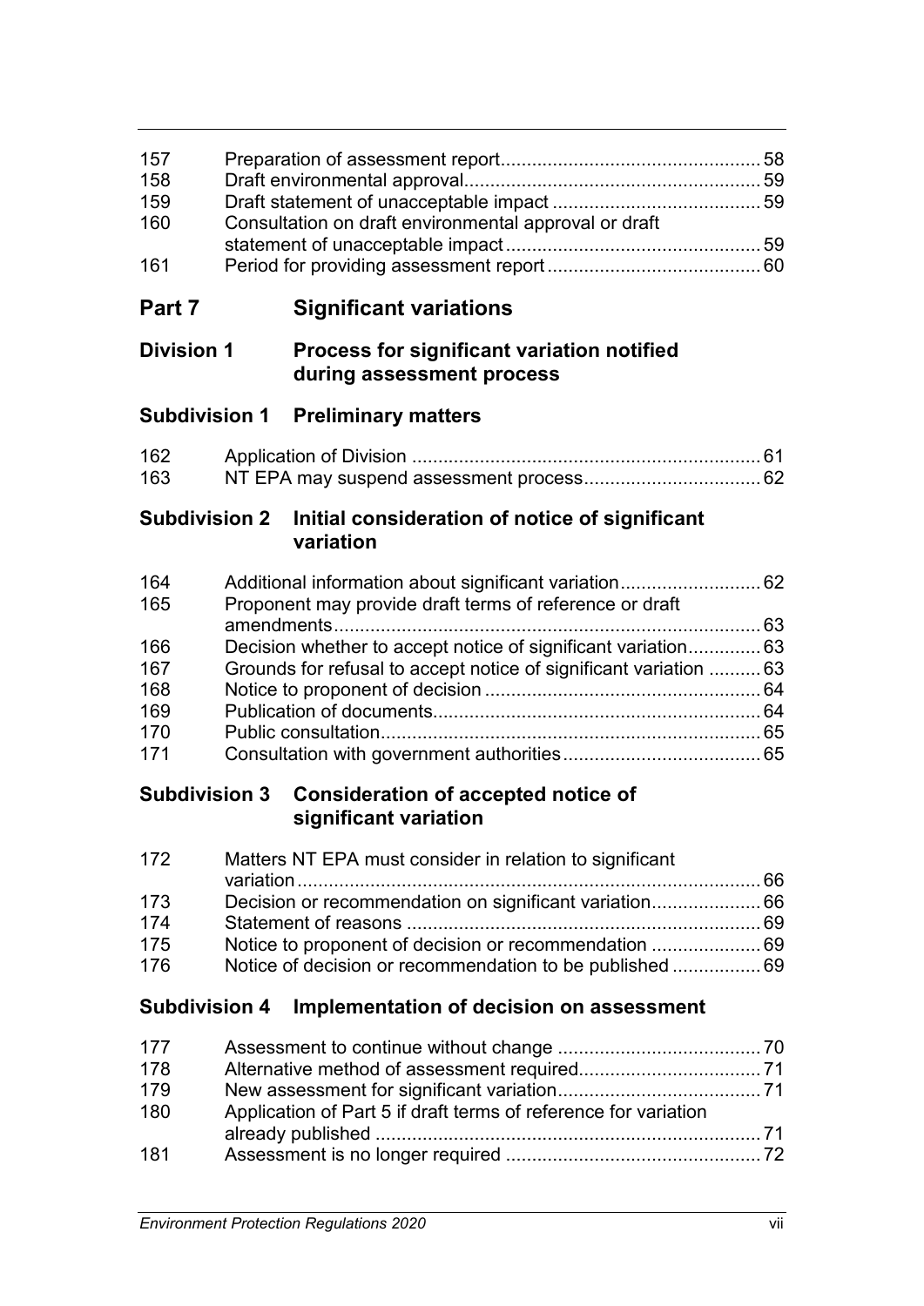| | | |
|---|---|---|
| 157 | Preparation of assessment report | 58 |
| 158 | Draft environmental approval | 59 |
| 159 | Draft statement of unacceptable impact | 59 |
| 160 | Consultation on draft environmental approval or draft statement of unacceptable impact | 59 |
| 161 | Period for providing assessment report | 60 |

## Part 7 Significant variations

### Division 1 Process for significant variation notified during assessment process

#### Subdivision 1 Preliminary matters

| | | |
|---|---|---|
| 162 | Application of Division | 61 |
| 163 | NT EPA may suspend assessment process | 62 |

#### Subdivision 2 Initial consideration of notice of significant variation

| | | |
|---|---|---|
| 164 | Additional information about significant variation | 62 |
| 165 | Proponent may provide draft terms of reference or draft amendments | 63 |
| 166 | Decision whether to accept notice of significant variation | 63 |
| 167 | Grounds for refusal to accept notice of significant variation | 63 |
| 168 | Notice to proponent of decision | 64 |
| 169 | Publication of documents | 64 |
| 170 | Public consultation | 65 |
| 171 | Consultation with government authorities | 65 |

#### Subdivision 3 Consideration of accepted notice of significant variation

| | | |
|---|---|---|
| 172 | Matters NT EPA must consider in relation to significant variation | 66 |
| 173 | Decision or recommendation on significant variation | 66 |
| 174 | Statement of reasons | 69 |
| 175 | Notice to proponent of decision or recommendation | 69 |
| 176 | Notice of decision or recommendation to be published | 69 |

#### Subdivision 4 Implementation of decision on assessment

| | | |
|---|---|---|
| 177 | Assessment to continue without change | 70 |
| 178 | Alternative method of assessment required | 71 |
| 179 | New assessment for significant variation | 71 |
| 180 | Application of Part 5 if draft terms of reference for variation already published | 71 |
| 181 | Assessment is no longer required | 72 |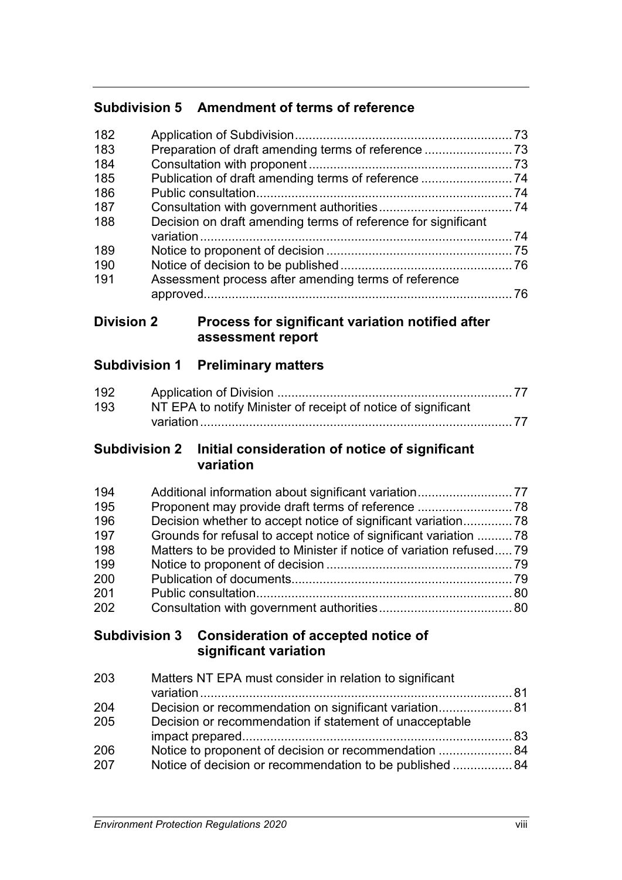### Subdivision 5 Amendment of terms of reference

| | | |
|---|---|---|
| 182 | Application of Subdivision | 73 |
| 183 | Preparation of draft amending terms of reference | 73 |
| 184 | Consultation with proponent | 73 |
| 185 | Publication of draft amending terms of reference | 74 |
| 186 | Public consultation | 74 |
| 187 | Consultation with government authorities | 74 |
| 188 | Decision on draft amending terms of reference for significant variation | 74 |
| 189 | Notice to proponent of decision | 75 |
| 190 | Notice of decision to be published | 76 |
| 191 | Assessment process after amending terms of reference approved | 76 |

## Division 2 Process for significant variation notified after assessment report

### Subdivision 1 Preliminary matters

| | | |
|---|---|---|
| 192 | Application of Division | 77 |
| 193 | NT EPA to notify Minister of receipt of notice of significant variation | 77 |

### Subdivision 2 Initial consideration of notice of significant variation

| | | |
|---|---|---|
| 194 | Additional information about significant variation | 77 |
| 195 | Proponent may provide draft terms of reference | 78 |
| 196 | Decision whether to accept notice of significant variation | 78 |
| 197 | Grounds for refusal to accept notice of significant variation | 78 |
| 198 | Matters to be provided to Minister if notice of variation refused | 79 |
| 199 | Notice to proponent of decision | 79 |
| 200 | Publication of documents | 79 |
| 201 | Public consultation | 80 |
| 202 | Consultation with government authorities | 80 |

### Subdivision 3 Consideration of accepted notice of significant variation

| | | |
|---|---|---|
| 203 | Matters NT EPA must consider in relation to significant variation | 81 |
| 204 | Decision or recommendation on significant variation | 81 |
| 205 | Decision or recommendation if statement of unacceptable impact prepared | 83 |
| 206 | Notice to proponent of decision or recommendation | 84 |
| 207 | Notice of decision or recommendation to be published | 84 |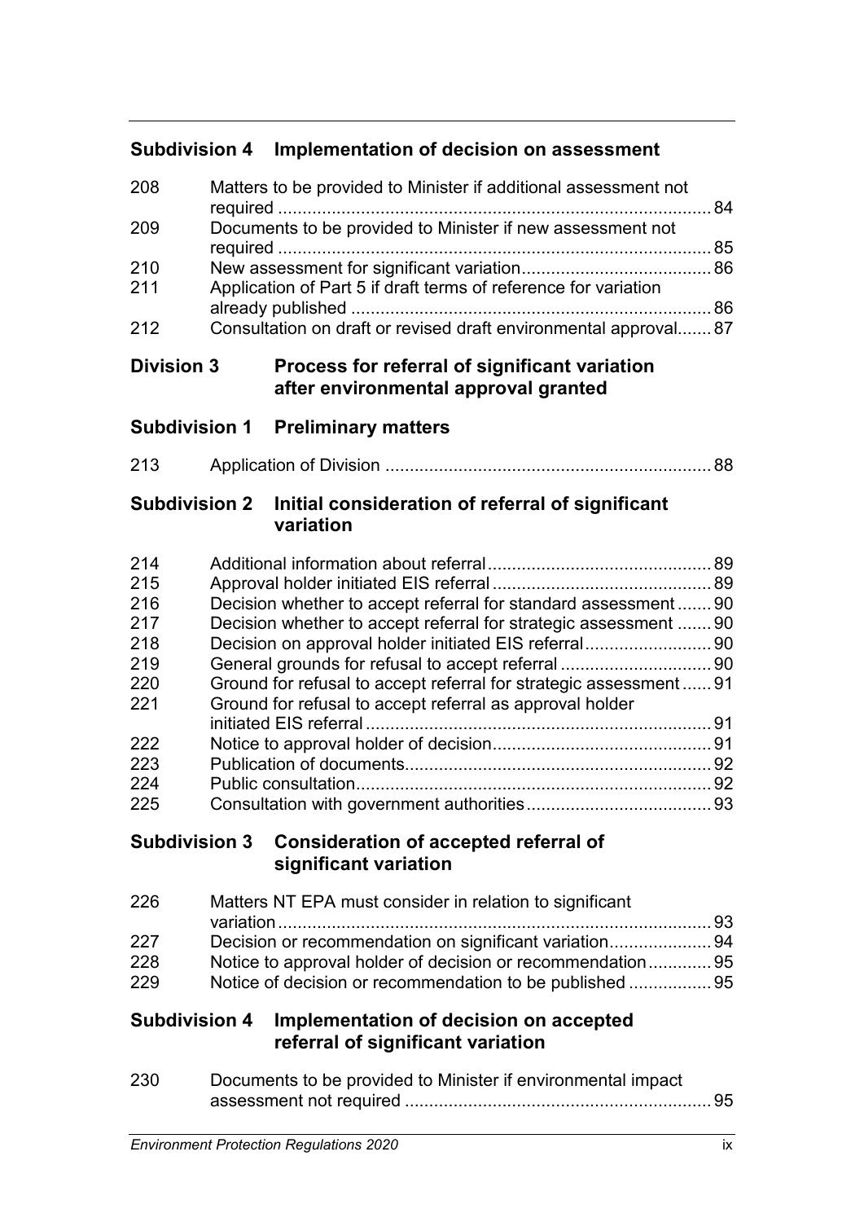### Subdivision 4 Implementation of decision on assessment

| | | |
|---|---|---|
| 208 | Matters to be provided to Minister if additional assessment not required | 84 |
| 209 | Documents to be provided to Minister if new assessment not required | 85 |
| 210 | New assessment for significant variation | 86 |
| 211 | Application of Part 5 if draft terms of reference for variation already published | 86 |
| 212 | Consultation on draft or revised draft environmental approval | 87 |

## Division 3 Process for referral of significant variation after environmental approval granted

### Subdivision 1 Preliminary matters

| | | |
|---|---|---|
| 213 | Application of Division | 88 |

### Subdivision 2 Initial consideration of referral of significant variation

| | | |
|---|---|---|
| 214 | Additional information about referral | 89 |
| 215 | Approval holder initiated EIS referral | 89 |
| 216 | Decision whether to accept referral for standard assessment | 90 |
| 217 | Decision whether to accept referral for strategic assessment | 90 |
| 218 | Decision on approval holder initiated EIS referral | 90 |
| 219 | General grounds for refusal to accept referral | 90 |
| 220 | Ground for refusal to accept referral for strategic assessment | 91 |
| 221 | Ground for refusal to accept referral as approval holder initiated EIS referral | 91 |
| 222 | Notice to approval holder of decision | 91 |
| 223 | Publication of documents | 92 |
| 224 | Public consultation | 92 |
| 225 | Consultation with government authorities | 93 |

### Subdivision 3 Consideration of accepted referral of significant variation

| | | |
|---|---|---|
| 226 | Matters NT EPA must consider in relation to significant variation | 93 |
| 227 | Decision or recommendation on significant variation | 94 |
| 228 | Notice to approval holder of decision or recommendation | 95 |
| 229 | Notice of decision or recommendation to be published | 95 |

### Subdivision 4 Implementation of decision on accepted referral of significant variation

| | | |
|---|---|---|
| 230 | Documents to be provided to Minister if environmental impact assessment not required | 95 |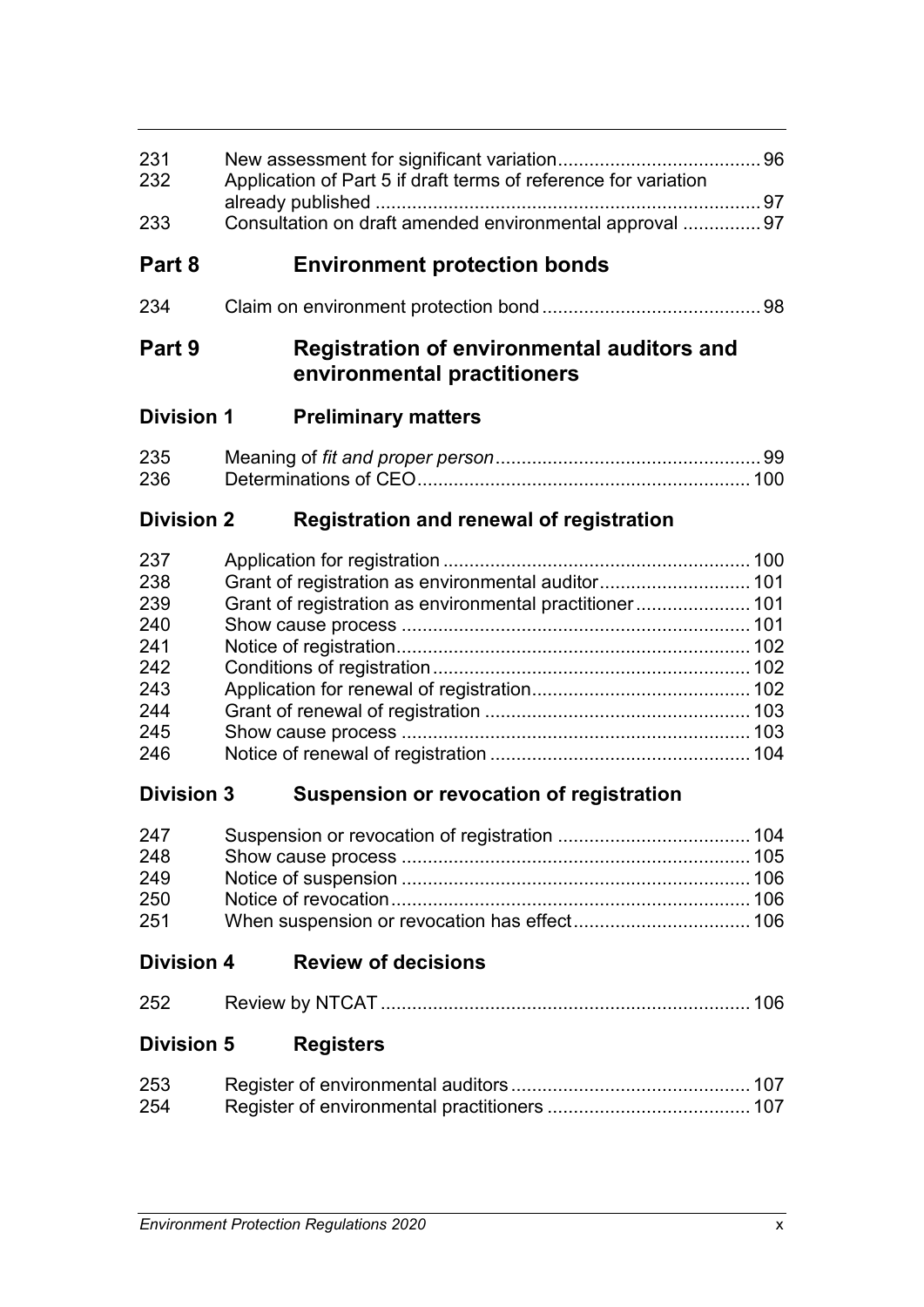| | | |
|---|---|---|
| 231 | New assessment for significant variation | 96 |
| 232 | Application of Part 5 if draft terms of reference for variation already published | 97 |
| 233 | Consultation on draft amended environmental approval | 97 |

## Part 8 Environment protection bonds

| | | |
|---|---|---|
| 234 | Claim on environment protection bond | 98 |

## Part 9 Registration of environmental auditors and environmental practitioners

### Division 1 Preliminary matters

| | | |
|---|---|---|
| 235 | Meaning of *fit and proper person* | 99 |
| 236 | Determinations of CEO | 100 |

### Division 2 Registration and renewal of registration

| | | |
|---|---|---|
| 237 | Application for registration | 100 |
| 238 | Grant of registration as environmental auditor | 101 |
| 239 | Grant of registration as environmental practitioner | 101 |
| 240 | Show cause process | 101 |
| 241 | Notice of registration | 102 |
| 242 | Conditions of registration | 102 |
| 243 | Application for renewal of registration | 102 |
| 244 | Grant of renewal of registration | 103 |
| 245 | Show cause process | 103 |
| 246 | Notice of renewal of registration | 104 |

### Division 3 Suspension or revocation of registration

| | | |
|---|---|---|
| 247 | Suspension or revocation of registration | 104 |
| 248 | Show cause process | 105 |
| 249 | Notice of suspension | 106 |
| 250 | Notice of revocation | 106 |
| 251 | When suspension or revocation has effect | 106 |

### Division 4 Review of decisions

| | | |
|---|---|---|
| 252 | Review by NTCAT | 106 |

### Division 5 Registers

| | | |
|---|---|---|
| 253 | Register of environmental auditors | 107 |
| 254 | Register of environmental practitioners | 107 |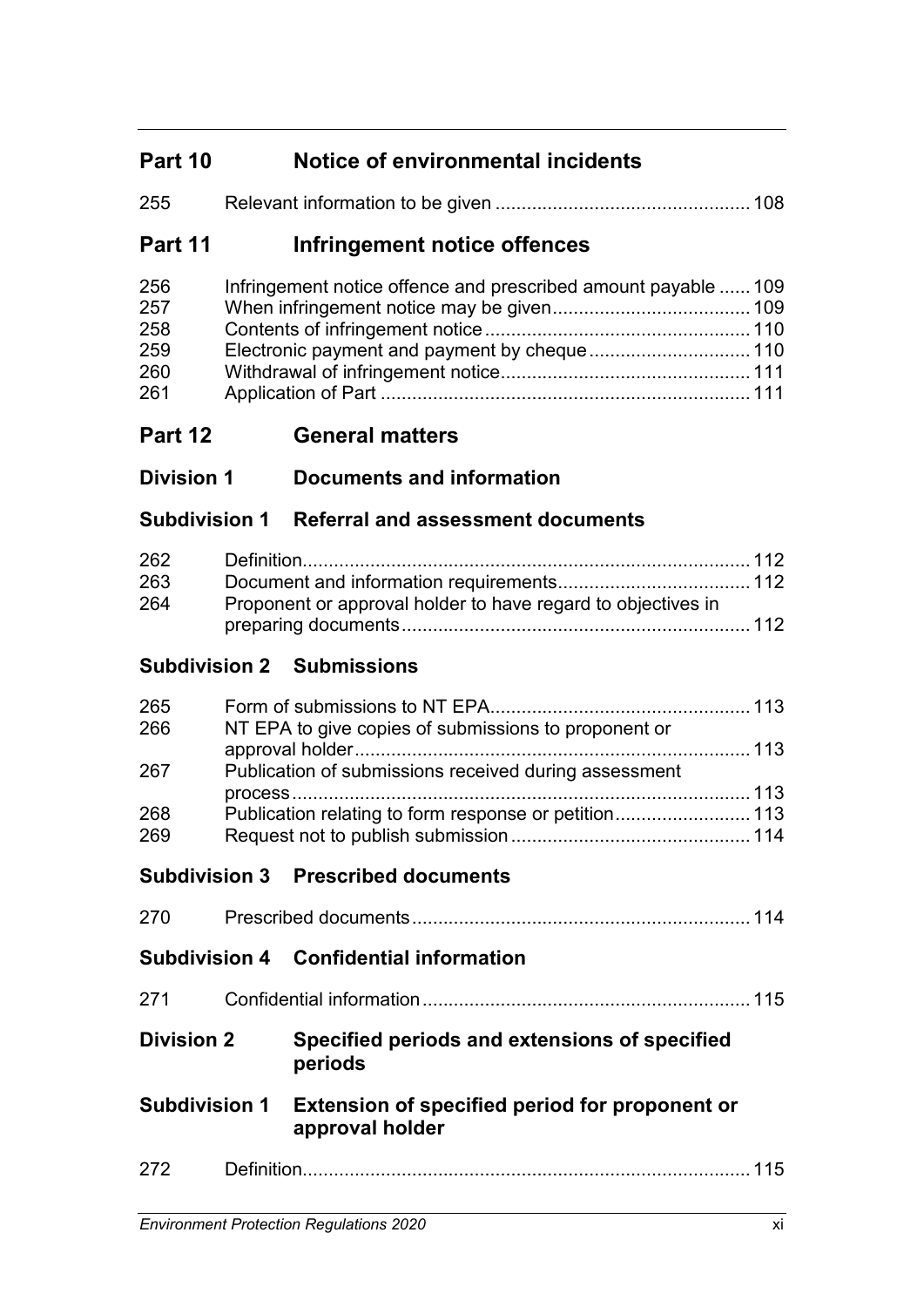## Part 10 Notice of environmental incidents

| | | |
|---|---|---|
| 255 | Relevant information to be given | 108 |

## Part 11 Infringement notice offences

| | | |
|---|---|---|
| 256 | Infringement notice offence and prescribed amount payable | 109 |
| 257 | When infringement notice may be given | 109 |
| 258 | Contents of infringement notice | 110 |
| 259 | Electronic payment and payment by cheque | 110 |
| 260 | Withdrawal of infringement notice | 111 |
| 261 | Application of Part | 111 |

## Part 12 General matters

### Division 1 Documents and information

#### Subdivision 1 Referral and assessment documents

| | | |
|---|---|---|
| 262 | Definition | 112 |
| 263 | Document and information requirements | 112 |
| 264 | Proponent or approval holder to have regard to objectives in preparing documents | 112 |

#### Subdivision 2 Submissions

| | | |
|---|---|---|
| 265 | Form of submissions to NT EPA | 113 |
| 266 | NT EPA to give copies of submissions to proponent or approval holder | 113 |
| 267 | Publication of submissions received during assessment process | 113 |
| 268 | Publication relating to form response or petition | 113 |
| 269 | Request not to publish submission | 114 |

#### Subdivision 3 Prescribed documents

| | | |
|---|---|---|
| 270 | Prescribed documents | 114 |

#### Subdivision 4 Confidential information

| | | |
|---|---|---|
| 271 | Confidential information | 115 |

### Division 2 Specified periods and extensions of specified periods

#### Subdivision 1 Extension of specified period for proponent or approval holder

| | | |
|---|---|---|
| 272 | Definition | 115 |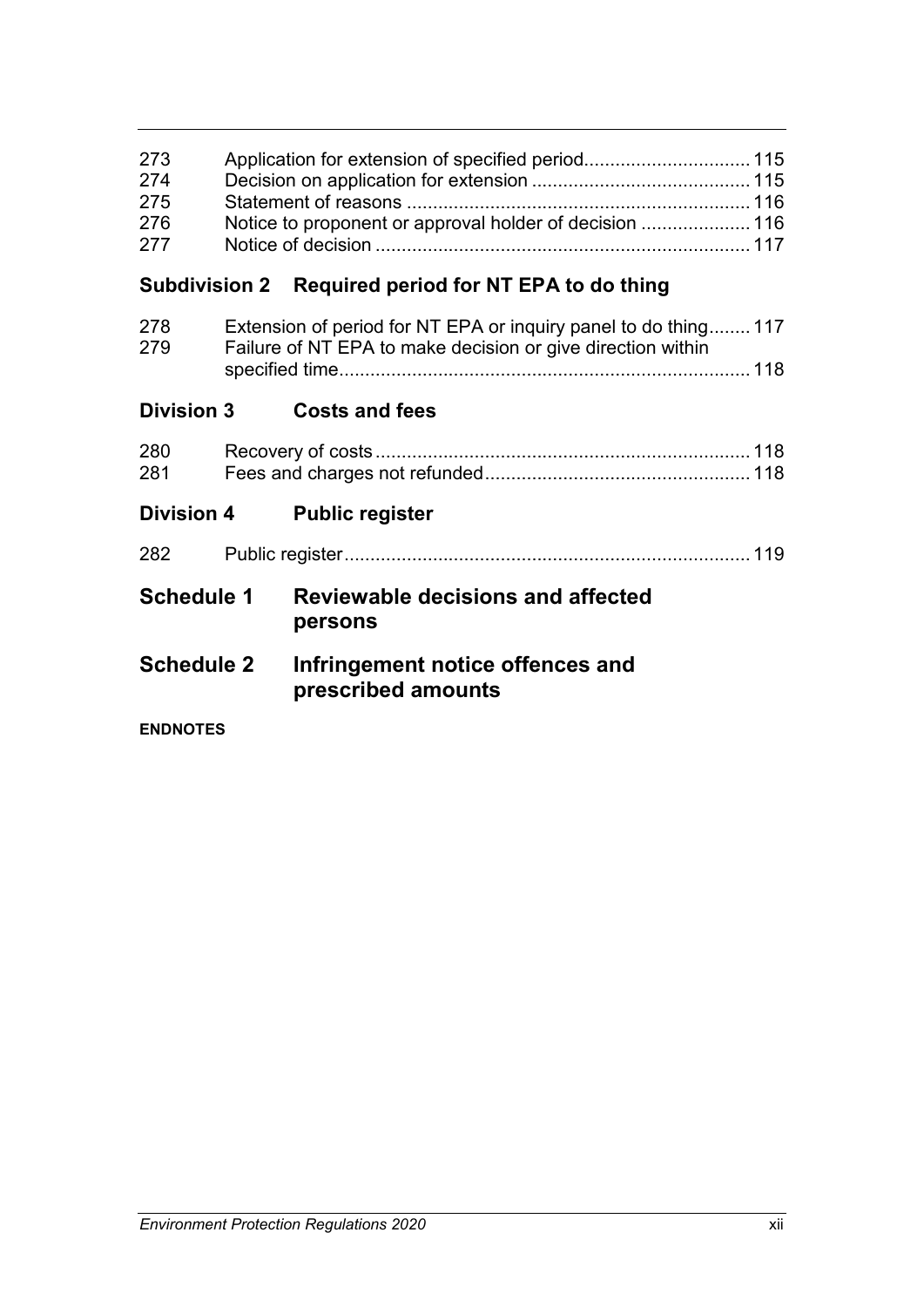273 Application for extension of specified period 115
274 Decision on application for extension 115
275 Statement of reasons 116
276 Notice to proponent or approval holder of decision 116
277 Notice of decision 117

### Subdivision 2 Required period for NT EPA to do thing

278 Extension of period for NT EPA or inquiry panel to do thing 117
279 Failure of NT EPA to make decision or give direction within specified time 118

### Division 3 Costs and fees

280 Recovery of costs 118
281 Fees and charges not refunded 118

### Division 4 Public register

282 Public register 119

## Schedule 1 Reviewable decisions and affected persons

## Schedule 2 Infringement notice offences and prescribed amounts

**ENDNOTES**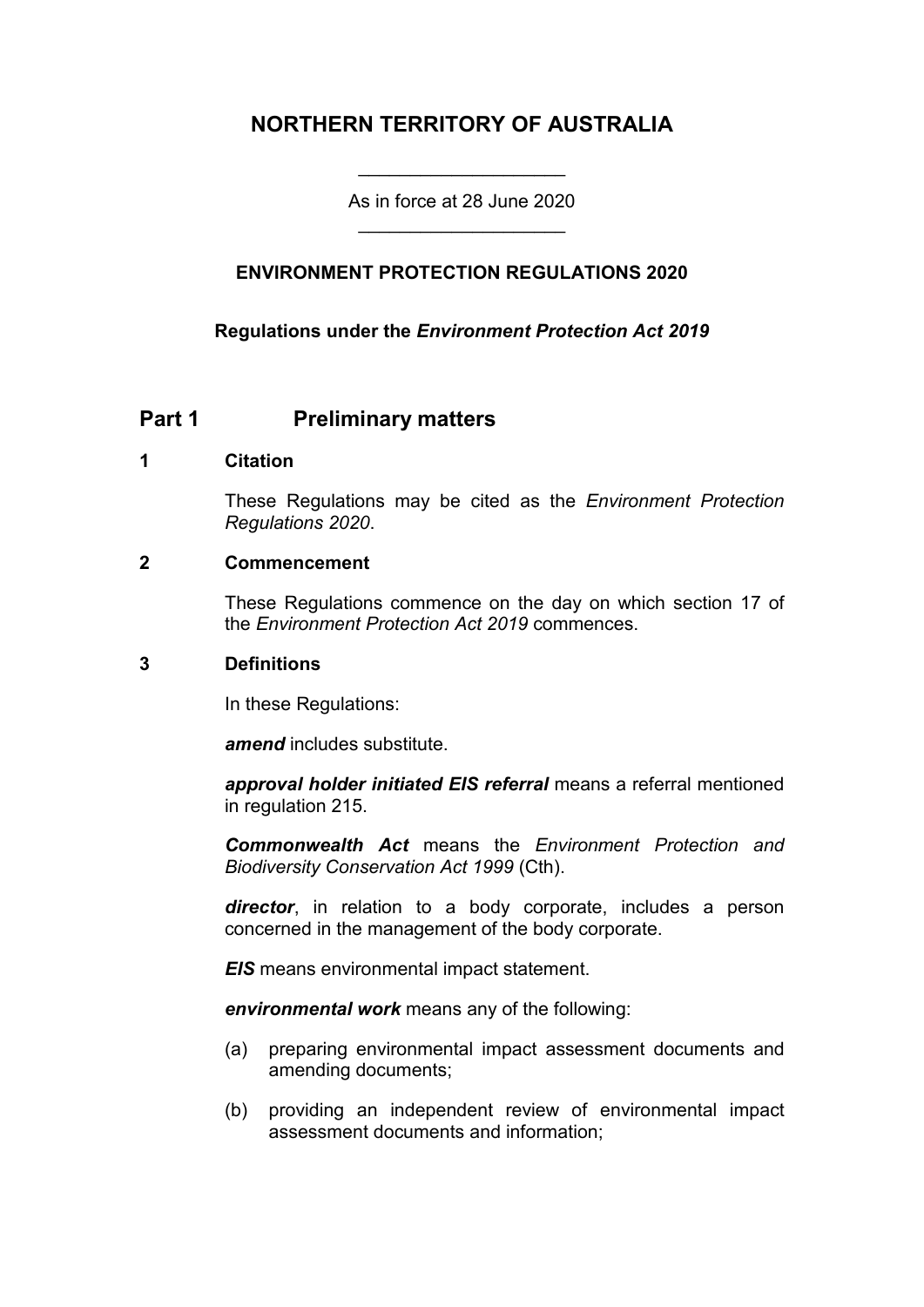# NORTHERN TERRITORY OF AUSTRALIA

As in force at 28 June 2020

## ENVIRONMENT PROTECTION REGULATIONS 2020

**Regulations under the *Environment Protection Act 2019***

## Part 1 Preliminary matters

### 1 Citation

These Regulations may be cited as the *Environment Protection Regulations 2020*.

### 2 Commencement

These Regulations commence on the day on which section 17 of the *Environment Protection Act 2019* commences.

### 3 Definitions

In these Regulations:

***amend*** includes substitute.

***approval holder initiated EIS referral*** means a referral mentioned in regulation 215.

***Commonwealth Act*** means the *Environment Protection and Biodiversity Conservation Act 1999* (Cth).

***director***, in relation to a body corporate, includes a person concerned in the management of the body corporate.

***EIS*** means environmental impact statement.

***environmental work*** means any of the following:

(a) preparing environmental impact assessment documents and amending documents;

(b) providing an independent review of environmental impact assessment documents and information;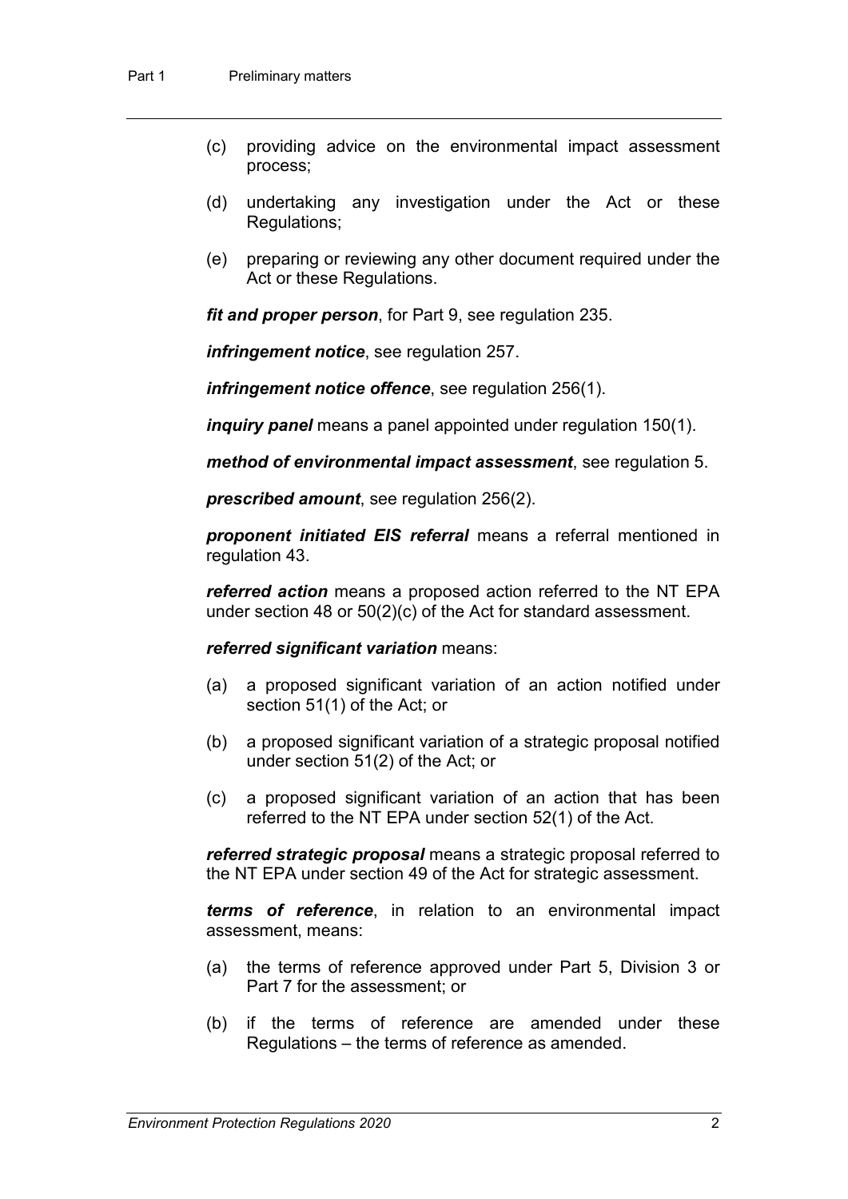(c) providing advice on the environmental impact assessment process;

(d) undertaking any investigation under the Act or these Regulations;

(e) preparing or reviewing any other document required under the Act or these Regulations.

***fit and proper person***, for Part 9, see regulation 235.

***infringement notice***, see regulation 257.

***infringement notice offence***, see regulation 256(1).

***inquiry panel*** means a panel appointed under regulation 150(1).

***method of environmental impact assessment***, see regulation 5.

***prescribed amount***, see regulation 256(2).

***proponent initiated EIS referral*** means a referral mentioned in regulation 43.

***referred action*** means a proposed action referred to the NT EPA under section 48 or 50(2)(c) of the Act for standard assessment.

***referred significant variation*** means:

(a) a proposed significant variation of an action notified under section 51(1) of the Act; or

(b) a proposed significant variation of a strategic proposal notified under section 51(2) of the Act; or

(c) a proposed significant variation of an action that has been referred to the NT EPA under section 52(1) of the Act.

***referred strategic proposal*** means a strategic proposal referred to the NT EPA under section 49 of the Act for strategic assessment.

***terms of reference***, in relation to an environmental impact assessment, means:

(a) the terms of reference approved under Part 5, Division 3 or Part 7 for the assessment; or

(b) if the terms of reference are amended under these Regulations – the terms of reference as amended.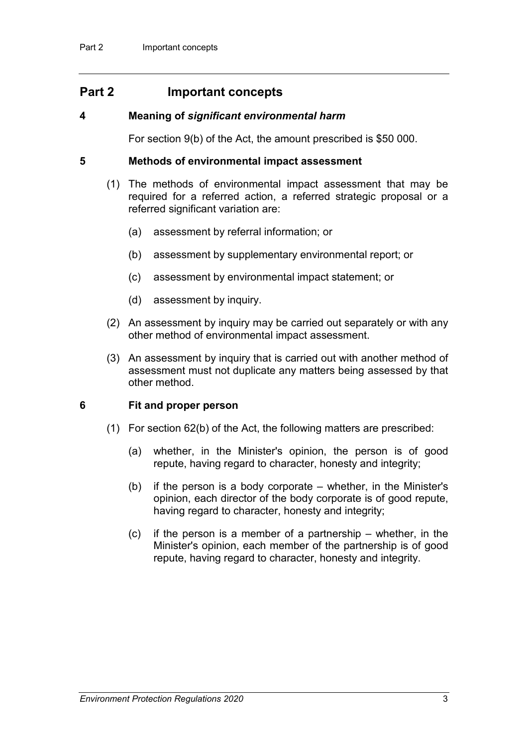## Part 2 Important concepts

### 4 Meaning of *significant environmental harm*

For section 9(b) of the Act, the amount prescribed is $50 000.

### 5 Methods of environmental impact assessment

(1) The methods of environmental impact assessment that may be required for a referred action, a referred strategic proposal or a referred significant variation are:

(a) assessment by referral information; or

(b) assessment by supplementary environmental report; or

(c) assessment by environmental impact statement; or

(d) assessment by inquiry.

(2) An assessment by inquiry may be carried out separately or with any other method of environmental impact assessment.

(3) An assessment by inquiry that is carried out with another method of assessment must not duplicate any matters being assessed by that other method.

### 6 Fit and proper person

(1) For section 62(b) of the Act, the following matters are prescribed:

(a) whether, in the Minister's opinion, the person is of good repute, having regard to character, honesty and integrity;

(b) if the person is a body corporate – whether, in the Minister's opinion, each director of the body corporate is of good repute, having regard to character, honesty and integrity;

(c) if the person is a member of a partnership – whether, in the Minister's opinion, each member of the partnership is of good repute, having regard to character, honesty and integrity.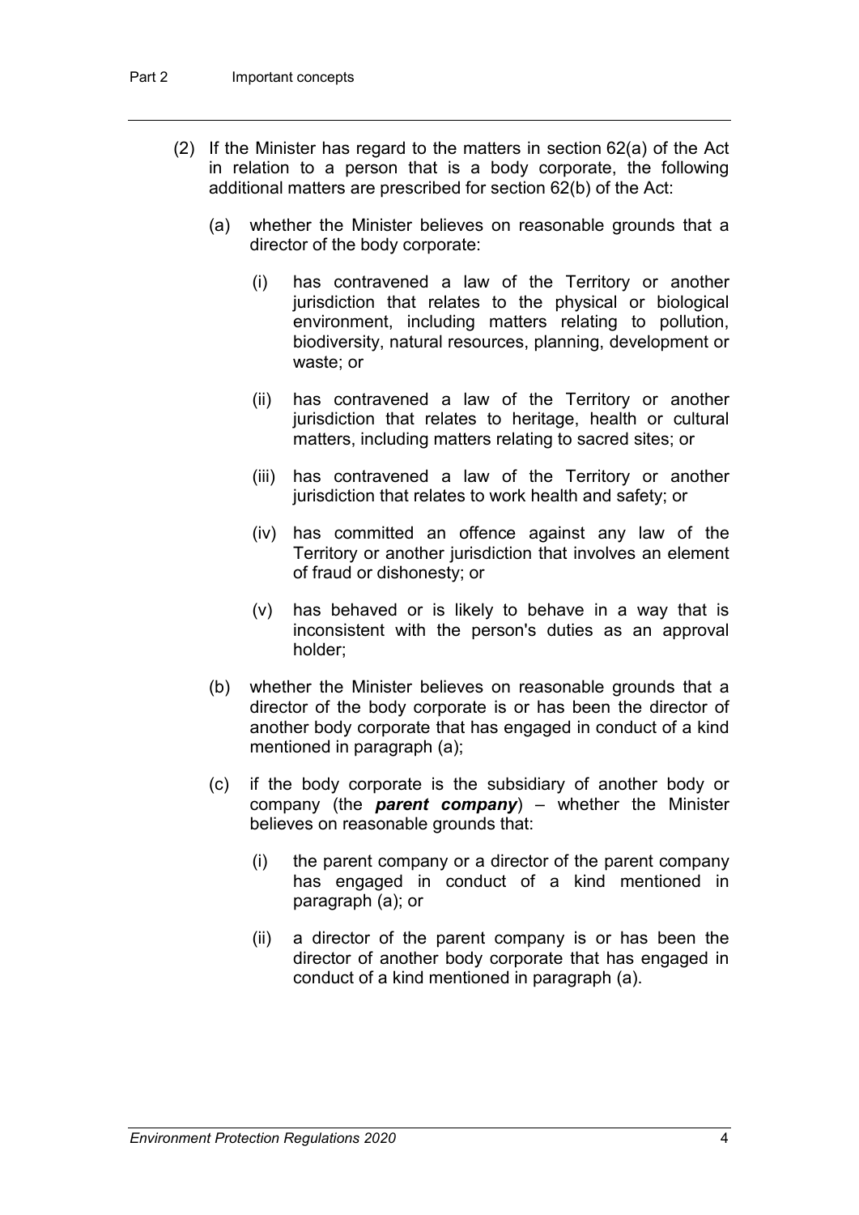(2) If the Minister has regard to the matters in section 62(a) of the Act in relation to a person that is a body corporate, the following additional matters are prescribed for section 62(b) of the Act:

(a) whether the Minister believes on reasonable grounds that a director of the body corporate:

(i) has contravened a law of the Territory or another jurisdiction that relates to the physical or biological environment, including matters relating to pollution, biodiversity, natural resources, planning, development or waste; or

(ii) has contravened a law of the Territory or another jurisdiction that relates to heritage, health or cultural matters, including matters relating to sacred sites; or

(iii) has contravened a law of the Territory or another jurisdiction that relates to work health and safety; or

(iv) has committed an offence against any law of the Territory or another jurisdiction that involves an element of fraud or dishonesty; or

(v) has behaved or is likely to behave in a way that is inconsistent with the person's duties as an approval holder;

(b) whether the Minister believes on reasonable grounds that a director of the body corporate is or has been the director of another body corporate that has engaged in conduct of a kind mentioned in paragraph (a);

(c) if the body corporate is the subsidiary of another body or company (the ***parent company***) – whether the Minister believes on reasonable grounds that:

(i) the parent company or a director of the parent company has engaged in conduct of a kind mentioned in paragraph (a); or

(ii) a director of the parent company is or has been the director of another body corporate that has engaged in conduct of a kind mentioned in paragraph (a).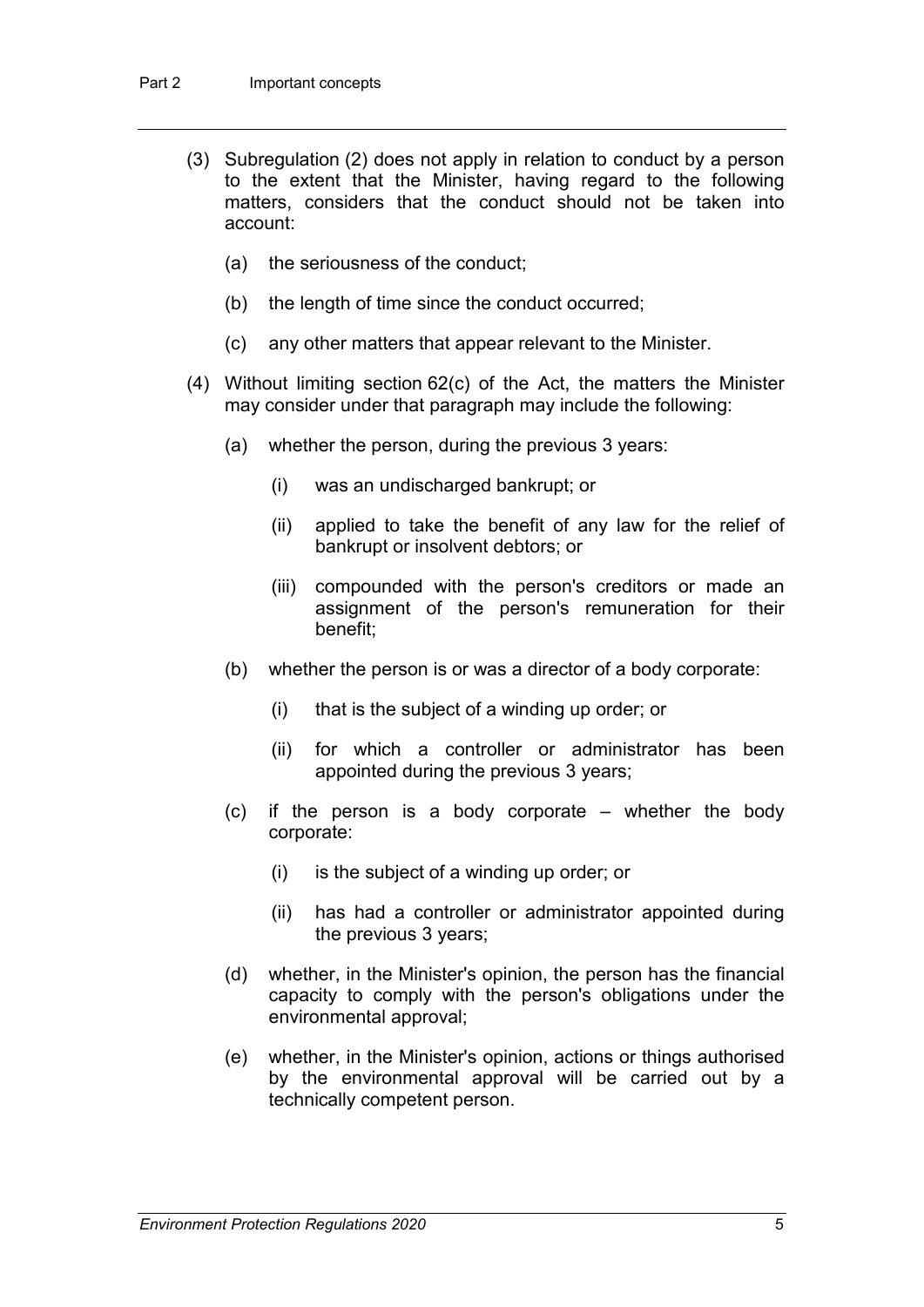(3) Subregulation (2) does not apply in relation to conduct by a person to the extent that the Minister, having regard to the following matters, considers that the conduct should not be taken into account:

(a) the seriousness of the conduct;

(b) the length of time since the conduct occurred;

(c) any other matters that appear relevant to the Minister.

(4) Without limiting section 62(c) of the Act, the matters the Minister may consider under that paragraph may include the following:

(a) whether the person, during the previous 3 years:

(i) was an undischarged bankrupt; or

(ii) applied to take the benefit of any law for the relief of bankrupt or insolvent debtors; or

(iii) compounded with the person's creditors or made an assignment of the person's remuneration for their benefit;

(b) whether the person is or was a director of a body corporate:

(i) that is the subject of a winding up order; or

(ii) for which a controller or administrator has been appointed during the previous 3 years;

(c) if the person is a body corporate – whether the body corporate:

(i) is the subject of a winding up order; or

(ii) has had a controller or administrator appointed during the previous 3 years;

(d) whether, in the Minister's opinion, the person has the financial capacity to comply with the person's obligations under the environmental approval;

(e) whether, in the Minister's opinion, actions or things authorised by the environmental approval will be carried out by a technically competent person.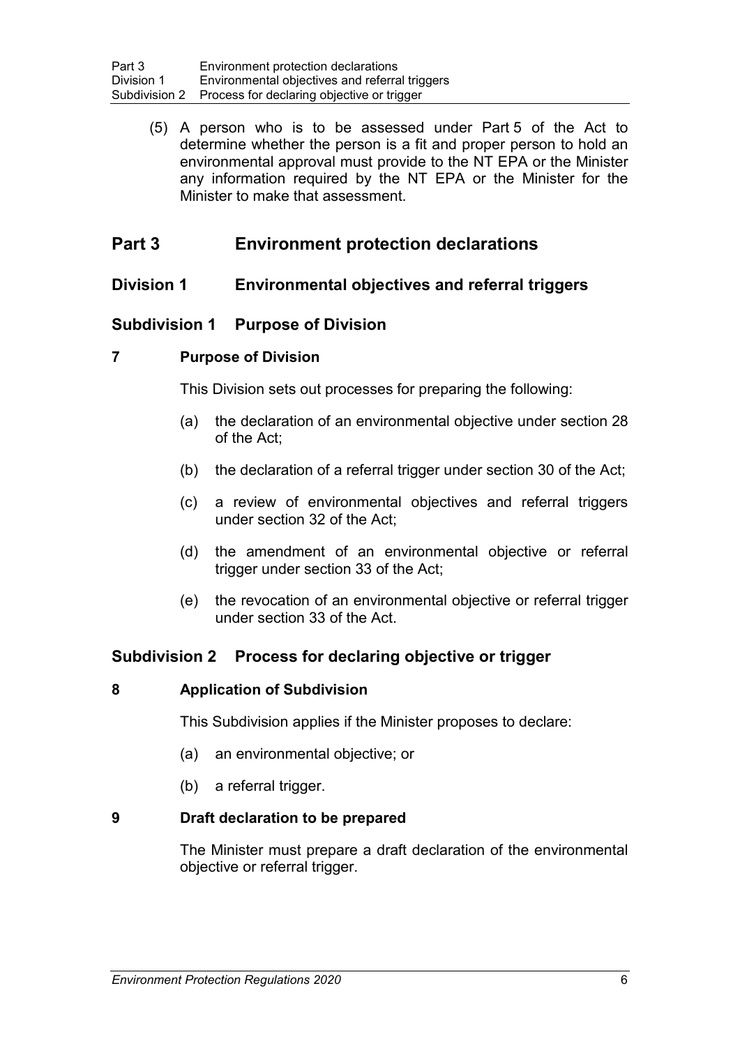(5) A person who is to be assessed under Part 5 of the Act to determine whether the person is a fit and proper person to hold an environmental approval must provide to the NT EPA or the Minister any information required by the NT EPA or the Minister for the Minister to make that assessment.

# Part 3 Environment protection declarations

## Division 1 Environmental objectives and referral triggers

### Subdivision 1 Purpose of Division

#### 7 Purpose of Division

This Division sets out processes for preparing the following:

(a) the declaration of an environmental objective under section 28 of the Act;

(b) the declaration of a referral trigger under section 30 of the Act;

(c) a review of environmental objectives and referral triggers under section 32 of the Act;

(d) the amendment of an environmental objective or referral trigger under section 33 of the Act;

(e) the revocation of an environmental objective or referral trigger under section 33 of the Act.

### Subdivision 2 Process for declaring objective or trigger

#### 8 Application of Subdivision

This Subdivision applies if the Minister proposes to declare:

(a) an environmental objective; or

(b) a referral trigger.

#### 9 Draft declaration to be prepared

The Minister must prepare a draft declaration of the environmental objective or referral trigger.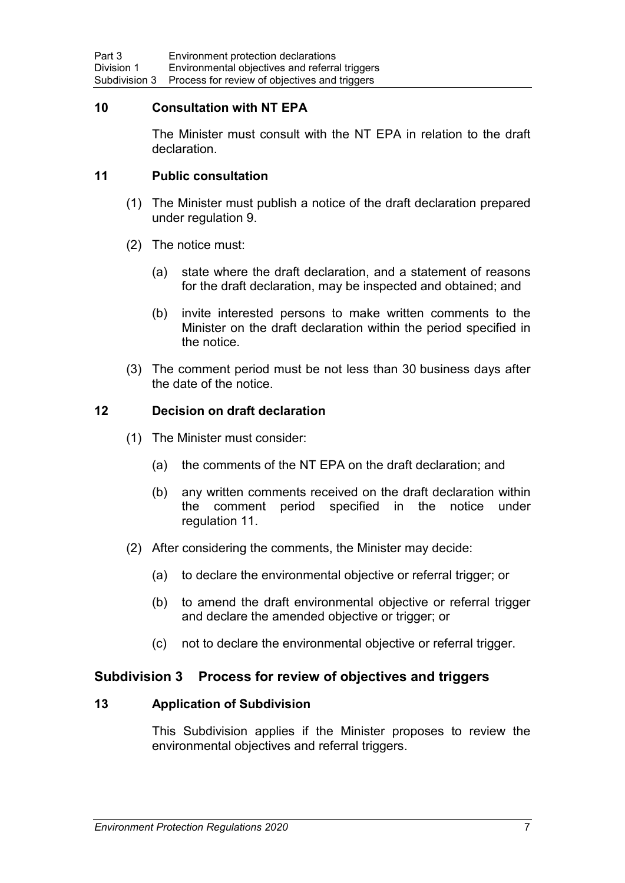### 10 Consultation with NT EPA

The Minister must consult with the NT EPA in relation to the draft declaration.

### 11 Public consultation

(1) The Minister must publish a notice of the draft declaration prepared under regulation 9.

(2) The notice must:

(a) state where the draft declaration, and a statement of reasons for the draft declaration, may be inspected and obtained; and

(b) invite interested persons to make written comments to the Minister on the draft declaration within the period specified in the notice.

(3) The comment period must be not less than 30 business days after the date of the notice.

### 12 Decision on draft declaration

(1) The Minister must consider:

(a) the comments of the NT EPA on the draft declaration; and

(b) any written comments received on the draft declaration within the comment period specified in the notice under regulation 11.

(2) After considering the comments, the Minister may decide:

(a) to declare the environmental objective or referral trigger; or

(b) to amend the draft environmental objective or referral trigger and declare the amended objective or trigger; or

(c) not to declare the environmental objective or referral trigger.

## Subdivision 3 Process for review of objectives and triggers

### 13 Application of Subdivision

This Subdivision applies if the Minister proposes to review the environmental objectives and referral triggers.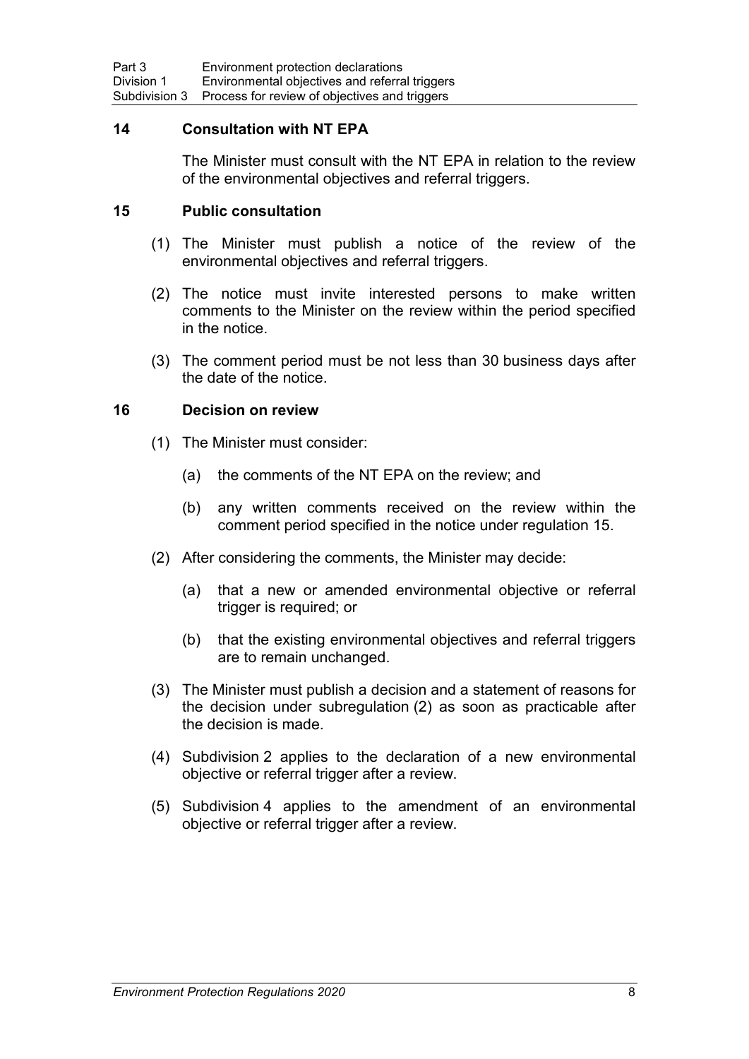## 14 Consultation with NT EPA

The Minister must consult with the NT EPA in relation to the review of the environmental objectives and referral triggers.

## 15 Public consultation

(1) The Minister must publish a notice of the review of the environmental objectives and referral triggers.

(2) The notice must invite interested persons to make written comments to the Minister on the review within the period specified in the notice.

(3) The comment period must be not less than 30 business days after the date of the notice.

## 16 Decision on review

(1) The Minister must consider:

(a) the comments of the NT EPA on the review; and

(b) any written comments received on the review within the comment period specified in the notice under regulation 15.

(2) After considering the comments, the Minister may decide:

(a) that a new or amended environmental objective or referral trigger is required; or

(b) that the existing environmental objectives and referral triggers are to remain unchanged.

(3) The Minister must publish a decision and a statement of reasons for the decision under subregulation (2) as soon as practicable after the decision is made.

(4) Subdivision 2 applies to the declaration of a new environmental objective or referral trigger after a review.

(5) Subdivision 4 applies to the amendment of an environmental objective or referral trigger after a review.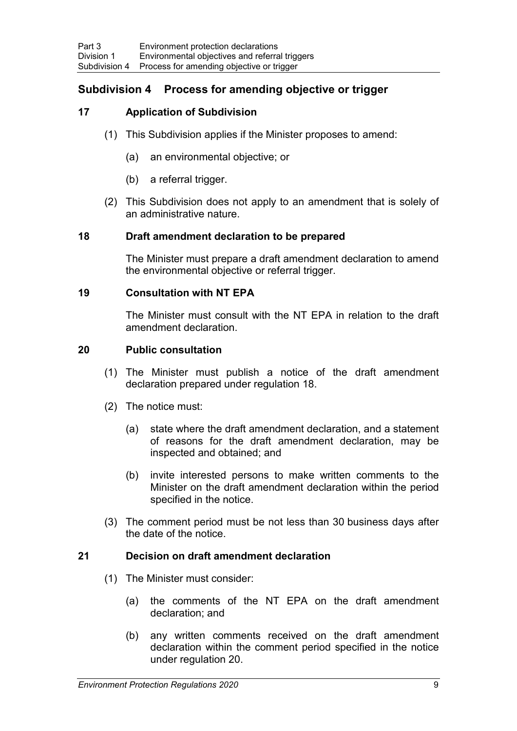## Subdivision 4 Process for amending objective or trigger

### 17 Application of Subdivision

(1) This Subdivision applies if the Minister proposes to amend:

(a) an environmental objective; or

(b) a referral trigger.

(2) This Subdivision does not apply to an amendment that is solely of an administrative nature.

### 18 Draft amendment declaration to be prepared

The Minister must prepare a draft amendment declaration to amend the environmental objective or referral trigger.

### 19 Consultation with NT EPA

The Minister must consult with the NT EPA in relation to the draft amendment declaration.

### 20 Public consultation

(1) The Minister must publish a notice of the draft amendment declaration prepared under regulation 18.

(2) The notice must:

(a) state where the draft amendment declaration, and a statement of reasons for the draft amendment declaration, may be inspected and obtained; and

(b) invite interested persons to make written comments to the Minister on the draft amendment declaration within the period specified in the notice.

(3) The comment period must be not less than 30 business days after the date of the notice.

### 21 Decision on draft amendment declaration

(1) The Minister must consider:

(a) the comments of the NT EPA on the draft amendment declaration; and

(b) any written comments received on the draft amendment declaration within the comment period specified in the notice under regulation 20.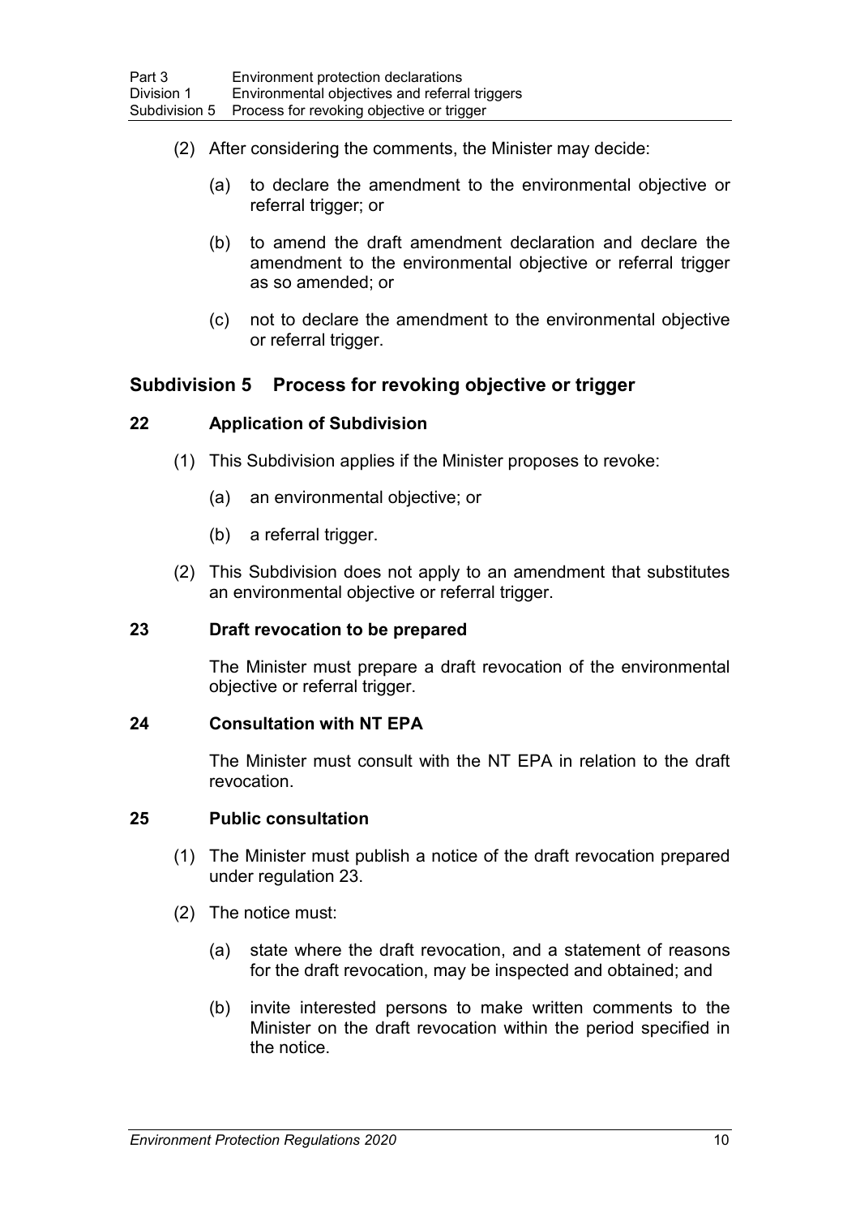(2) After considering the comments, the Minister may decide:

(a) to declare the amendment to the environmental objective or referral trigger; or

(b) to amend the draft amendment declaration and declare the amendment to the environmental objective or referral trigger as so amended; or

(c) not to declare the amendment to the environmental objective or referral trigger.

## Subdivision 5 Process for revoking objective or trigger

### 22 Application of Subdivision

(1) This Subdivision applies if the Minister proposes to revoke:

(a) an environmental objective; or

(b) a referral trigger.

(2) This Subdivision does not apply to an amendment that substitutes an environmental objective or referral trigger.

### 23 Draft revocation to be prepared

The Minister must prepare a draft revocation of the environmental objective or referral trigger.

### 24 Consultation with NT EPA

The Minister must consult with the NT EPA in relation to the draft revocation.

### 25 Public consultation

(1) The Minister must publish a notice of the draft revocation prepared under regulation 23.

(2) The notice must:

(a) state where the draft revocation, and a statement of reasons for the draft revocation, may be inspected and obtained; and

(b) invite interested persons to make written comments to the Minister on the draft revocation within the period specified in the notice.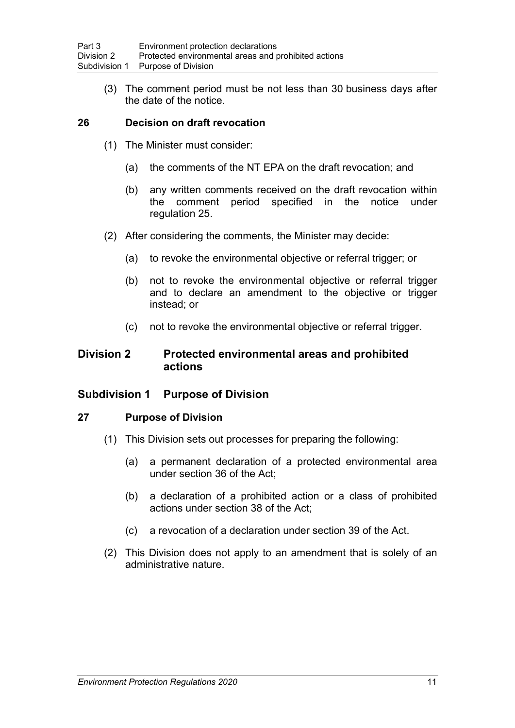(3) The comment period must be not less than 30 business days after the date of the notice.

### 26 Decision on draft revocation

(1) The Minister must consider:

(a) the comments of the NT EPA on the draft revocation; and

(b) any written comments received on the draft revocation within the comment period specified in the notice under regulation 25.

(2) After considering the comments, the Minister may decide:

(a) to revoke the environmental objective or referral trigger; or

(b) not to revoke the environmental objective or referral trigger and to declare an amendment to the objective or trigger instead; or

(c) not to revoke the environmental objective or referral trigger.

## Division 2 Protected environmental areas and prohibited actions

## Subdivision 1 Purpose of Division

### 27 Purpose of Division

(1) This Division sets out processes for preparing the following:

(a) a permanent declaration of a protected environmental area under section 36 of the Act;

(b) a declaration of a prohibited action or a class of prohibited actions under section 38 of the Act;

(c) a revocation of a declaration under section 39 of the Act.

(2) This Division does not apply to an amendment that is solely of an administrative nature.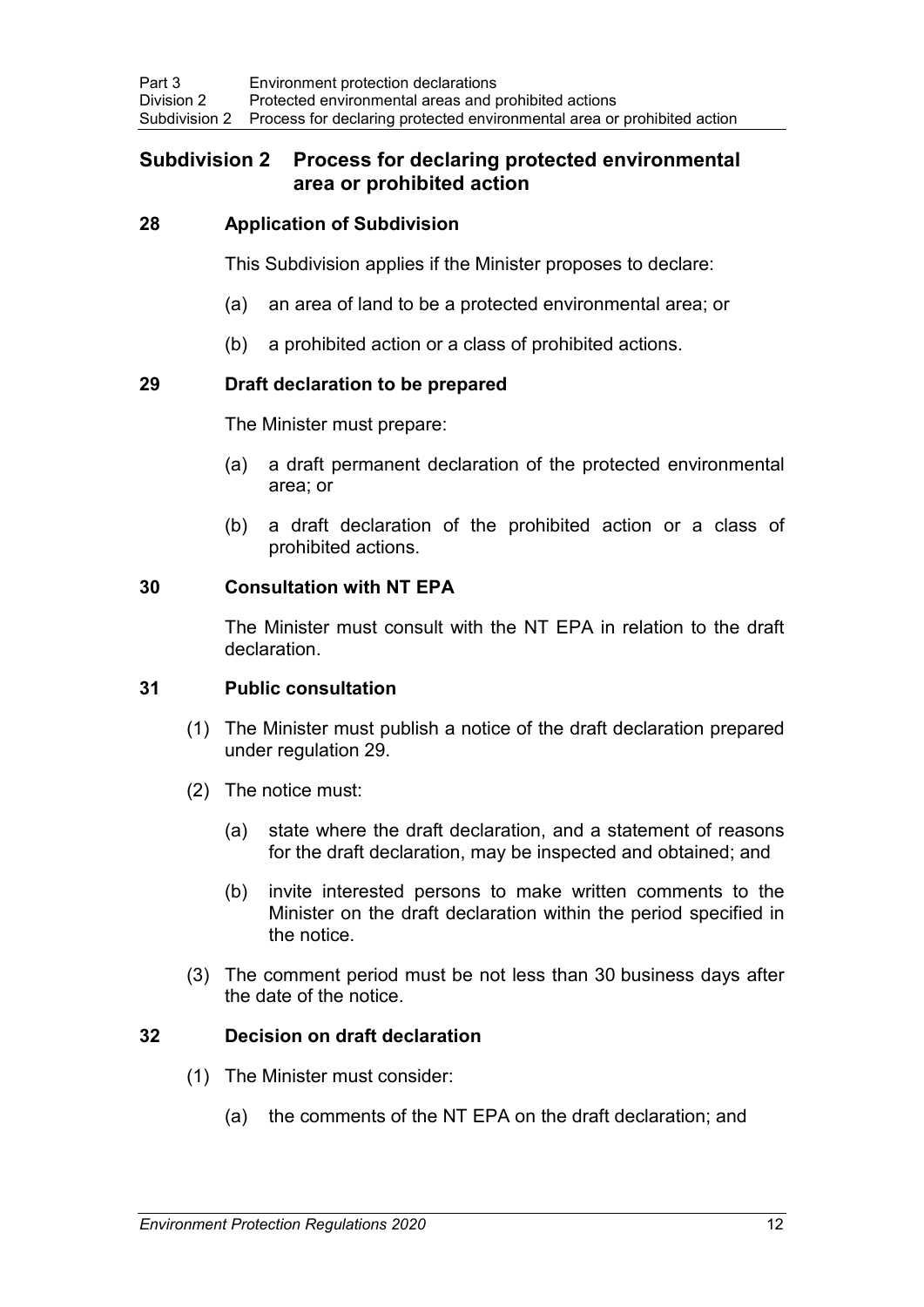## Subdivision 2 Process for declaring protected environmental area or prohibited action

### 28 Application of Subdivision

This Subdivision applies if the Minister proposes to declare:

(a) an area of land to be a protected environmental area; or

(b) a prohibited action or a class of prohibited actions.

### 29 Draft declaration to be prepared

The Minister must prepare:

(a) a draft permanent declaration of the protected environmental area; or

(b) a draft declaration of the prohibited action or a class of prohibited actions.

### 30 Consultation with NT EPA

The Minister must consult with the NT EPA in relation to the draft declaration.

### 31 Public consultation

(1) The Minister must publish a notice of the draft declaration prepared under regulation 29.

(2) The notice must:

(a) state where the draft declaration, and a statement of reasons for the draft declaration, may be inspected and obtained; and

(b) invite interested persons to make written comments to the Minister on the draft declaration within the period specified in the notice.

(3) The comment period must be not less than 30 business days after the date of the notice.

### 32 Decision on draft declaration

(1) The Minister must consider:

(a) the comments of the NT EPA on the draft declaration; and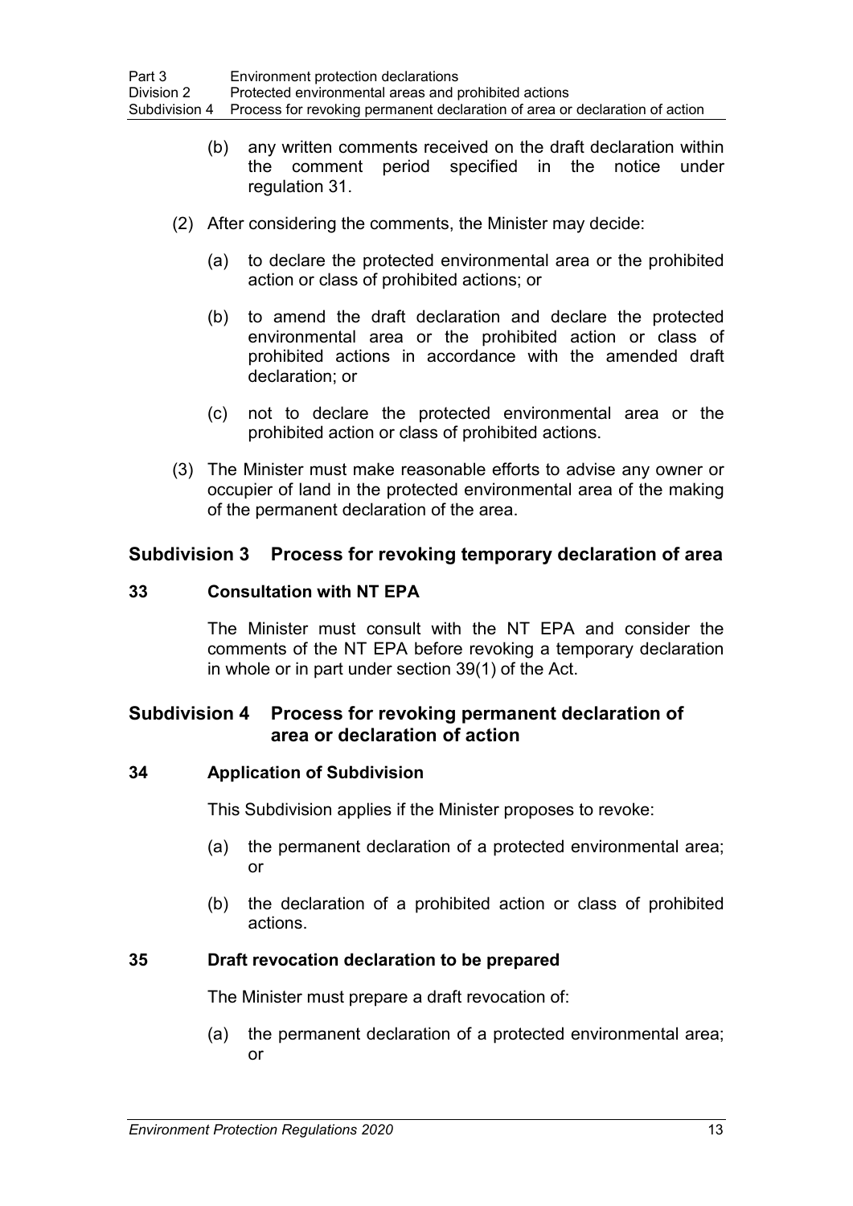(b) any written comments received on the draft declaration within the comment period specified in the notice under regulation 31.

(2) After considering the comments, the Minister may decide:

(a) to declare the protected environmental area or the prohibited action or class of prohibited actions; or

(b) to amend the draft declaration and declare the protected environmental area or the prohibited action or class of prohibited actions in accordance with the amended draft declaration; or

(c) not to declare the protected environmental area or the prohibited action or class of prohibited actions.

(3) The Minister must make reasonable efforts to advise any owner or occupier of land in the protected environmental area of the making of the permanent declaration of the area.

## Subdivision 3 Process for revoking temporary declaration of area

### 33 Consultation with NT EPA

The Minister must consult with the NT EPA and consider the comments of the NT EPA before revoking a temporary declaration in whole or in part under section 39(1) of the Act.

## Subdivision 4 Process for revoking permanent declaration of area or declaration of action

### 34 Application of Subdivision

This Subdivision applies if the Minister proposes to revoke:

(a) the permanent declaration of a protected environmental area; or

(b) the declaration of a prohibited action or class of prohibited actions.

### 35 Draft revocation declaration to be prepared

The Minister must prepare a draft revocation of:

(a) the permanent declaration of a protected environmental area; or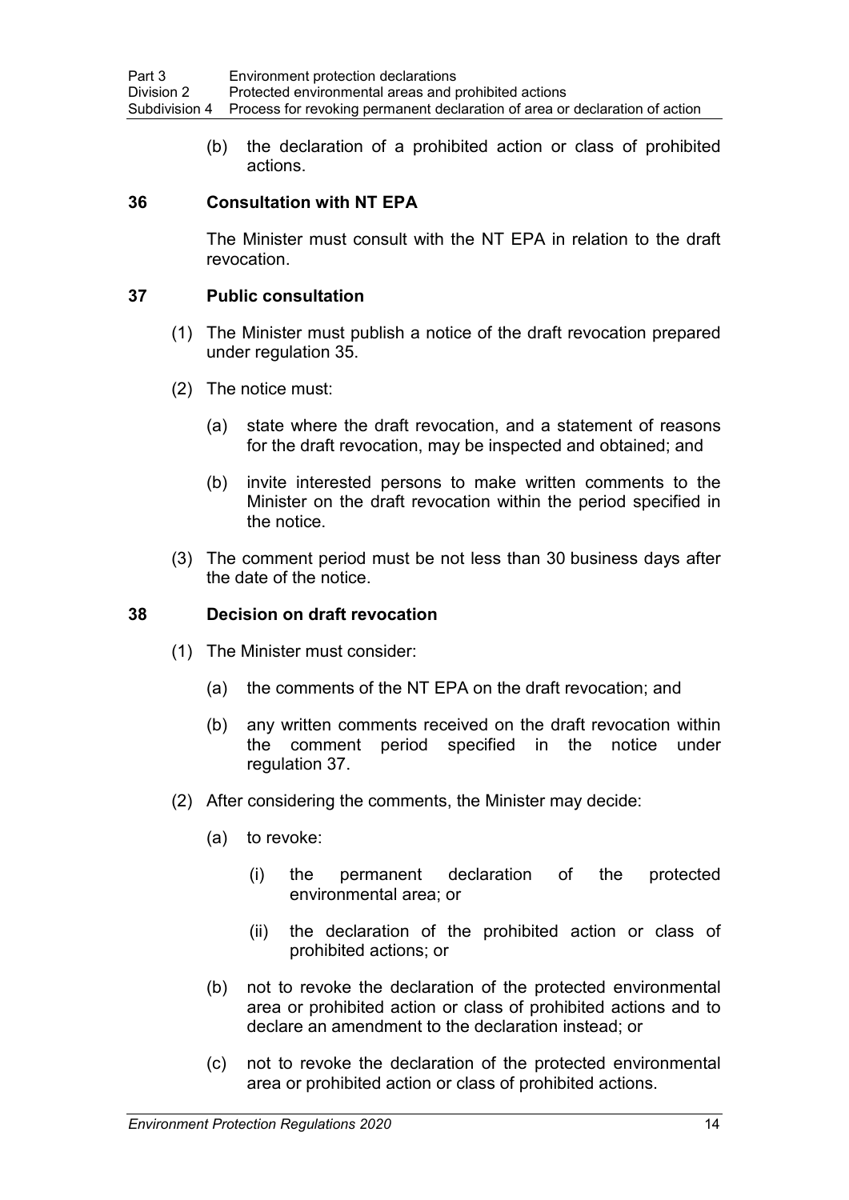(b) the declaration of a prohibited action or class of prohibited actions.

### 36 Consultation with NT EPA

The Minister must consult with the NT EPA in relation to the draft revocation.

### 37 Public consultation

(1) The Minister must publish a notice of the draft revocation prepared under regulation 35.

(2) The notice must:

(a) state where the draft revocation, and a statement of reasons for the draft revocation, may be inspected and obtained; and

(b) invite interested persons to make written comments to the Minister on the draft revocation within the period specified in the notice.

(3) The comment period must be not less than 30 business days after the date of the notice.

### 38 Decision on draft revocation

(1) The Minister must consider:

(a) the comments of the NT EPA on the draft revocation; and

(b) any written comments received on the draft revocation within the comment period specified in the notice under regulation 37.

(2) After considering the comments, the Minister may decide:

(a) to revoke:

(i) the permanent declaration of the protected environmental area; or

(ii) the declaration of the prohibited action or class of prohibited actions; or

(b) not to revoke the declaration of the protected environmental area or prohibited action or class of prohibited actions and to declare an amendment to the declaration instead; or

(c) not to revoke the declaration of the protected environmental area or prohibited action or class of prohibited actions.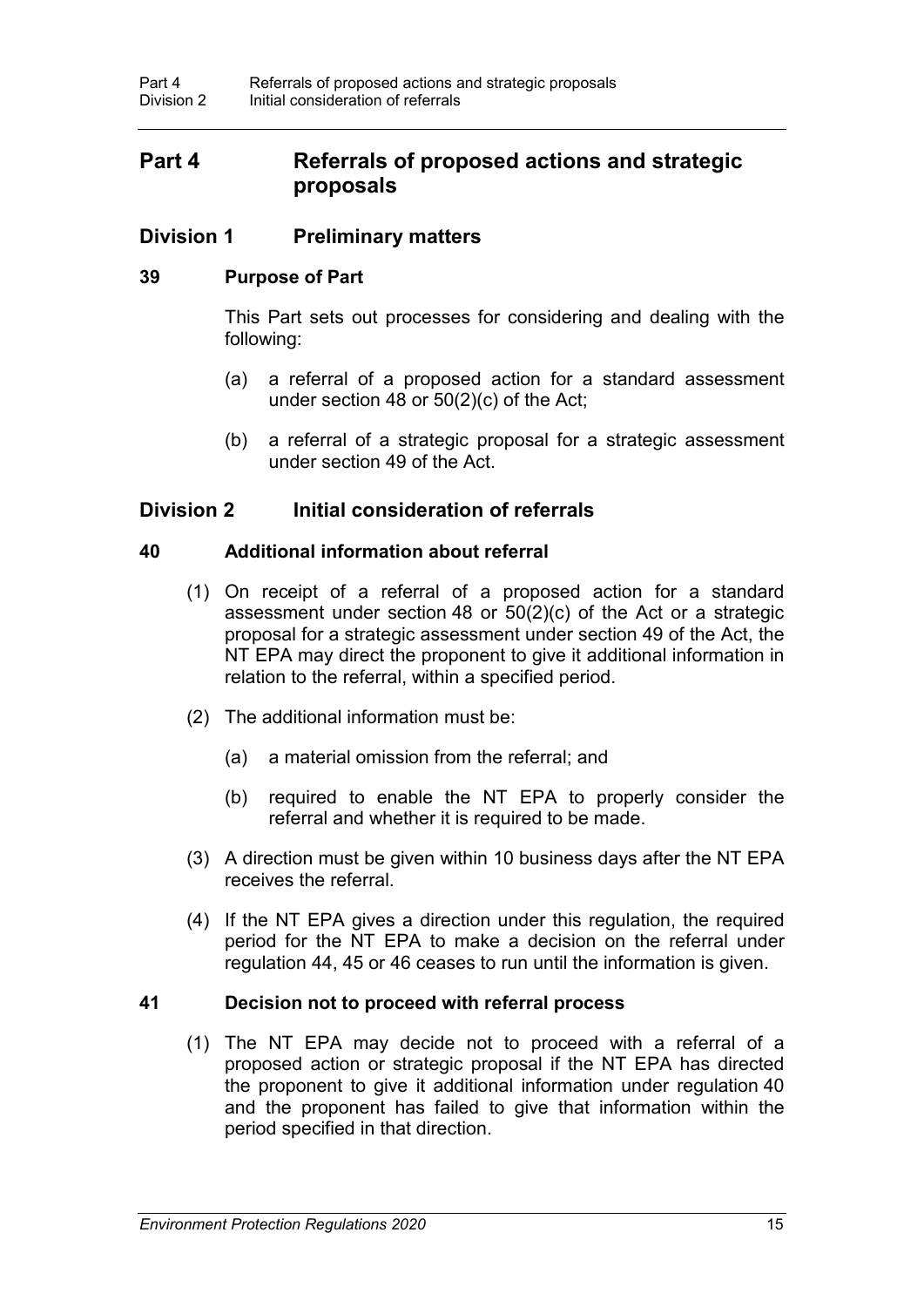# Part 4 Referrals of proposed actions and strategic proposals

## Division 1 Preliminary matters

### 39 Purpose of Part

This Part sets out processes for considering and dealing with the following:

(a) a referral of a proposed action for a standard assessment under section 48 or 50(2)(c) of the Act;

(b) a referral of a strategic proposal for a strategic assessment under section 49 of the Act.

## Division 2 Initial consideration of referrals

### 40 Additional information about referral

(1) On receipt of a referral of a proposed action for a standard assessment under section 48 or 50(2)(c) of the Act or a strategic proposal for a strategic assessment under section 49 of the Act, the NT EPA may direct the proponent to give it additional information in relation to the referral, within a specified period.

(2) The additional information must be:

(a) a material omission from the referral; and

(b) required to enable the NT EPA to properly consider the referral and whether it is required to be made.

(3) A direction must be given within 10 business days after the NT EPA receives the referral.

(4) If the NT EPA gives a direction under this regulation, the required period for the NT EPA to make a decision on the referral under regulation 44, 45 or 46 ceases to run until the information is given.

### 41 Decision not to proceed with referral process

(1) The NT EPA may decide not to proceed with a referral of a proposed action or strategic proposal if the NT EPA has directed the proponent to give it additional information under regulation 40 and the proponent has failed to give that information within the period specified in that direction.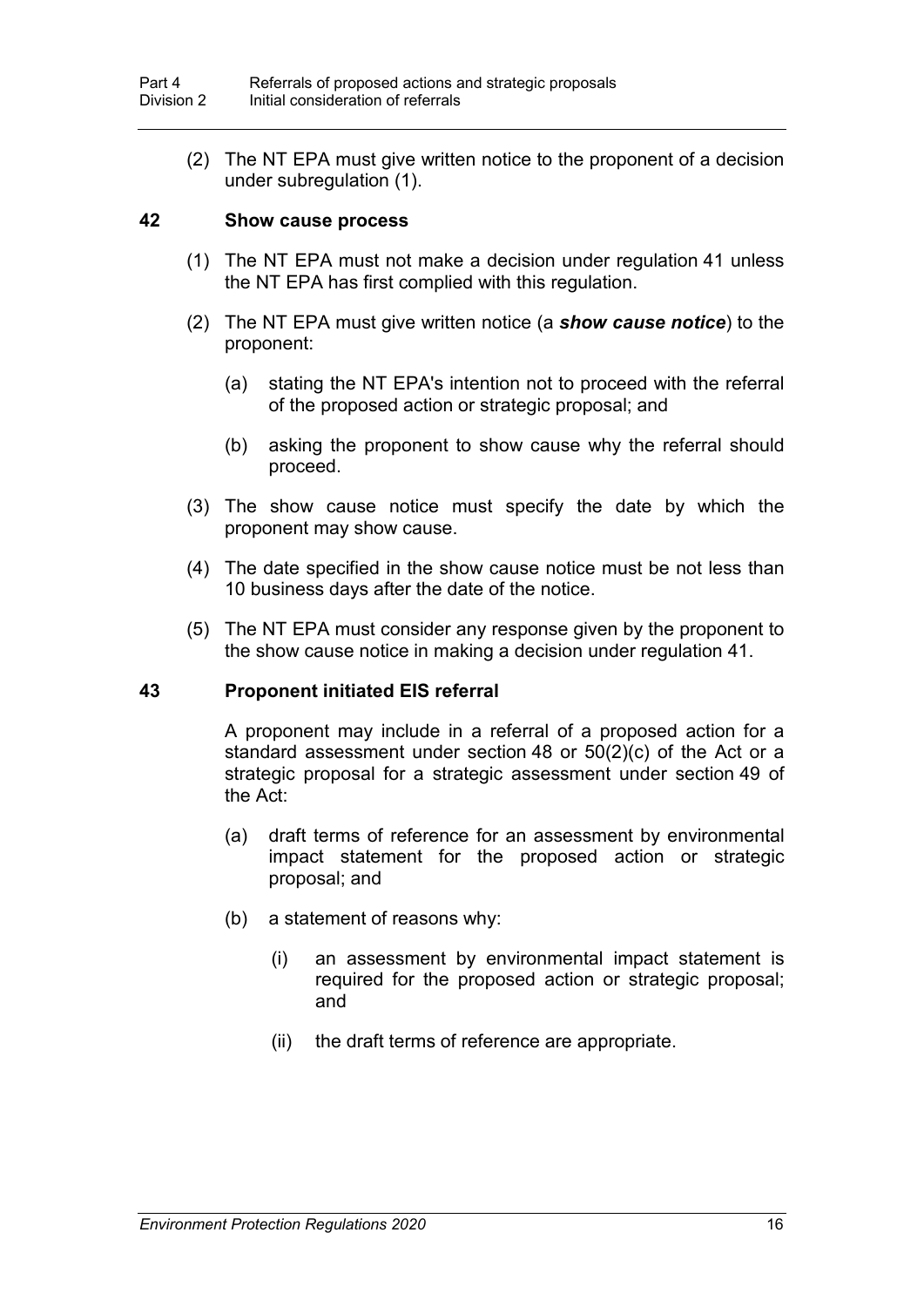(2) The NT EPA must give written notice to the proponent of a decision under subregulation (1).

## 42 Show cause process

(1) The NT EPA must not make a decision under regulation 41 unless the NT EPA has first complied with this regulation.

(2) The NT EPA must give written notice (a ***show cause notice***) to the proponent:

- (a) stating the NT EPA's intention not to proceed with the referral of the proposed action or strategic proposal; and
- (b) asking the proponent to show cause why the referral should proceed.

(3) The show cause notice must specify the date by which the proponent may show cause.

(4) The date specified in the show cause notice must be not less than 10 business days after the date of the notice.

(5) The NT EPA must consider any response given by the proponent to the show cause notice in making a decision under regulation 41.

## 43 Proponent initiated EIS referral

A proponent may include in a referral of a proposed action for a standard assessment under section 48 or 50(2)(c) of the Act or a strategic proposal for a strategic assessment under section 49 of the Act:

- (a) draft terms of reference for an assessment by environmental impact statement for the proposed action or strategic proposal; and
- (b) a statement of reasons why:
  - (i) an assessment by environmental impact statement is required for the proposed action or strategic proposal; and
  - (ii) the draft terms of reference are appropriate.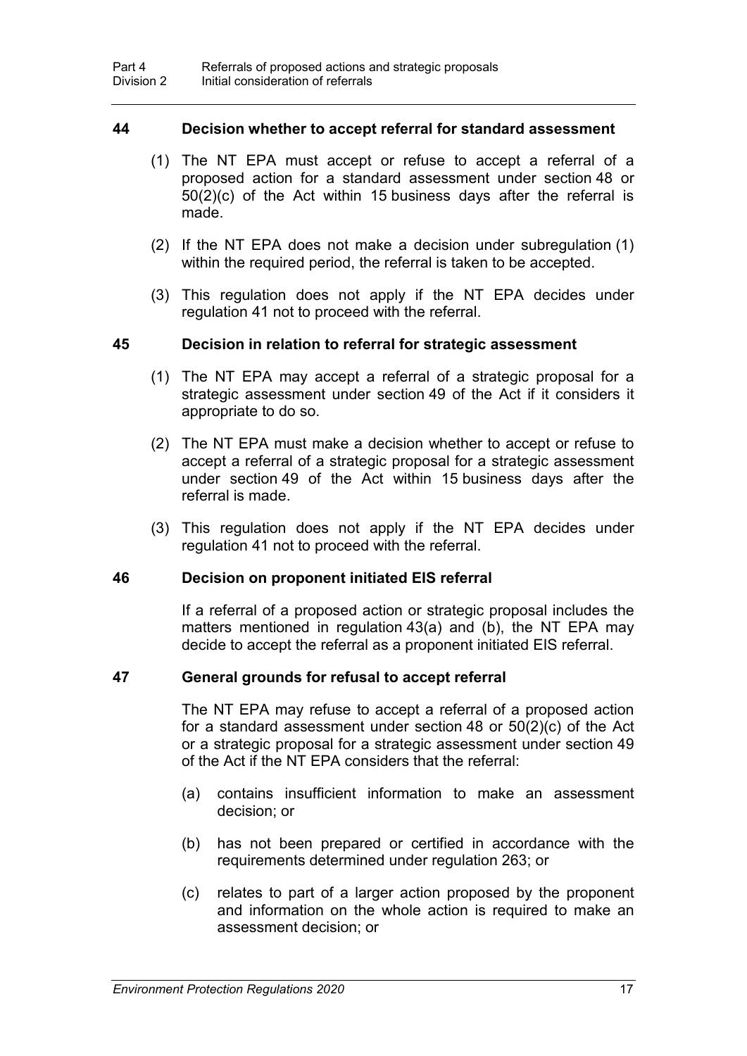### 44 Decision whether to accept referral for standard assessment

(1) The NT EPA must accept or refuse to accept a referral of a proposed action for a standard assessment under section 48 or 50(2)(c) of the Act within 15 business days after the referral is made.

(2) If the NT EPA does not make a decision under subregulation (1) within the required period, the referral is taken to be accepted.

(3) This regulation does not apply if the NT EPA decides under regulation 41 not to proceed with the referral.

### 45 Decision in relation to referral for strategic assessment

(1) The NT EPA may accept a referral of a strategic proposal for a strategic assessment under section 49 of the Act if it considers it appropriate to do so.

(2) The NT EPA must make a decision whether to accept or refuse to accept a referral of a strategic proposal for a strategic assessment under section 49 of the Act within 15 business days after the referral is made.

(3) This regulation does not apply if the NT EPA decides under regulation 41 not to proceed with the referral.

### 46 Decision on proponent initiated EIS referral

If a referral of a proposed action or strategic proposal includes the matters mentioned in regulation 43(a) and (b), the NT EPA may decide to accept the referral as a proponent initiated EIS referral.

### 47 General grounds for refusal to accept referral

The NT EPA may refuse to accept a referral of a proposed action for a standard assessment under section 48 or 50(2)(c) of the Act or a strategic proposal for a strategic assessment under section 49 of the Act if the NT EPA considers that the referral:

(a) contains insufficient information to make an assessment decision; or

(b) has not been prepared or certified in accordance with the requirements determined under regulation 263; or

(c) relates to part of a larger action proposed by the proponent and information on the whole action is required to make an assessment decision; or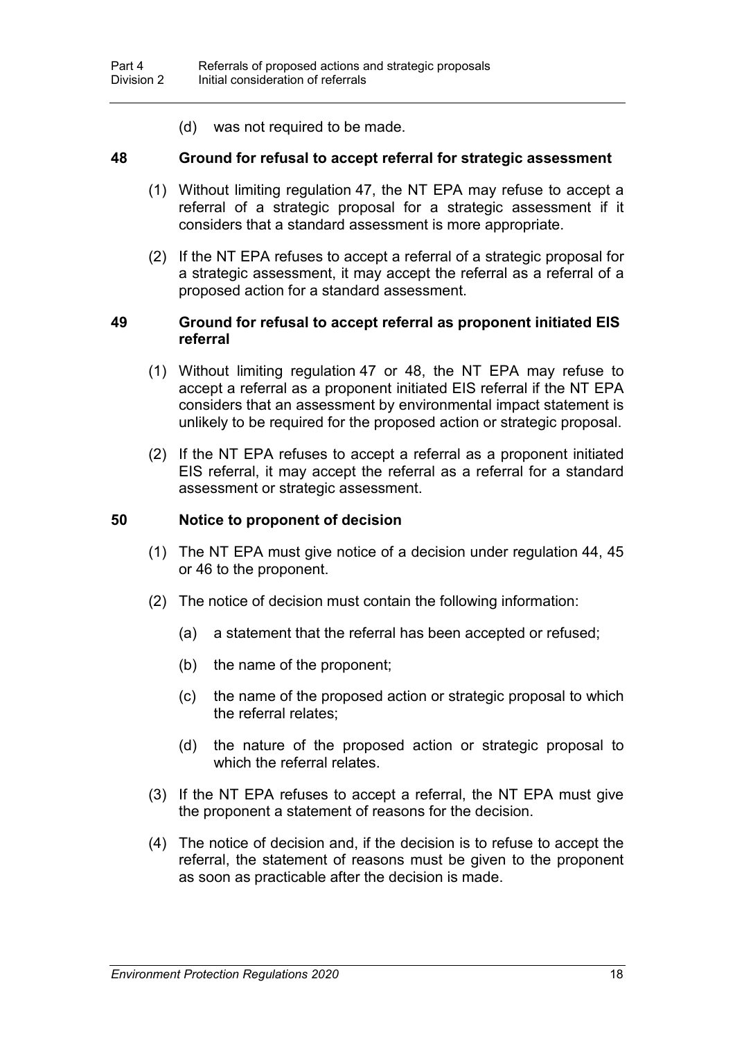(d) was not required to be made.

### 48 Ground for refusal to accept referral for strategic assessment

(1) Without limiting regulation 47, the NT EPA may refuse to accept a referral of a strategic proposal for a strategic assessment if it considers that a standard assessment is more appropriate.

(2) If the NT EPA refuses to accept a referral of a strategic proposal for a strategic assessment, it may accept the referral as a referral of a proposed action for a standard assessment.

### 49 Ground for refusal to accept referral as proponent initiated EIS referral

(1) Without limiting regulation 47 or 48, the NT EPA may refuse to accept a referral as a proponent initiated EIS referral if the NT EPA considers that an assessment by environmental impact statement is unlikely to be required for the proposed action or strategic proposal.

(2) If the NT EPA refuses to accept a referral as a proponent initiated EIS referral, it may accept the referral as a referral for a standard assessment or strategic assessment.

### 50 Notice to proponent of decision

(1) The NT EPA must give notice of a decision under regulation 44, 45 or 46 to the proponent.

(2) The notice of decision must contain the following information:

(a) a statement that the referral has been accepted or refused;

(b) the name of the proponent;

(c) the name of the proposed action or strategic proposal to which the referral relates;

(d) the nature of the proposed action or strategic proposal to which the referral relates.

(3) If the NT EPA refuses to accept a referral, the NT EPA must give the proponent a statement of reasons for the decision.

(4) The notice of decision and, if the decision is to refuse to accept the referral, the statement of reasons must be given to the proponent as soon as practicable after the decision is made.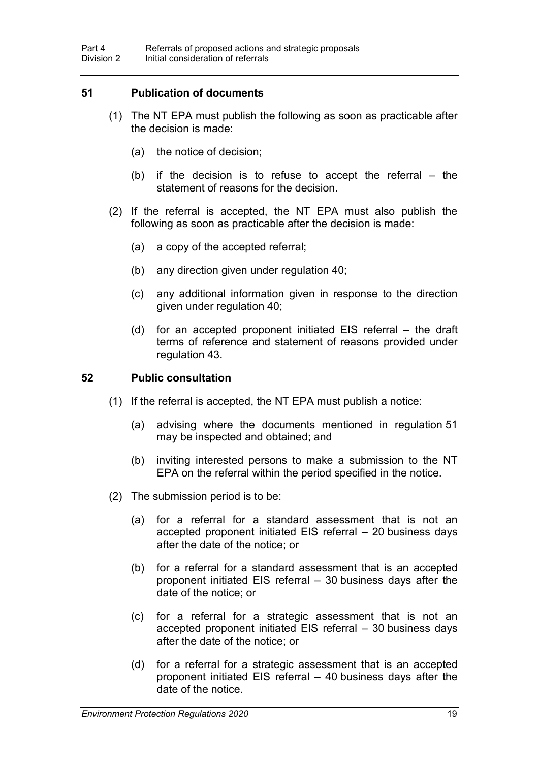### 51 Publication of documents

(1) The NT EPA must publish the following as soon as practicable after the decision is made:

(a) the notice of decision;

(b) if the decision is to refuse to accept the referral – the statement of reasons for the decision.

(2) If the referral is accepted, the NT EPA must also publish the following as soon as practicable after the decision is made:

(a) a copy of the accepted referral;

(b) any direction given under regulation 40;

(c) any additional information given in response to the direction given under regulation 40;

(d) for an accepted proponent initiated EIS referral – the draft terms of reference and statement of reasons provided under regulation 43.

### 52 Public consultation

(1) If the referral is accepted, the NT EPA must publish a notice:

(a) advising where the documents mentioned in regulation 51 may be inspected and obtained; and

(b) inviting interested persons to make a submission to the NT EPA on the referral within the period specified in the notice.

(2) The submission period is to be:

(a) for a referral for a standard assessment that is not an accepted proponent initiated EIS referral – 20 business days after the date of the notice; or

(b) for a referral for a standard assessment that is an accepted proponent initiated EIS referral – 30 business days after the date of the notice; or

(c) for a referral for a strategic assessment that is not an accepted proponent initiated EIS referral – 30 business days after the date of the notice; or

(d) for a referral for a strategic assessment that is an accepted proponent initiated EIS referral – 40 business days after the date of the notice.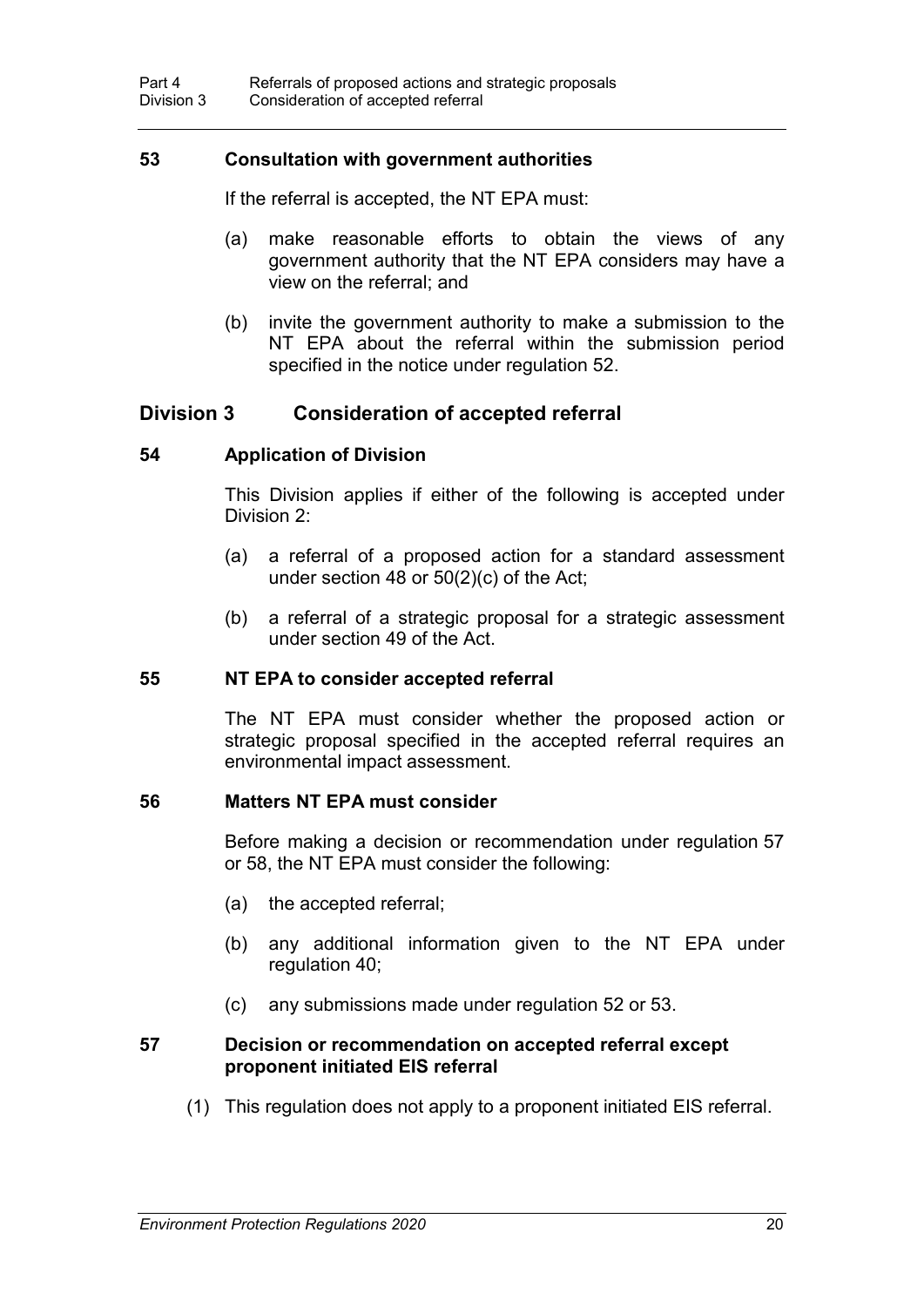### 53 Consultation with government authorities

If the referral is accepted, the NT EPA must:

(a) make reasonable efforts to obtain the views of any government authority that the NT EPA considers may have a view on the referral; and

(b) invite the government authority to make a submission to the NT EPA about the referral within the submission period specified in the notice under regulation 52.

## Division 3 Consideration of accepted referral

### 54 Application of Division

This Division applies if either of the following is accepted under Division 2:

(a) a referral of a proposed action for a standard assessment under section 48 or 50(2)(c) of the Act;

(b) a referral of a strategic proposal for a strategic assessment under section 49 of the Act.

### 55 NT EPA to consider accepted referral

The NT EPA must consider whether the proposed action or strategic proposal specified in the accepted referral requires an environmental impact assessment.

### 56 Matters NT EPA must consider

Before making a decision or recommendation under regulation 57 or 58, the NT EPA must consider the following:

(a) the accepted referral;

(b) any additional information given to the NT EPA under regulation 40;

(c) any submissions made under regulation 52 or 53.

### 57 Decision or recommendation on accepted referral except proponent initiated EIS referral

(1) This regulation does not apply to a proponent initiated EIS referral.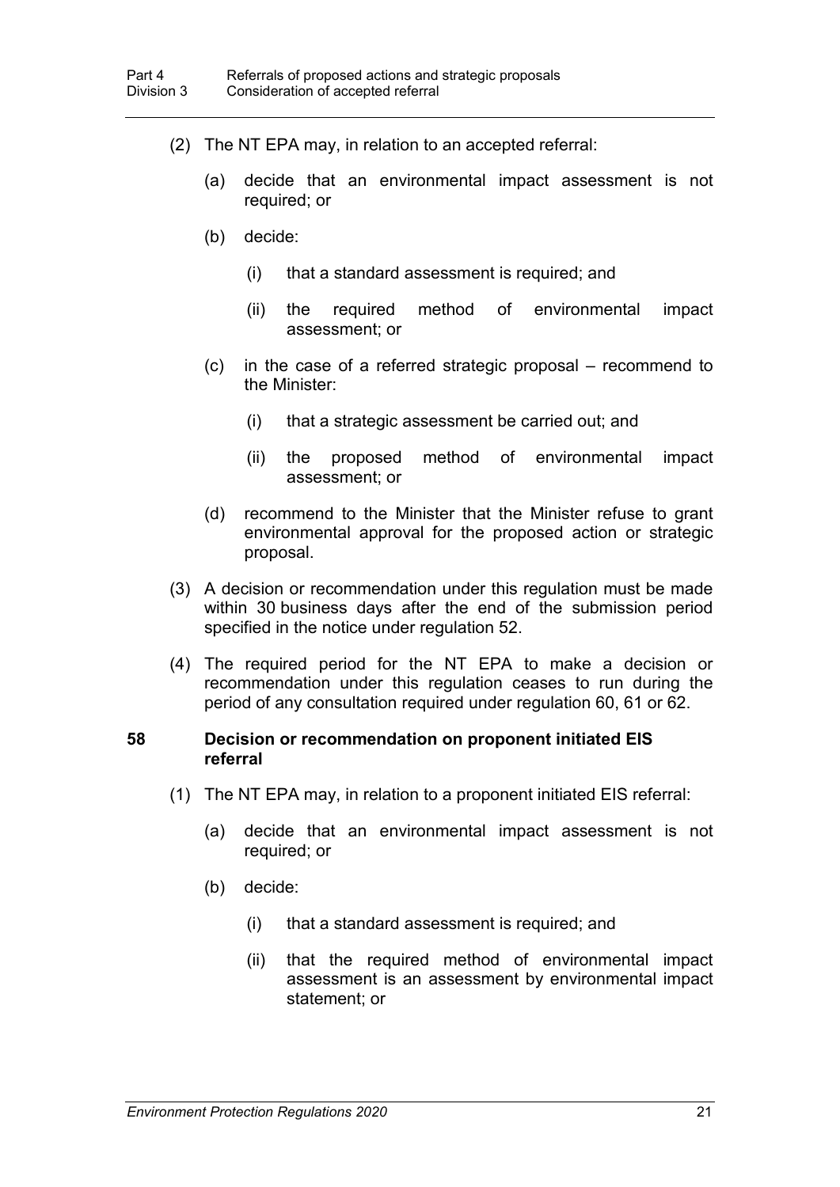(2) The NT EPA may, in relation to an accepted referral:

(a) decide that an environmental impact assessment is not required; or

(b) decide:

(i) that a standard assessment is required; and

(ii) the required method of environmental impact assessment; or

(c) in the case of a referred strategic proposal – recommend to the Minister:

(i) that a strategic assessment be carried out; and

(ii) the proposed method of environmental impact assessment; or

(d) recommend to the Minister that the Minister refuse to grant environmental approval for the proposed action or strategic proposal.

(3) A decision or recommendation under this regulation must be made within 30 business days after the end of the submission period specified in the notice under regulation 52.

(4) The required period for the NT EPA to make a decision or recommendation under this regulation ceases to run during the period of any consultation required under regulation 60, 61 or 62.

### 58 Decision or recommendation on proponent initiated EIS referral

(1) The NT EPA may, in relation to a proponent initiated EIS referral:

(a) decide that an environmental impact assessment is not required; or

(b) decide:

(i) that a standard assessment is required; and

(ii) that the required method of environmental impact assessment is an assessment by environmental impact statement; or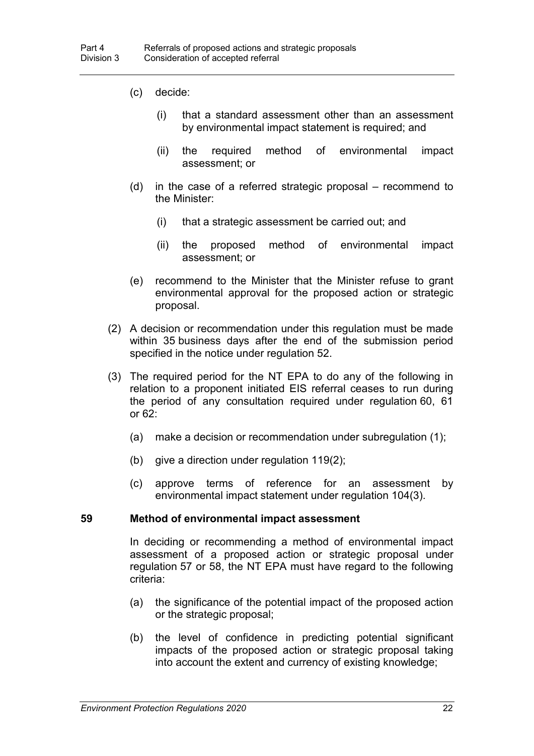(c) decide:

(i) that a standard assessment other than an assessment by environmental impact statement is required; and

(ii) the required method of environmental impact assessment; or

(d) in the case of a referred strategic proposal – recommend to the Minister:

(i) that a strategic assessment be carried out; and

(ii) the proposed method of environmental impact assessment; or

(e) recommend to the Minister that the Minister refuse to grant environmental approval for the proposed action or strategic proposal.

(2) A decision or recommendation under this regulation must be made within 35 business days after the end of the submission period specified in the notice under regulation 52.

(3) The required period for the NT EPA to do any of the following in relation to a proponent initiated EIS referral ceases to run during the period of any consultation required under regulation 60, 61 or 62:

(a) make a decision or recommendation under subregulation (1);

(b) give a direction under regulation 119(2);

(c) approve terms of reference for an assessment by environmental impact statement under regulation 104(3).

### 59 Method of environmental impact assessment

In deciding or recommending a method of environmental impact assessment of a proposed action or strategic proposal under regulation 57 or 58, the NT EPA must have regard to the following criteria:

(a) the significance of the potential impact of the proposed action or the strategic proposal;

(b) the level of confidence in predicting potential significant impacts of the proposed action or strategic proposal taking into account the extent and currency of existing knowledge;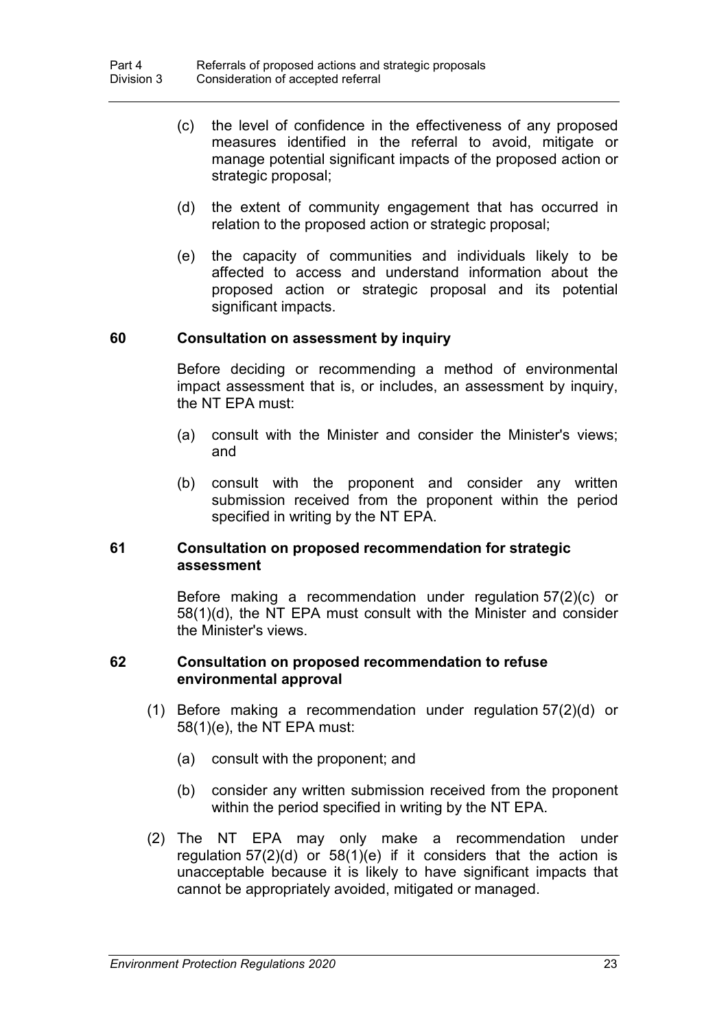(c) the level of confidence in the effectiveness of any proposed measures identified in the referral to avoid, mitigate or manage potential significant impacts of the proposed action or strategic proposal;

(d) the extent of community engagement that has occurred in relation to the proposed action or strategic proposal;

(e) the capacity of communities and individuals likely to be affected to access and understand information about the proposed action or strategic proposal and its potential significant impacts.

### 60 Consultation on assessment by inquiry

Before deciding or recommending a method of environmental impact assessment that is, or includes, an assessment by inquiry, the NT EPA must:

(a) consult with the Minister and consider the Minister's views; and

(b) consult with the proponent and consider any written submission received from the proponent within the period specified in writing by the NT EPA.

### 61 Consultation on proposed recommendation for strategic assessment

Before making a recommendation under regulation 57(2)(c) or 58(1)(d), the NT EPA must consult with the Minister and consider the Minister's views.

### 62 Consultation on proposed recommendation to refuse environmental approval

(1) Before making a recommendation under regulation 57(2)(d) or 58(1)(e), the NT EPA must:

(a) consult with the proponent; and

(b) consider any written submission received from the proponent within the period specified in writing by the NT EPA.

(2) The NT EPA may only make a recommendation under regulation 57(2)(d) or 58(1)(e) if it considers that the action is unacceptable because it is likely to have significant impacts that cannot be appropriately avoided, mitigated or managed.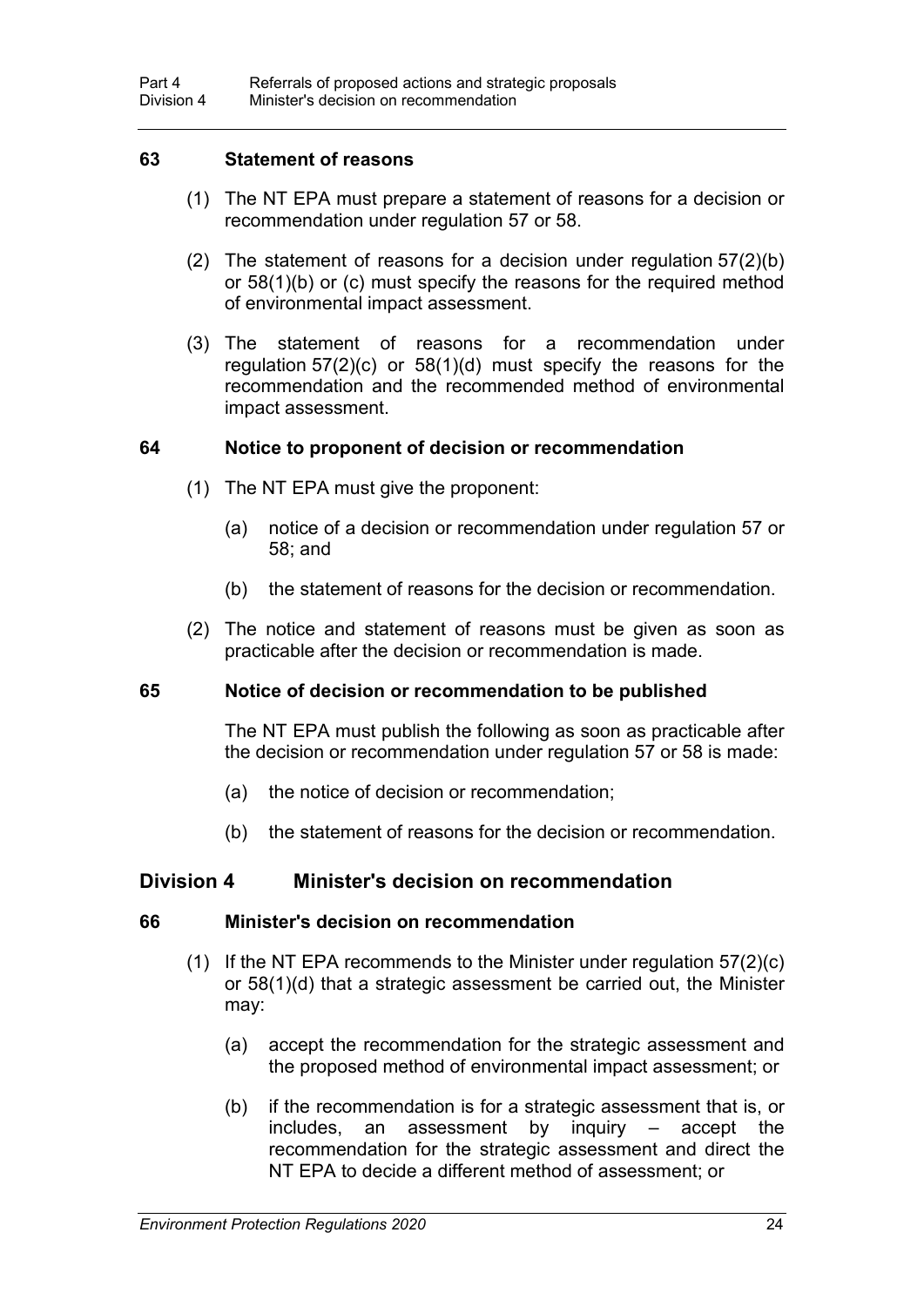### 63 Statement of reasons

(1) The NT EPA must prepare a statement of reasons for a decision or recommendation under regulation 57 or 58.

(2) The statement of reasons for a decision under regulation 57(2)(b) or 58(1)(b) or (c) must specify the reasons for the required method of environmental impact assessment.

(3) The statement of reasons for a recommendation under regulation 57(2)(c) or 58(1)(d) must specify the reasons for the recommendation and the recommended method of environmental impact assessment.

### 64 Notice to proponent of decision or recommendation

(1) The NT EPA must give the proponent:

(a) notice of a decision or recommendation under regulation 57 or 58; and

(b) the statement of reasons for the decision or recommendation.

(2) The notice and statement of reasons must be given as soon as practicable after the decision or recommendation is made.

### 65 Notice of decision or recommendation to be published

The NT EPA must publish the following as soon as practicable after the decision or recommendation under regulation 57 or 58 is made:

(a) the notice of decision or recommendation;

(b) the statement of reasons for the decision or recommendation.

## Division 4 Minister's decision on recommendation

### 66 Minister's decision on recommendation

(1) If the NT EPA recommends to the Minister under regulation 57(2)(c) or 58(1)(d) that a strategic assessment be carried out, the Minister may:

(a) accept the recommendation for the strategic assessment and the proposed method of environmental impact assessment; or

(b) if the recommendation is for a strategic assessment that is, or includes, an assessment by inquiry – accept the recommendation for the strategic assessment and direct the NT EPA to decide a different method of assessment; or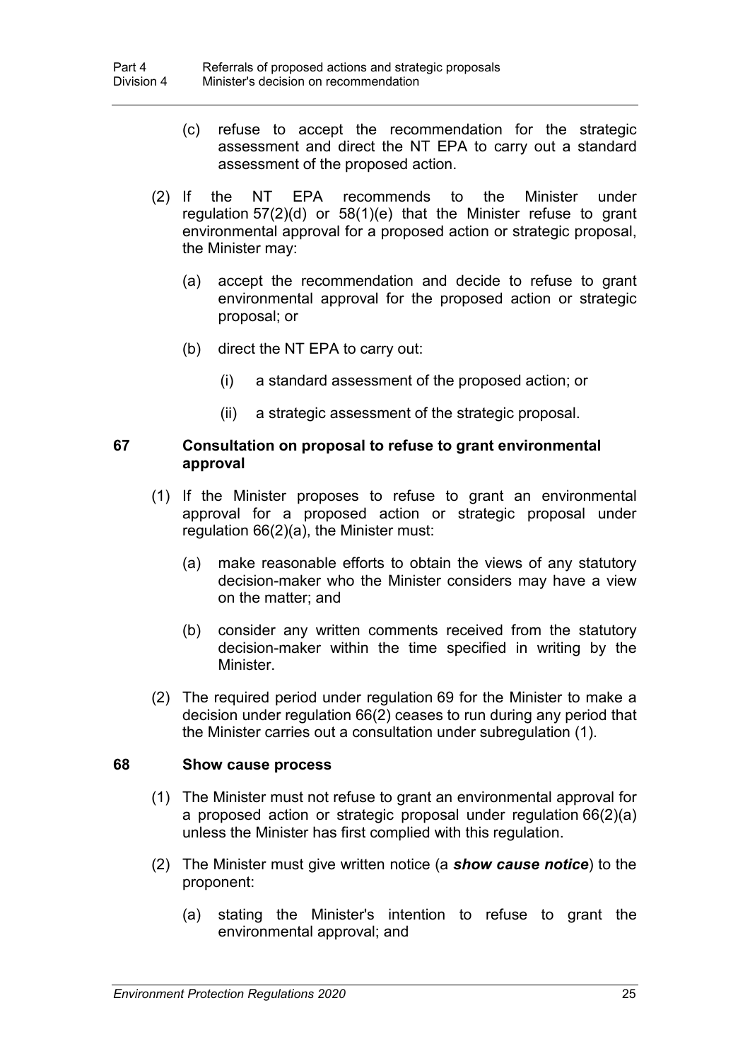(c) refuse to accept the recommendation for the strategic assessment and direct the NT EPA to carry out a standard assessment of the proposed action.

(2) If the NT EPA recommends to the Minister under regulation 57(2)(d) or 58(1)(e) that the Minister refuse to grant environmental approval for a proposed action or strategic proposal, the Minister may:

(a) accept the recommendation and decide to refuse to grant environmental approval for the proposed action or strategic proposal; or

(b) direct the NT EPA to carry out:

(i) a standard assessment of the proposed action; or

(ii) a strategic assessment of the strategic proposal.

### 67 Consultation on proposal to refuse to grant environmental approval

(1) If the Minister proposes to refuse to grant an environmental approval for a proposed action or strategic proposal under regulation 66(2)(a), the Minister must:

(a) make reasonable efforts to obtain the views of any statutory decision-maker who the Minister considers may have a view on the matter; and

(b) consider any written comments received from the statutory decision-maker within the time specified in writing by the Minister.

(2) The required period under regulation 69 for the Minister to make a decision under regulation 66(2) ceases to run during any period that the Minister carries out a consultation under subregulation (1).

### 68 Show cause process

(1) The Minister must not refuse to grant an environmental approval for a proposed action or strategic proposal under regulation 66(2)(a) unless the Minister has first complied with this regulation.

(2) The Minister must give written notice (a ***show cause notice***) to the proponent:

(a) stating the Minister's intention to refuse to grant the environmental approval; and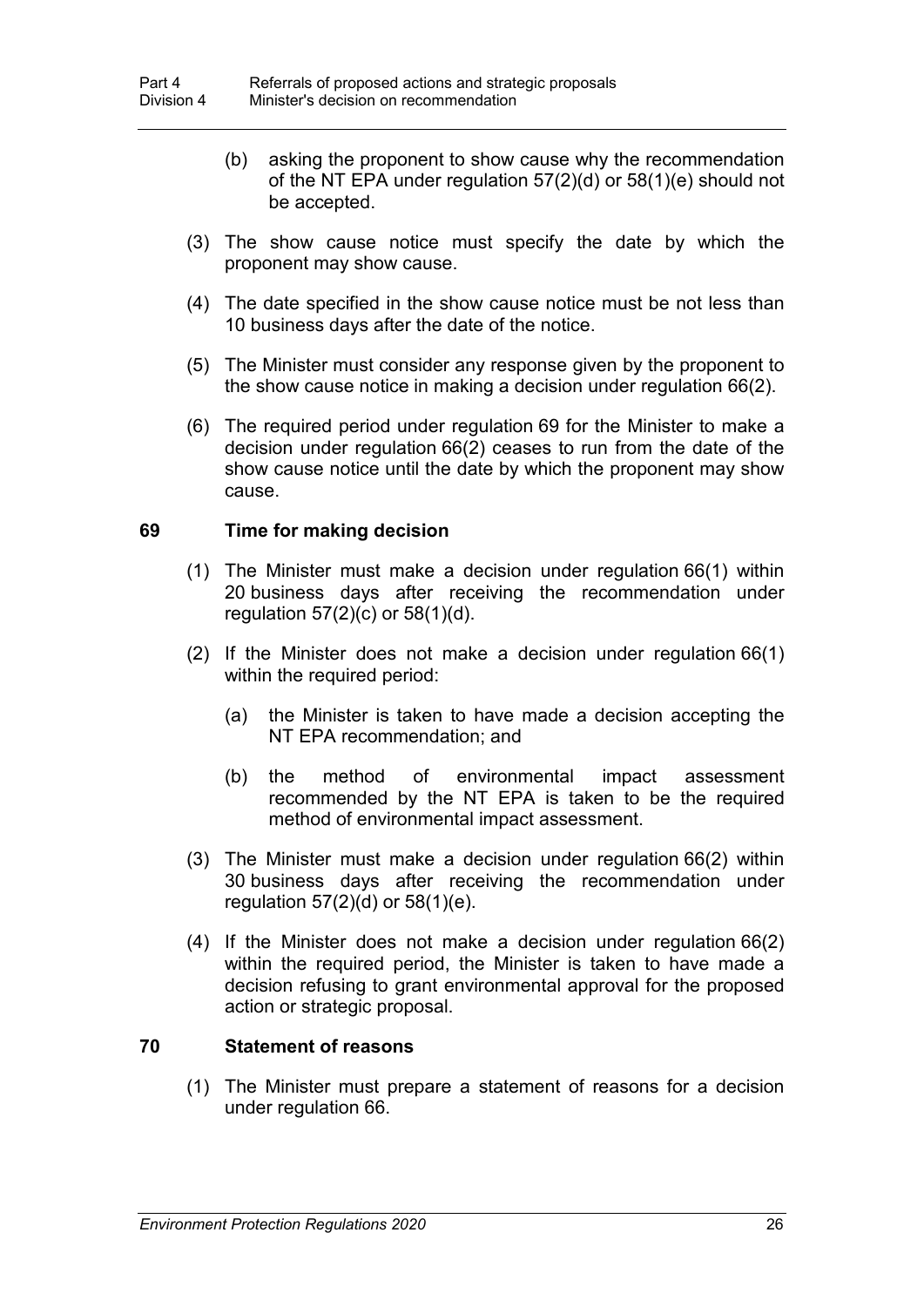(b) asking the proponent to show cause why the recommendation of the NT EPA under regulation 57(2)(d) or 58(1)(e) should not be accepted.

(3) The show cause notice must specify the date by which the proponent may show cause.

(4) The date specified in the show cause notice must be not less than 10 business days after the date of the notice.

(5) The Minister must consider any response given by the proponent to the show cause notice in making a decision under regulation 66(2).

(6) The required period under regulation 69 for the Minister to make a decision under regulation 66(2) ceases to run from the date of the show cause notice until the date by which the proponent may show cause.

## 69 Time for making decision

(1) The Minister must make a decision under regulation 66(1) within 20 business days after receiving the recommendation under regulation 57(2)(c) or 58(1)(d).

(2) If the Minister does not make a decision under regulation 66(1) within the required period:

(a) the Minister is taken to have made a decision accepting the NT EPA recommendation; and

(b) the method of environmental impact assessment recommended by the NT EPA is taken to be the required method of environmental impact assessment.

(3) The Minister must make a decision under regulation 66(2) within 30 business days after receiving the recommendation under regulation 57(2)(d) or 58(1)(e).

(4) If the Minister does not make a decision under regulation 66(2) within the required period, the Minister is taken to have made a decision refusing to grant environmental approval for the proposed action or strategic proposal.

## 70 Statement of reasons

(1) The Minister must prepare a statement of reasons for a decision under regulation 66.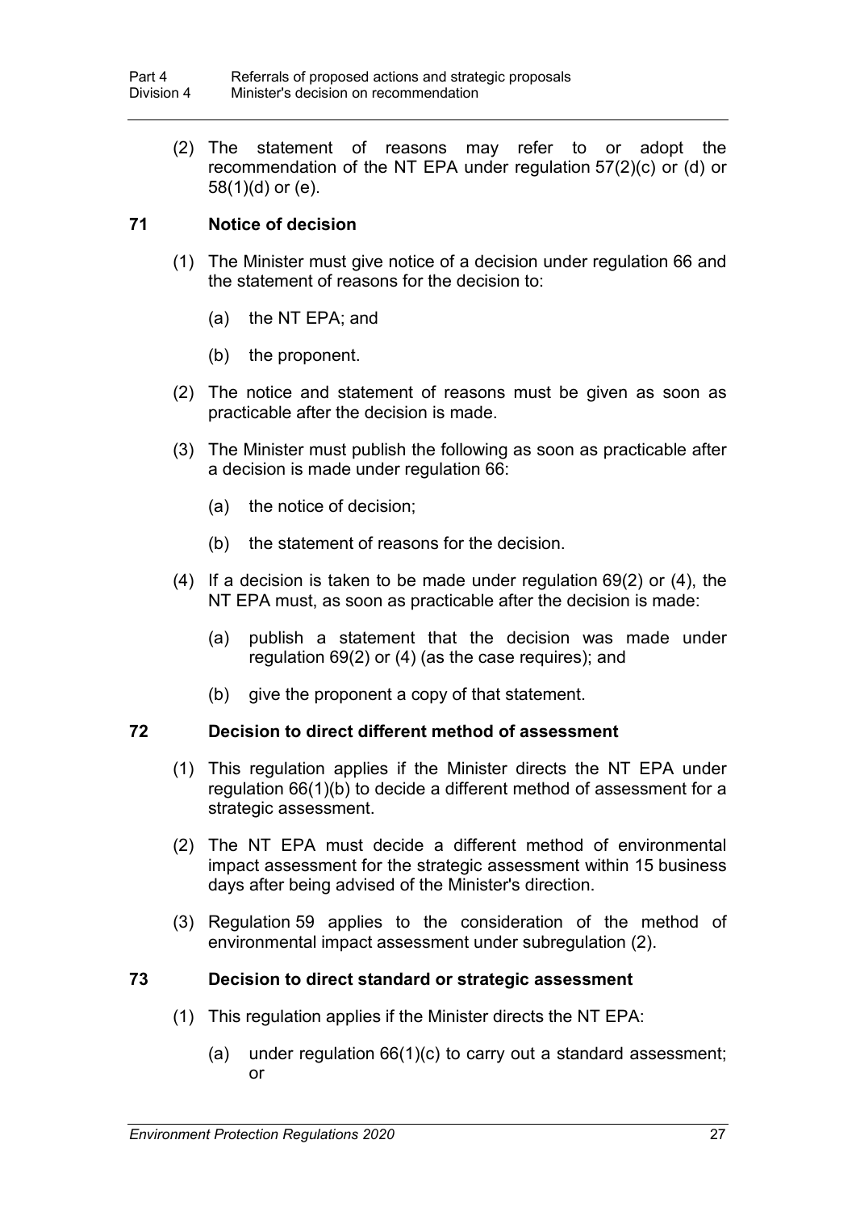(2) The statement of reasons may refer to or adopt the recommendation of the NT EPA under regulation 57(2)(c) or (d) or 58(1)(d) or (e).

### 71 Notice of decision

(1) The Minister must give notice of a decision under regulation 66 and the statement of reasons for the decision to:

(a) the NT EPA; and

(b) the proponent.

(2) The notice and statement of reasons must be given as soon as practicable after the decision is made.

(3) The Minister must publish the following as soon as practicable after a decision is made under regulation 66:

(a) the notice of decision;

(b) the statement of reasons for the decision.

(4) If a decision is taken to be made under regulation 69(2) or (4), the NT EPA must, as soon as practicable after the decision is made:

(a) publish a statement that the decision was made under regulation 69(2) or (4) (as the case requires); and

(b) give the proponent a copy of that statement.

### 72 Decision to direct different method of assessment

(1) This regulation applies if the Minister directs the NT EPA under regulation 66(1)(b) to decide a different method of assessment for a strategic assessment.

(2) The NT EPA must decide a different method of environmental impact assessment for the strategic assessment within 15 business days after being advised of the Minister's direction.

(3) Regulation 59 applies to the consideration of the method of environmental impact assessment under subregulation (2).

### 73 Decision to direct standard or strategic assessment

(1) This regulation applies if the Minister directs the NT EPA:

(a) under regulation 66(1)(c) to carry out a standard assessment; or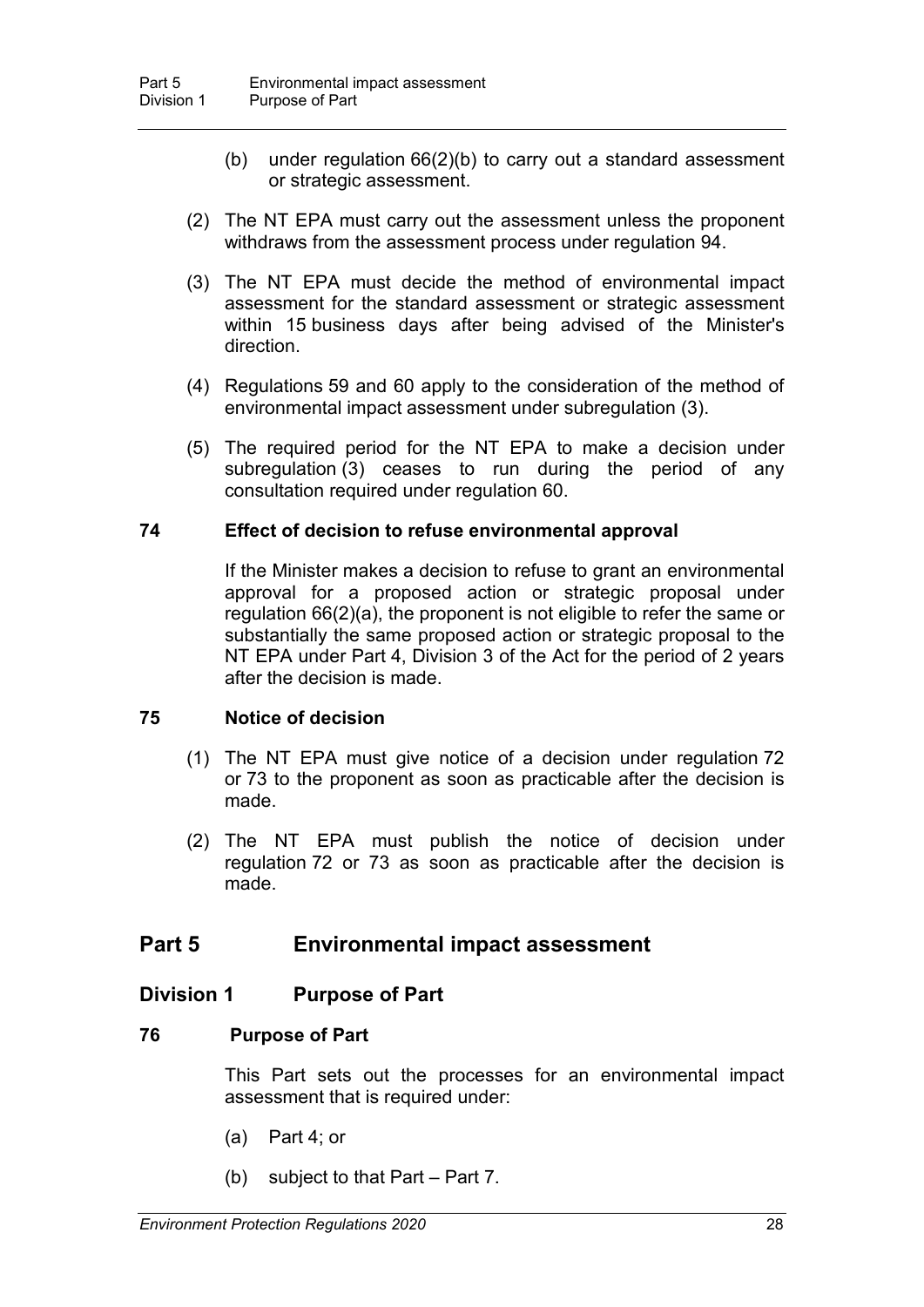(b) under regulation 66(2)(b) to carry out a standard assessment or strategic assessment.

(2) The NT EPA must carry out the assessment unless the proponent withdraws from the assessment process under regulation 94.

(3) The NT EPA must decide the method of environmental impact assessment for the standard assessment or strategic assessment within 15 business days after being advised of the Minister's direction.

(4) Regulations 59 and 60 apply to the consideration of the method of environmental impact assessment under subregulation (3).

(5) The required period for the NT EPA to make a decision under subregulation (3) ceases to run during the period of any consultation required under regulation 60.

#### 74 Effect of decision to refuse environmental approval

If the Minister makes a decision to refuse to grant an environmental approval for a proposed action or strategic proposal under regulation 66(2)(a), the proponent is not eligible to refer the same or substantially the same proposed action or strategic proposal to the NT EPA under Part 4, Division 3 of the Act for the period of 2 years after the decision is made.

#### 75 Notice of decision

(1) The NT EPA must give notice of a decision under regulation 72 or 73 to the proponent as soon as practicable after the decision is made.

(2) The NT EPA must publish the notice of decision under regulation 72 or 73 as soon as practicable after the decision is made.

## Part 5 Environmental impact assessment

### Division 1 Purpose of Part

#### 76 Purpose of Part

This Part sets out the processes for an environmental impact assessment that is required under:

(a) Part 4; or

(b) subject to that Part – Part 7.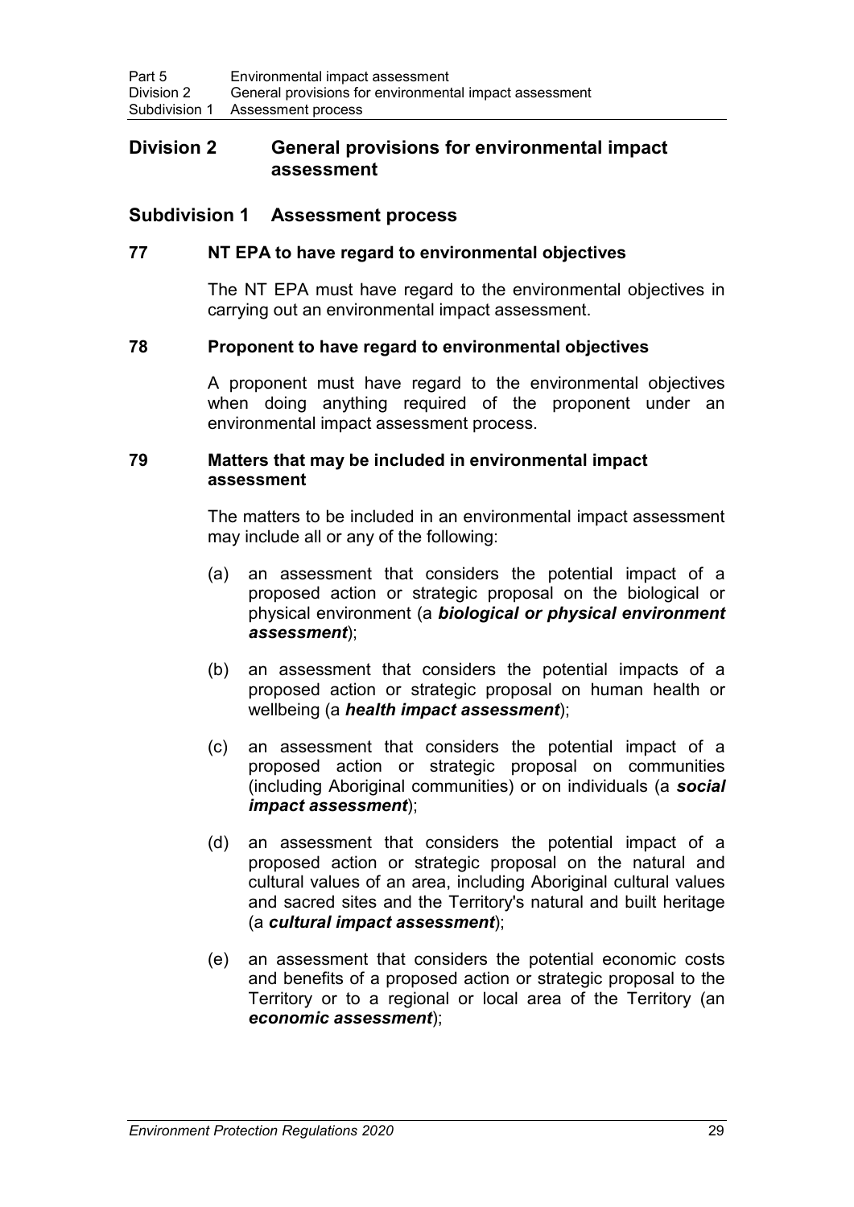## Division 2 General provisions for environmental impact assessment

### Subdivision 1 Assessment process

#### 77 NT EPA to have regard to environmental objectives

The NT EPA must have regard to the environmental objectives in carrying out an environmental impact assessment.

#### 78 Proponent to have regard to environmental objectives

A proponent must have regard to the environmental objectives when doing anything required of the proponent under an environmental impact assessment process.

#### 79 Matters that may be included in environmental impact assessment

The matters to be included in an environmental impact assessment may include all or any of the following:

(a) an assessment that considers the potential impact of a proposed action or strategic proposal on the biological or physical environment (a ***biological or physical environment assessment***);

(b) an assessment that considers the potential impacts of a proposed action or strategic proposal on human health or wellbeing (a ***health impact assessment***);

(c) an assessment that considers the potential impact of a proposed action or strategic proposal on communities (including Aboriginal communities) or on individuals (a ***social impact assessment***);

(d) an assessment that considers the potential impact of a proposed action or strategic proposal on the natural and cultural values of an area, including Aboriginal cultural values and sacred sites and the Territory's natural and built heritage (a ***cultural impact assessment***);

(e) an assessment that considers the potential economic costs and benefits of a proposed action or strategic proposal to the Territory or to a regional or local area of the Territory (an ***economic assessment***);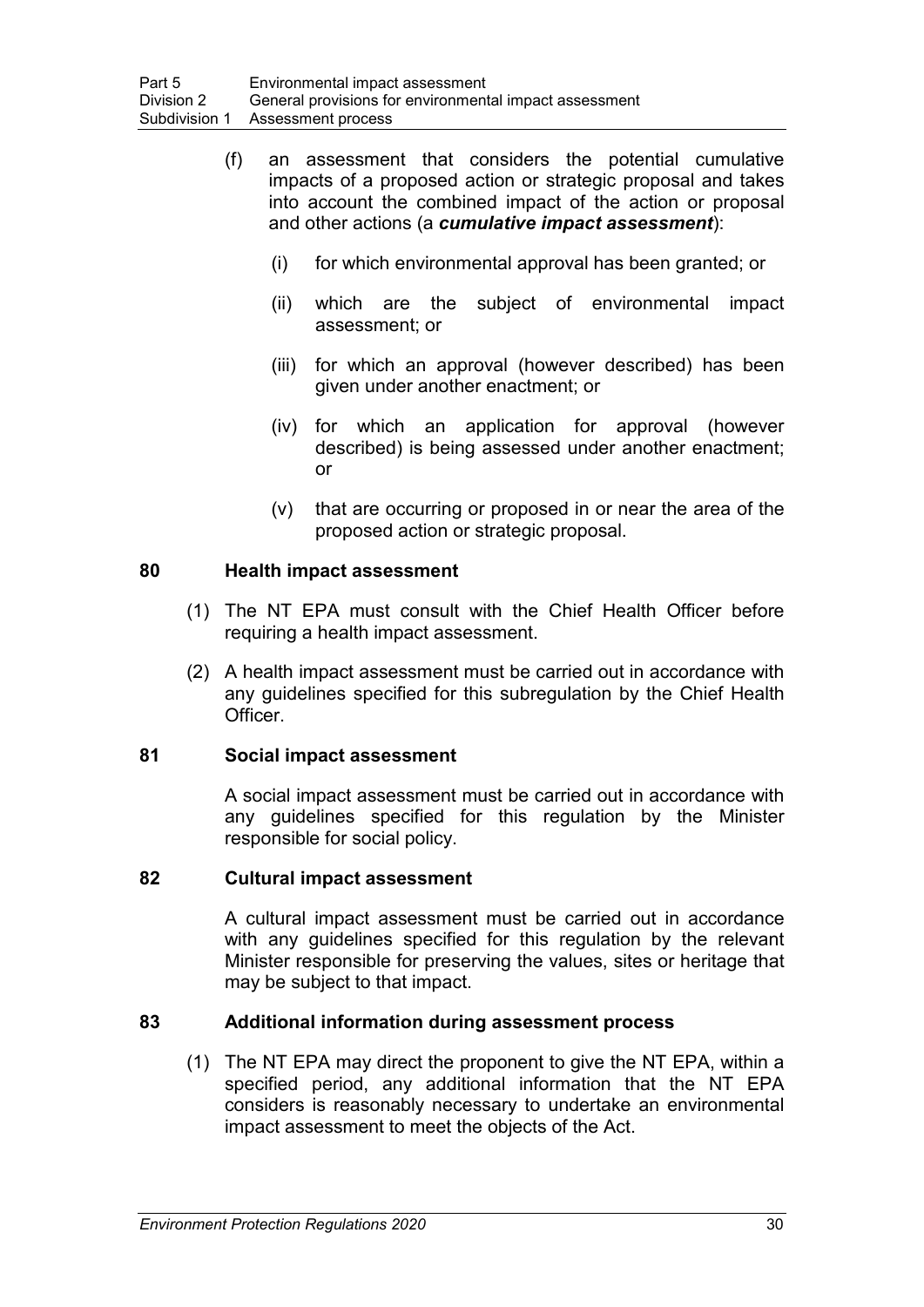(f) an assessment that considers the potential cumulative impacts of a proposed action or strategic proposal and takes into account the combined impact of the action or proposal and other actions (a ***cumulative impact assessment***):

   (i) for which environmental approval has been granted; or

   (ii) which are the subject of environmental impact assessment; or

   (iii) for which an approval (however described) has been given under another enactment; or

   (iv) for which an application for approval (however described) is being assessed under another enactment; or

   (v) that are occurring or proposed in or near the area of the proposed action or strategic proposal.

### 80 Health impact assessment

(1) The NT EPA must consult with the Chief Health Officer before requiring a health impact assessment.

(2) A health impact assessment must be carried out in accordance with any guidelines specified for this subregulation by the Chief Health Officer.

### 81 Social impact assessment

A social impact assessment must be carried out in accordance with any guidelines specified for this regulation by the Minister responsible for social policy.

### 82 Cultural impact assessment

A cultural impact assessment must be carried out in accordance with any guidelines specified for this regulation by the relevant Minister responsible for preserving the values, sites or heritage that may be subject to that impact.

### 83 Additional information during assessment process

(1) The NT EPA may direct the proponent to give the NT EPA, within a specified period, any additional information that the NT EPA considers is reasonably necessary to undertake an environmental impact assessment to meet the objects of the Act.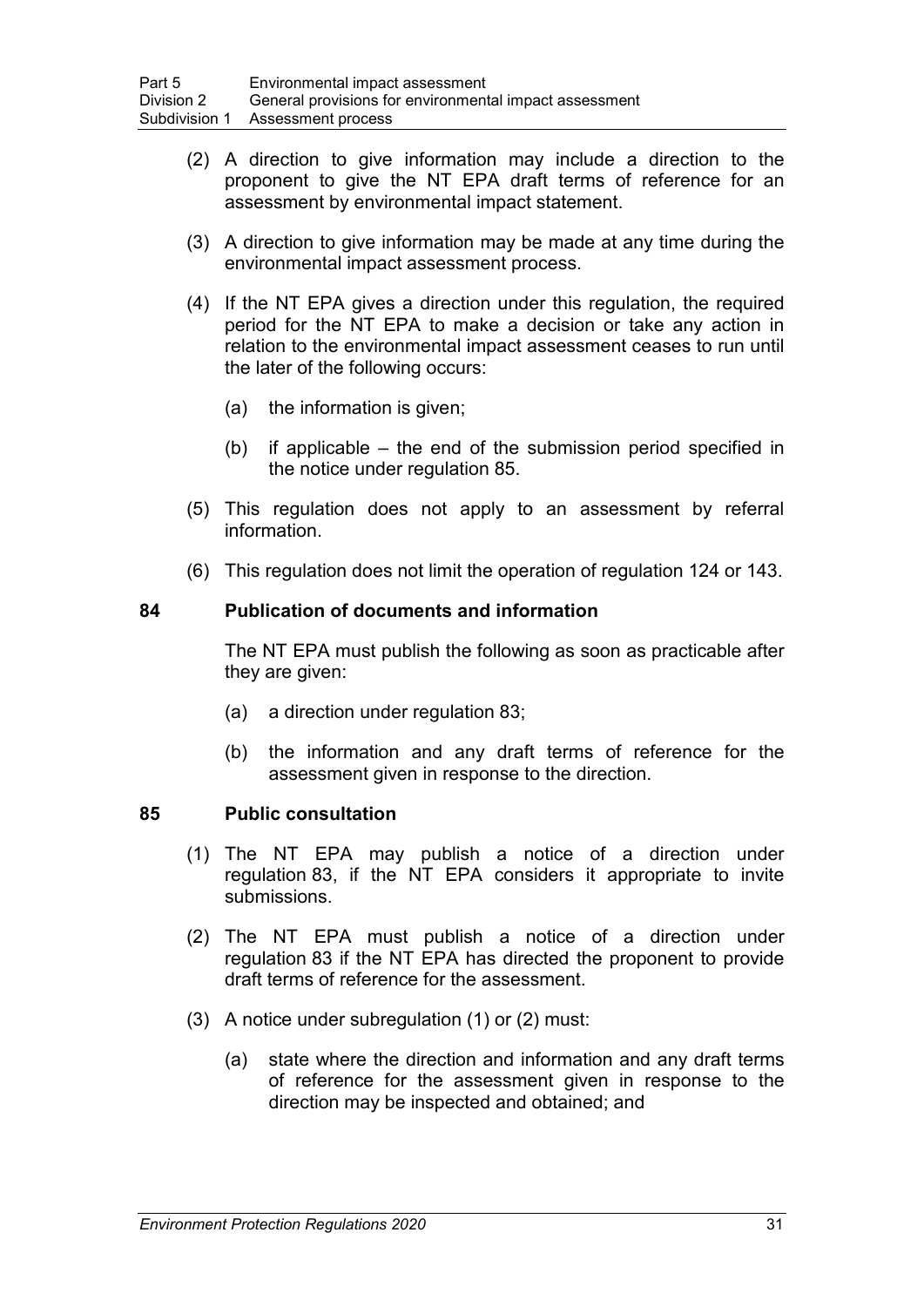(2) A direction to give information may include a direction to the proponent to give the NT EPA draft terms of reference for an assessment by environmental impact statement.

(3) A direction to give information may be made at any time during the environmental impact assessment process.

(4) If the NT EPA gives a direction under this regulation, the required period for the NT EPA to make a decision or take any action in relation to the environmental impact assessment ceases to run until the later of the following occurs:

(a) the information is given;

(b) if applicable – the end of the submission period specified in the notice under regulation 85.

(5) This regulation does not apply to an assessment by referral information.

(6) This regulation does not limit the operation of regulation 124 or 143.

### 84 Publication of documents and information

The NT EPA must publish the following as soon as practicable after they are given:

(a) a direction under regulation 83;

(b) the information and any draft terms of reference for the assessment given in response to the direction.

### 85 Public consultation

(1) The NT EPA may publish a notice of a direction under regulation 83, if the NT EPA considers it appropriate to invite submissions.

(2) The NT EPA must publish a notice of a direction under regulation 83 if the NT EPA has directed the proponent to provide draft terms of reference for the assessment.

(3) A notice under subregulation (1) or (2) must:

(a) state where the direction and information and any draft terms of reference for the assessment given in response to the direction may be inspected and obtained; and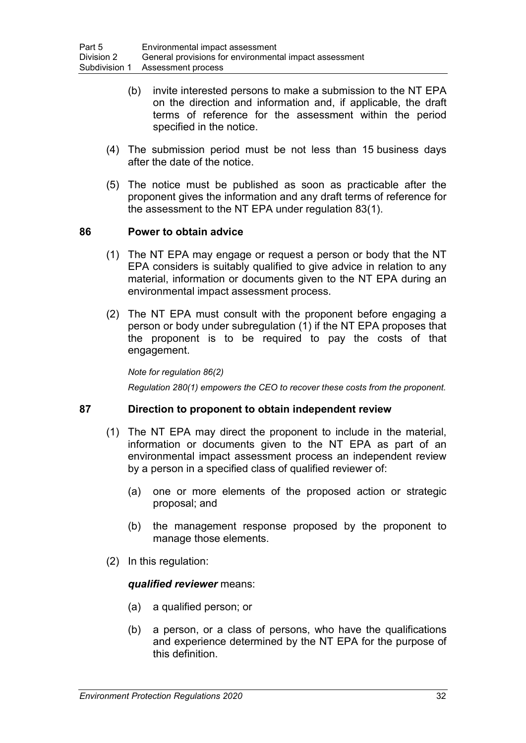(b) invite interested persons to make a submission to the NT EPA on the direction and information and, if applicable, the draft terms of reference for the assessment within the period specified in the notice.

(4) The submission period must be not less than 15 business days after the date of the notice.

(5) The notice must be published as soon as practicable after the proponent gives the information and any draft terms of reference for the assessment to the NT EPA under regulation 83(1).

### 86 Power to obtain advice

(1) The NT EPA may engage or request a person or body that the NT EPA considers is suitably qualified to give advice in relation to any material, information or documents given to the NT EPA during an environmental impact assessment process.

(2) The NT EPA must consult with the proponent before engaging a person or body under subregulation (1) if the NT EPA proposes that the proponent is to be required to pay the costs of that engagement.

*Note for regulation 86(2)*

*Regulation 280(1) empowers the CEO to recover these costs from the proponent.*

### 87 Direction to proponent to obtain independent review

(1) The NT EPA may direct the proponent to include in the material, information or documents given to the NT EPA as part of an environmental impact assessment process an independent review by a person in a specified class of qualified reviewer of:

(a) one or more elements of the proposed action or strategic proposal; and

(b) the management response proposed by the proponent to manage those elements.

(2) In this regulation:

***qualified reviewer*** means:

(a) a qualified person; or

(b) a person, or a class of persons, who have the qualifications and experience determined by the NT EPA for the purpose of this definition.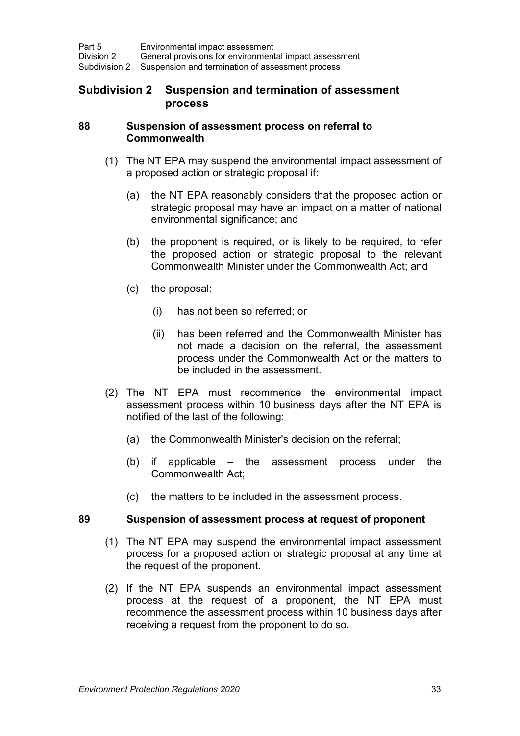## Subdivision 2 Suspension and termination of assessment process

### 88 Suspension of assessment process on referral to Commonwealth

(1) The NT EPA may suspend the environmental impact assessment of a proposed action or strategic proposal if:

(a) the NT EPA reasonably considers that the proposed action or strategic proposal may have an impact on a matter of national environmental significance; and

(b) the proponent is required, or is likely to be required, to refer the proposed action or strategic proposal to the relevant Commonwealth Minister under the Commonwealth Act; and

(c) the proposal:

(i) has not been so referred; or

(ii) has been referred and the Commonwealth Minister has not made a decision on the referral, the assessment process under the Commonwealth Act or the matters to be included in the assessment.

(2) The NT EPA must recommence the environmental impact assessment process within 10 business days after the NT EPA is notified of the last of the following:

(a) the Commonwealth Minister's decision on the referral;

(b) if applicable – the assessment process under the Commonwealth Act;

(c) the matters to be included in the assessment process.

### 89 Suspension of assessment process at request of proponent

(1) The NT EPA may suspend the environmental impact assessment process for a proposed action or strategic proposal at any time at the request of the proponent.

(2) If the NT EPA suspends an environmental impact assessment process at the request of a proponent, the NT EPA must recommence the assessment process within 10 business days after receiving a request from the proponent to do so.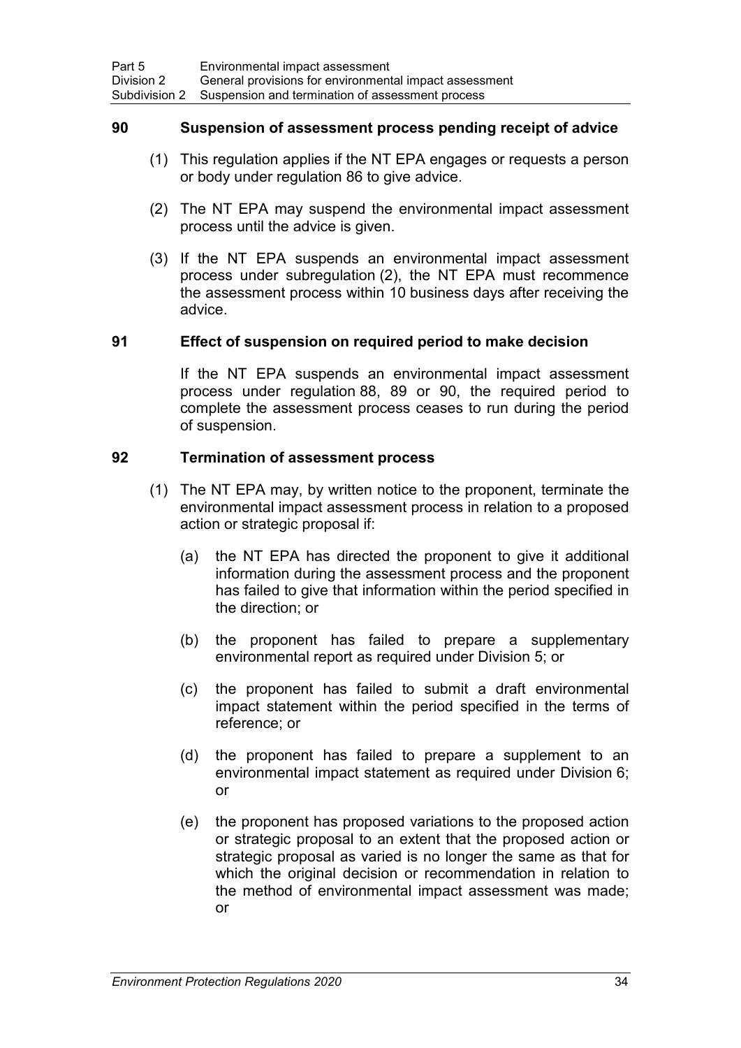### 90 Suspension of assessment process pending receipt of advice

(1) This regulation applies if the NT EPA engages or requests a person or body under regulation 86 to give advice.

(2) The NT EPA may suspend the environmental impact assessment process until the advice is given.

(3) If the NT EPA suspends an environmental impact assessment process under subregulation (2), the NT EPA must recommence the assessment process within 10 business days after receiving the advice.

### 91 Effect of suspension on required period to make decision

If the NT EPA suspends an environmental impact assessment process under regulation 88, 89 or 90, the required period to complete the assessment process ceases to run during the period of suspension.

### 92 Termination of assessment process

(1) The NT EPA may, by written notice to the proponent, terminate the environmental impact assessment process in relation to a proposed action or strategic proposal if:

(a) the NT EPA has directed the proponent to give it additional information during the assessment process and the proponent has failed to give that information within the period specified in the direction; or

(b) the proponent has failed to prepare a supplementary environmental report as required under Division 5; or

(c) the proponent has failed to submit a draft environmental impact statement within the period specified in the terms of reference; or

(d) the proponent has failed to prepare a supplement to an environmental impact statement as required under Division 6; or

(e) the proponent has proposed variations to the proposed action or strategic proposal to an extent that the proposed action or strategic proposal as varied is no longer the same as that for which the original decision or recommendation in relation to the method of environmental impact assessment was made; or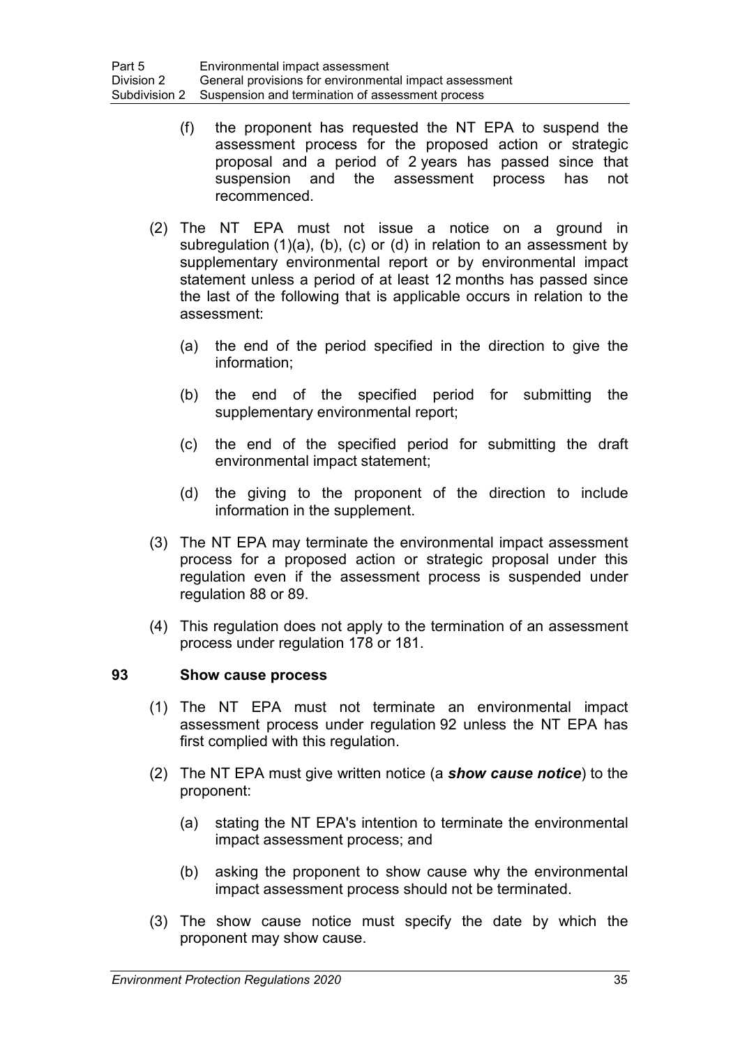(f) the proponent has requested the NT EPA to suspend the assessment process for the proposed action or strategic proposal and a period of 2 years has passed since that suspension and the assessment process has not recommenced.

(2) The NT EPA must not issue a notice on a ground in subregulation (1)(a), (b), (c) or (d) in relation to an assessment by supplementary environmental report or by environmental impact statement unless a period of at least 12 months has passed since the last of the following that is applicable occurs in relation to the assessment:

(a) the end of the period specified in the direction to give the information;

(b) the end of the specified period for submitting the supplementary environmental report;

(c) the end of the specified period for submitting the draft environmental impact statement;

(d) the giving to the proponent of the direction to include information in the supplement.

(3) The NT EPA may terminate the environmental impact assessment process for a proposed action or strategic proposal under this regulation even if the assessment process is suspended under regulation 88 or 89.

(4) This regulation does not apply to the termination of an assessment process under regulation 178 or 181.

### 93 Show cause process

(1) The NT EPA must not terminate an environmental impact assessment process under regulation 92 unless the NT EPA has first complied with this regulation.

(2) The NT EPA must give written notice (a ***show cause notice***) to the proponent:

(a) stating the NT EPA's intention to terminate the environmental impact assessment process; and

(b) asking the proponent to show cause why the environmental impact assessment process should not be terminated.

(3) The show cause notice must specify the date by which the proponent may show cause.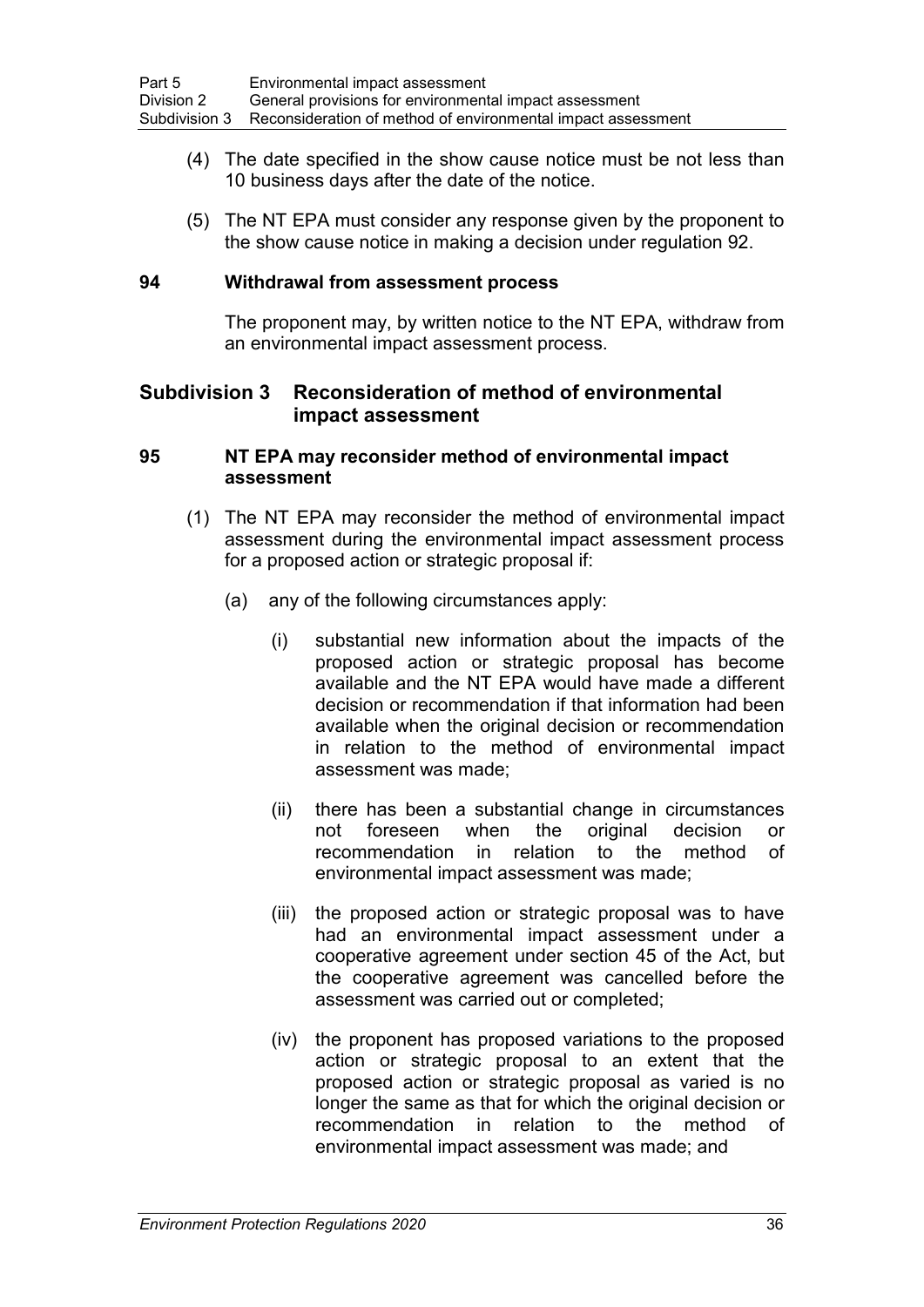(4) The date specified in the show cause notice must be not less than 10 business days after the date of the notice.

(5) The NT EPA must consider any response given by the proponent to the show cause notice in making a decision under regulation 92.

### 94 Withdrawal from assessment process

The proponent may, by written notice to the NT EPA, withdraw from an environmental impact assessment process.

## Subdivision 3 Reconsideration of method of environmental impact assessment

### 95 NT EPA may reconsider method of environmental impact assessment

(1) The NT EPA may reconsider the method of environmental impact assessment during the environmental impact assessment process for a proposed action or strategic proposal if:

(a) any of the following circumstances apply:

(i) substantial new information about the impacts of the proposed action or strategic proposal has become available and the NT EPA would have made a different decision or recommendation if that information had been available when the original decision or recommendation in relation to the method of environmental impact assessment was made;

(ii) there has been a substantial change in circumstances not foreseen when the original decision or recommendation in relation to the method of environmental impact assessment was made;

(iii) the proposed action or strategic proposal was to have had an environmental impact assessment under a cooperative agreement under section 45 of the Act, but the cooperative agreement was cancelled before the assessment was carried out or completed;

(iv) the proponent has proposed variations to the proposed action or strategic proposal to an extent that the proposed action or strategic proposal as varied is no longer the same as that for which the original decision or recommendation in relation to the method of environmental impact assessment was made; and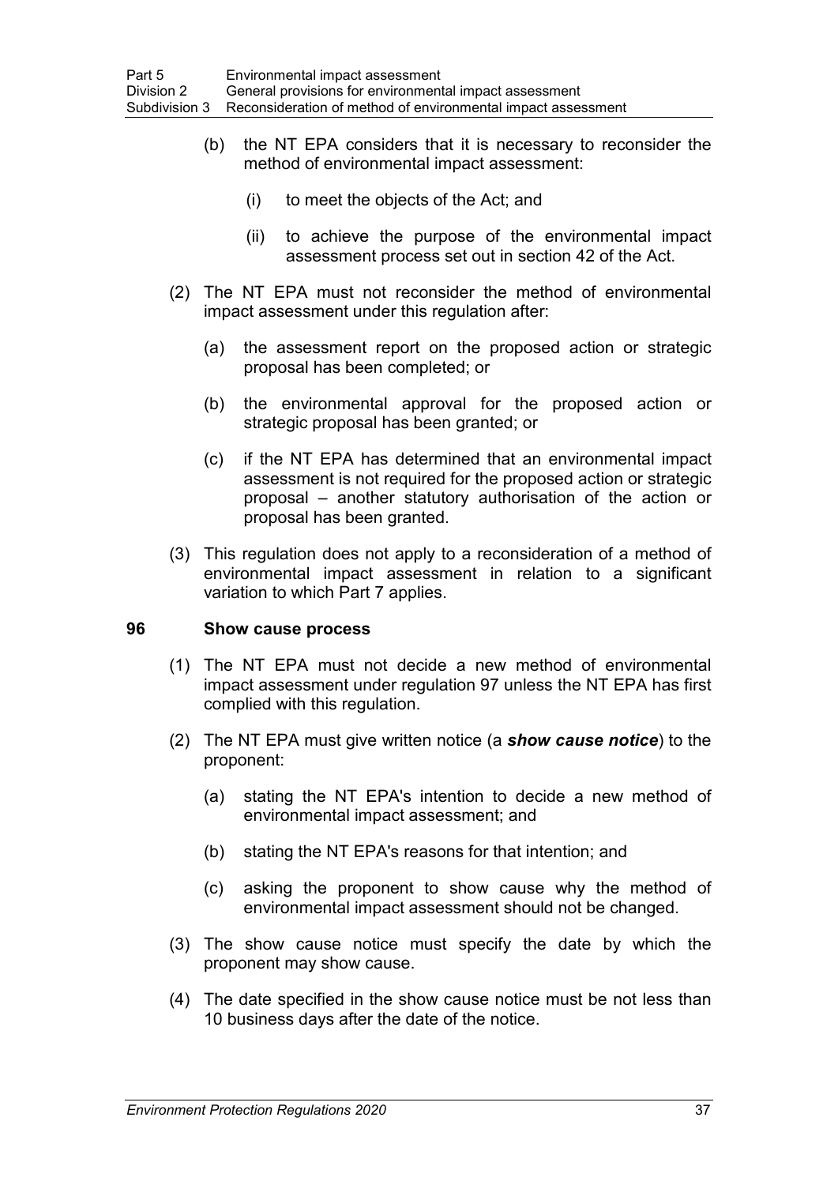(b) the NT EPA considers that it is necessary to reconsider the method of environmental impact assessment:

(i) to meet the objects of the Act; and

(ii) to achieve the purpose of the environmental impact assessment process set out in section 42 of the Act.

(2) The NT EPA must not reconsider the method of environmental impact assessment under this regulation after:

(a) the assessment report on the proposed action or strategic proposal has been completed; or

(b) the environmental approval for the proposed action or strategic proposal has been granted; or

(c) if the NT EPA has determined that an environmental impact assessment is not required for the proposed action or strategic proposal – another statutory authorisation of the action or proposal has been granted.

(3) This regulation does not apply to a reconsideration of a method of environmental impact assessment in relation to a significant variation to which Part 7 applies.

### 96 Show cause process

(1) The NT EPA must not decide a new method of environmental impact assessment under regulation 97 unless the NT EPA has first complied with this regulation.

(2) The NT EPA must give written notice (a ***show cause notice***) to the proponent:

(a) stating the NT EPA's intention to decide a new method of environmental impact assessment; and

(b) stating the NT EPA's reasons for that intention; and

(c) asking the proponent to show cause why the method of environmental impact assessment should not be changed.

(3) The show cause notice must specify the date by which the proponent may show cause.

(4) The date specified in the show cause notice must be not less than 10 business days after the date of the notice.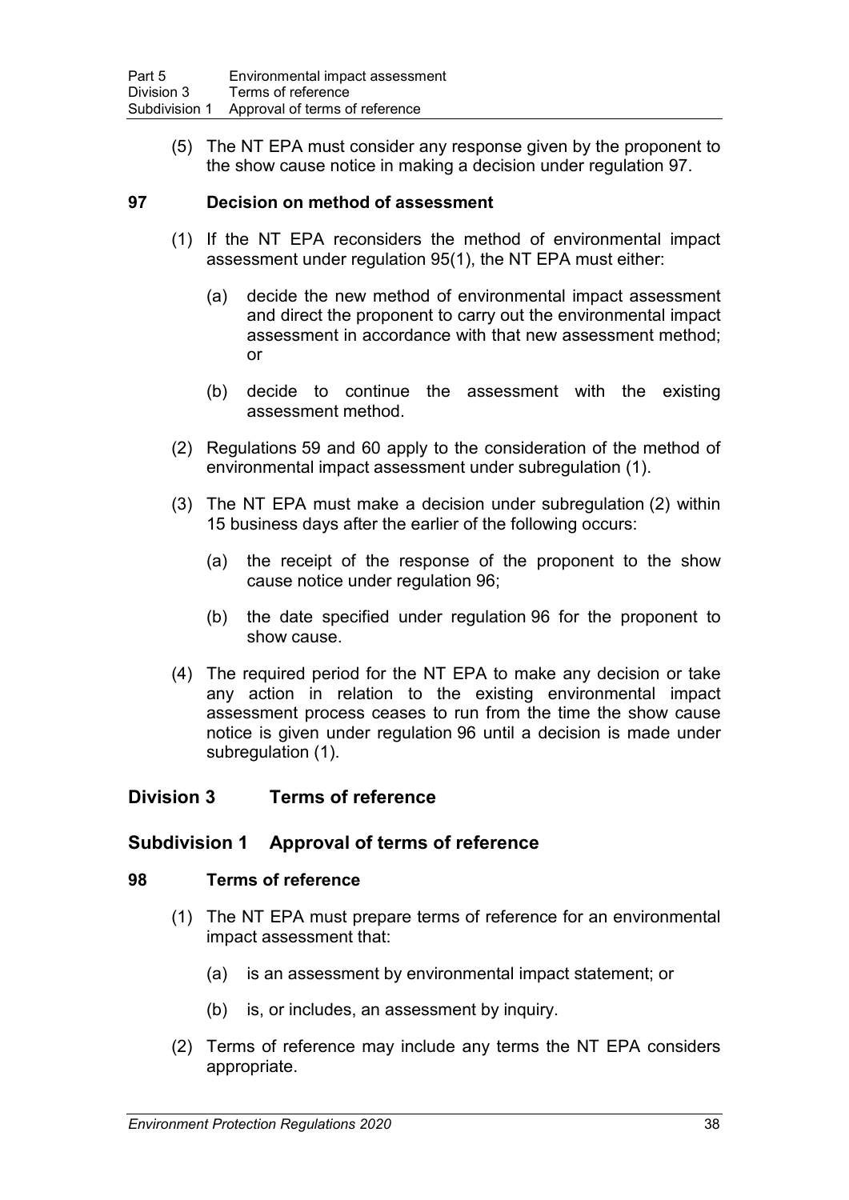(5) The NT EPA must consider any response given by the proponent to the show cause notice in making a decision under regulation 97.

### 97 Decision on method of assessment

(1) If the NT EPA reconsiders the method of environmental impact assessment under regulation 95(1), the NT EPA must either:

(a) decide the new method of environmental impact assessment and direct the proponent to carry out the environmental impact assessment in accordance with that new assessment method; or

(b) decide to continue the assessment with the existing assessment method.

(2) Regulations 59 and 60 apply to the consideration of the method of environmental impact assessment under subregulation (1).

(3) The NT EPA must make a decision under subregulation (2) within 15 business days after the earlier of the following occurs:

(a) the receipt of the response of the proponent to the show cause notice under regulation 96;

(b) the date specified under regulation 96 for the proponent to show cause.

(4) The required period for the NT EPA to make any decision or take any action in relation to the existing environmental impact assessment process ceases to run from the time the show cause notice is given under regulation 96 until a decision is made under subregulation (1).

## Division 3 Terms of reference

## Subdivision 1 Approval of terms of reference

### 98 Terms of reference

(1) The NT EPA must prepare terms of reference for an environmental impact assessment that:

(a) is an assessment by environmental impact statement; or

(b) is, or includes, an assessment by inquiry.

(2) Terms of reference may include any terms the NT EPA considers appropriate.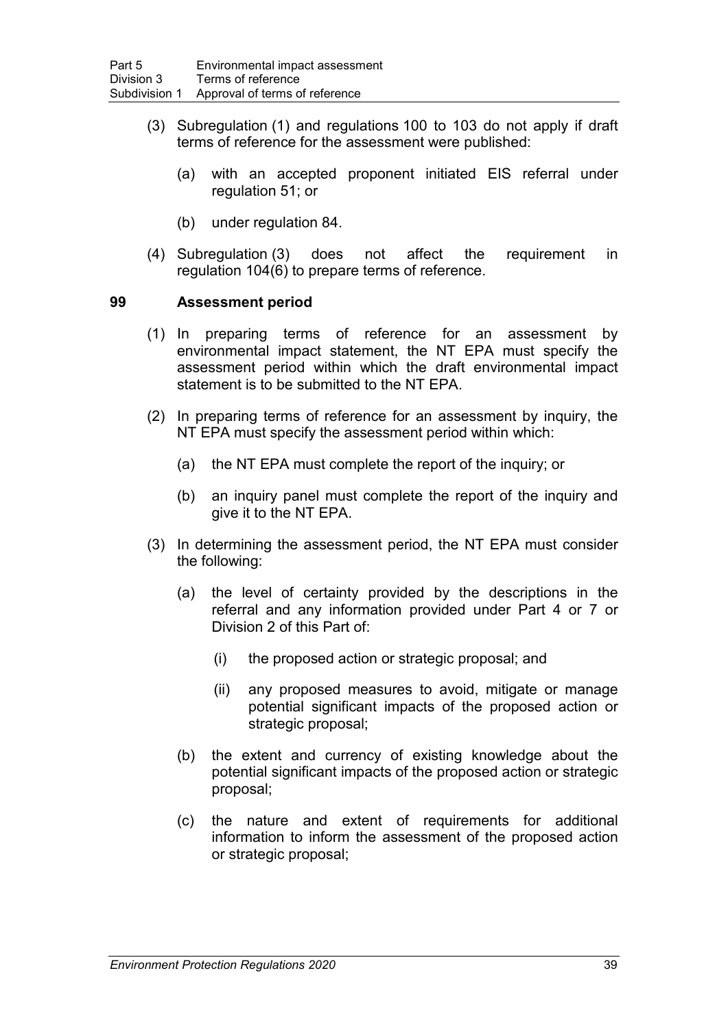(3) Subregulation (1) and regulations 100 to 103 do not apply if draft terms of reference for the assessment were published:

(a) with an accepted proponent initiated EIS referral under regulation 51; or

(b) under regulation 84.

(4) Subregulation (3) does not affect the requirement in regulation 104(6) to prepare terms of reference.

### 99 Assessment period

(1) In preparing terms of reference for an assessment by environmental impact statement, the NT EPA must specify the assessment period within which the draft environmental impact statement is to be submitted to the NT EPA.

(2) In preparing terms of reference for an assessment by inquiry, the NT EPA must specify the assessment period within which:

(a) the NT EPA must complete the report of the inquiry; or

(b) an inquiry panel must complete the report of the inquiry and give it to the NT EPA.

(3) In determining the assessment period, the NT EPA must consider the following:

(a) the level of certainty provided by the descriptions in the referral and any information provided under Part 4 or 7 or Division 2 of this Part of:

(i) the proposed action or strategic proposal; and

(ii) any proposed measures to avoid, mitigate or manage potential significant impacts of the proposed action or strategic proposal;

(b) the extent and currency of existing knowledge about the potential significant impacts of the proposed action or strategic proposal;

(c) the nature and extent of requirements for additional information to inform the assessment of the proposed action or strategic proposal;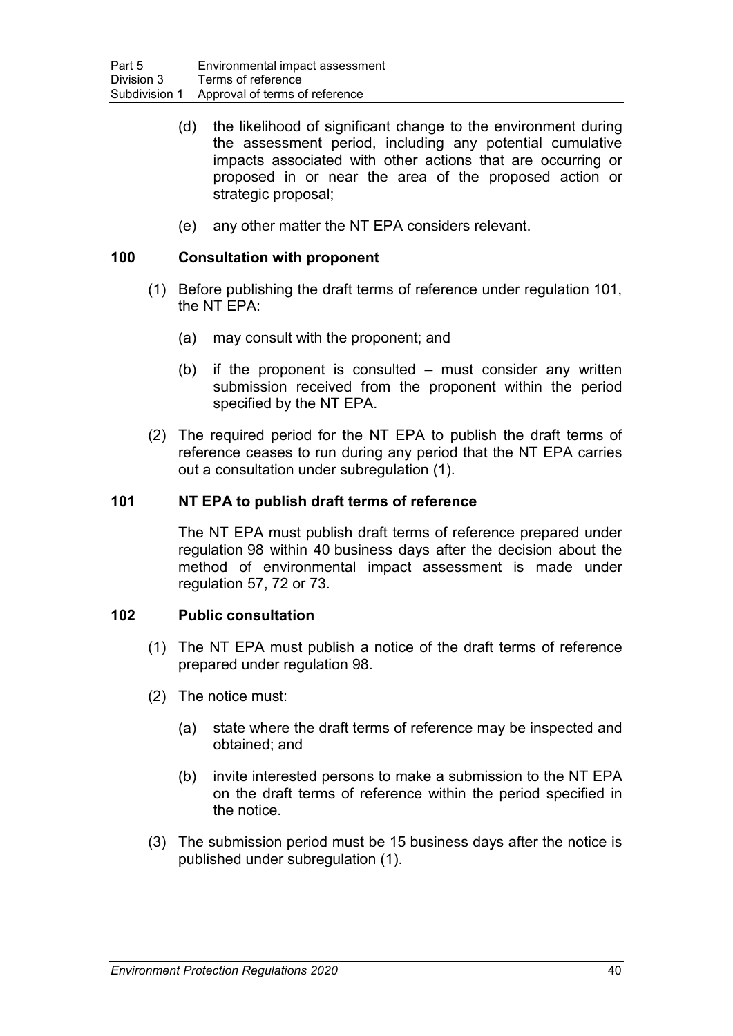(d) the likelihood of significant change to the environment during the assessment period, including any potential cumulative impacts associated with other actions that are occurring or proposed in or near the area of the proposed action or strategic proposal;

(e) any other matter the NT EPA considers relevant.

### 100 Consultation with proponent

(1) Before publishing the draft terms of reference under regulation 101, the NT EPA:

(a) may consult with the proponent; and

(b) if the proponent is consulted – must consider any written submission received from the proponent within the period specified by the NT EPA.

(2) The required period for the NT EPA to publish the draft terms of reference ceases to run during any period that the NT EPA carries out a consultation under subregulation (1).

### 101 NT EPA to publish draft terms of reference

The NT EPA must publish draft terms of reference prepared under regulation 98 within 40 business days after the decision about the method of environmental impact assessment is made under regulation 57, 72 or 73.

### 102 Public consultation

(1) The NT EPA must publish a notice of the draft terms of reference prepared under regulation 98.

(2) The notice must:

(a) state where the draft terms of reference may be inspected and obtained; and

(b) invite interested persons to make a submission to the NT EPA on the draft terms of reference within the period specified in the notice.

(3) The submission period must be 15 business days after the notice is published under subregulation (1).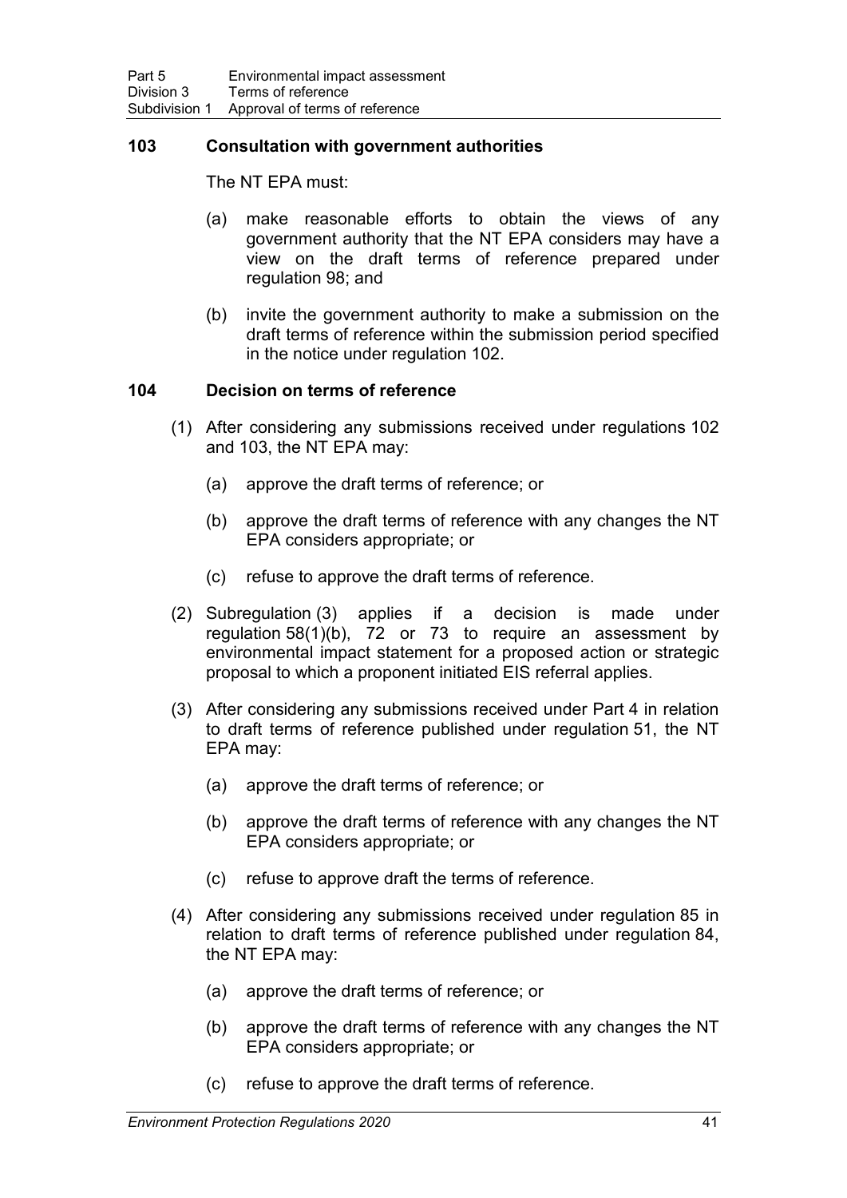### 103 Consultation with government authorities

The NT EPA must:

(a) make reasonable efforts to obtain the views of any government authority that the NT EPA considers may have a view on the draft terms of reference prepared under regulation 98; and

(b) invite the government authority to make a submission on the draft terms of reference within the submission period specified in the notice under regulation 102.

### 104 Decision on terms of reference

(1) After considering any submissions received under regulations 102 and 103, the NT EPA may:

(a) approve the draft terms of reference; or

(b) approve the draft terms of reference with any changes the NT EPA considers appropriate; or

(c) refuse to approve the draft terms of reference.

(2) Subregulation (3) applies if a decision is made under regulation 58(1)(b), 72 or 73 to require an assessment by environmental impact statement for a proposed action or strategic proposal to which a proponent initiated EIS referral applies.

(3) After considering any submissions received under Part 4 in relation to draft terms of reference published under regulation 51, the NT EPA may:

(a) approve the draft terms of reference; or

(b) approve the draft terms of reference with any changes the NT EPA considers appropriate; or

(c) refuse to approve draft the terms of reference.

(4) After considering any submissions received under regulation 85 in relation to draft terms of reference published under regulation 84, the NT EPA may:

(a) approve the draft terms of reference; or

(b) approve the draft terms of reference with any changes the NT EPA considers appropriate; or

(c) refuse to approve the draft terms of reference.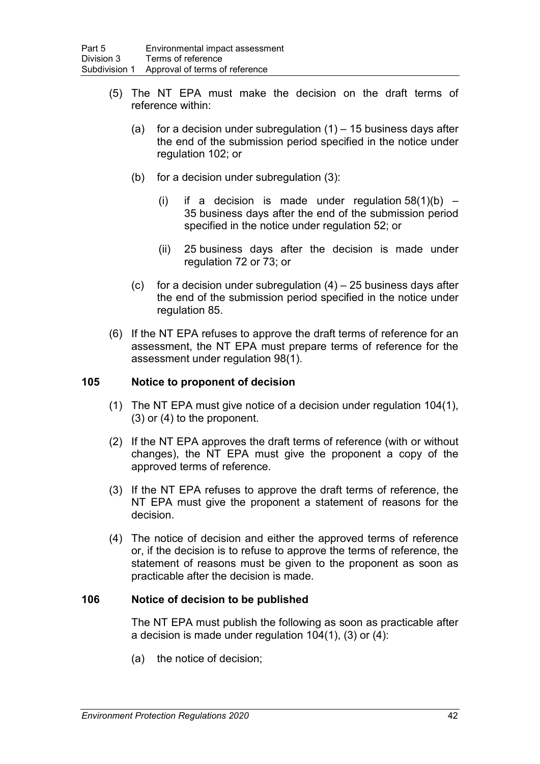(5) The NT EPA must make the decision on the draft terms of reference within:

(a) for a decision under subregulation (1) – 15 business days after the end of the submission period specified in the notice under regulation 102; or

(b) for a decision under subregulation (3):

(i) if a decision is made under regulation 58(1)(b) – 35 business days after the end of the submission period specified in the notice under regulation 52; or

(ii) 25 business days after the decision is made under regulation 72 or 73; or

(c) for a decision under subregulation (4) – 25 business days after the end of the submission period specified in the notice under regulation 85.

(6) If the NT EPA refuses to approve the draft terms of reference for an assessment, the NT EPA must prepare terms of reference for the assessment under regulation 98(1).

### 105 Notice to proponent of decision

(1) The NT EPA must give notice of a decision under regulation 104(1), (3) or (4) to the proponent.

(2) If the NT EPA approves the draft terms of reference (with or without changes), the NT EPA must give the proponent a copy of the approved terms of reference.

(3) If the NT EPA refuses to approve the draft terms of reference, the NT EPA must give the proponent a statement of reasons for the decision.

(4) The notice of decision and either the approved terms of reference or, if the decision is to refuse to approve the terms of reference, the statement of reasons must be given to the proponent as soon as practicable after the decision is made.

### 106 Notice of decision to be published

The NT EPA must publish the following as soon as practicable after a decision is made under regulation 104(1), (3) or (4):

(a) the notice of decision;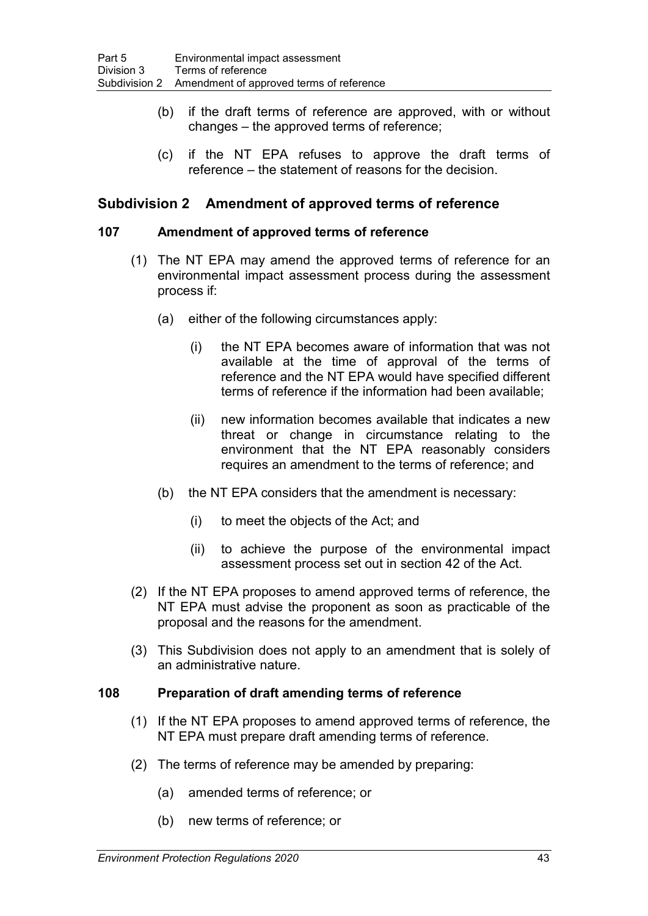(b) if the draft terms of reference are approved, with or without changes – the approved terms of reference;

(c) if the NT EPA refuses to approve the draft terms of reference – the statement of reasons for the decision.

## Subdivision 2 Amendment of approved terms of reference

### 107 Amendment of approved terms of reference

(1) The NT EPA may amend the approved terms of reference for an environmental impact assessment process during the assessment process if:

(a) either of the following circumstances apply:

(i) the NT EPA becomes aware of information that was not available at the time of approval of the terms of reference and the NT EPA would have specified different terms of reference if the information had been available;

(ii) new information becomes available that indicates a new threat or change in circumstance relating to the environment that the NT EPA reasonably considers requires an amendment to the terms of reference; and

(b) the NT EPA considers that the amendment is necessary:

(i) to meet the objects of the Act; and

(ii) to achieve the purpose of the environmental impact assessment process set out in section 42 of the Act.

(2) If the NT EPA proposes to amend approved terms of reference, the NT EPA must advise the proponent as soon as practicable of the proposal and the reasons for the amendment.

(3) This Subdivision does not apply to an amendment that is solely of an administrative nature.

### 108 Preparation of draft amending terms of reference

(1) If the NT EPA proposes to amend approved terms of reference, the NT EPA must prepare draft amending terms of reference.

(2) The terms of reference may be amended by preparing:

(a) amended terms of reference; or

(b) new terms of reference; or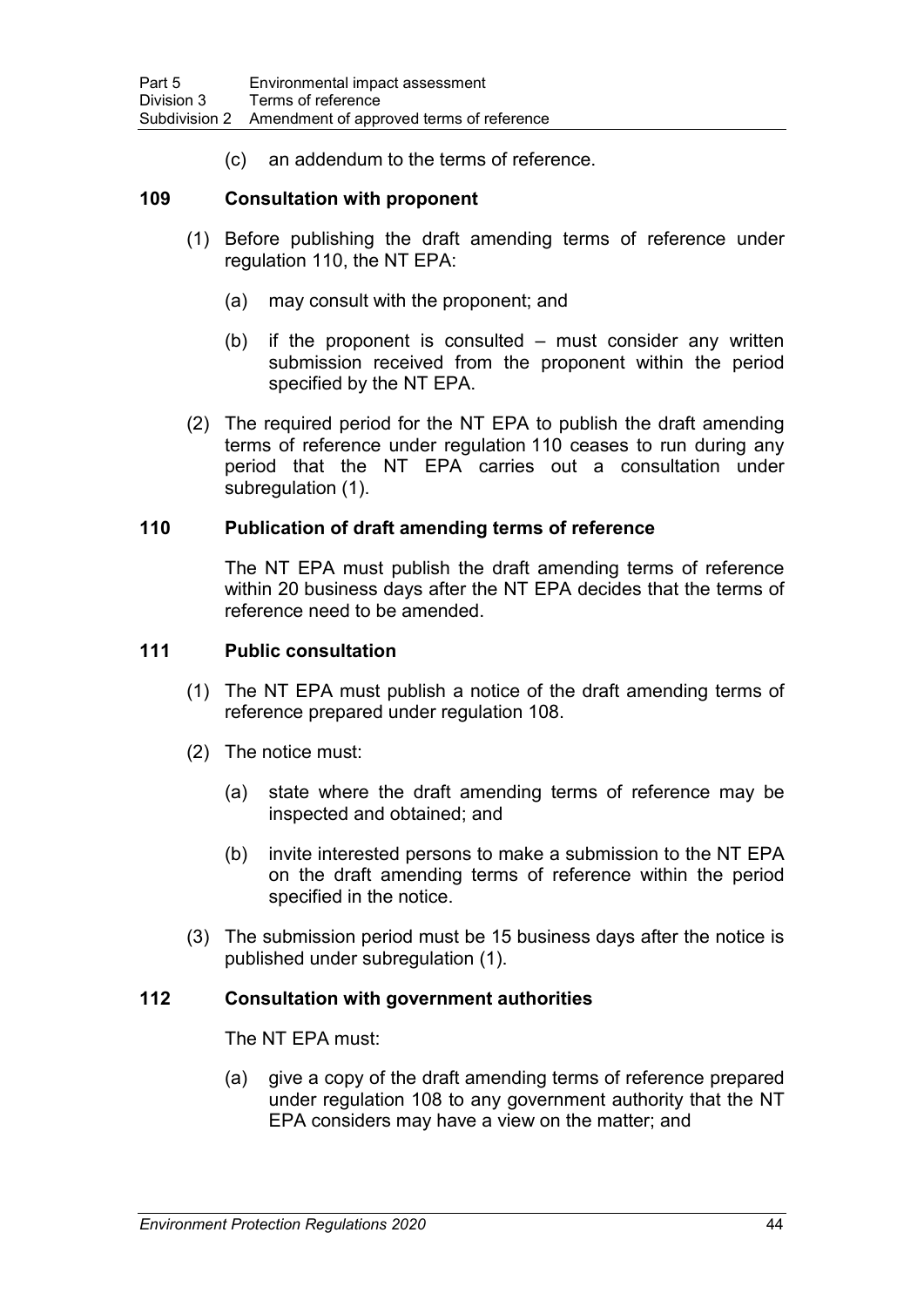(c) an addendum to the terms of reference.

### 109 Consultation with proponent

(1) Before publishing the draft amending terms of reference under regulation 110, the NT EPA:

(a) may consult with the proponent; and

(b) if the proponent is consulted – must consider any written submission received from the proponent within the period specified by the NT EPA.

(2) The required period for the NT EPA to publish the draft amending terms of reference under regulation 110 ceases to run during any period that the NT EPA carries out a consultation under subregulation (1).

### 110 Publication of draft amending terms of reference

The NT EPA must publish the draft amending terms of reference within 20 business days after the NT EPA decides that the terms of reference need to be amended.

### 111 Public consultation

(1) The NT EPA must publish a notice of the draft amending terms of reference prepared under regulation 108.

(2) The notice must:

(a) state where the draft amending terms of reference may be inspected and obtained; and

(b) invite interested persons to make a submission to the NT EPA on the draft amending terms of reference within the period specified in the notice.

(3) The submission period must be 15 business days after the notice is published under subregulation (1).

### 112 Consultation with government authorities

The NT EPA must:

(a) give a copy of the draft amending terms of reference prepared under regulation 108 to any government authority that the NT EPA considers may have a view on the matter; and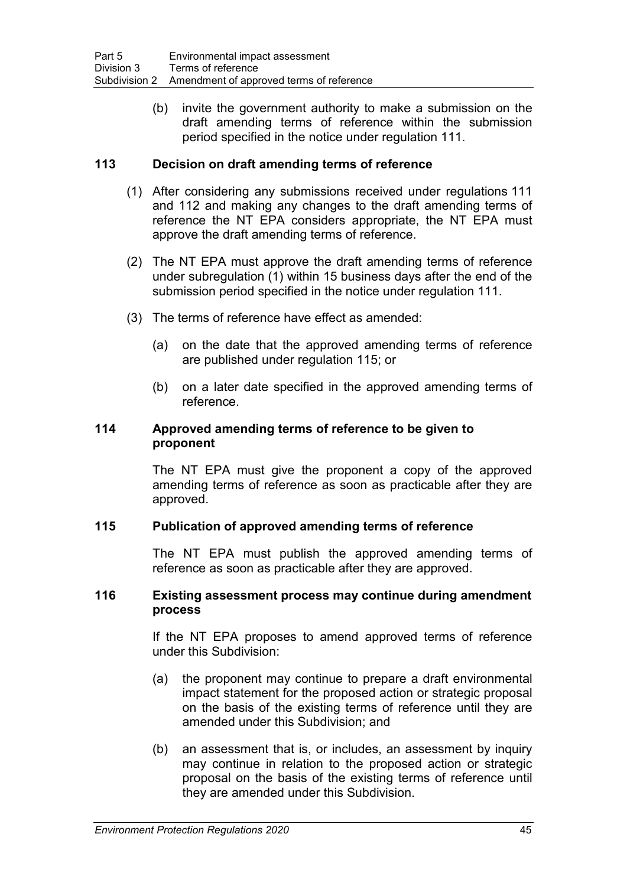(b) invite the government authority to make a submission on the draft amending terms of reference within the submission period specified in the notice under regulation 111.

### 113 Decision on draft amending terms of reference

(1) After considering any submissions received under regulations 111 and 112 and making any changes to the draft amending terms of reference the NT EPA considers appropriate, the NT EPA must approve the draft amending terms of reference.

(2) The NT EPA must approve the draft amending terms of reference under subregulation (1) within 15 business days after the end of the submission period specified in the notice under regulation 111.

(3) The terms of reference have effect as amended:

(a) on the date that the approved amending terms of reference are published under regulation 115; or

(b) on a later date specified in the approved amending terms of reference.

### 114 Approved amending terms of reference to be given to proponent

The NT EPA must give the proponent a copy of the approved amending terms of reference as soon as practicable after they are approved.

### 115 Publication of approved amending terms of reference

The NT EPA must publish the approved amending terms of reference as soon as practicable after they are approved.

### 116 Existing assessment process may continue during amendment process

If the NT EPA proposes to amend approved terms of reference under this Subdivision:

(a) the proponent may continue to prepare a draft environmental impact statement for the proposed action or strategic proposal on the basis of the existing terms of reference until they are amended under this Subdivision; and

(b) an assessment that is, or includes, an assessment by inquiry may continue in relation to the proposed action or strategic proposal on the basis of the existing terms of reference until they are amended under this Subdivision.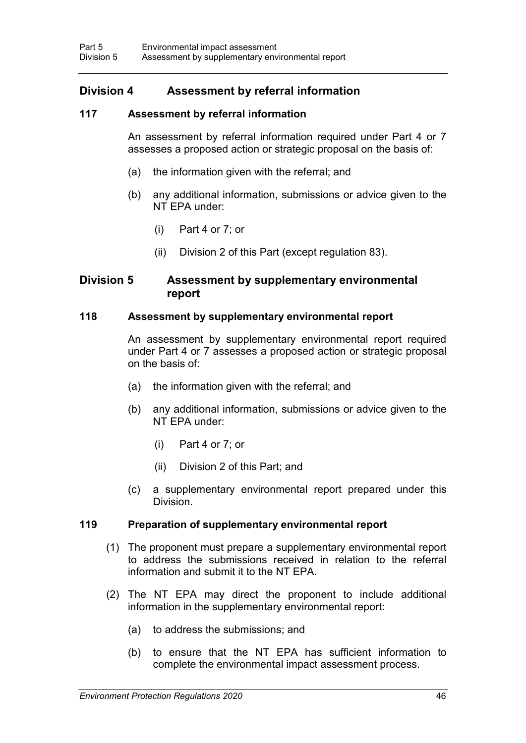## Division 4 Assessment by referral information

### 117 Assessment by referral information

An assessment by referral information required under Part 4 or 7 assesses a proposed action or strategic proposal on the basis of:

(a) the information given with the referral; and

(b) any additional information, submissions or advice given to the NT EPA under:

(i) Part 4 or 7; or

(ii) Division 2 of this Part (except regulation 83).

## Division 5 Assessment by supplementary environmental report

### 118 Assessment by supplementary environmental report

An assessment by supplementary environmental report required under Part 4 or 7 assesses a proposed action or strategic proposal on the basis of:

(a) the information given with the referral; and

(b) any additional information, submissions or advice given to the NT EPA under:

(i) Part 4 or 7; or

(ii) Division 2 of this Part; and

(c) a supplementary environmental report prepared under this Division.

### 119 Preparation of supplementary environmental report

(1) The proponent must prepare a supplementary environmental report to address the submissions received in relation to the referral information and submit it to the NT EPA.

(2) The NT EPA may direct the proponent to include additional information in the supplementary environmental report:

(a) to address the submissions; and

(b) to ensure that the NT EPA has sufficient information to complete the environmental impact assessment process.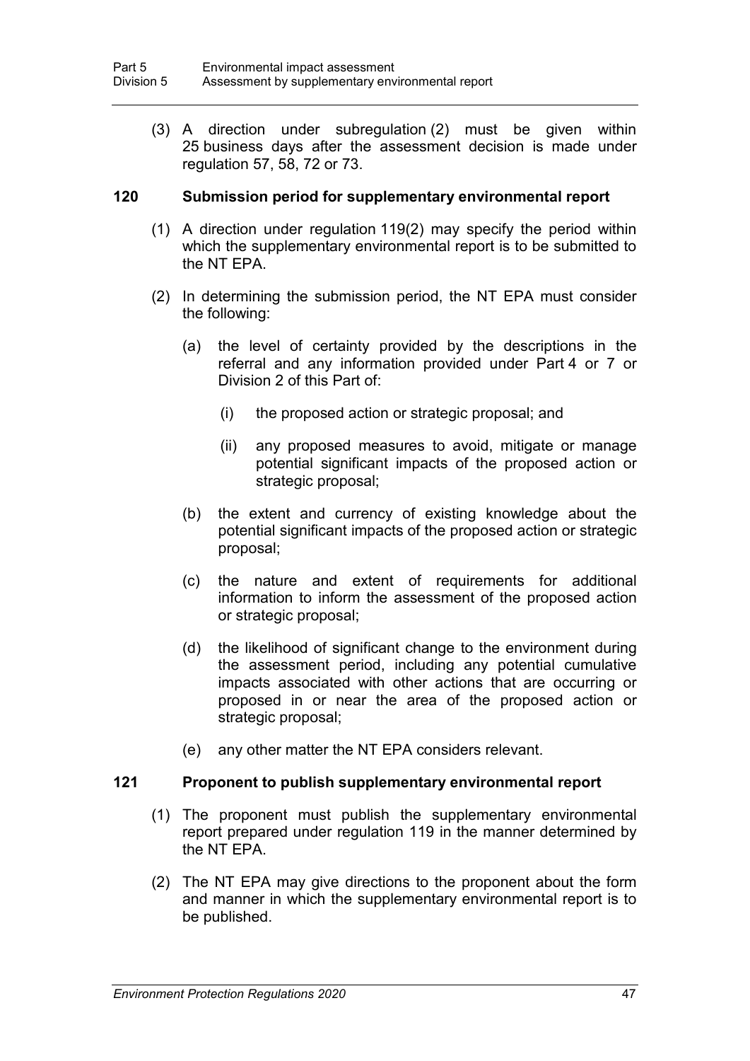(3) A direction under subregulation (2) must be given within 25 business days after the assessment decision is made under regulation 57, 58, 72 or 73.

### 120 Submission period for supplementary environmental report

(1) A direction under regulation 119(2) may specify the period within which the supplementary environmental report is to be submitted to the NT EPA.

(2) In determining the submission period, the NT EPA must consider the following:

(a) the level of certainty provided by the descriptions in the referral and any information provided under Part 4 or 7 or Division 2 of this Part of:

(i) the proposed action or strategic proposal; and

(ii) any proposed measures to avoid, mitigate or manage potential significant impacts of the proposed action or strategic proposal;

(b) the extent and currency of existing knowledge about the potential significant impacts of the proposed action or strategic proposal;

(c) the nature and extent of requirements for additional information to inform the assessment of the proposed action or strategic proposal;

(d) the likelihood of significant change to the environment during the assessment period, including any potential cumulative impacts associated with other actions that are occurring or proposed in or near the area of the proposed action or strategic proposal;

(e) any other matter the NT EPA considers relevant.

### 121 Proponent to publish supplementary environmental report

(1) The proponent must publish the supplementary environmental report prepared under regulation 119 in the manner determined by the NT EPA.

(2) The NT EPA may give directions to the proponent about the form and manner in which the supplementary environmental report is to be published.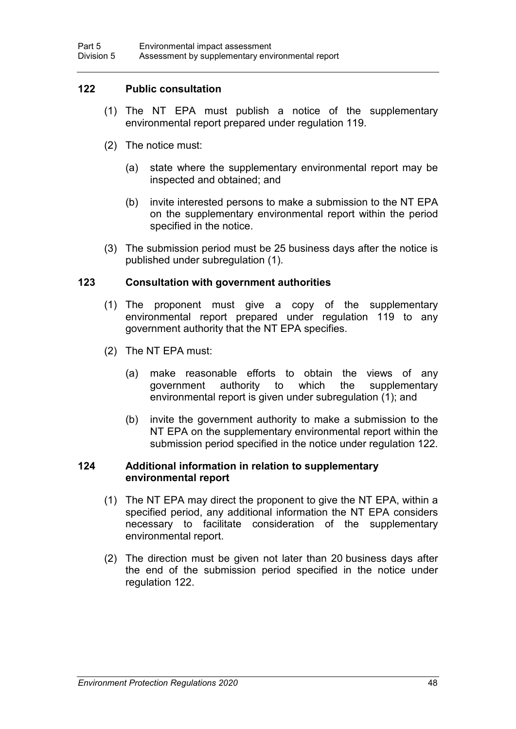### 122 Public consultation

(1) The NT EPA must publish a notice of the supplementary environmental report prepared under regulation 119.

(2) The notice must:

(a) state where the supplementary environmental report may be inspected and obtained; and

(b) invite interested persons to make a submission to the NT EPA on the supplementary environmental report within the period specified in the notice.

(3) The submission period must be 25 business days after the notice is published under subregulation (1).

### 123 Consultation with government authorities

(1) The proponent must give a copy of the supplementary environmental report prepared under regulation 119 to any government authority that the NT EPA specifies.

(2) The NT EPA must:

(a) make reasonable efforts to obtain the views of any government authority to which the supplementary environmental report is given under subregulation (1); and

(b) invite the government authority to make a submission to the NT EPA on the supplementary environmental report within the submission period specified in the notice under regulation 122.

### 124 Additional information in relation to supplementary environmental report

(1) The NT EPA may direct the proponent to give the NT EPA, within a specified period, any additional information the NT EPA considers necessary to facilitate consideration of the supplementary environmental report.

(2) The direction must be given not later than 20 business days after the end of the submission period specified in the notice under regulation 122.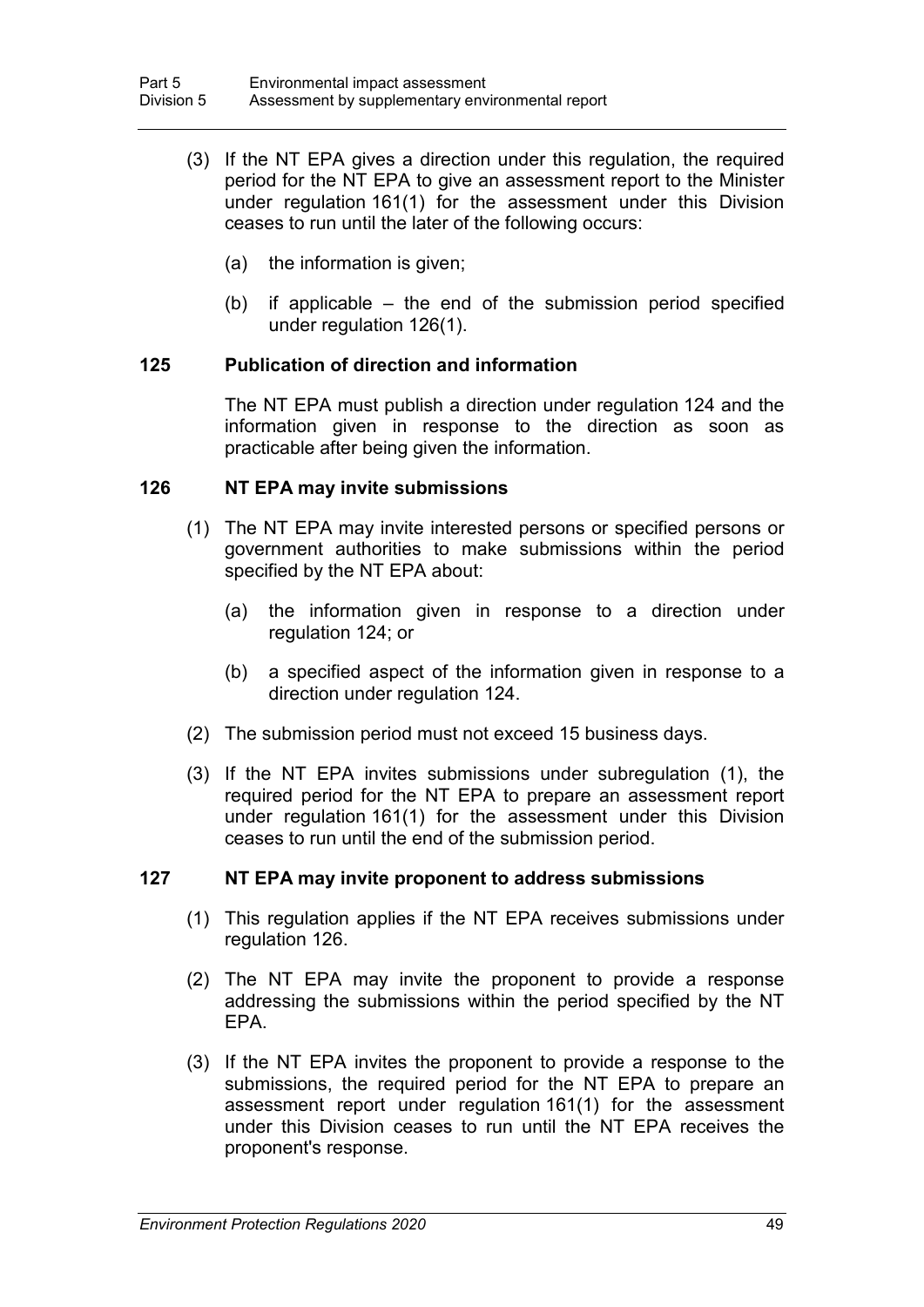(3) If the NT EPA gives a direction under this regulation, the required period for the NT EPA to give an assessment report to the Minister under regulation 161(1) for the assessment under this Division ceases to run until the later of the following occurs:

(a) the information is given;

(b) if applicable – the end of the submission period specified under regulation 126(1).

### 125 Publication of direction and information

The NT EPA must publish a direction under regulation 124 and the information given in response to the direction as soon as practicable after being given the information.

### 126 NT EPA may invite submissions

(1) The NT EPA may invite interested persons or specified persons or government authorities to make submissions within the period specified by the NT EPA about:

(a) the information given in response to a direction under regulation 124; or

(b) a specified aspect of the information given in response to a direction under regulation 124.

(2) The submission period must not exceed 15 business days.

(3) If the NT EPA invites submissions under subregulation (1), the required period for the NT EPA to prepare an assessment report under regulation 161(1) for the assessment under this Division ceases to run until the end of the submission period.

### 127 NT EPA may invite proponent to address submissions

(1) This regulation applies if the NT EPA receives submissions under regulation 126.

(2) The NT EPA may invite the proponent to provide a response addressing the submissions within the period specified by the NT EPA.

(3) If the NT EPA invites the proponent to provide a response to the submissions, the required period for the NT EPA to prepare an assessment report under regulation 161(1) for the assessment under this Division ceases to run until the NT EPA receives the proponent's response.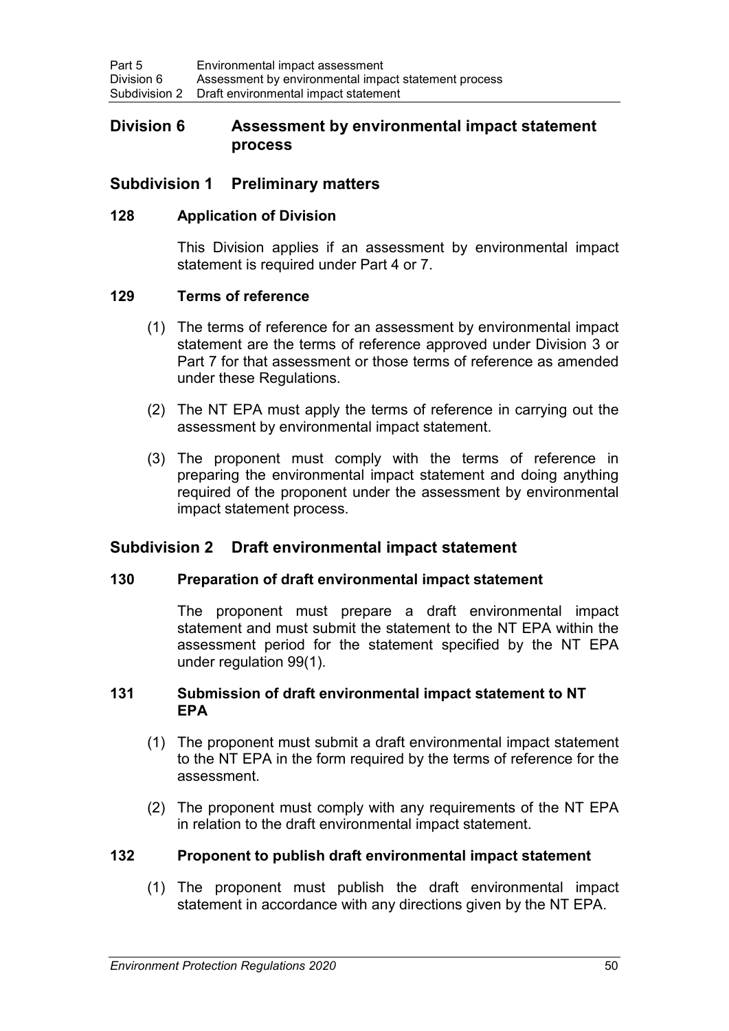## Division 6 Assessment by environmental impact statement process

### Subdivision 1 Preliminary matters

#### 128 Application of Division

This Division applies if an assessment by environmental impact statement is required under Part 4 or 7.

#### 129 Terms of reference

(1) The terms of reference for an assessment by environmental impact statement are the terms of reference approved under Division 3 or Part 7 for that assessment or those terms of reference as amended under these Regulations.

(2) The NT EPA must apply the terms of reference in carrying out the assessment by environmental impact statement.

(3) The proponent must comply with the terms of reference in preparing the environmental impact statement and doing anything required of the proponent under the assessment by environmental impact statement process.

### Subdivision 2 Draft environmental impact statement

#### 130 Preparation of draft environmental impact statement

The proponent must prepare a draft environmental impact statement and must submit the statement to the NT EPA within the assessment period for the statement specified by the NT EPA under regulation 99(1).

#### 131 Submission of draft environmental impact statement to NT EPA

(1) The proponent must submit a draft environmental impact statement to the NT EPA in the form required by the terms of reference for the assessment.

(2) The proponent must comply with any requirements of the NT EPA in relation to the draft environmental impact statement.

#### 132 Proponent to publish draft environmental impact statement

(1) The proponent must publish the draft environmental impact statement in accordance with any directions given by the NT EPA.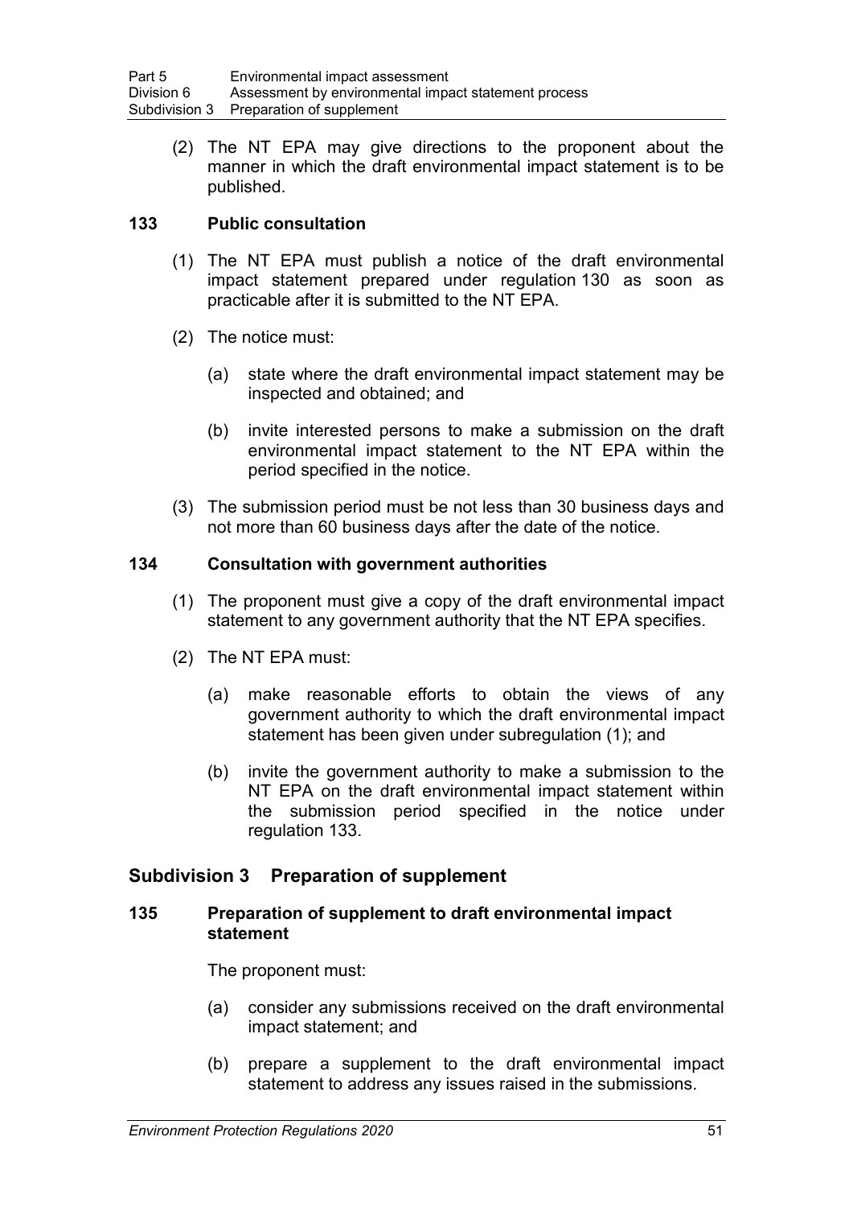(2) The NT EPA may give directions to the proponent about the manner in which the draft environmental impact statement is to be published.

### 133 Public consultation

(1) The NT EPA must publish a notice of the draft environmental impact statement prepared under regulation 130 as soon as practicable after it is submitted to the NT EPA.

(2) The notice must:

(a) state where the draft environmental impact statement may be inspected and obtained; and

(b) invite interested persons to make a submission on the draft environmental impact statement to the NT EPA within the period specified in the notice.

(3) The submission period must be not less than 30 business days and not more than 60 business days after the date of the notice.

### 134 Consultation with government authorities

(1) The proponent must give a copy of the draft environmental impact statement to any government authority that the NT EPA specifies.

(2) The NT EPA must:

(a) make reasonable efforts to obtain the views of any government authority to which the draft environmental impact statement has been given under subregulation (1); and

(b) invite the government authority to make a submission to the NT EPA on the draft environmental impact statement within the submission period specified in the notice under regulation 133.

## Subdivision 3 Preparation of supplement

### 135 Preparation of supplement to draft environmental impact statement

The proponent must:

(a) consider any submissions received on the draft environmental impact statement; and

(b) prepare a supplement to the draft environmental impact statement to address any issues raised in the submissions.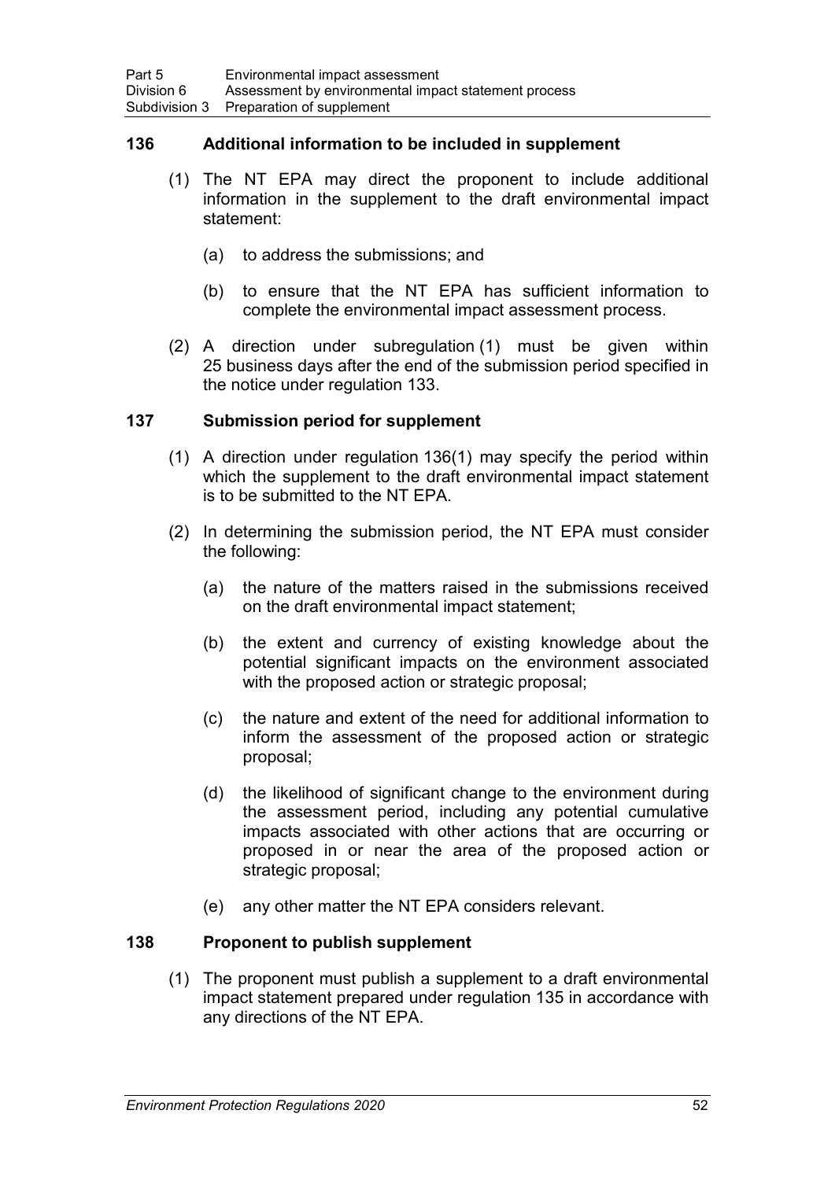### 136 Additional information to be included in supplement

(1) The NT EPA may direct the proponent to include additional information in the supplement to the draft environmental impact statement:

(a) to address the submissions; and

(b) to ensure that the NT EPA has sufficient information to complete the environmental impact assessment process.

(2) A direction under subregulation (1) must be given within 25 business days after the end of the submission period specified in the notice under regulation 133.

### 137 Submission period for supplement

(1) A direction under regulation 136(1) may specify the period within which the supplement to the draft environmental impact statement is to be submitted to the NT EPA.

(2) In determining the submission period, the NT EPA must consider the following:

(a) the nature of the matters raised in the submissions received on the draft environmental impact statement;

(b) the extent and currency of existing knowledge about the potential significant impacts on the environment associated with the proposed action or strategic proposal;

(c) the nature and extent of the need for additional information to inform the assessment of the proposed action or strategic proposal;

(d) the likelihood of significant change to the environment during the assessment period, including any potential cumulative impacts associated with other actions that are occurring or proposed in or near the area of the proposed action or strategic proposal;

(e) any other matter the NT EPA considers relevant.

### 138 Proponent to publish supplement

(1) The proponent must publish a supplement to a draft environmental impact statement prepared under regulation 135 in accordance with any directions of the NT EPA.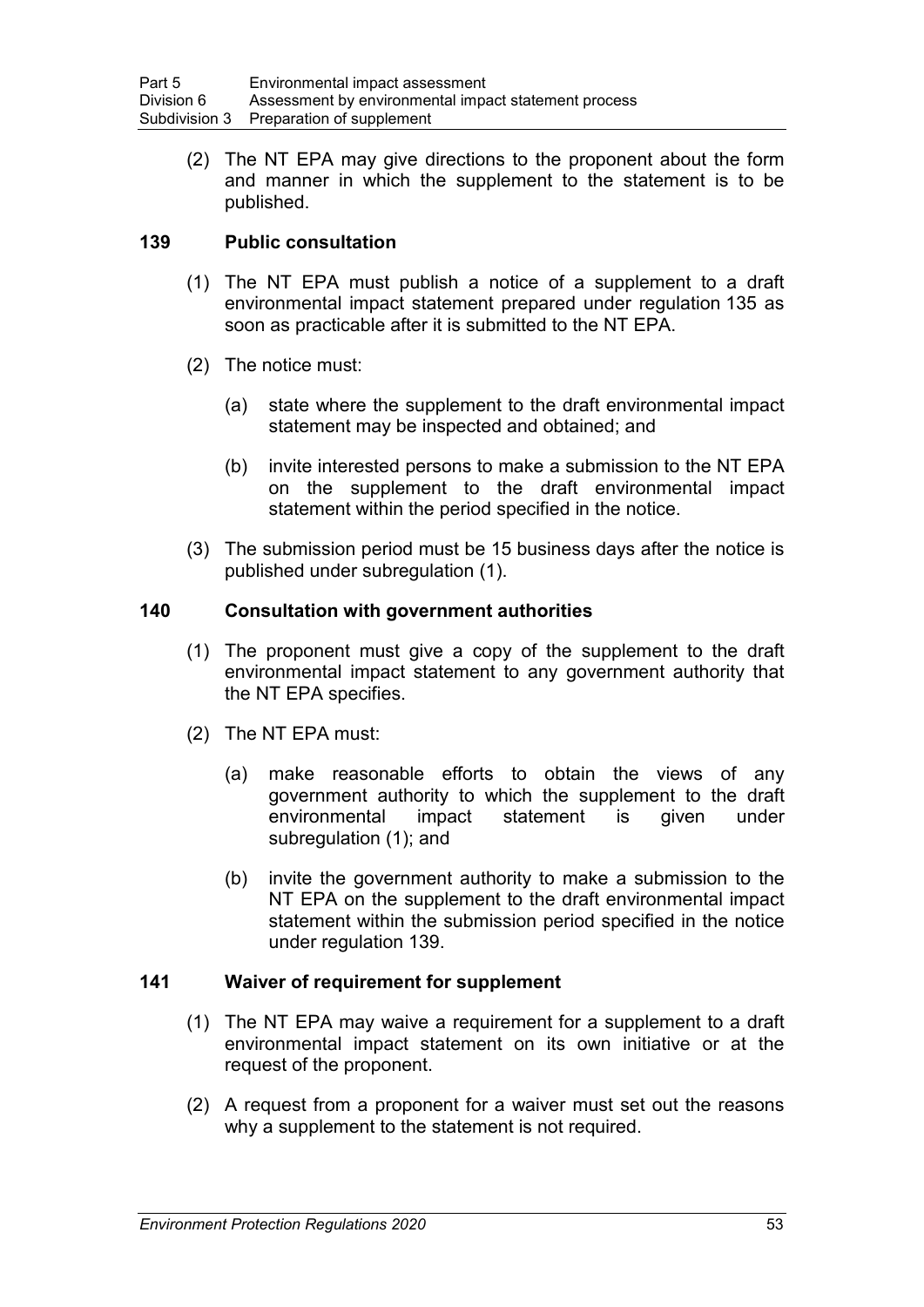(2) The NT EPA may give directions to the proponent about the form and manner in which the supplement to the statement is to be published.

### 139 Public consultation

(1) The NT EPA must publish a notice of a supplement to a draft environmental impact statement prepared under regulation 135 as soon as practicable after it is submitted to the NT EPA.

(2) The notice must:

(a) state where the supplement to the draft environmental impact statement may be inspected and obtained; and

(b) invite interested persons to make a submission to the NT EPA on the supplement to the draft environmental impact statement within the period specified in the notice.

(3) The submission period must be 15 business days after the notice is published under subregulation (1).

### 140 Consultation with government authorities

(1) The proponent must give a copy of the supplement to the draft environmental impact statement to any government authority that the NT EPA specifies.

(2) The NT EPA must:

(a) make reasonable efforts to obtain the views of any government authority to which the supplement to the draft environmental impact statement is given under subregulation (1); and

(b) invite the government authority to make a submission to the NT EPA on the supplement to the draft environmental impact statement within the submission period specified in the notice under regulation 139.

### 141 Waiver of requirement for supplement

(1) The NT EPA may waive a requirement for a supplement to a draft environmental impact statement on its own initiative or at the request of the proponent.

(2) A request from a proponent for a waiver must set out the reasons why a supplement to the statement is not required.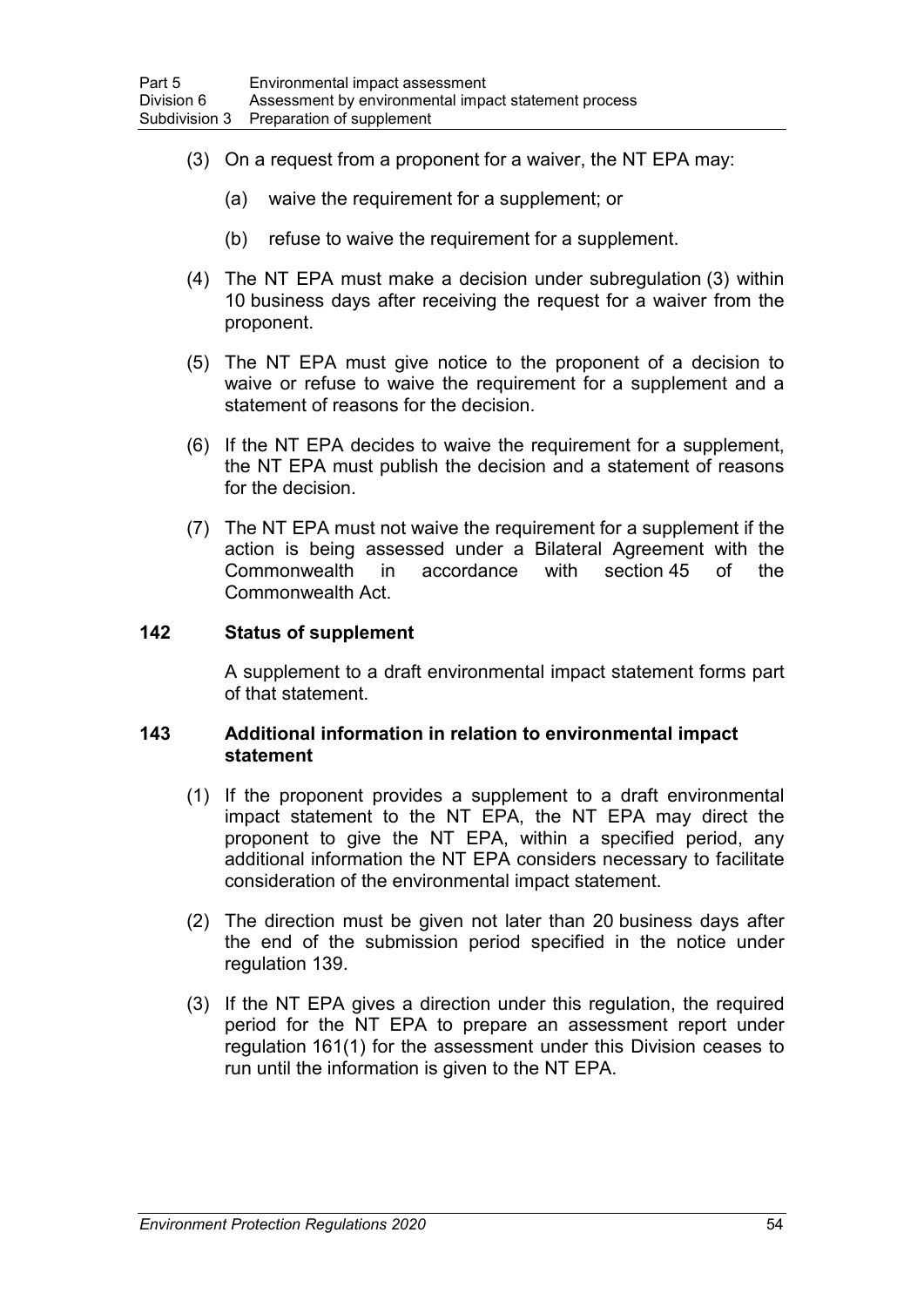(3) On a request from a proponent for a waiver, the NT EPA may:

(a) waive the requirement for a supplement; or

(b) refuse to waive the requirement for a supplement.

(4) The NT EPA must make a decision under subregulation (3) within 10 business days after receiving the request for a waiver from the proponent.

(5) The NT EPA must give notice to the proponent of a decision to waive or refuse to waive the requirement for a supplement and a statement of reasons for the decision.

(6) If the NT EPA decides to waive the requirement for a supplement, the NT EPA must publish the decision and a statement of reasons for the decision.

(7) The NT EPA must not waive the requirement for a supplement if the action is being assessed under a Bilateral Agreement with the Commonwealth in accordance with section 45 of the Commonwealth Act.

### 142 Status of supplement

A supplement to a draft environmental impact statement forms part of that statement.

### 143 Additional information in relation to environmental impact statement

(1) If the proponent provides a supplement to a draft environmental impact statement to the NT EPA, the NT EPA may direct the proponent to give the NT EPA, within a specified period, any additional information the NT EPA considers necessary to facilitate consideration of the environmental impact statement.

(2) The direction must be given not later than 20 business days after the end of the submission period specified in the notice under regulation 139.

(3) If the NT EPA gives a direction under this regulation, the required period for the NT EPA to prepare an assessment report under regulation 161(1) for the assessment under this Division ceases to run until the information is given to the NT EPA.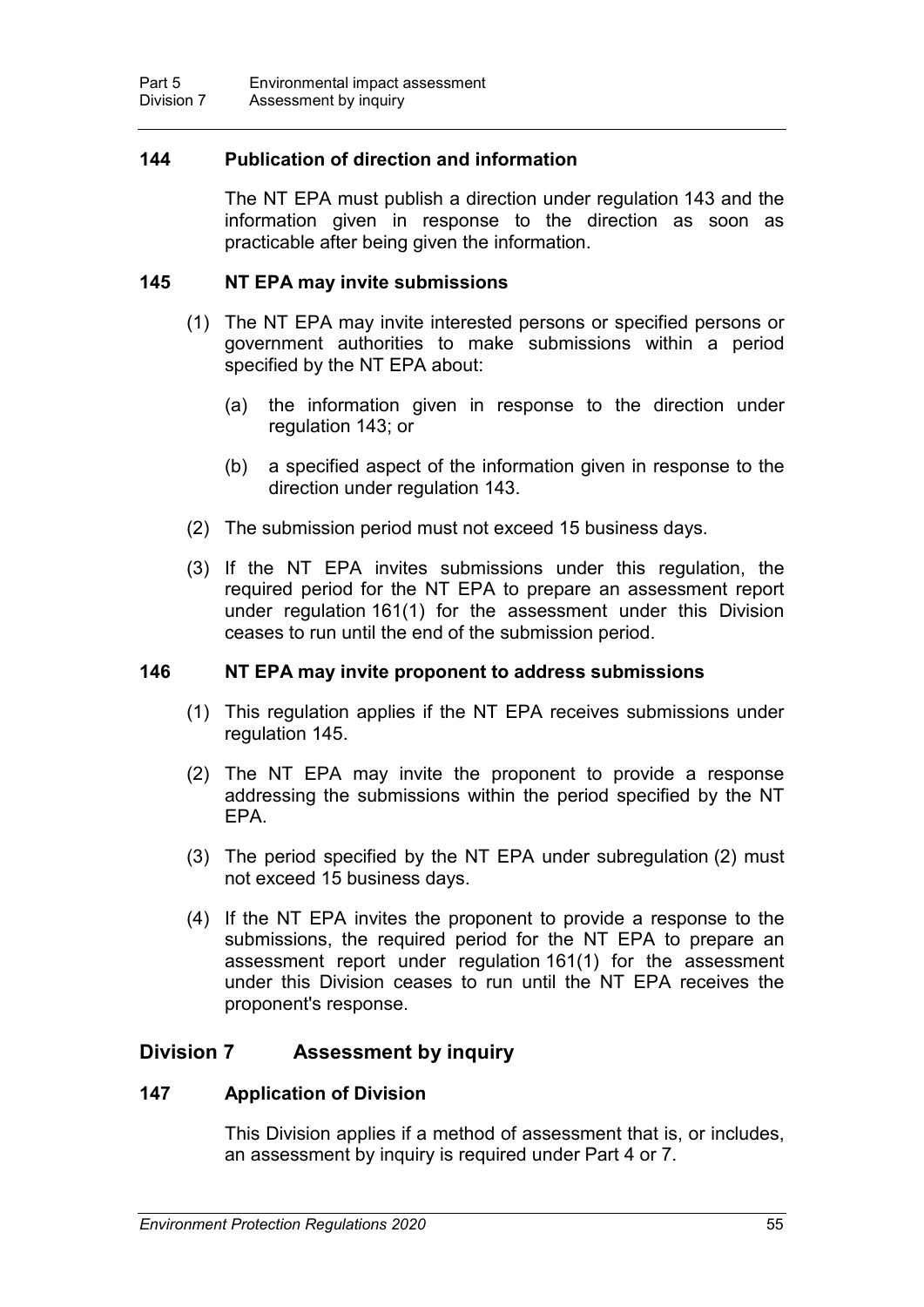### 144 Publication of direction and information

The NT EPA must publish a direction under regulation 143 and the information given in response to the direction as soon as practicable after being given the information.

### 145 NT EPA may invite submissions

(1) The NT EPA may invite interested persons or specified persons or government authorities to make submissions within a period specified by the NT EPA about:

(a) the information given in response to the direction under regulation 143; or

(b) a specified aspect of the information given in response to the direction under regulation 143.

(2) The submission period must not exceed 15 business days.

(3) If the NT EPA invites submissions under this regulation, the required period for the NT EPA to prepare an assessment report under regulation 161(1) for the assessment under this Division ceases to run until the end of the submission period.

### 146 NT EPA may invite proponent to address submissions

(1) This regulation applies if the NT EPA receives submissions under regulation 145.

(2) The NT EPA may invite the proponent to provide a response addressing the submissions within the period specified by the NT EPA.

(3) The period specified by the NT EPA under subregulation (2) must not exceed 15 business days.

(4) If the NT EPA invites the proponent to provide a response to the submissions, the required period for the NT EPA to prepare an assessment report under regulation 161(1) for the assessment under this Division ceases to run until the NT EPA receives the proponent's response.

## Division 7 Assessment by inquiry

### 147 Application of Division

This Division applies if a method of assessment that is, or includes, an assessment by inquiry is required under Part 4 or 7.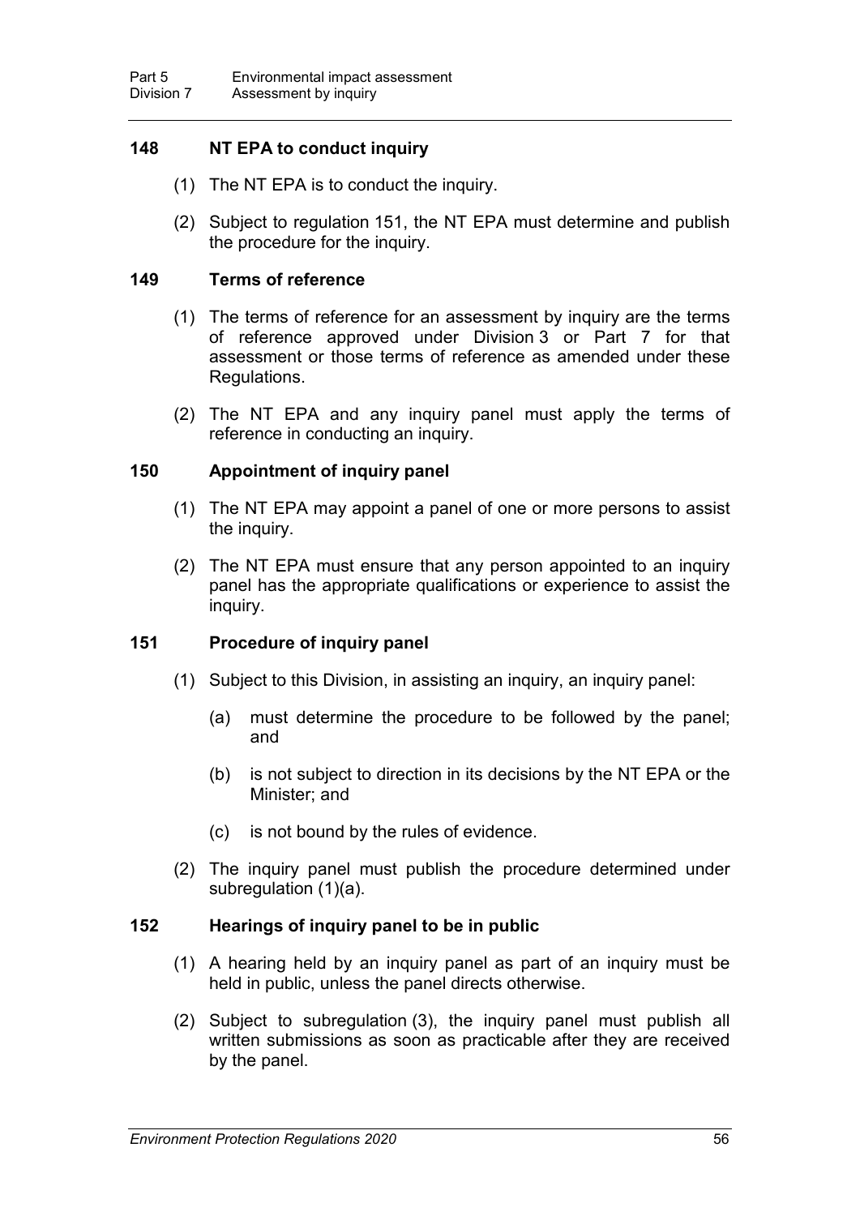### 148 NT EPA to conduct inquiry

(1) The NT EPA is to conduct the inquiry.

(2) Subject to regulation 151, the NT EPA must determine and publish the procedure for the inquiry.

### 149 Terms of reference

(1) The terms of reference for an assessment by inquiry are the terms of reference approved under Division 3 or Part 7 for that assessment or those terms of reference as amended under these Regulations.

(2) The NT EPA and any inquiry panel must apply the terms of reference in conducting an inquiry.

### 150 Appointment of inquiry panel

(1) The NT EPA may appoint a panel of one or more persons to assist the inquiry.

(2) The NT EPA must ensure that any person appointed to an inquiry panel has the appropriate qualifications or experience to assist the inquiry.

### 151 Procedure of inquiry panel

(1) Subject to this Division, in assisting an inquiry, an inquiry panel:

(a) must determine the procedure to be followed by the panel; and

(b) is not subject to direction in its decisions by the NT EPA or the Minister; and

(c) is not bound by the rules of evidence.

(2) The inquiry panel must publish the procedure determined under subregulation (1)(a).

### 152 Hearings of inquiry panel to be in public

(1) A hearing held by an inquiry panel as part of an inquiry must be held in public, unless the panel directs otherwise.

(2) Subject to subregulation (3), the inquiry panel must publish all written submissions as soon as practicable after they are received by the panel.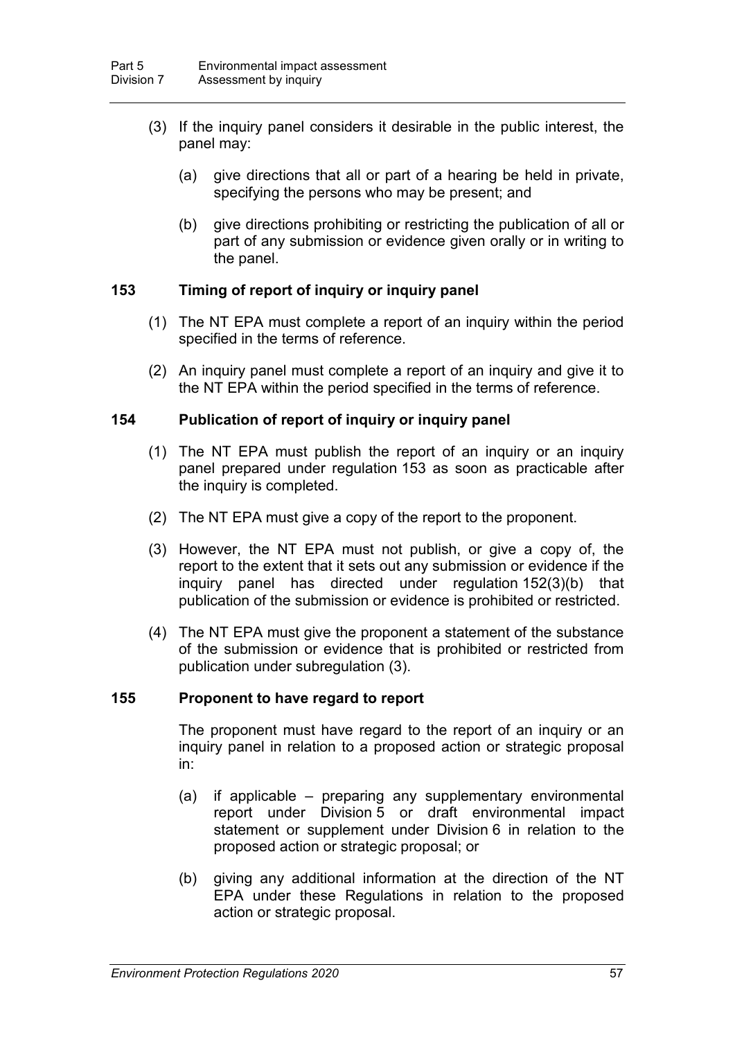(3) If the inquiry panel considers it desirable in the public interest, the panel may:

(a) give directions that all or part of a hearing be held in private, specifying the persons who may be present; and

(b) give directions prohibiting or restricting the publication of all or part of any submission or evidence given orally or in writing to the panel.

### 153 Timing of report of inquiry or inquiry panel

(1) The NT EPA must complete a report of an inquiry within the period specified in the terms of reference.

(2) An inquiry panel must complete a report of an inquiry and give it to the NT EPA within the period specified in the terms of reference.

### 154 Publication of report of inquiry or inquiry panel

(1) The NT EPA must publish the report of an inquiry or an inquiry panel prepared under regulation 153 as soon as practicable after the inquiry is completed.

(2) The NT EPA must give a copy of the report to the proponent.

(3) However, the NT EPA must not publish, or give a copy of, the report to the extent that it sets out any submission or evidence if the inquiry panel has directed under regulation 152(3)(b) that publication of the submission or evidence is prohibited or restricted.

(4) The NT EPA must give the proponent a statement of the substance of the submission or evidence that is prohibited or restricted from publication under subregulation (3).

### 155 Proponent to have regard to report

The proponent must have regard to the report of an inquiry or an inquiry panel in relation to a proposed action or strategic proposal in:

(a) if applicable – preparing any supplementary environmental report under Division 5 or draft environmental impact statement or supplement under Division 6 in relation to the proposed action or strategic proposal; or

(b) giving any additional information at the direction of the NT EPA under these Regulations in relation to the proposed action or strategic proposal.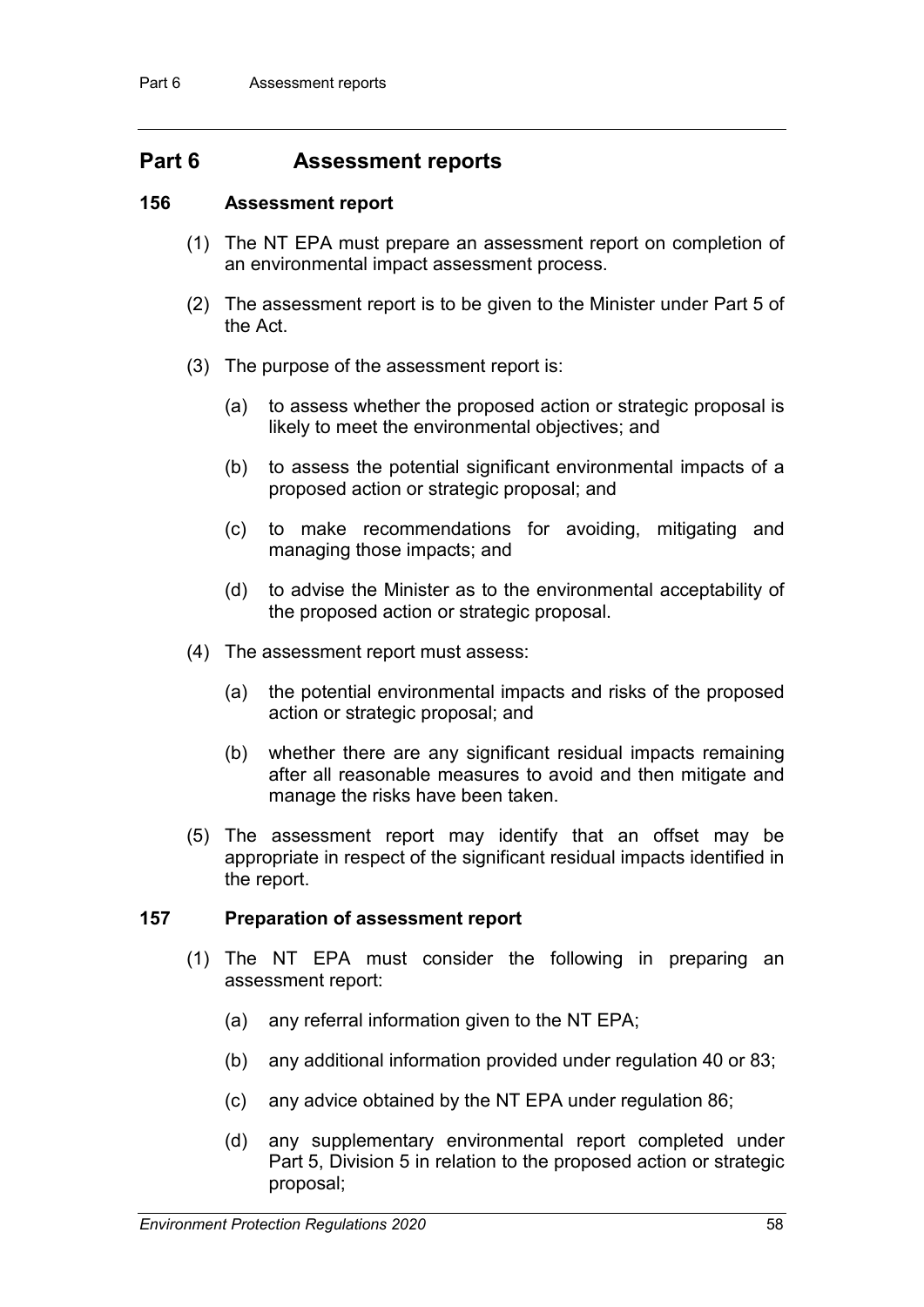## Part 6 Assessment reports

### 156 Assessment report

(1) The NT EPA must prepare an assessment report on completion of an environmental impact assessment process.

(2) The assessment report is to be given to the Minister under Part 5 of the Act.

(3) The purpose of the assessment report is:

(a) to assess whether the proposed action or strategic proposal is likely to meet the environmental objectives; and

(b) to assess the potential significant environmental impacts of a proposed action or strategic proposal; and

(c) to make recommendations for avoiding, mitigating and managing those impacts; and

(d) to advise the Minister as to the environmental acceptability of the proposed action or strategic proposal.

(4) The assessment report must assess:

(a) the potential environmental impacts and risks of the proposed action or strategic proposal; and

(b) whether there are any significant residual impacts remaining after all reasonable measures to avoid and then mitigate and manage the risks have been taken.

(5) The assessment report may identify that an offset may be appropriate in respect of the significant residual impacts identified in the report.

### 157 Preparation of assessment report

(1) The NT EPA must consider the following in preparing an assessment report:

(a) any referral information given to the NT EPA;

(b) any additional information provided under regulation 40 or 83;

(c) any advice obtained by the NT EPA under regulation 86;

(d) any supplementary environmental report completed under Part 5, Division 5 in relation to the proposed action or strategic proposal;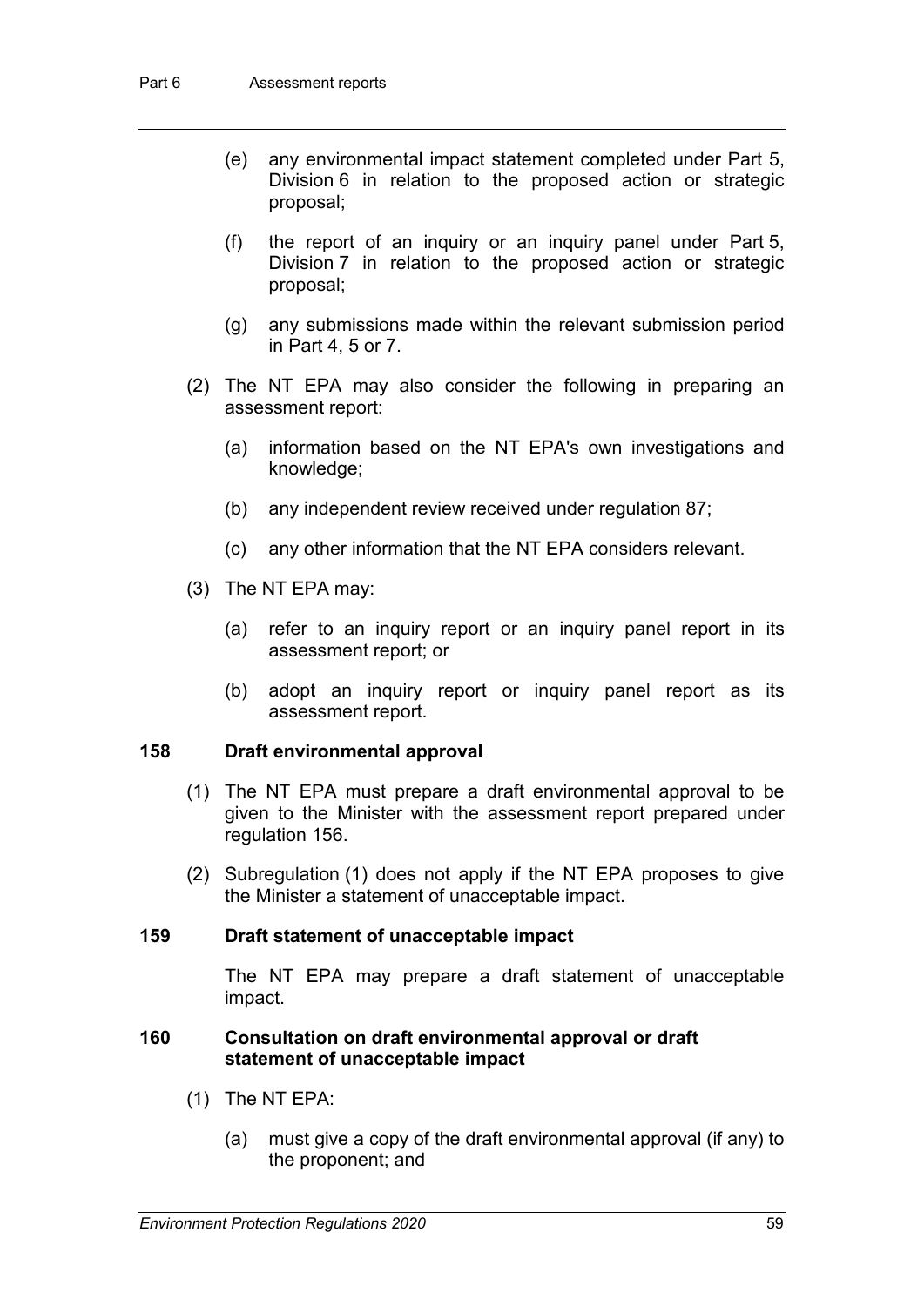(e) any environmental impact statement completed under Part 5, Division 6 in relation to the proposed action or strategic proposal;

(f) the report of an inquiry or an inquiry panel under Part 5, Division 7 in relation to the proposed action or strategic proposal;

(g) any submissions made within the relevant submission period in Part 4, 5 or 7.

(2) The NT EPA may also consider the following in preparing an assessment report:

(a) information based on the NT EPA's own investigations and knowledge;

(b) any independent review received under regulation 87;

(c) any other information that the NT EPA considers relevant.

(3) The NT EPA may:

(a) refer to an inquiry report or an inquiry panel report in its assessment report; or

(b) adopt an inquiry report or inquiry panel report as its assessment report.

### 158 Draft environmental approval

(1) The NT EPA must prepare a draft environmental approval to be given to the Minister with the assessment report prepared under regulation 156.

(2) Subregulation (1) does not apply if the NT EPA proposes to give the Minister a statement of unacceptable impact.

### 159 Draft statement of unacceptable impact

The NT EPA may prepare a draft statement of unacceptable impact.

### 160 Consultation on draft environmental approval or draft statement of unacceptable impact

(1) The NT EPA:

(a) must give a copy of the draft environmental approval (if any) to the proponent; and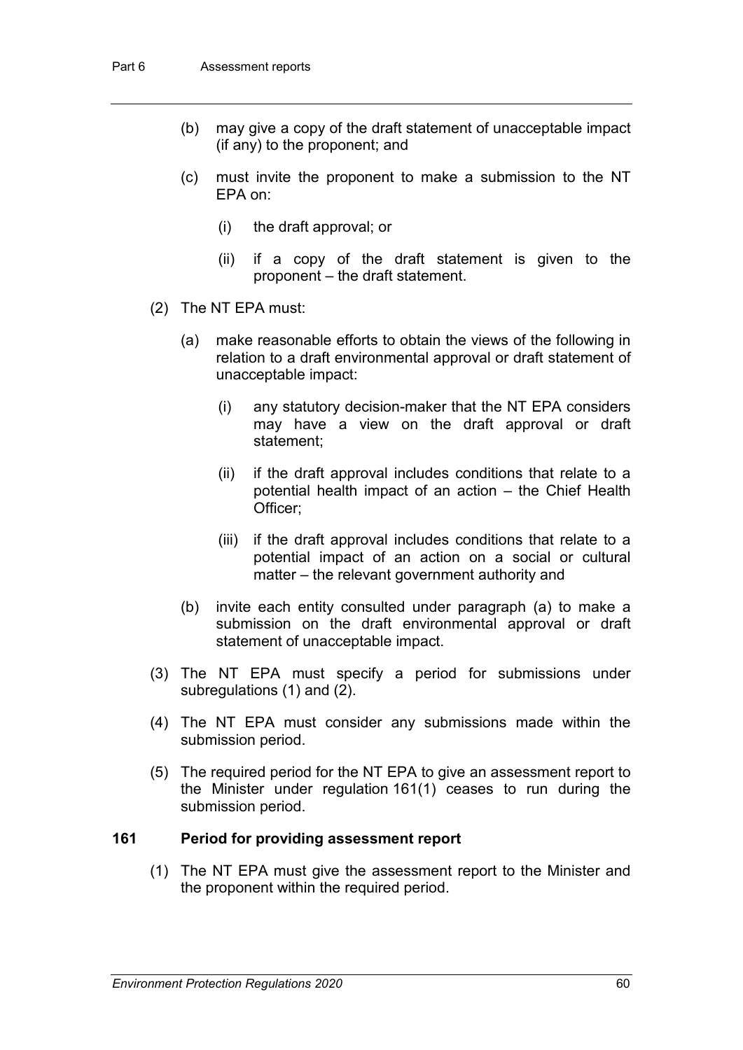(b) may give a copy of the draft statement of unacceptable impact (if any) to the proponent; and

(c) must invite the proponent to make a submission to the NT EPA on:

(i) the draft approval; or

(ii) if a copy of the draft statement is given to the proponent – the draft statement.

(2) The NT EPA must:

(a) make reasonable efforts to obtain the views of the following in relation to a draft environmental approval or draft statement of unacceptable impact:

(i) any statutory decision-maker that the NT EPA considers may have a view on the draft approval or draft statement;

(ii) if the draft approval includes conditions that relate to a potential health impact of an action – the Chief Health Officer;

(iii) if the draft approval includes conditions that relate to a potential impact of an action on a social or cultural matter – the relevant government authority and

(b) invite each entity consulted under paragraph (a) to make a submission on the draft environmental approval or draft statement of unacceptable impact.

(3) The NT EPA must specify a period for submissions under subregulations (1) and (2).

(4) The NT EPA must consider any submissions made within the submission period.

(5) The required period for the NT EPA to give an assessment report to the Minister under regulation 161(1) ceases to run during the submission period.

**161 Period for providing assessment report**

(1) The NT EPA must give the assessment report to the Minister and the proponent within the required period.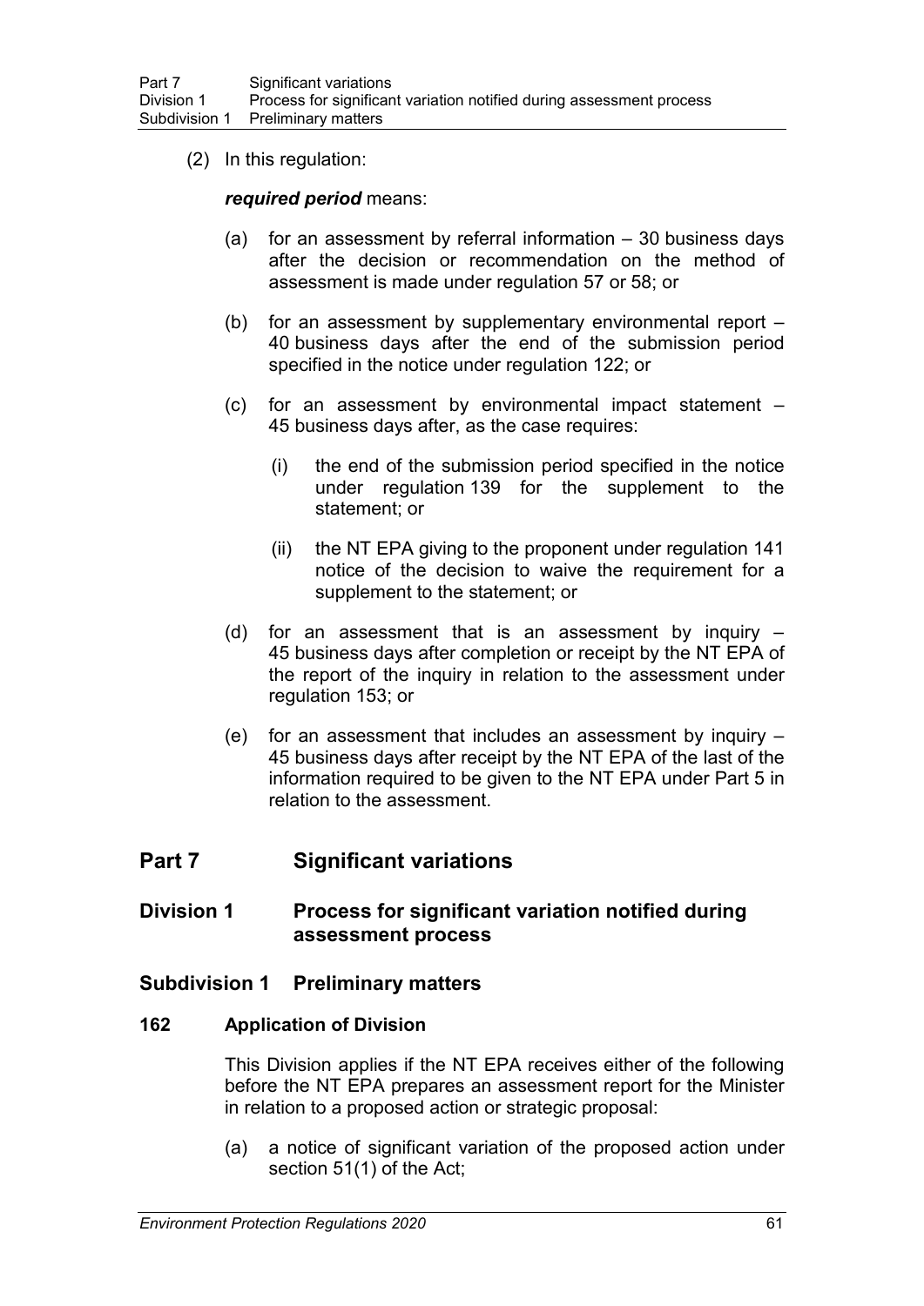(2) In this regulation:

***required period*** means:

(a) for an assessment by referral information – 30 business days after the decision or recommendation on the method of assessment is made under regulation 57 or 58; or

(b) for an assessment by supplementary environmental report – 40 business days after the end of the submission period specified in the notice under regulation 122; or

(c) for an assessment by environmental impact statement – 45 business days after, as the case requires:

(i) the end of the submission period specified in the notice under regulation 139 for the supplement to the statement; or

(ii) the NT EPA giving to the proponent under regulation 141 notice of the decision to waive the requirement for a supplement to the statement; or

(d) for an assessment that is an assessment by inquiry – 45 business days after completion or receipt by the NT EPA of the report of the inquiry in relation to the assessment under regulation 153; or

(e) for an assessment that includes an assessment by inquiry – 45 business days after receipt by the NT EPA of the last of the information required to be given to the NT EPA under Part 5 in relation to the assessment.

# Part 7 Significant variations

## Division 1 Process for significant variation notified during assessment process

### Subdivision 1 Preliminary matters

#### 162 Application of Division

This Division applies if the NT EPA receives either of the following before the NT EPA prepares an assessment report for the Minister in relation to a proposed action or strategic proposal:

(a) a notice of significant variation of the proposed action under section 51(1) of the Act;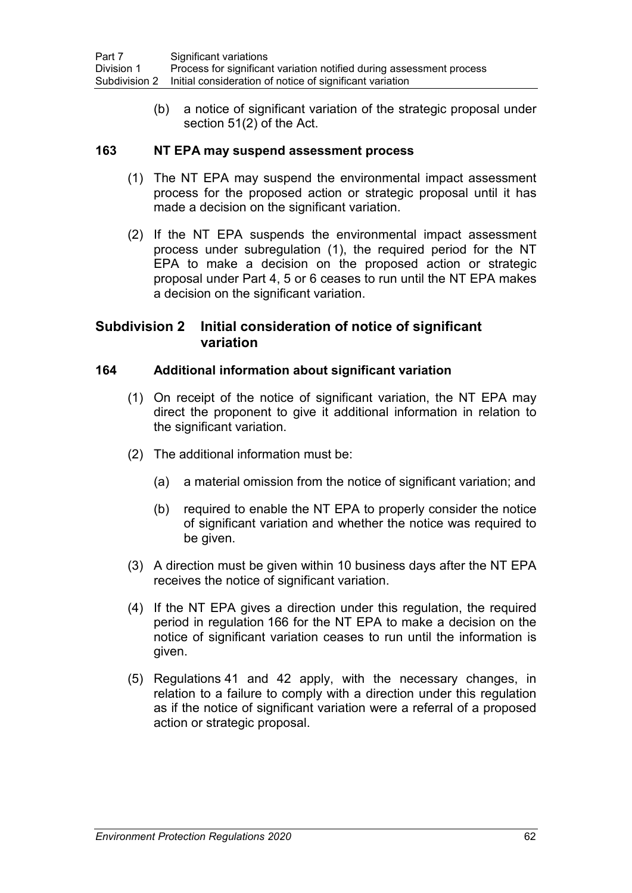(b) a notice of significant variation of the strategic proposal under section 51(2) of the Act.

### 163 NT EPA may suspend assessment process

(1) The NT EPA may suspend the environmental impact assessment process for the proposed action or strategic proposal until it has made a decision on the significant variation.

(2) If the NT EPA suspends the environmental impact assessment process under subregulation (1), the required period for the NT EPA to make a decision on the proposed action or strategic proposal under Part 4, 5 or 6 ceases to run until the NT EPA makes a decision on the significant variation.

## Subdivision 2 Initial consideration of notice of significant variation

### 164 Additional information about significant variation

(1) On receipt of the notice of significant variation, the NT EPA may direct the proponent to give it additional information in relation to the significant variation.

(2) The additional information must be:

(a) a material omission from the notice of significant variation; and

(b) required to enable the NT EPA to properly consider the notice of significant variation and whether the notice was required to be given.

(3) A direction must be given within 10 business days after the NT EPA receives the notice of significant variation.

(4) If the NT EPA gives a direction under this regulation, the required period in regulation 166 for the NT EPA to make a decision on the notice of significant variation ceases to run until the information is given.

(5) Regulations 41 and 42 apply, with the necessary changes, in relation to a failure to comply with a direction under this regulation as if the notice of significant variation were a referral of a proposed action or strategic proposal.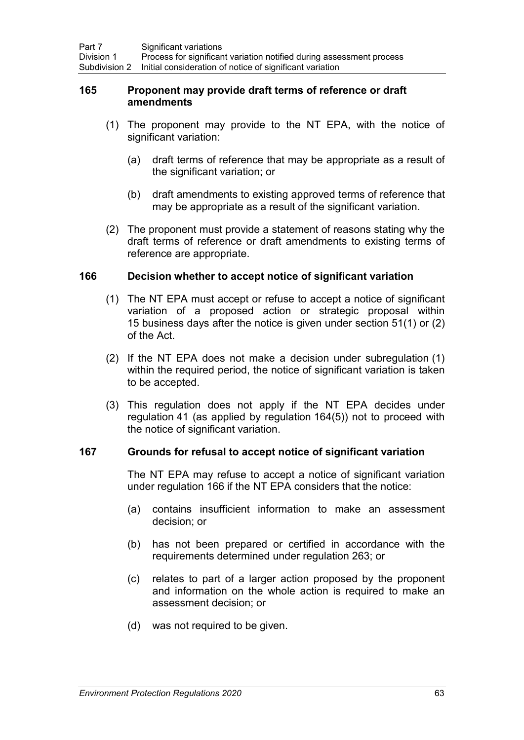### 165 Proponent may provide draft terms of reference or draft amendments

(1) The proponent may provide to the NT EPA, with the notice of significant variation:

(a) draft terms of reference that may be appropriate as a result of the significant variation; or

(b) draft amendments to existing approved terms of reference that may be appropriate as a result of the significant variation.

(2) The proponent must provide a statement of reasons stating why the draft terms of reference or draft amendments to existing terms of reference are appropriate.

### 166 Decision whether to accept notice of significant variation

(1) The NT EPA must accept or refuse to accept a notice of significant variation of a proposed action or strategic proposal within 15 business days after the notice is given under section 51(1) or (2) of the Act.

(2) If the NT EPA does not make a decision under subregulation (1) within the required period, the notice of significant variation is taken to be accepted.

(3) This regulation does not apply if the NT EPA decides under regulation 41 (as applied by regulation 164(5)) not to proceed with the notice of significant variation.

### 167 Grounds for refusal to accept notice of significant variation

The NT EPA may refuse to accept a notice of significant variation under regulation 166 if the NT EPA considers that the notice:

(a) contains insufficient information to make an assessment decision; or

(b) has not been prepared or certified in accordance with the requirements determined under regulation 263; or

(c) relates to part of a larger action proposed by the proponent and information on the whole action is required to make an assessment decision; or

(d) was not required to be given.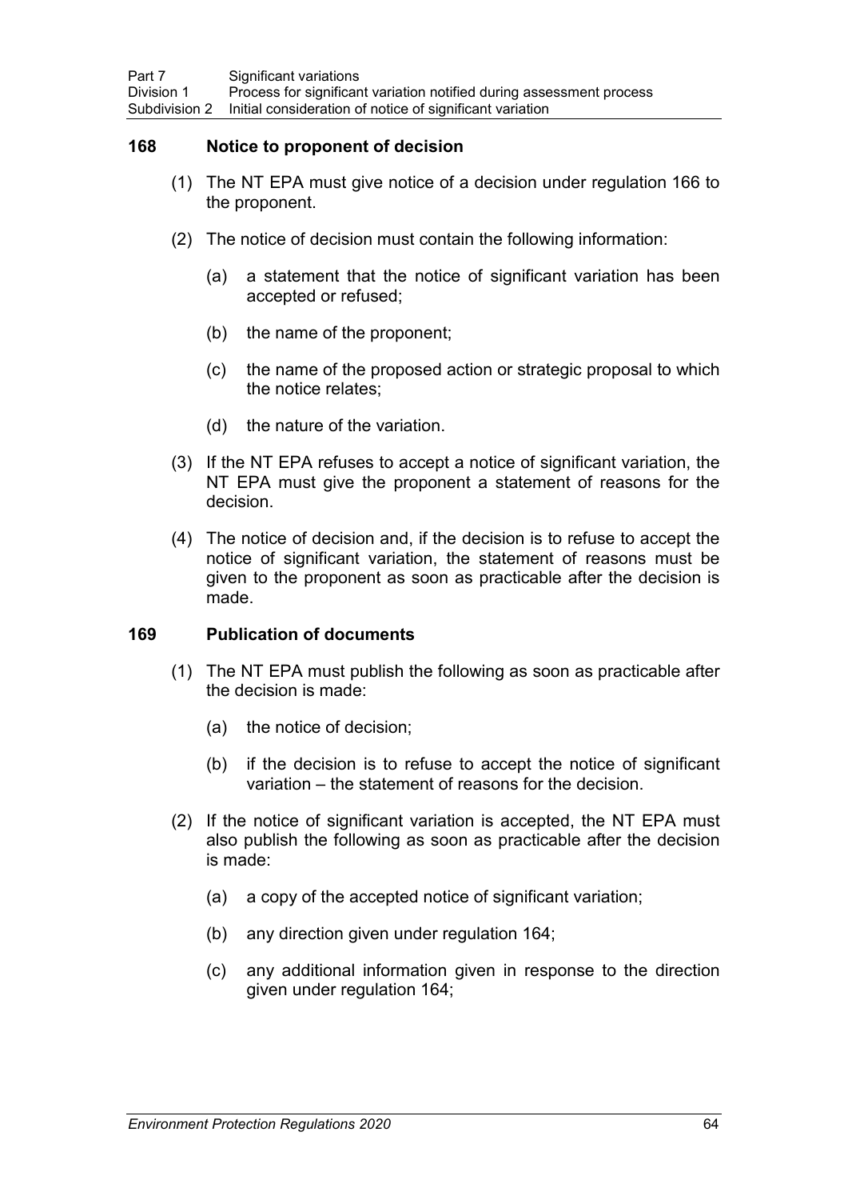### 168 Notice to proponent of decision

(1) The NT EPA must give notice of a decision under regulation 166 to the proponent.

(2) The notice of decision must contain the following information:

(a) a statement that the notice of significant variation has been accepted or refused;

(b) the name of the proponent;

(c) the name of the proposed action or strategic proposal to which the notice relates;

(d) the nature of the variation.

(3) If the NT EPA refuses to accept a notice of significant variation, the NT EPA must give the proponent a statement of reasons for the decision.

(4) The notice of decision and, if the decision is to refuse to accept the notice of significant variation, the statement of reasons must be given to the proponent as soon as practicable after the decision is made.

### 169 Publication of documents

(1) The NT EPA must publish the following as soon as practicable after the decision is made:

(a) the notice of decision;

(b) if the decision is to refuse to accept the notice of significant variation – the statement of reasons for the decision.

(2) If the notice of significant variation is accepted, the NT EPA must also publish the following as soon as practicable after the decision is made:

(a) a copy of the accepted notice of significant variation;

(b) any direction given under regulation 164;

(c) any additional information given in response to the direction given under regulation 164;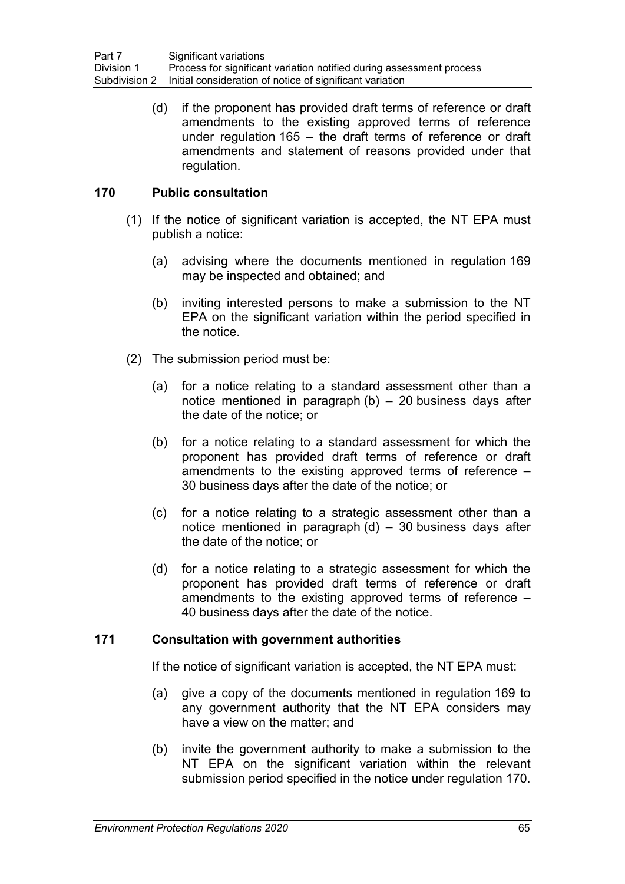(d) if the proponent has provided draft terms of reference or draft amendments to the existing approved terms of reference under regulation 165 – the draft terms of reference or draft amendments and statement of reasons provided under that regulation.

### 170 Public consultation

(1) If the notice of significant variation is accepted, the NT EPA must publish a notice:

(a) advising where the documents mentioned in regulation 169 may be inspected and obtained; and

(b) inviting interested persons to make a submission to the NT EPA on the significant variation within the period specified in the notice.

(2) The submission period must be:

(a) for a notice relating to a standard assessment other than a notice mentioned in paragraph (b) – 20 business days after the date of the notice; or

(b) for a notice relating to a standard assessment for which the proponent has provided draft terms of reference or draft amendments to the existing approved terms of reference – 30 business days after the date of the notice; or

(c) for a notice relating to a strategic assessment other than a notice mentioned in paragraph (d) – 30 business days after the date of the notice; or

(d) for a notice relating to a strategic assessment for which the proponent has provided draft terms of reference or draft amendments to the existing approved terms of reference – 40 business days after the date of the notice.

### 171 Consultation with government authorities

If the notice of significant variation is accepted, the NT EPA must:

(a) give a copy of the documents mentioned in regulation 169 to any government authority that the NT EPA considers may have a view on the matter; and

(b) invite the government authority to make a submission to the NT EPA on the significant variation within the relevant submission period specified in the notice under regulation 170.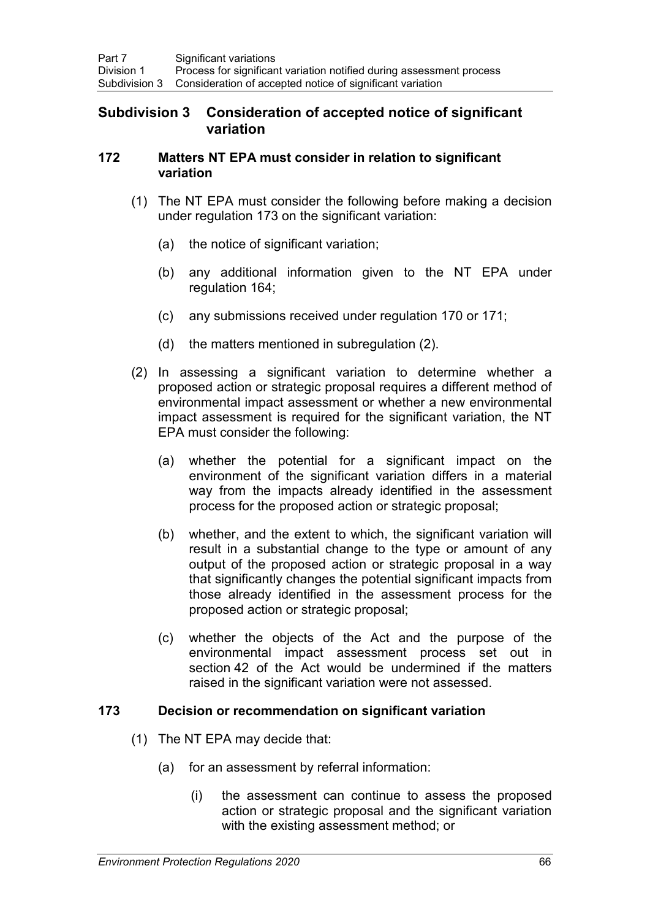## Subdivision 3 Consideration of accepted notice of significant variation

### 172 Matters NT EPA must consider in relation to significant variation

(1) The NT EPA must consider the following before making a decision under regulation 173 on the significant variation:

(a) the notice of significant variation;

(b) any additional information given to the NT EPA under regulation 164;

(c) any submissions received under regulation 170 or 171;

(d) the matters mentioned in subregulation (2).

(2) In assessing a significant variation to determine whether a proposed action or strategic proposal requires a different method of environmental impact assessment or whether a new environmental impact assessment is required for the significant variation, the NT EPA must consider the following:

(a) whether the potential for a significant impact on the environment of the significant variation differs in a material way from the impacts already identified in the assessment process for the proposed action or strategic proposal;

(b) whether, and the extent to which, the significant variation will result in a substantial change to the type or amount of any output of the proposed action or strategic proposal in a way that significantly changes the potential significant impacts from those already identified in the assessment process for the proposed action or strategic proposal;

(c) whether the objects of the Act and the purpose of the environmental impact assessment process set out in section 42 of the Act would be undermined if the matters raised in the significant variation were not assessed.

### 173 Decision or recommendation on significant variation

(1) The NT EPA may decide that:

(a) for an assessment by referral information:

(i) the assessment can continue to assess the proposed action or strategic proposal and the significant variation with the existing assessment method; or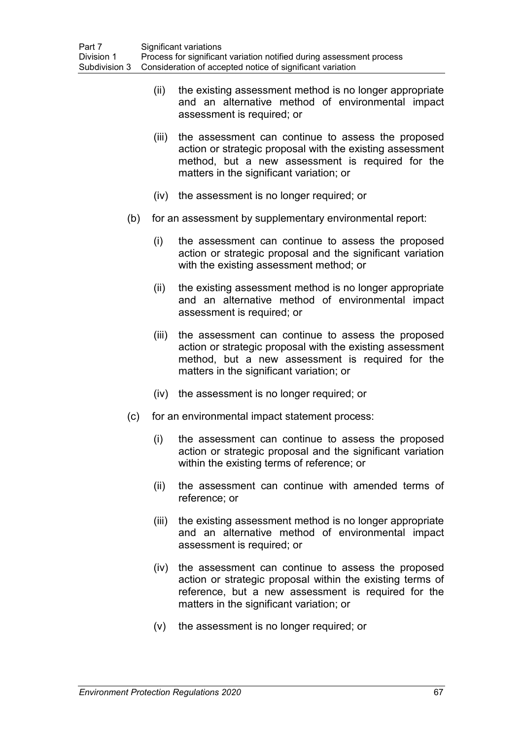(ii) the existing assessment method is no longer appropriate and an alternative method of environmental impact assessment is required; or

(iii) the assessment can continue to assess the proposed action or strategic proposal with the existing assessment method, but a new assessment is required for the matters in the significant variation; or

(iv) the assessment is no longer required; or

(b) for an assessment by supplementary environmental report:

(i) the assessment can continue to assess the proposed action or strategic proposal and the significant variation with the existing assessment method; or

(ii) the existing assessment method is no longer appropriate and an alternative method of environmental impact assessment is required; or

(iii) the assessment can continue to assess the proposed action or strategic proposal with the existing assessment method, but a new assessment is required for the matters in the significant variation; or

(iv) the assessment is no longer required; or

(c) for an environmental impact statement process:

(i) the assessment can continue to assess the proposed action or strategic proposal and the significant variation within the existing terms of reference; or

(ii) the assessment can continue with amended terms of reference; or

(iii) the existing assessment method is no longer appropriate and an alternative method of environmental impact assessment is required; or

(iv) the assessment can continue to assess the proposed action or strategic proposal within the existing terms of reference, but a new assessment is required for the matters in the significant variation; or

(v) the assessment is no longer required; or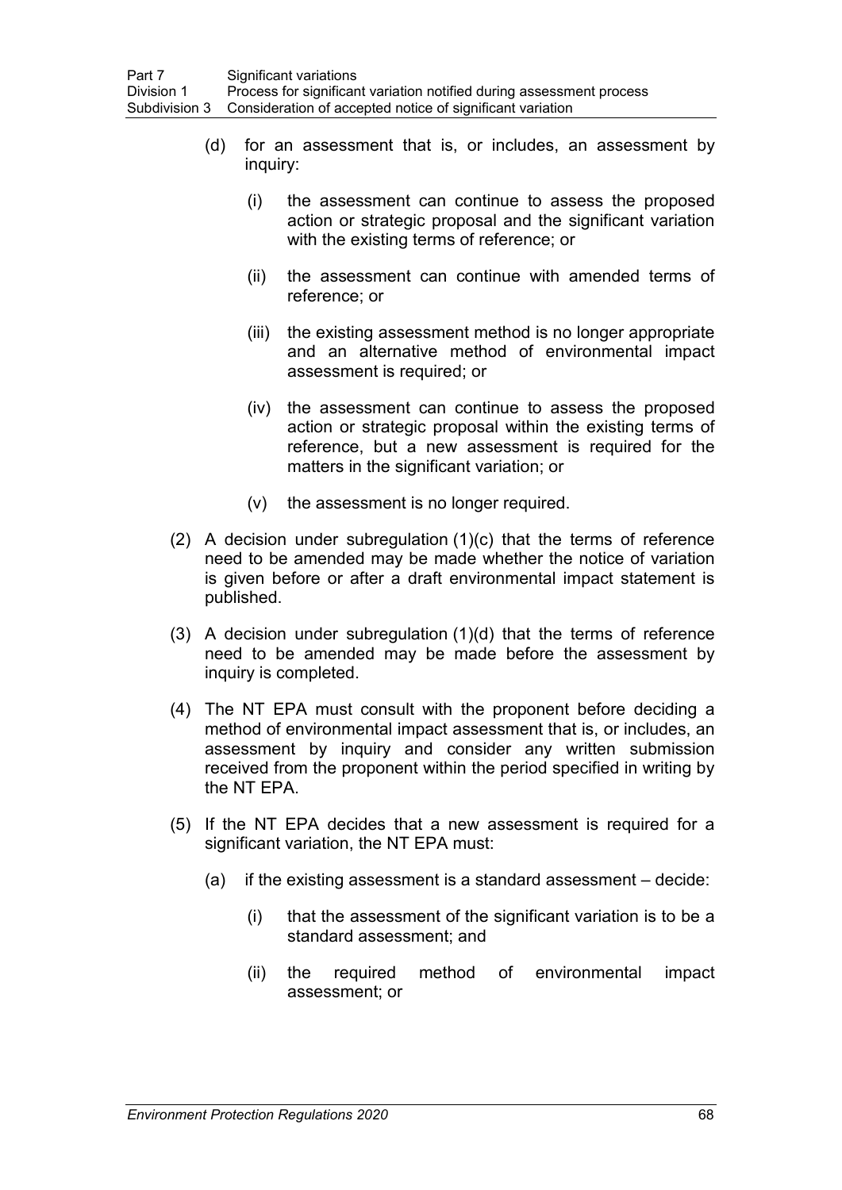(d) for an assessment that is, or includes, an assessment by inquiry:

(i) the assessment can continue to assess the proposed action or strategic proposal and the significant variation with the existing terms of reference; or

(ii) the assessment can continue with amended terms of reference; or

(iii) the existing assessment method is no longer appropriate and an alternative method of environmental impact assessment is required; or

(iv) the assessment can continue to assess the proposed action or strategic proposal within the existing terms of reference, but a new assessment is required for the matters in the significant variation; or

(v) the assessment is no longer required.

(2) A decision under subregulation (1)(c) that the terms of reference need to be amended may be made whether the notice of variation is given before or after a draft environmental impact statement is published.

(3) A decision under subregulation (1)(d) that the terms of reference need to be amended may be made before the assessment by inquiry is completed.

(4) The NT EPA must consult with the proponent before deciding a method of environmental impact assessment that is, or includes, an assessment by inquiry and consider any written submission received from the proponent within the period specified in writing by the NT EPA.

(5) If the NT EPA decides that a new assessment is required for a significant variation, the NT EPA must:

(a) if the existing assessment is a standard assessment – decide:

(i) that the assessment of the significant variation is to be a standard assessment; and

(ii) the required method of environmental impact assessment; or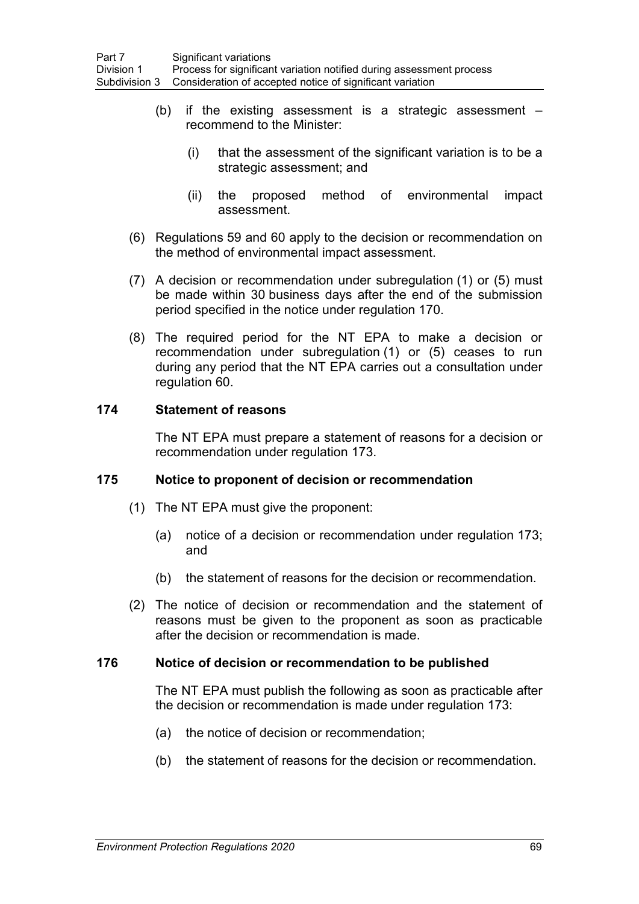(b) if the existing assessment is a strategic assessment – recommend to the Minister:

  (i) that the assessment of the significant variation is to be a strategic assessment; and

  (ii) the proposed method of environmental impact assessment.

(6) Regulations 59 and 60 apply to the decision or recommendation on the method of environmental impact assessment.

(7) A decision or recommendation under subregulation (1) or (5) must be made within 30 business days after the end of the submission period specified in the notice under regulation 170.

(8) The required period for the NT EPA to make a decision or recommendation under subregulation (1) or (5) ceases to run during any period that the NT EPA carries out a consultation under regulation 60.

### 174 Statement of reasons

The NT EPA must prepare a statement of reasons for a decision or recommendation under regulation 173.

### 175 Notice to proponent of decision or recommendation

(1) The NT EPA must give the proponent:

  (a) notice of a decision or recommendation under regulation 173; and

  (b) the statement of reasons for the decision or recommendation.

(2) The notice of decision or recommendation and the statement of reasons must be given to the proponent as soon as practicable after the decision or recommendation is made.

### 176 Notice of decision or recommendation to be published

The NT EPA must publish the following as soon as practicable after the decision or recommendation is made under regulation 173:

  (a) the notice of decision or recommendation;

  (b) the statement of reasons for the decision or recommendation.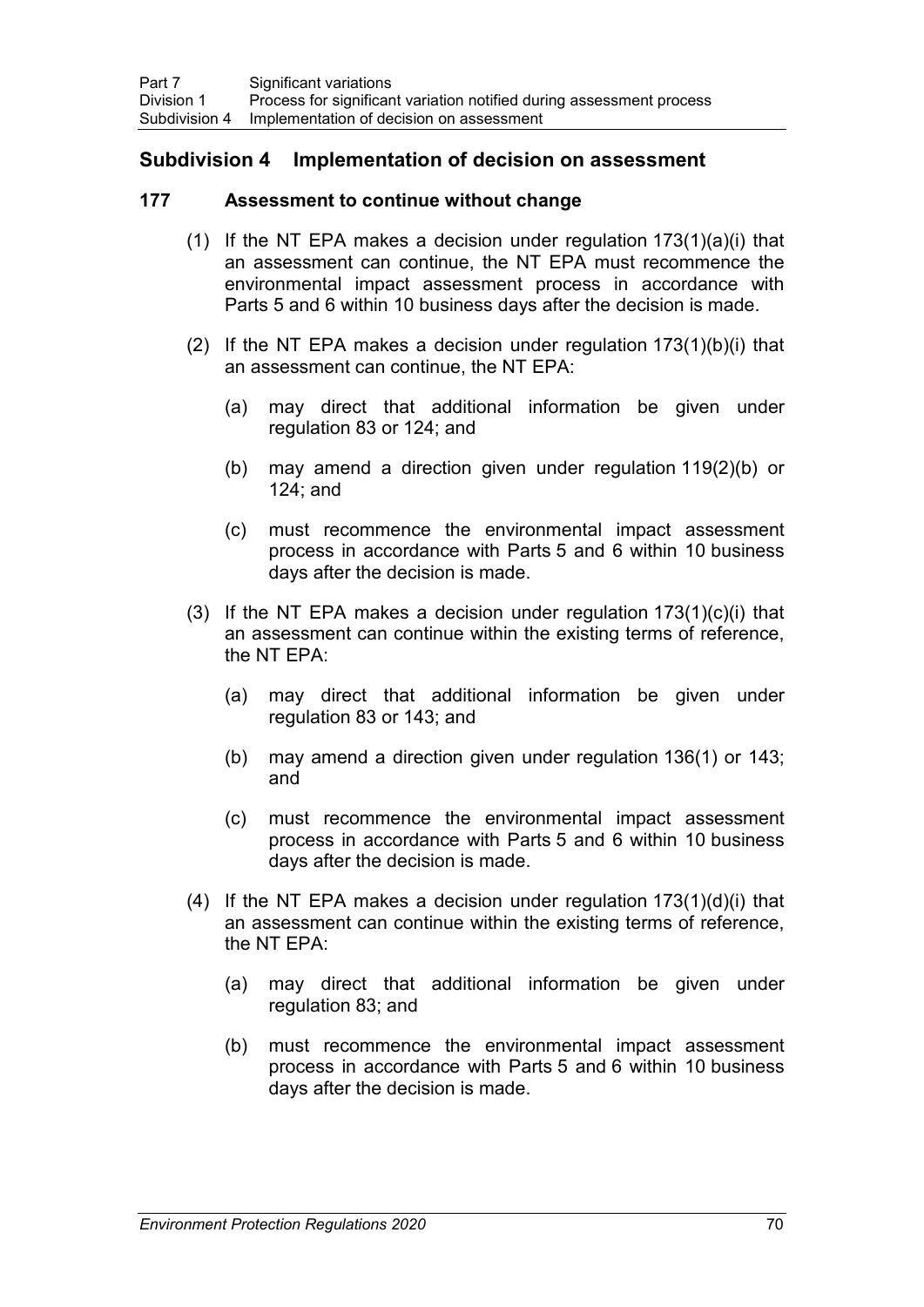## Subdivision 4 Implementation of decision on assessment

### 177 Assessment to continue without change

(1) If the NT EPA makes a decision under regulation 173(1)(a)(i) that an assessment can continue, the NT EPA must recommence the environmental impact assessment process in accordance with Parts 5 and 6 within 10 business days after the decision is made.

(2) If the NT EPA makes a decision under regulation 173(1)(b)(i) that an assessment can continue, the NT EPA:

(a) may direct that additional information be given under regulation 83 or 124; and

(b) may amend a direction given under regulation 119(2)(b) or 124; and

(c) must recommence the environmental impact assessment process in accordance with Parts 5 and 6 within 10 business days after the decision is made.

(3) If the NT EPA makes a decision under regulation 173(1)(c)(i) that an assessment can continue within the existing terms of reference, the NT EPA:

(a) may direct that additional information be given under regulation 83 or 143; and

(b) may amend a direction given under regulation 136(1) or 143; and

(c) must recommence the environmental impact assessment process in accordance with Parts 5 and 6 within 10 business days after the decision is made.

(4) If the NT EPA makes a decision under regulation 173(1)(d)(i) that an assessment can continue within the existing terms of reference, the NT EPA:

(a) may direct that additional information be given under regulation 83; and

(b) must recommence the environmental impact assessment process in accordance with Parts 5 and 6 within 10 business days after the decision is made.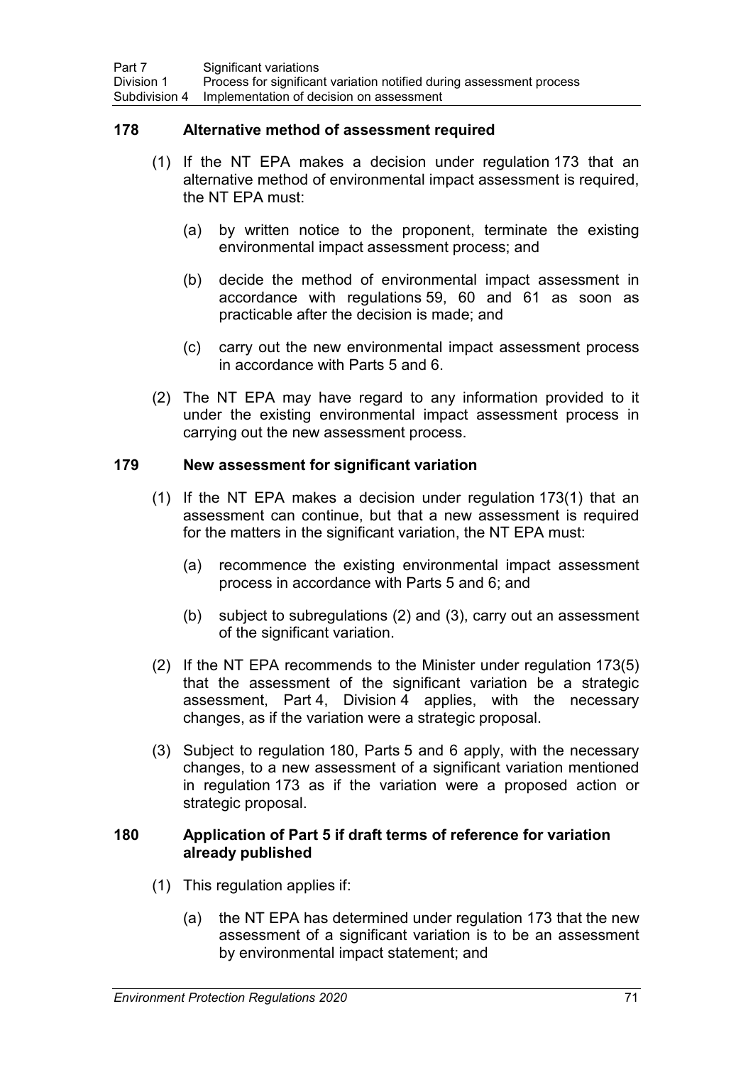### 178 Alternative method of assessment required

(1) If the NT EPA makes a decision under regulation 173 that an alternative method of environmental impact assessment is required, the NT EPA must:

(a) by written notice to the proponent, terminate the existing environmental impact assessment process; and

(b) decide the method of environmental impact assessment in accordance with regulations 59, 60 and 61 as soon as practicable after the decision is made; and

(c) carry out the new environmental impact assessment process in accordance with Parts 5 and 6.

(2) The NT EPA may have regard to any information provided to it under the existing environmental impact assessment process in carrying out the new assessment process.

### 179 New assessment for significant variation

(1) If the NT EPA makes a decision under regulation 173(1) that an assessment can continue, but that a new assessment is required for the matters in the significant variation, the NT EPA must:

(a) recommence the existing environmental impact assessment process in accordance with Parts 5 and 6; and

(b) subject to subregulations (2) and (3), carry out an assessment of the significant variation.

(2) If the NT EPA recommends to the Minister under regulation 173(5) that the assessment of the significant variation be a strategic assessment, Part 4, Division 4 applies, with the necessary changes, as if the variation were a strategic proposal.

(3) Subject to regulation 180, Parts 5 and 6 apply, with the necessary changes, to a new assessment of a significant variation mentioned in regulation 173 as if the variation were a proposed action or strategic proposal.

### 180 Application of Part 5 if draft terms of reference for variation already published

(1) This regulation applies if:

(a) the NT EPA has determined under regulation 173 that the new assessment of a significant variation is to be an assessment by environmental impact statement; and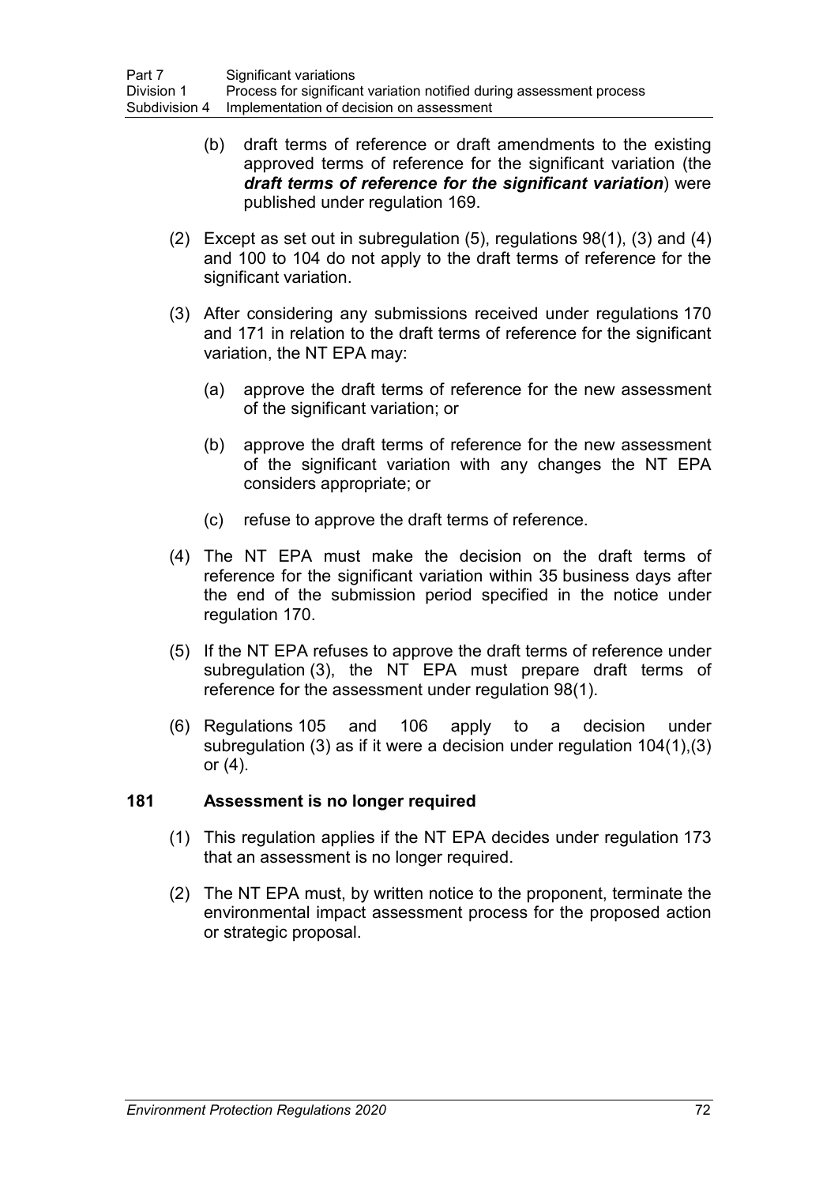(b) draft terms of reference or draft amendments to the existing approved terms of reference for the significant variation (the ***draft terms of reference for the significant variation***) were published under regulation 169.

(2) Except as set out in subregulation (5), regulations 98(1), (3) and (4) and 100 to 104 do not apply to the draft terms of reference for the significant variation.

(3) After considering any submissions received under regulations 170 and 171 in relation to the draft terms of reference for the significant variation, the NT EPA may:

(a) approve the draft terms of reference for the new assessment of the significant variation; or

(b) approve the draft terms of reference for the new assessment of the significant variation with any changes the NT EPA considers appropriate; or

(c) refuse to approve the draft terms of reference.

(4) The NT EPA must make the decision on the draft terms of reference for the significant variation within 35 business days after the end of the submission period specified in the notice under regulation 170.

(5) If the NT EPA refuses to approve the draft terms of reference under subregulation (3), the NT EPA must prepare draft terms of reference for the assessment under regulation 98(1).

(6) Regulations 105 and 106 apply to a decision under subregulation (3) as if it were a decision under regulation 104(1),(3) or (4).

### 181 Assessment is no longer required

(1) This regulation applies if the NT EPA decides under regulation 173 that an assessment is no longer required.

(2) The NT EPA must, by written notice to the proponent, terminate the environmental impact assessment process for the proposed action or strategic proposal.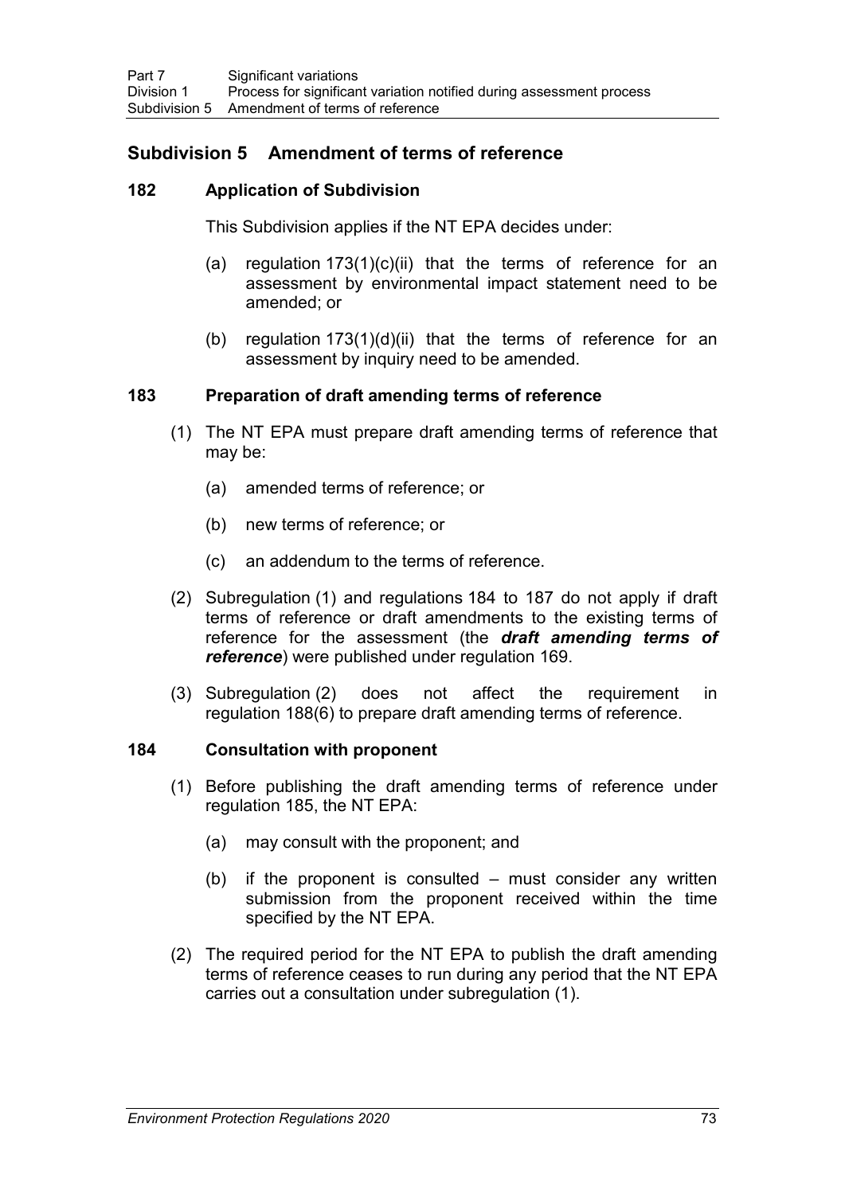## Subdivision 5 Amendment of terms of reference

### 182 Application of Subdivision

This Subdivision applies if the NT EPA decides under:

(a) regulation 173(1)(c)(ii) that the terms of reference for an assessment by environmental impact statement need to be amended; or

(b) regulation 173(1)(d)(ii) that the terms of reference for an assessment by inquiry need to be amended.

### 183 Preparation of draft amending terms of reference

(1) The NT EPA must prepare draft amending terms of reference that may be:

(a) amended terms of reference; or

(b) new terms of reference; or

(c) an addendum to the terms of reference.

(2) Subregulation (1) and regulations 184 to 187 do not apply if draft terms of reference or draft amendments to the existing terms of reference for the assessment (the ***draft amending terms of reference***) were published under regulation 169.

(3) Subregulation (2) does not affect the requirement in regulation 188(6) to prepare draft amending terms of reference.

### 184 Consultation with proponent

(1) Before publishing the draft amending terms of reference under regulation 185, the NT EPA:

(a) may consult with the proponent; and

(b) if the proponent is consulted – must consider any written submission from the proponent received within the time specified by the NT EPA.

(2) The required period for the NT EPA to publish the draft amending terms of reference ceases to run during any period that the NT EPA carries out a consultation under subregulation (1).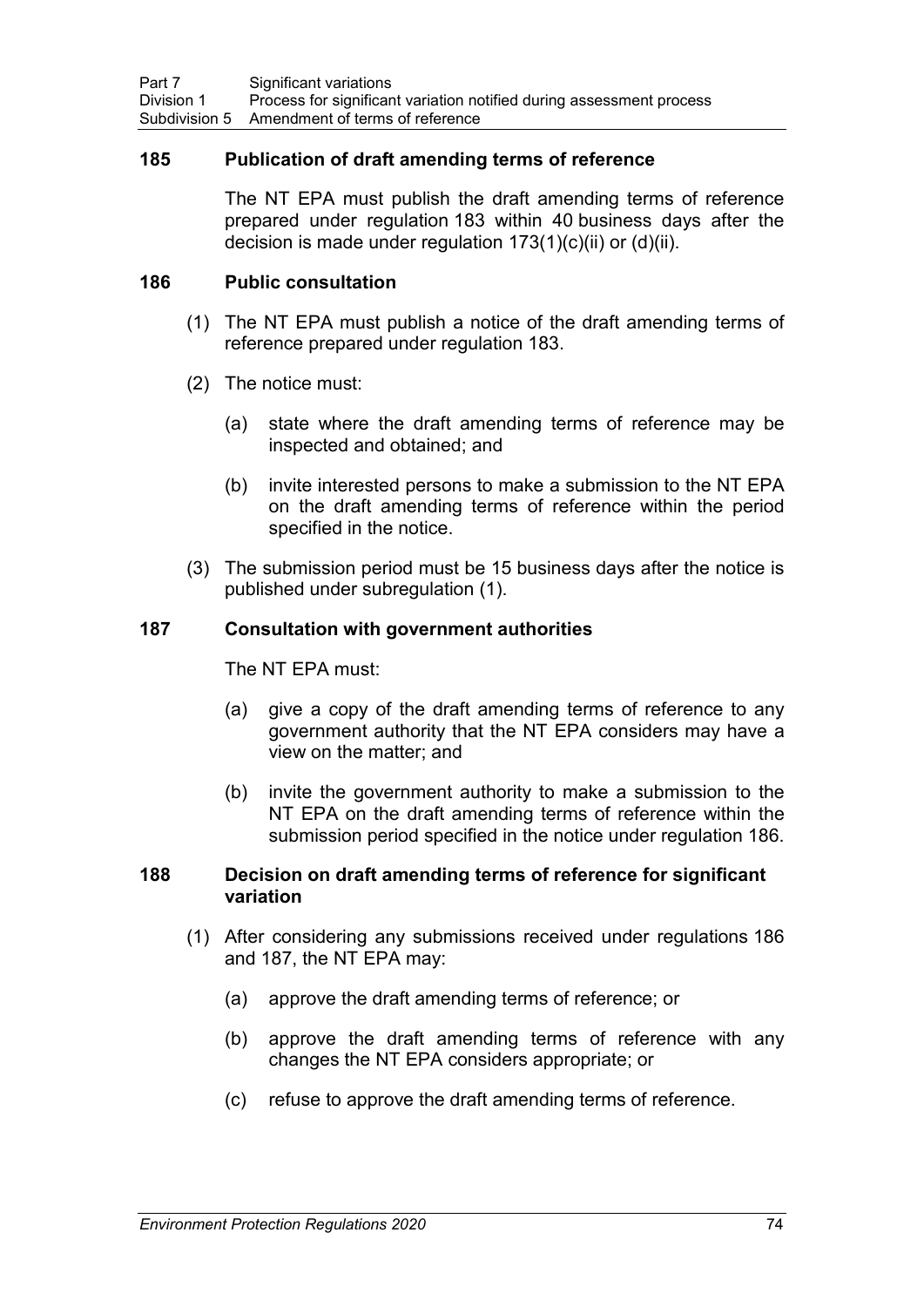### 185 Publication of draft amending terms of reference

The NT EPA must publish the draft amending terms of reference prepared under regulation 183 within 40 business days after the decision is made under regulation 173(1)(c)(ii) or (d)(ii).

### 186 Public consultation

(1) The NT EPA must publish a notice of the draft amending terms of reference prepared under regulation 183.

(2) The notice must:

(a) state where the draft amending terms of reference may be inspected and obtained; and

(b) invite interested persons to make a submission to the NT EPA on the draft amending terms of reference within the period specified in the notice.

(3) The submission period must be 15 business days after the notice is published under subregulation (1).

### 187 Consultation with government authorities

The NT EPA must:

(a) give a copy of the draft amending terms of reference to any government authority that the NT EPA considers may have a view on the matter; and

(b) invite the government authority to make a submission to the NT EPA on the draft amending terms of reference within the submission period specified in the notice under regulation 186.

### 188 Decision on draft amending terms of reference for significant variation

(1) After considering any submissions received under regulations 186 and 187, the NT EPA may:

(a) approve the draft amending terms of reference; or

(b) approve the draft amending terms of reference with any changes the NT EPA considers appropriate; or

(c) refuse to approve the draft amending terms of reference.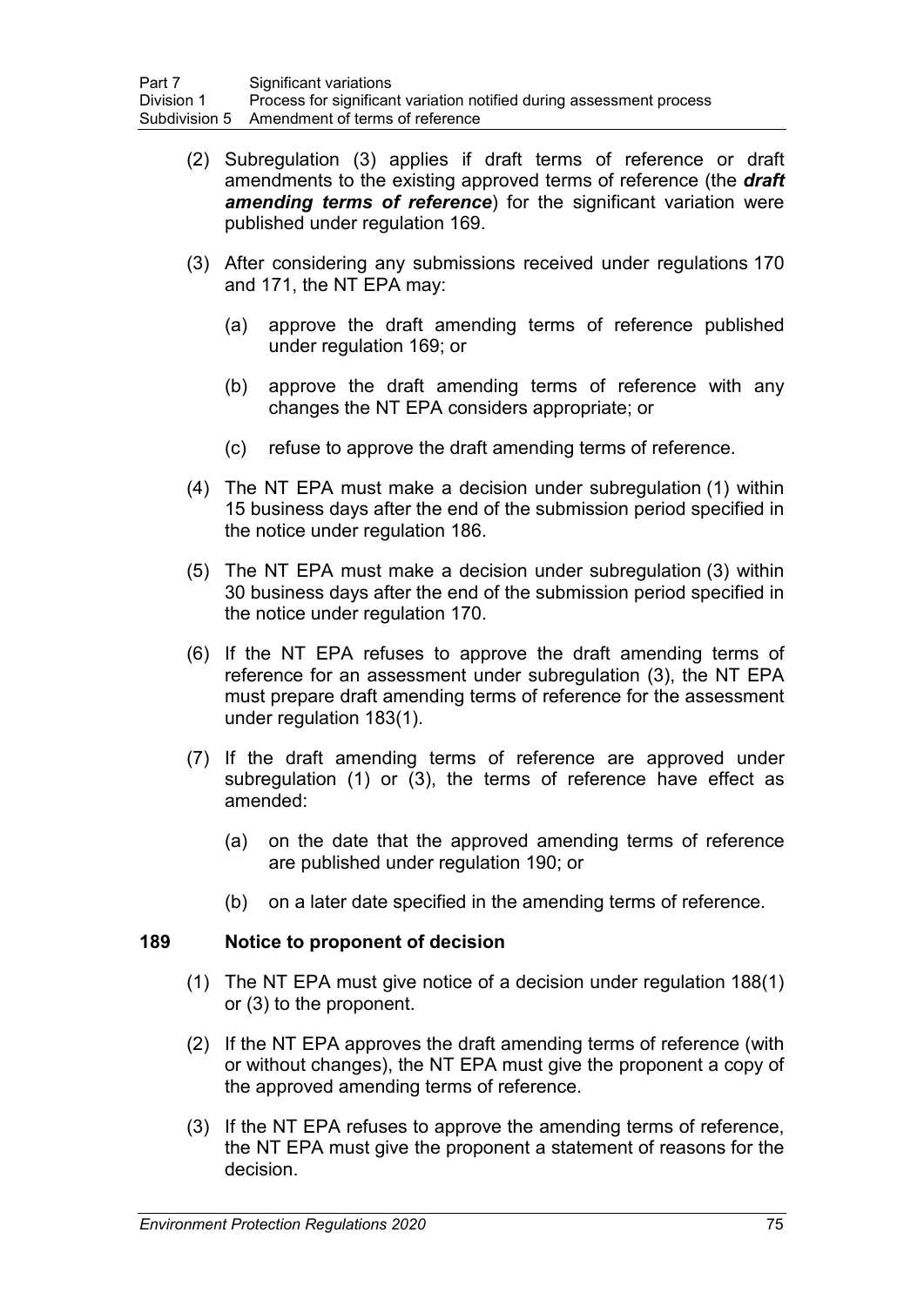(2) Subregulation (3) applies if draft terms of reference or draft amendments to the existing approved terms of reference (the ***draft amending terms of reference***) for the significant variation were published under regulation 169.

(3) After considering any submissions received under regulations 170 and 171, the NT EPA may:

(a) approve the draft amending terms of reference published under regulation 169; or

(b) approve the draft amending terms of reference with any changes the NT EPA considers appropriate; or

(c) refuse to approve the draft amending terms of reference.

(4) The NT EPA must make a decision under subregulation (1) within 15 business days after the end of the submission period specified in the notice under regulation 186.

(5) The NT EPA must make a decision under subregulation (3) within 30 business days after the end of the submission period specified in the notice under regulation 170.

(6) If the NT EPA refuses to approve the draft amending terms of reference for an assessment under subregulation (3), the NT EPA must prepare draft amending terms of reference for the assessment under regulation 183(1).

(7) If the draft amending terms of reference are approved under subregulation (1) or (3), the terms of reference have effect as amended:

(a) on the date that the approved amending terms of reference are published under regulation 190; or

(b) on a later date specified in the amending terms of reference.

### 189 Notice to proponent of decision

(1) The NT EPA must give notice of a decision under regulation 188(1) or (3) to the proponent.

(2) If the NT EPA approves the draft amending terms of reference (with or without changes), the NT EPA must give the proponent a copy of the approved amending terms of reference.

(3) If the NT EPA refuses to approve the amending terms of reference, the NT EPA must give the proponent a statement of reasons for the decision.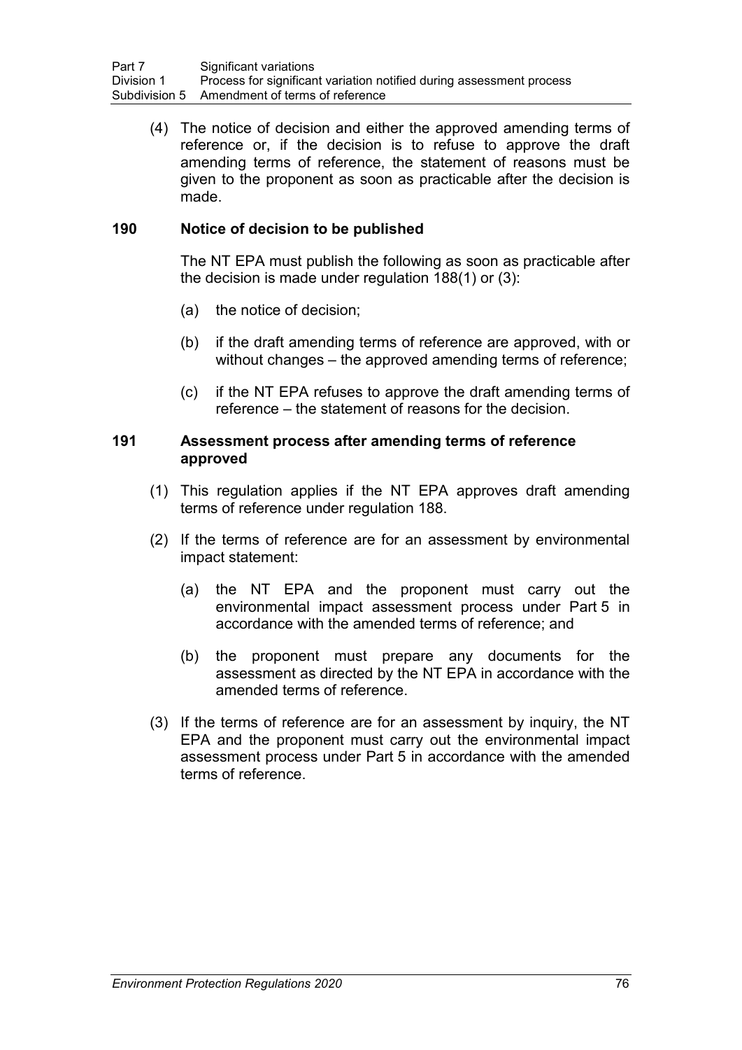(4) The notice of decision and either the approved amending terms of reference or, if the decision is to refuse to approve the draft amending terms of reference, the statement of reasons must be given to the proponent as soon as practicable after the decision is made.

### 190 Notice of decision to be published

The NT EPA must publish the following as soon as practicable after the decision is made under regulation 188(1) or (3):

(a) the notice of decision;

(b) if the draft amending terms of reference are approved, with or without changes – the approved amending terms of reference;

(c) if the NT EPA refuses to approve the draft amending terms of reference – the statement of reasons for the decision.

### 191 Assessment process after amending terms of reference approved

(1) This regulation applies if the NT EPA approves draft amending terms of reference under regulation 188.

(2) If the terms of reference are for an assessment by environmental impact statement:

(a) the NT EPA and the proponent must carry out the environmental impact assessment process under Part 5 in accordance with the amended terms of reference; and

(b) the proponent must prepare any documents for the assessment as directed by the NT EPA in accordance with the amended terms of reference.

(3) If the terms of reference are for an assessment by inquiry, the NT EPA and the proponent must carry out the environmental impact assessment process under Part 5 in accordance with the amended terms of reference.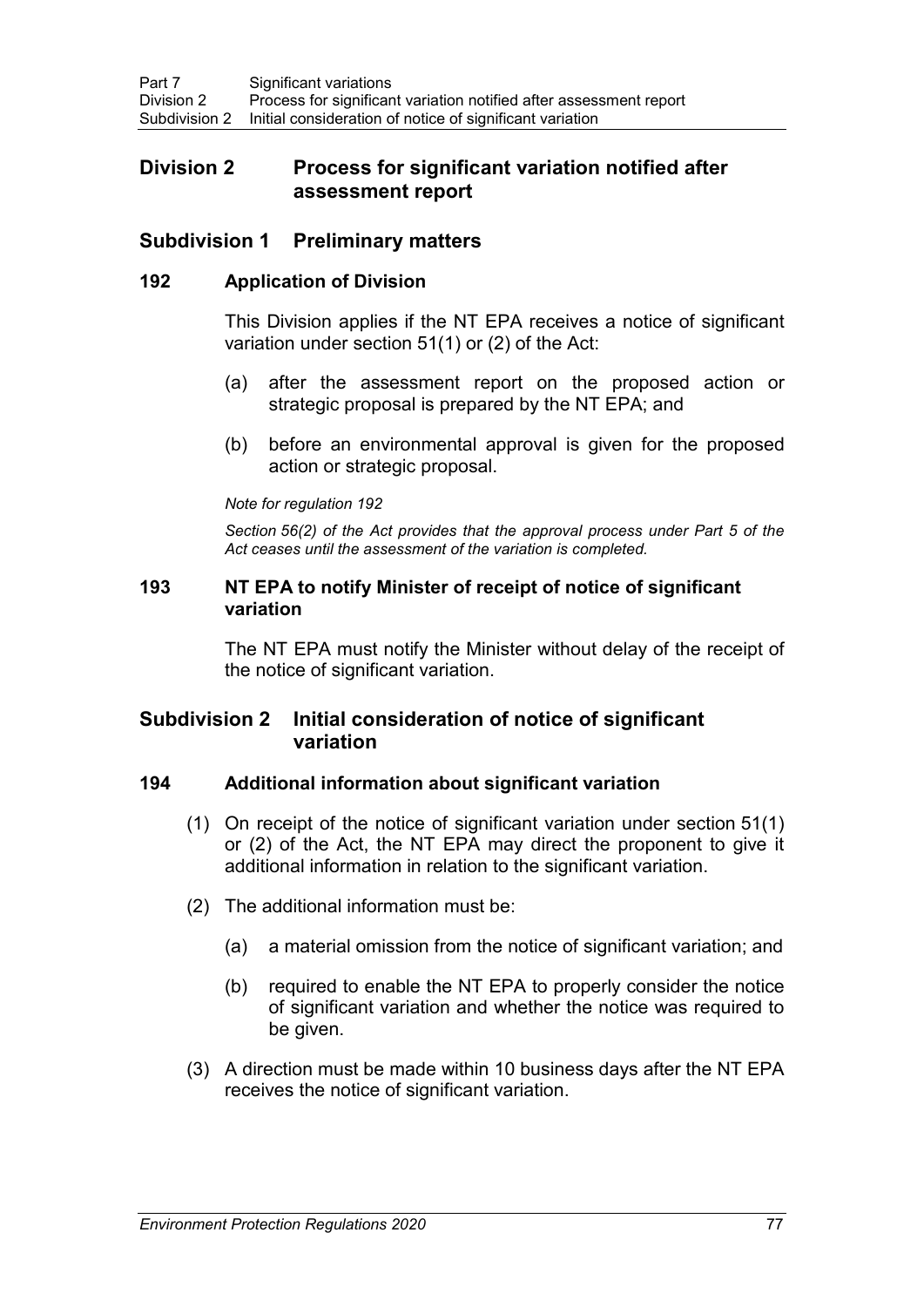## Division 2 Process for significant variation notified after assessment report

### Subdivision 1 Preliminary matters

#### 192 Application of Division

This Division applies if the NT EPA receives a notice of significant variation under section 51(1) or (2) of the Act:

(a) after the assessment report on the proposed action or strategic proposal is prepared by the NT EPA; and

(b) before an environmental approval is given for the proposed action or strategic proposal.

*Note for regulation 192*

*Section 56(2) of the Act provides that the approval process under Part 5 of the Act ceases until the assessment of the variation is completed.*

#### 193 NT EPA to notify Minister of receipt of notice of significant variation

The NT EPA must notify the Minister without delay of the receipt of the notice of significant variation.

### Subdivision 2 Initial consideration of notice of significant variation

#### 194 Additional information about significant variation

(1) On receipt of the notice of significant variation under section 51(1) or (2) of the Act, the NT EPA may direct the proponent to give it additional information in relation to the significant variation.

(2) The additional information must be:

(a) a material omission from the notice of significant variation; and

(b) required to enable the NT EPA to properly consider the notice of significant variation and whether the notice was required to be given.

(3) A direction must be made within 10 business days after the NT EPA receives the notice of significant variation.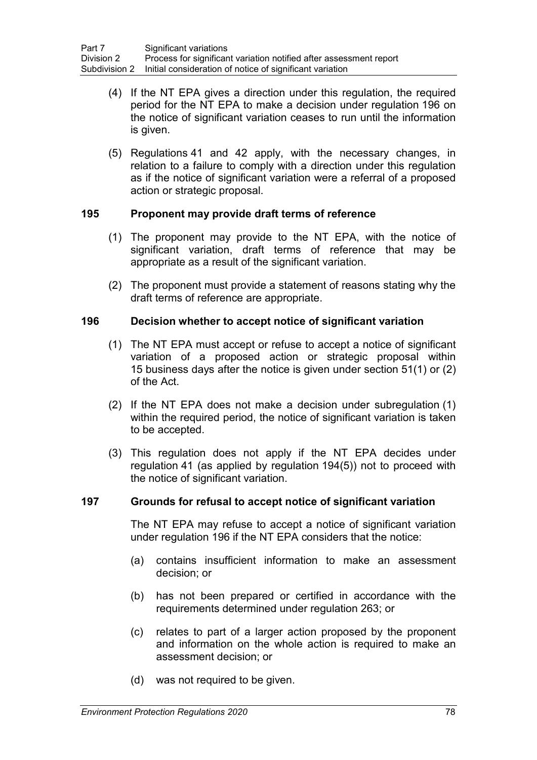(4) If the NT EPA gives a direction under this regulation, the required period for the NT EPA to make a decision under regulation 196 on the notice of significant variation ceases to run until the information is given.

(5) Regulations 41 and 42 apply, with the necessary changes, in relation to a failure to comply with a direction under this regulation as if the notice of significant variation were a referral of a proposed action or strategic proposal.

### 195 Proponent may provide draft terms of reference

(1) The proponent may provide to the NT EPA, with the notice of significant variation, draft terms of reference that may be appropriate as a result of the significant variation.

(2) The proponent must provide a statement of reasons stating why the draft terms of reference are appropriate.

### 196 Decision whether to accept notice of significant variation

(1) The NT EPA must accept or refuse to accept a notice of significant variation of a proposed action or strategic proposal within 15 business days after the notice is given under section 51(1) or (2) of the Act.

(2) If the NT EPA does not make a decision under subregulation (1) within the required period, the notice of significant variation is taken to be accepted.

(3) This regulation does not apply if the NT EPA decides under regulation 41 (as applied by regulation 194(5)) not to proceed with the notice of significant variation.

### 197 Grounds for refusal to accept notice of significant variation

The NT EPA may refuse to accept a notice of significant variation under regulation 196 if the NT EPA considers that the notice:

(a) contains insufficient information to make an assessment decision; or

(b) has not been prepared or certified in accordance with the requirements determined under regulation 263; or

(c) relates to part of a larger action proposed by the proponent and information on the whole action is required to make an assessment decision; or

(d) was not required to be given.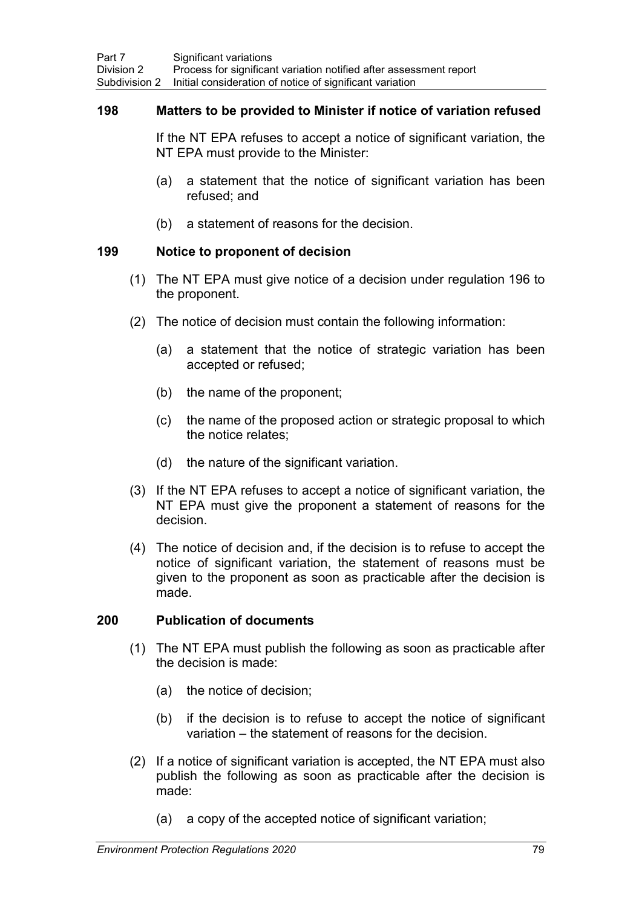### 198 Matters to be provided to Minister if notice of variation refused

If the NT EPA refuses to accept a notice of significant variation, the NT EPA must provide to the Minister:

(a) a statement that the notice of significant variation has been refused; and

(b) a statement of reasons for the decision.

### 199 Notice to proponent of decision

(1) The NT EPA must give notice of a decision under regulation 196 to the proponent.

(2) The notice of decision must contain the following information:

(a) a statement that the notice of strategic variation has been accepted or refused;

(b) the name of the proponent;

(c) the name of the proposed action or strategic proposal to which the notice relates;

(d) the nature of the significant variation.

(3) If the NT EPA refuses to accept a notice of significant variation, the NT EPA must give the proponent a statement of reasons for the decision.

(4) The notice of decision and, if the decision is to refuse to accept the notice of significant variation, the statement of reasons must be given to the proponent as soon as practicable after the decision is made.

### 200 Publication of documents

(1) The NT EPA must publish the following as soon as practicable after the decision is made:

(a) the notice of decision;

(b) if the decision is to refuse to accept the notice of significant variation – the statement of reasons for the decision.

(2) If a notice of significant variation is accepted, the NT EPA must also publish the following as soon as practicable after the decision is made:

(a) a copy of the accepted notice of significant variation;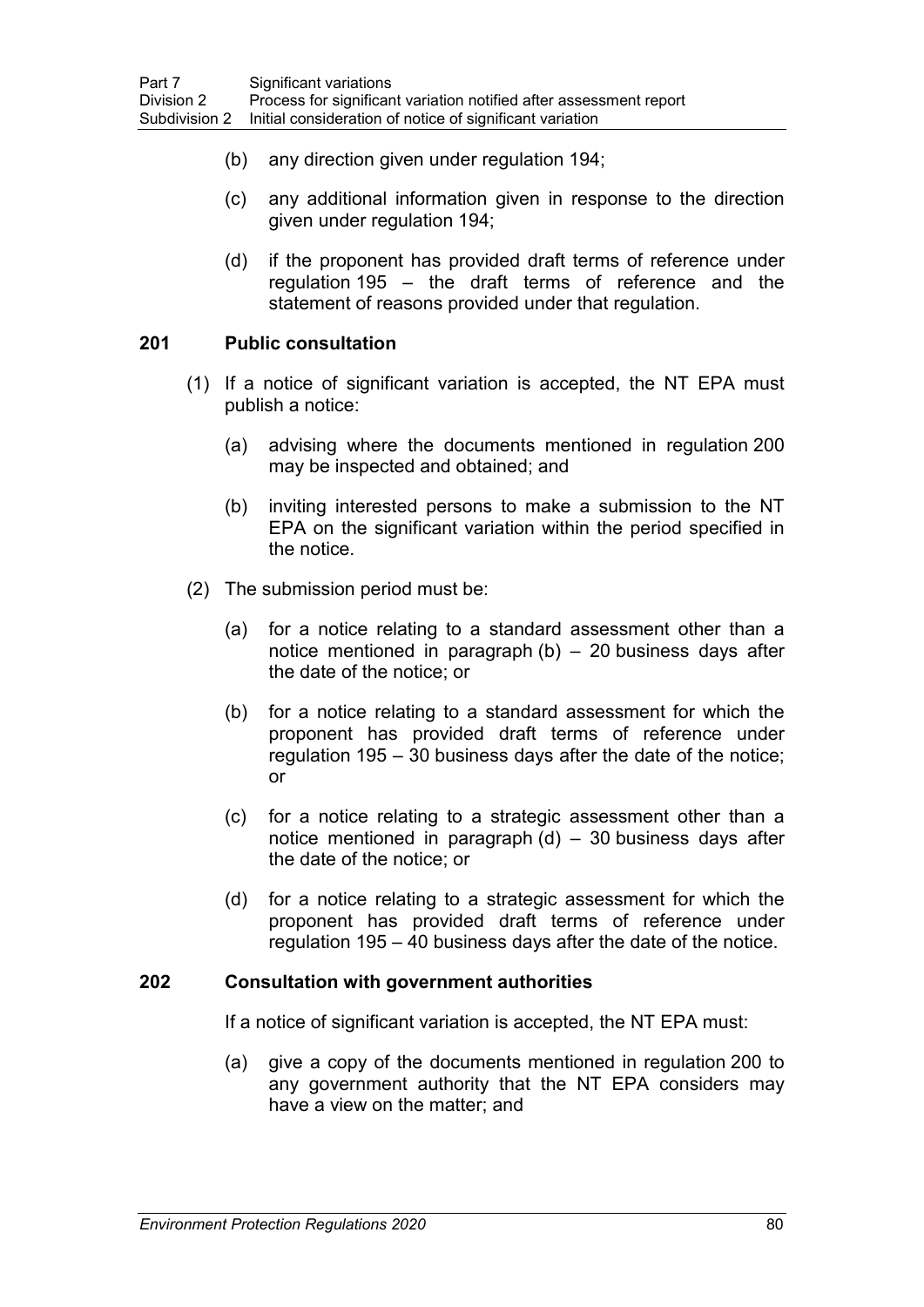(b) any direction given under regulation 194;

(c) any additional information given in response to the direction given under regulation 194;

(d) if the proponent has provided draft terms of reference under regulation 195 – the draft terms of reference and the statement of reasons provided under that regulation.

### 201 Public consultation

(1) If a notice of significant variation is accepted, the NT EPA must publish a notice:

(a) advising where the documents mentioned in regulation 200 may be inspected and obtained; and

(b) inviting interested persons to make a submission to the NT EPA on the significant variation within the period specified in the notice.

(2) The submission period must be:

(a) for a notice relating to a standard assessment other than a notice mentioned in paragraph (b) – 20 business days after the date of the notice; or

(b) for a notice relating to a standard assessment for which the proponent has provided draft terms of reference under regulation 195 – 30 business days after the date of the notice; or

(c) for a notice relating to a strategic assessment other than a notice mentioned in paragraph (d) – 30 business days after the date of the notice; or

(d) for a notice relating to a strategic assessment for which the proponent has provided draft terms of reference under regulation 195 – 40 business days after the date of the notice.

### 202 Consultation with government authorities

If a notice of significant variation is accepted, the NT EPA must:

(a) give a copy of the documents mentioned in regulation 200 to any government authority that the NT EPA considers may have a view on the matter; and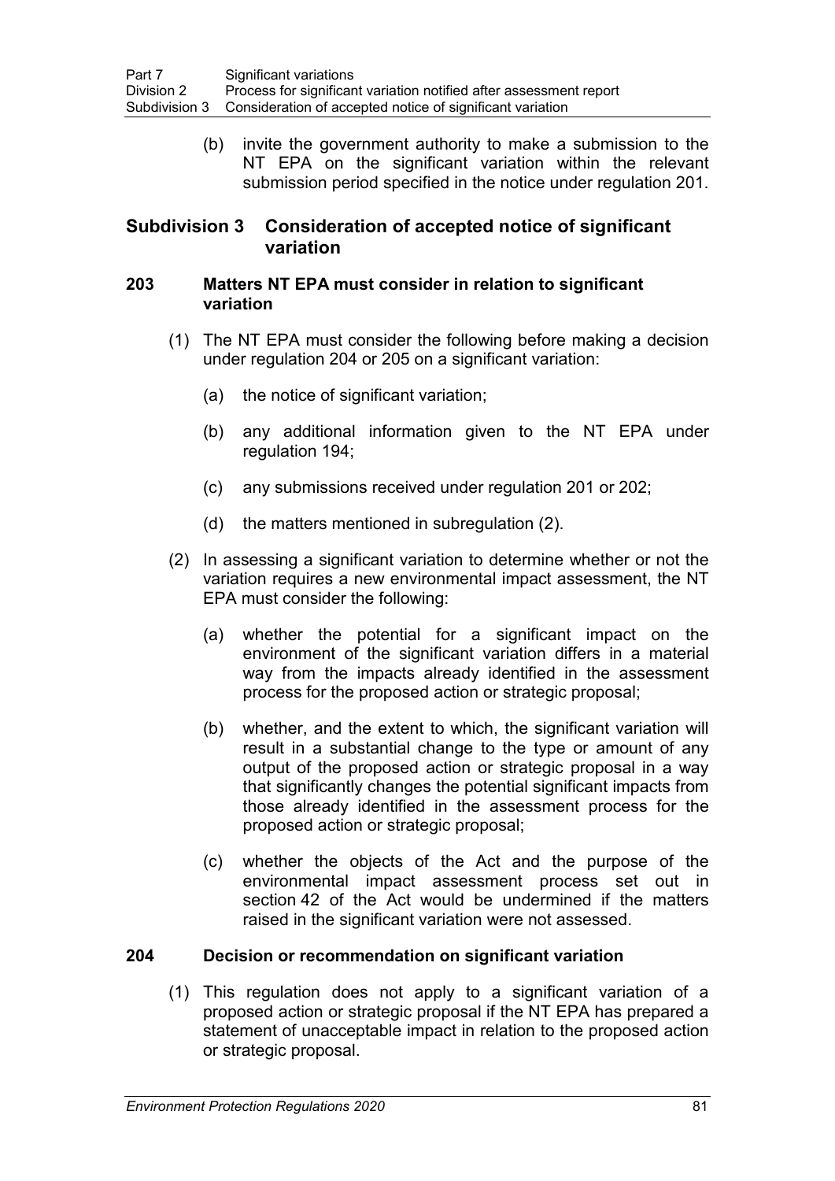(b) invite the government authority to make a submission to the NT EPA on the significant variation within the relevant submission period specified in the notice under regulation 201.

## Subdivision 3 Consideration of accepted notice of significant variation

### 203 Matters NT EPA must consider in relation to significant variation

(1) The NT EPA must consider the following before making a decision under regulation 204 or 205 on a significant variation:

(a) the notice of significant variation;

(b) any additional information given to the NT EPA under regulation 194;

(c) any submissions received under regulation 201 or 202;

(d) the matters mentioned in subregulation (2).

(2) In assessing a significant variation to determine whether or not the variation requires a new environmental impact assessment, the NT EPA must consider the following:

(a) whether the potential for a significant impact on the environment of the significant variation differs in a material way from the impacts already identified in the assessment process for the proposed action or strategic proposal;

(b) whether, and the extent to which, the significant variation will result in a substantial change to the type or amount of any output of the proposed action or strategic proposal in a way that significantly changes the potential significant impacts from those already identified in the assessment process for the proposed action or strategic proposal;

(c) whether the objects of the Act and the purpose of the environmental impact assessment process set out in section 42 of the Act would be undermined if the matters raised in the significant variation were not assessed.

### 204 Decision or recommendation on significant variation

(1) This regulation does not apply to a significant variation of a proposed action or strategic proposal if the NT EPA has prepared a statement of unacceptable impact in relation to the proposed action or strategic proposal.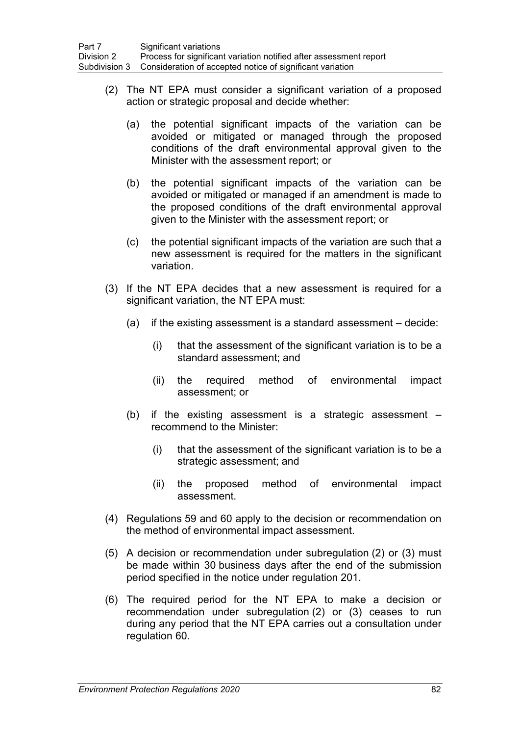(2) The NT EPA must consider a significant variation of a proposed action or strategic proposal and decide whether:

  (a) the potential significant impacts of the variation can be avoided or mitigated or managed through the proposed conditions of the draft environmental approval given to the Minister with the assessment report; or

  (b) the potential significant impacts of the variation can be avoided or mitigated or managed if an amendment is made to the proposed conditions of the draft environmental approval given to the Minister with the assessment report; or

  (c) the potential significant impacts of the variation are such that a new assessment is required for the matters in the significant variation.

(3) If the NT EPA decides that a new assessment is required for a significant variation, the NT EPA must:

  (a) if the existing assessment is a standard assessment – decide:

    (i) that the assessment of the significant variation is to be a standard assessment; and

    (ii) the required method of environmental impact assessment; or

  (b) if the existing assessment is a strategic assessment – recommend to the Minister:

    (i) that the assessment of the significant variation is to be a strategic assessment; and

    (ii) the proposed method of environmental impact assessment.

(4) Regulations 59 and 60 apply to the decision or recommendation on the method of environmental impact assessment.

(5) A decision or recommendation under subregulation (2) or (3) must be made within 30 business days after the end of the submission period specified in the notice under regulation 201.

(6) The required period for the NT EPA to make a decision or recommendation under subregulation (2) or (3) ceases to run during any period that the NT EPA carries out a consultation under regulation 60.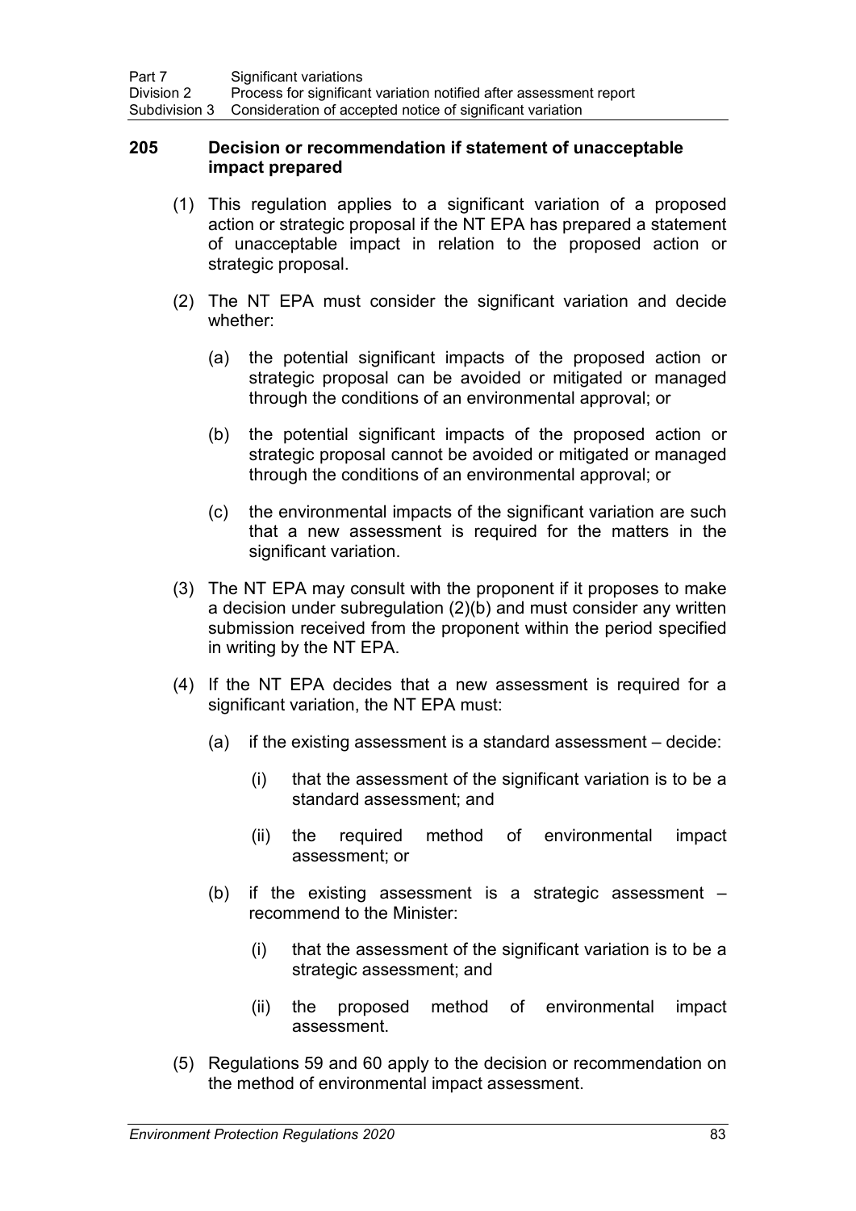## 205 Decision or recommendation if statement of unacceptable impact prepared

(1) This regulation applies to a significant variation of a proposed action or strategic proposal if the NT EPA has prepared a statement of unacceptable impact in relation to the proposed action or strategic proposal.

(2) The NT EPA must consider the significant variation and decide whether:

(a) the potential significant impacts of the proposed action or strategic proposal can be avoided or mitigated or managed through the conditions of an environmental approval; or

(b) the potential significant impacts of the proposed action or strategic proposal cannot be avoided or mitigated or managed through the conditions of an environmental approval; or

(c) the environmental impacts of the significant variation are such that a new assessment is required for the matters in the significant variation.

(3) The NT EPA may consult with the proponent if it proposes to make a decision under subregulation (2)(b) and must consider any written submission received from the proponent within the period specified in writing by the NT EPA.

(4) If the NT EPA decides that a new assessment is required for a significant variation, the NT EPA must:

(a) if the existing assessment is a standard assessment – decide:

(i) that the assessment of the significant variation is to be a standard assessment; and

(ii) the required method of environmental impact assessment; or

(b) if the existing assessment is a strategic assessment – recommend to the Minister:

(i) that the assessment of the significant variation is to be a strategic assessment; and

(ii) the proposed method of environmental impact assessment.

(5) Regulations 59 and 60 apply to the decision or recommendation on the method of environmental impact assessment.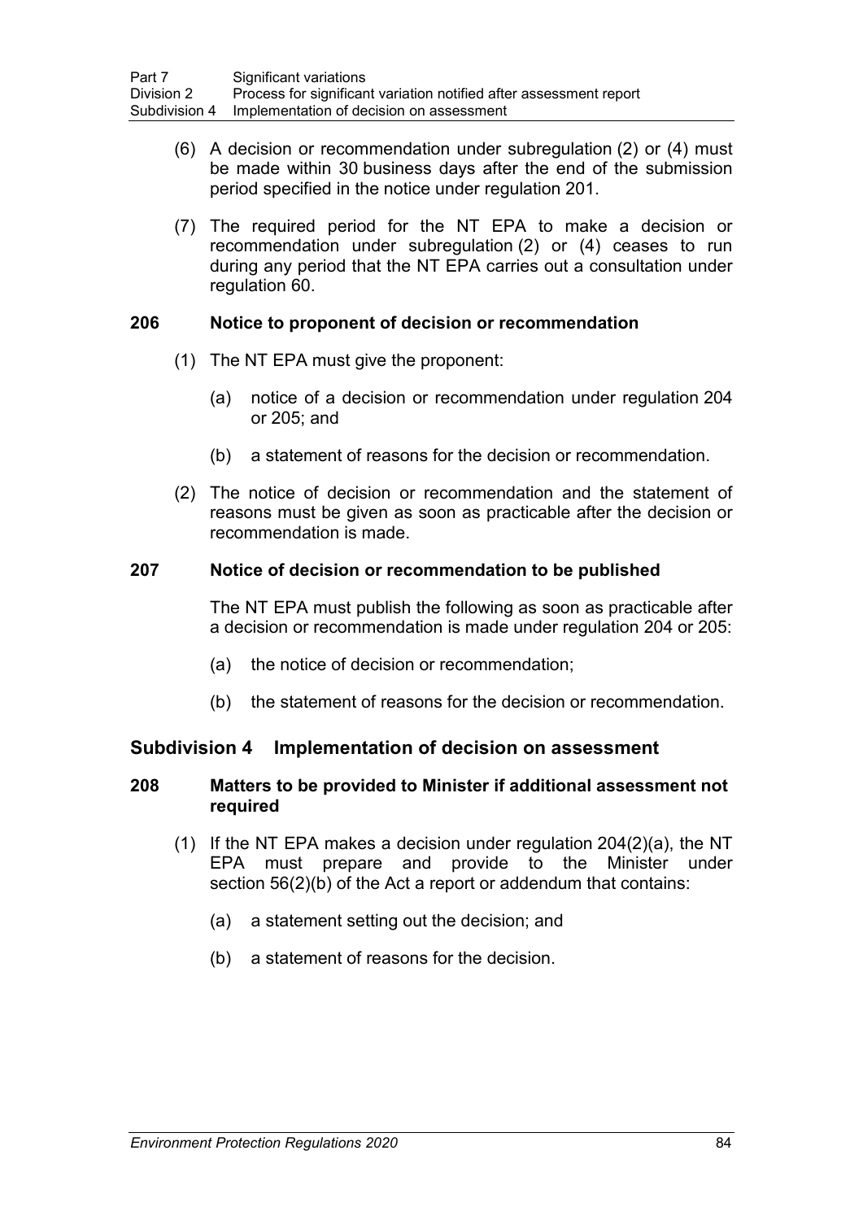(6) A decision or recommendation under subregulation (2) or (4) must be made within 30 business days after the end of the submission period specified in the notice under regulation 201.

(7) The required period for the NT EPA to make a decision or recommendation under subregulation (2) or (4) ceases to run during any period that the NT EPA carries out a consultation under regulation 60.

### 206 Notice to proponent of decision or recommendation

(1) The NT EPA must give the proponent:

(a) notice of a decision or recommendation under regulation 204 or 205; and

(b) a statement of reasons for the decision or recommendation.

(2) The notice of decision or recommendation and the statement of reasons must be given as soon as practicable after the decision or recommendation is made.

### 207 Notice of decision or recommendation to be published

The NT EPA must publish the following as soon as practicable after a decision or recommendation is made under regulation 204 or 205:

(a) the notice of decision or recommendation;

(b) the statement of reasons for the decision or recommendation.

## Subdivision 4 Implementation of decision on assessment

### 208 Matters to be provided to Minister if additional assessment not required

(1) If the NT EPA makes a decision under regulation 204(2)(a), the NT EPA must prepare and provide to the Minister under section 56(2)(b) of the Act a report or addendum that contains:

(a) a statement setting out the decision; and

(b) a statement of reasons for the decision.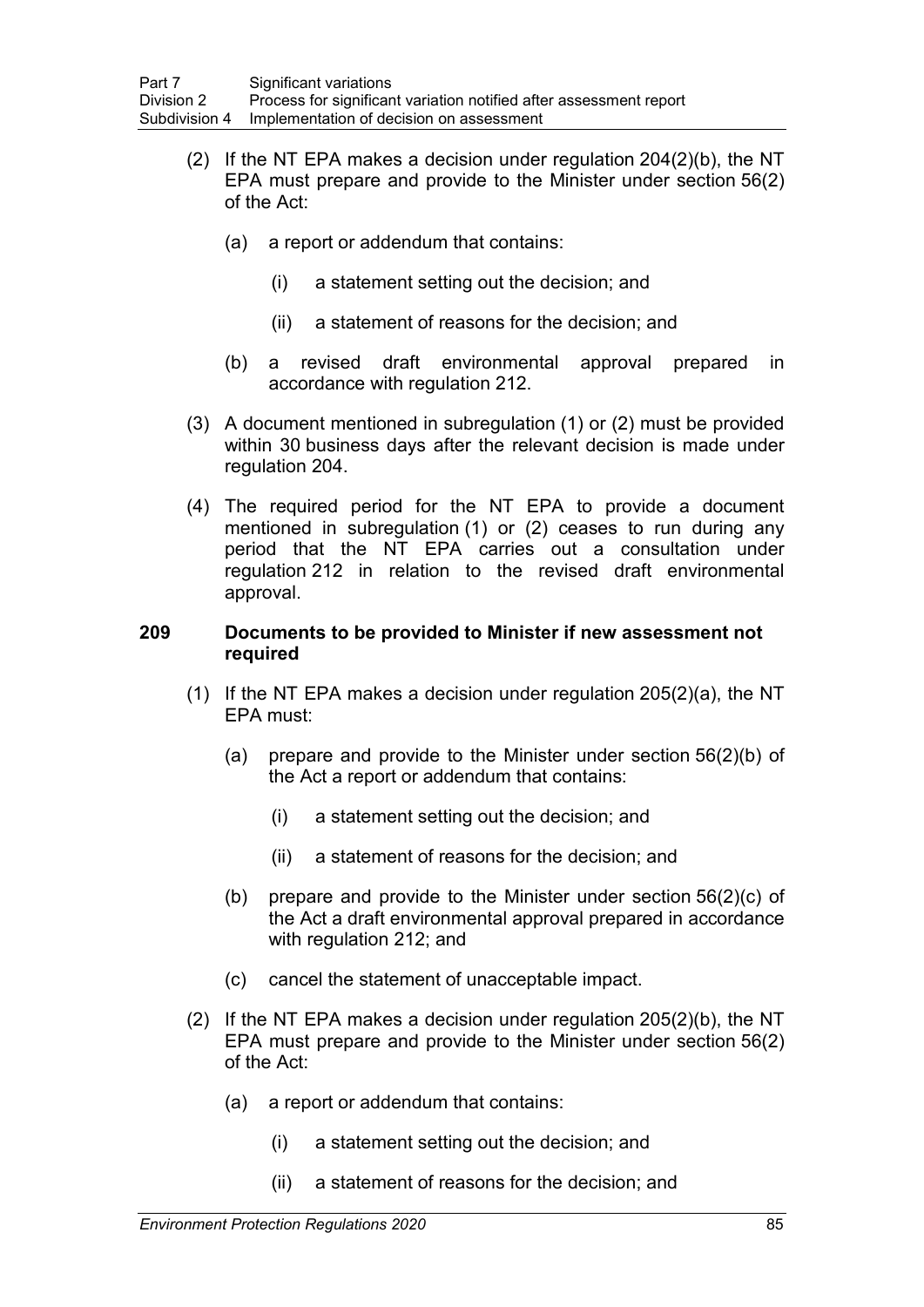(2) If the NT EPA makes a decision under regulation 204(2)(b), the NT EPA must prepare and provide to the Minister under section 56(2) of the Act:

   (a) a report or addendum that contains:

      (i) a statement setting out the decision; and

      (ii) a statement of reasons for the decision; and

   (b) a revised draft environmental approval prepared in accordance with regulation 212.

(3) A document mentioned in subregulation (1) or (2) must be provided within 30 business days after the relevant decision is made under regulation 204.

(4) The required period for the NT EPA to provide a document mentioned in subregulation (1) or (2) ceases to run during any period that the NT EPA carries out a consultation under regulation 212 in relation to the revised draft environmental approval.

### 209 Documents to be provided to Minister if new assessment not required

(1) If the NT EPA makes a decision under regulation 205(2)(a), the NT EPA must:

   (a) prepare and provide to the Minister under section 56(2)(b) of the Act a report or addendum that contains:

      (i) a statement setting out the decision; and

      (ii) a statement of reasons for the decision; and

   (b) prepare and provide to the Minister under section 56(2)(c) of the Act a draft environmental approval prepared in accordance with regulation 212; and

   (c) cancel the statement of unacceptable impact.

(2) If the NT EPA makes a decision under regulation 205(2)(b), the NT EPA must prepare and provide to the Minister under section 56(2) of the Act:

   (a) a report or addendum that contains:

      (i) a statement setting out the decision; and

      (ii) a statement of reasons for the decision; and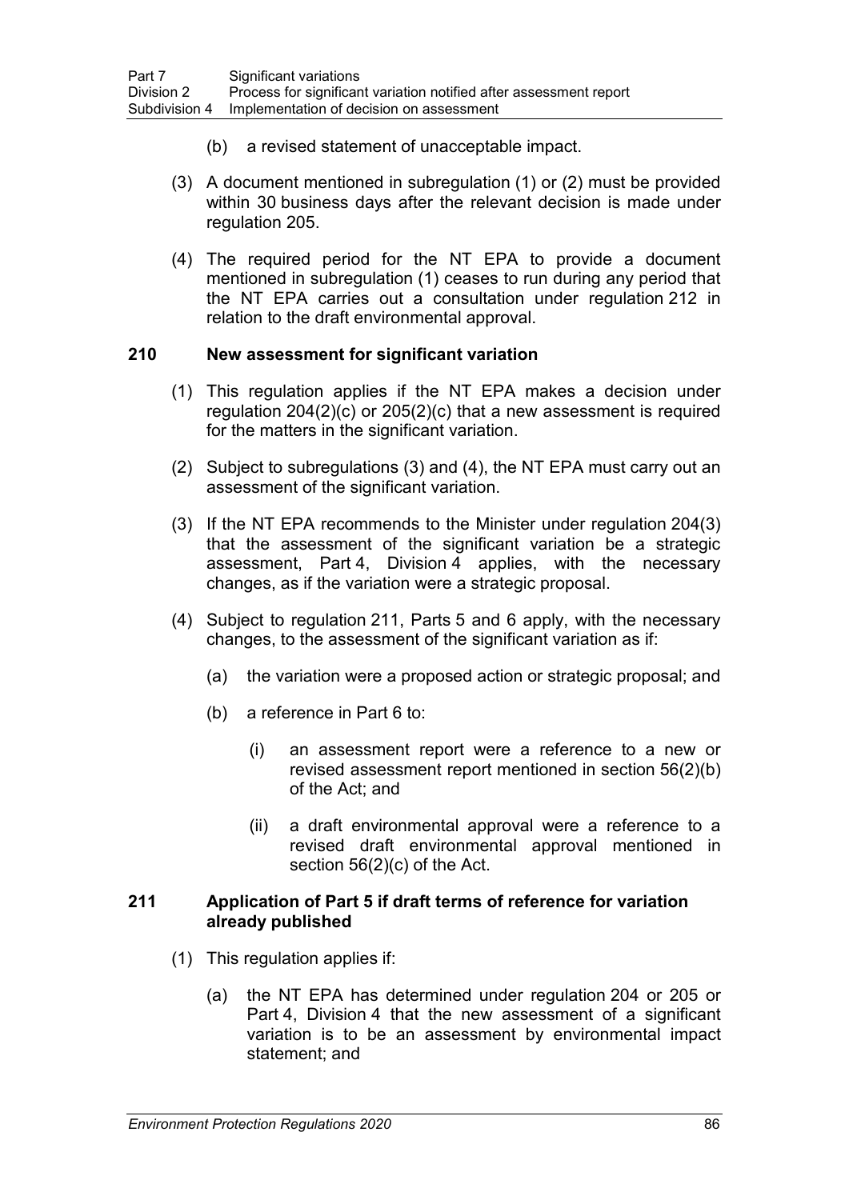(b) a revised statement of unacceptable impact.

(3) A document mentioned in subregulation (1) or (2) must be provided within 30 business days after the relevant decision is made under regulation 205.

(4) The required period for the NT EPA to provide a document mentioned in subregulation (1) ceases to run during any period that the NT EPA carries out a consultation under regulation 212 in relation to the draft environmental approval.

### 210 New assessment for significant variation

(1) This regulation applies if the NT EPA makes a decision under regulation 204(2)(c) or 205(2)(c) that a new assessment is required for the matters in the significant variation.

(2) Subject to subregulations (3) and (4), the NT EPA must carry out an assessment of the significant variation.

(3) If the NT EPA recommends to the Minister under regulation 204(3) that the assessment of the significant variation be a strategic assessment, Part 4, Division 4 applies, with the necessary changes, as if the variation were a strategic proposal.

(4) Subject to regulation 211, Parts 5 and 6 apply, with the necessary changes, to the assessment of the significant variation as if:

(a) the variation were a proposed action or strategic proposal; and

(b) a reference in Part 6 to:

(i) an assessment report were a reference to a new or revised assessment report mentioned in section 56(2)(b) of the Act; and

(ii) a draft environmental approval were a reference to a revised draft environmental approval mentioned in section 56(2)(c) of the Act.

### 211 Application of Part 5 if draft terms of reference for variation already published

(1) This regulation applies if:

(a) the NT EPA has determined under regulation 204 or 205 or Part 4, Division 4 that the new assessment of a significant variation is to be an assessment by environmental impact statement; and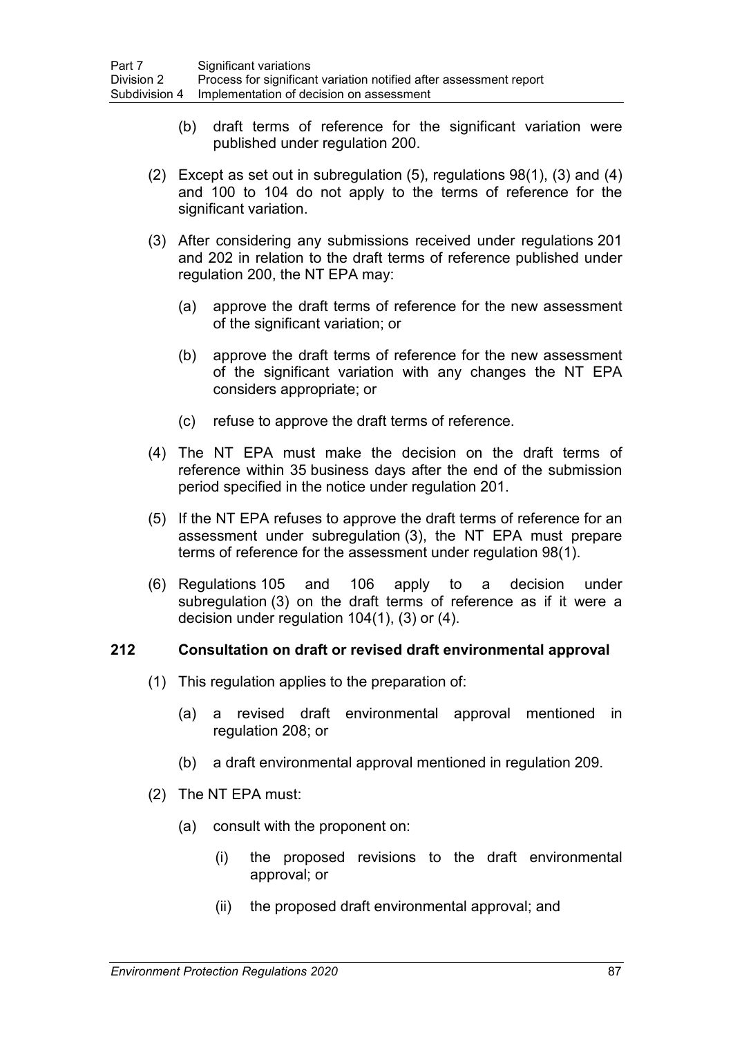(b) draft terms of reference for the significant variation were published under regulation 200.

(2) Except as set out in subregulation (5), regulations 98(1), (3) and (4) and 100 to 104 do not apply to the terms of reference for the significant variation.

(3) After considering any submissions received under regulations 201 and 202 in relation to the draft terms of reference published under regulation 200, the NT EPA may:

(a) approve the draft terms of reference for the new assessment of the significant variation; or

(b) approve the draft terms of reference for the new assessment of the significant variation with any changes the NT EPA considers appropriate; or

(c) refuse to approve the draft terms of reference.

(4) The NT EPA must make the decision on the draft terms of reference within 35 business days after the end of the submission period specified in the notice under regulation 201.

(5) If the NT EPA refuses to approve the draft terms of reference for an assessment under subregulation (3), the NT EPA must prepare terms of reference for the assessment under regulation 98(1).

(6) Regulations 105 and 106 apply to a decision under subregulation (3) on the draft terms of reference as if it were a decision under regulation 104(1), (3) or (4).

**212 Consultation on draft or revised draft environmental approval**

(1) This regulation applies to the preparation of:

(a) a revised draft environmental approval mentioned in regulation 208; or

(b) a draft environmental approval mentioned in regulation 209.

(2) The NT EPA must:

(a) consult with the proponent on:

(i) the proposed revisions to the draft environmental approval; or

(ii) the proposed draft environmental approval; and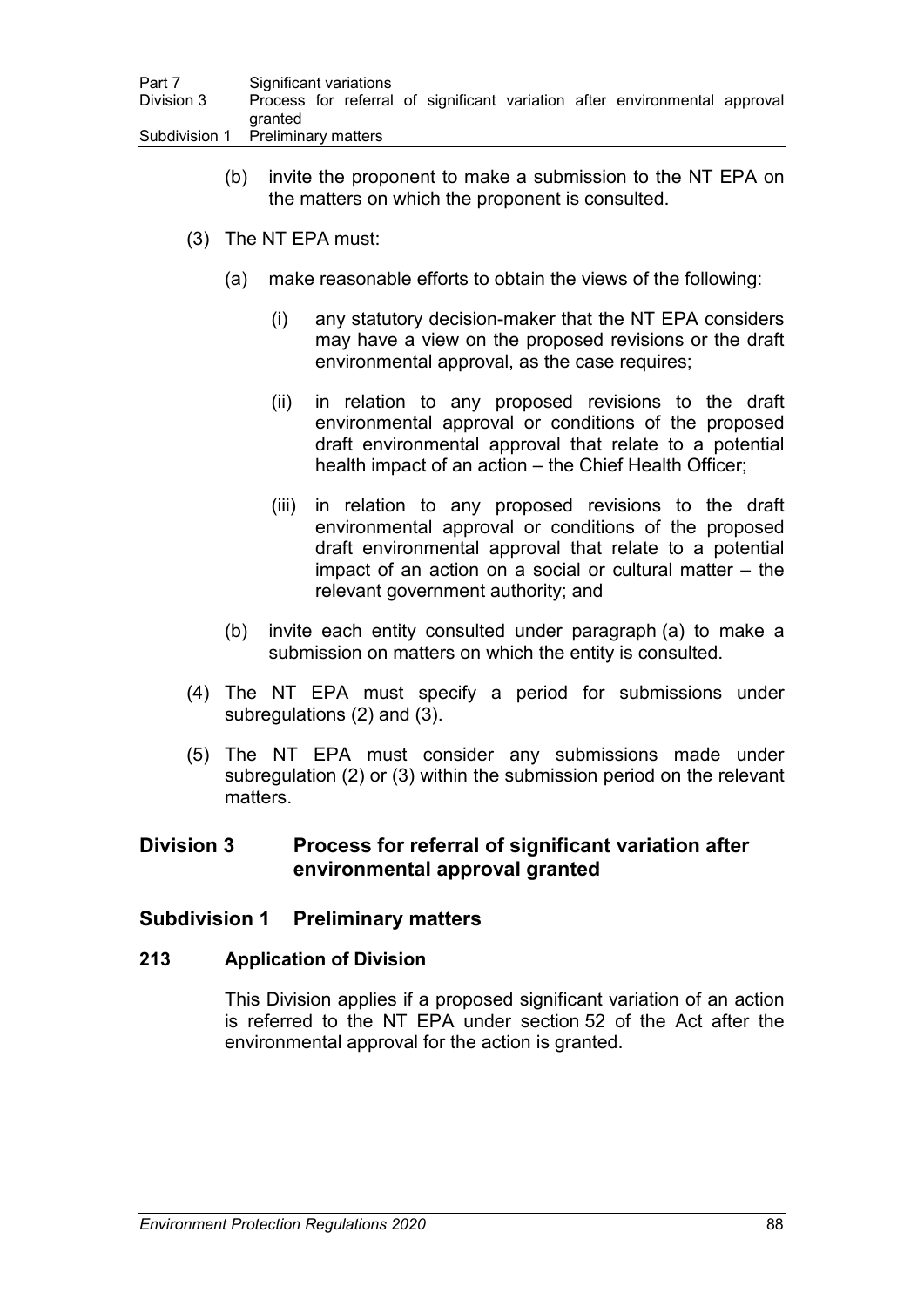(b) invite the proponent to make a submission to the NT EPA on the matters on which the proponent is consulted.

(3) The NT EPA must:

(a) make reasonable efforts to obtain the views of the following:

(i) any statutory decision-maker that the NT EPA considers may have a view on the proposed revisions or the draft environmental approval, as the case requires;

(ii) in relation to any proposed revisions to the draft environmental approval or conditions of the proposed draft environmental approval that relate to a potential health impact of an action – the Chief Health Officer;

(iii) in relation to any proposed revisions to the draft environmental approval or conditions of the proposed draft environmental approval that relate to a potential impact of an action on a social or cultural matter – the relevant government authority; and

(b) invite each entity consulted under paragraph (a) to make a submission on matters on which the entity is consulted.

(4) The NT EPA must specify a period for submissions under subregulations (2) and (3).

(5) The NT EPA must consider any submissions made under subregulation (2) or (3) within the submission period on the relevant matters.

## Division 3 Process for referral of significant variation after environmental approval granted

### Subdivision 1 Preliminary matters

#### 213 Application of Division

This Division applies if a proposed significant variation of an action is referred to the NT EPA under section 52 of the Act after the environmental approval for the action is granted.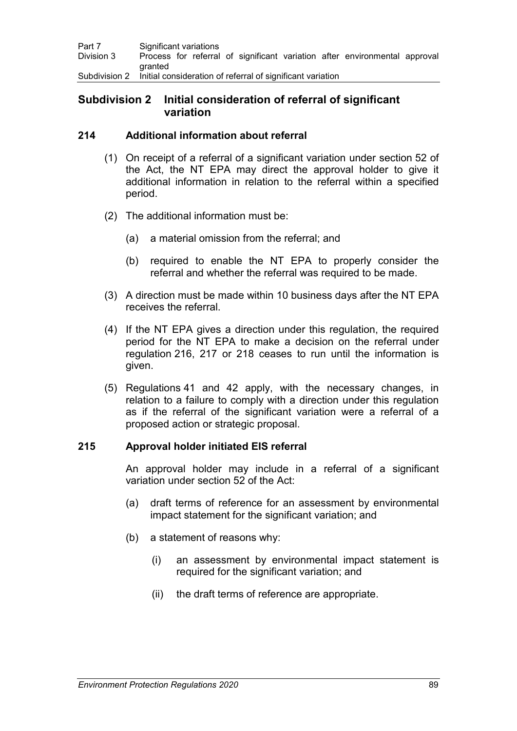## Subdivision 2 Initial consideration of referral of significant variation

### 214 Additional information about referral

(1) On receipt of a referral of a significant variation under section 52 of the Act, the NT EPA may direct the approval holder to give it additional information in relation to the referral within a specified period.

(2) The additional information must be:

(a) a material omission from the referral; and

(b) required to enable the NT EPA to properly consider the referral and whether the referral was required to be made.

(3) A direction must be made within 10 business days after the NT EPA receives the referral.

(4) If the NT EPA gives a direction under this regulation, the required period for the NT EPA to make a decision on the referral under regulation 216, 217 or 218 ceases to run until the information is given.

(5) Regulations 41 and 42 apply, with the necessary changes, in relation to a failure to comply with a direction under this regulation as if the referral of the significant variation were a referral of a proposed action or strategic proposal.

### 215 Approval holder initiated EIS referral

An approval holder may include in a referral of a significant variation under section 52 of the Act:

(a) draft terms of reference for an assessment by environmental impact statement for the significant variation; and

(b) a statement of reasons why:

(i) an assessment by environmental impact statement is required for the significant variation; and

(ii) the draft terms of reference are appropriate.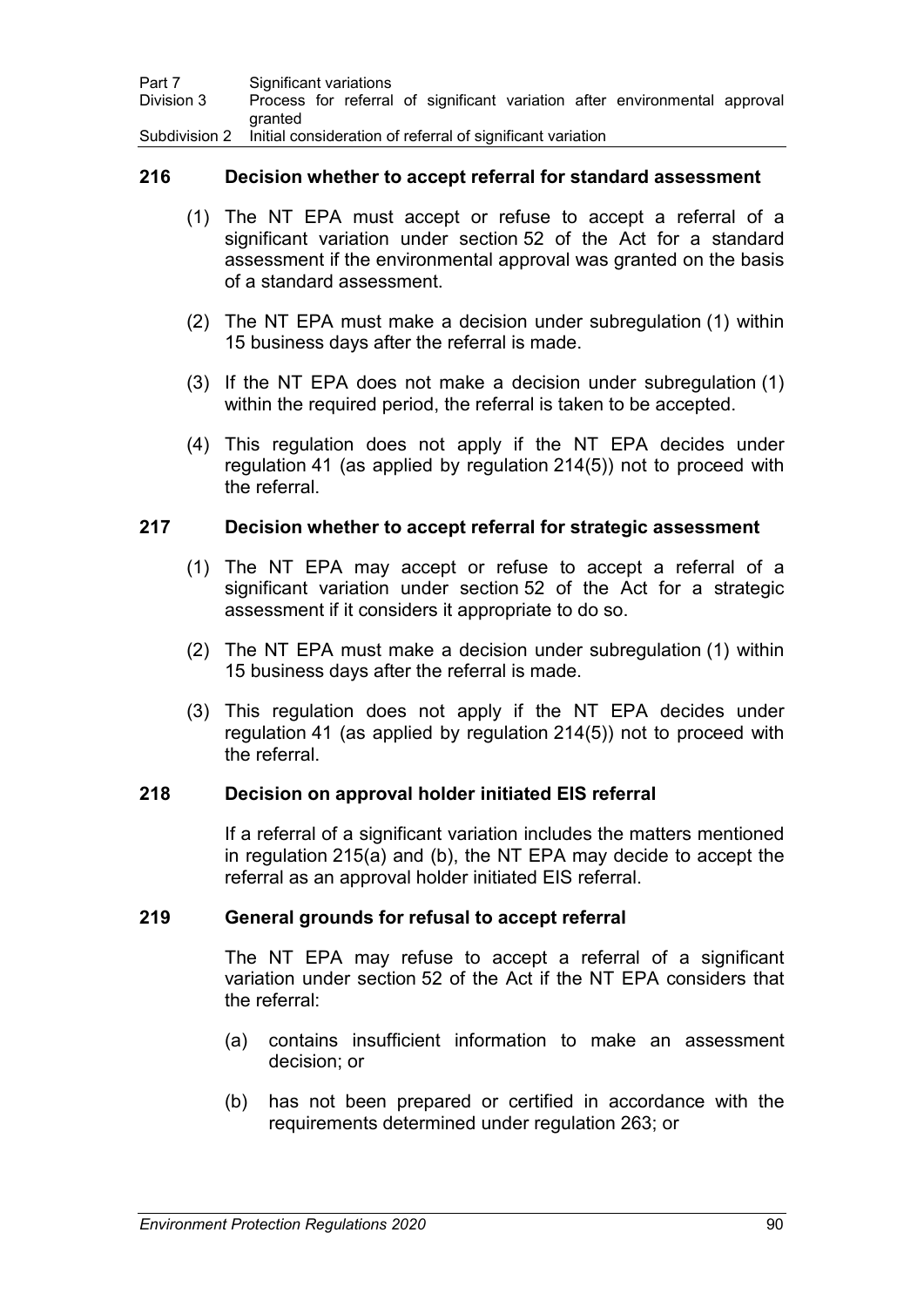### 216 Decision whether to accept referral for standard assessment

(1) The NT EPA must accept or refuse to accept a referral of a significant variation under section 52 of the Act for a standard assessment if the environmental approval was granted on the basis of a standard assessment.

(2) The NT EPA must make a decision under subregulation (1) within 15 business days after the referral is made.

(3) If the NT EPA does not make a decision under subregulation (1) within the required period, the referral is taken to be accepted.

(4) This regulation does not apply if the NT EPA decides under regulation 41 (as applied by regulation 214(5)) not to proceed with the referral.

### 217 Decision whether to accept referral for strategic assessment

(1) The NT EPA may accept or refuse to accept a referral of a significant variation under section 52 of the Act for a strategic assessment if it considers it appropriate to do so.

(2) The NT EPA must make a decision under subregulation (1) within 15 business days after the referral is made.

(3) This regulation does not apply if the NT EPA decides under regulation 41 (as applied by regulation 214(5)) not to proceed with the referral.

### 218 Decision on approval holder initiated EIS referral

If a referral of a significant variation includes the matters mentioned in regulation 215(a) and (b), the NT EPA may decide to accept the referral as an approval holder initiated EIS referral.

### 219 General grounds for refusal to accept referral

The NT EPA may refuse to accept a referral of a significant variation under section 52 of the Act if the NT EPA considers that the referral:

(a) contains insufficient information to make an assessment decision; or

(b) has not been prepared or certified in accordance with the requirements determined under regulation 263; or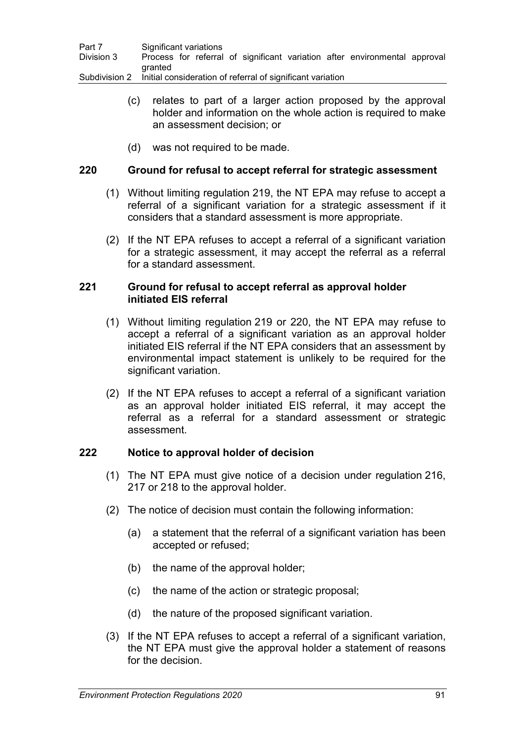(c) relates to part of a larger action proposed by the approval holder and information on the whole action is required to make an assessment decision; or

(d) was not required to be made.

### 220 Ground for refusal to accept referral for strategic assessment

(1) Without limiting regulation 219, the NT EPA may refuse to accept a referral of a significant variation for a strategic assessment if it considers that a standard assessment is more appropriate.

(2) If the NT EPA refuses to accept a referral of a significant variation for a strategic assessment, it may accept the referral as a referral for a standard assessment.

### 221 Ground for refusal to accept referral as approval holder initiated EIS referral

(1) Without limiting regulation 219 or 220, the NT EPA may refuse to accept a referral of a significant variation as an approval holder initiated EIS referral if the NT EPA considers that an assessment by environmental impact statement is unlikely to be required for the significant variation.

(2) If the NT EPA refuses to accept a referral of a significant variation as an approval holder initiated EIS referral, it may accept the referral as a referral for a standard assessment or strategic assessment.

### 222 Notice to approval holder of decision

(1) The NT EPA must give notice of a decision under regulation 216, 217 or 218 to the approval holder.

(2) The notice of decision must contain the following information:

(a) a statement that the referral of a significant variation has been accepted or refused;

(b) the name of the approval holder;

(c) the name of the action or strategic proposal;

(d) the nature of the proposed significant variation.

(3) If the NT EPA refuses to accept a referral of a significant variation, the NT EPA must give the approval holder a statement of reasons for the decision.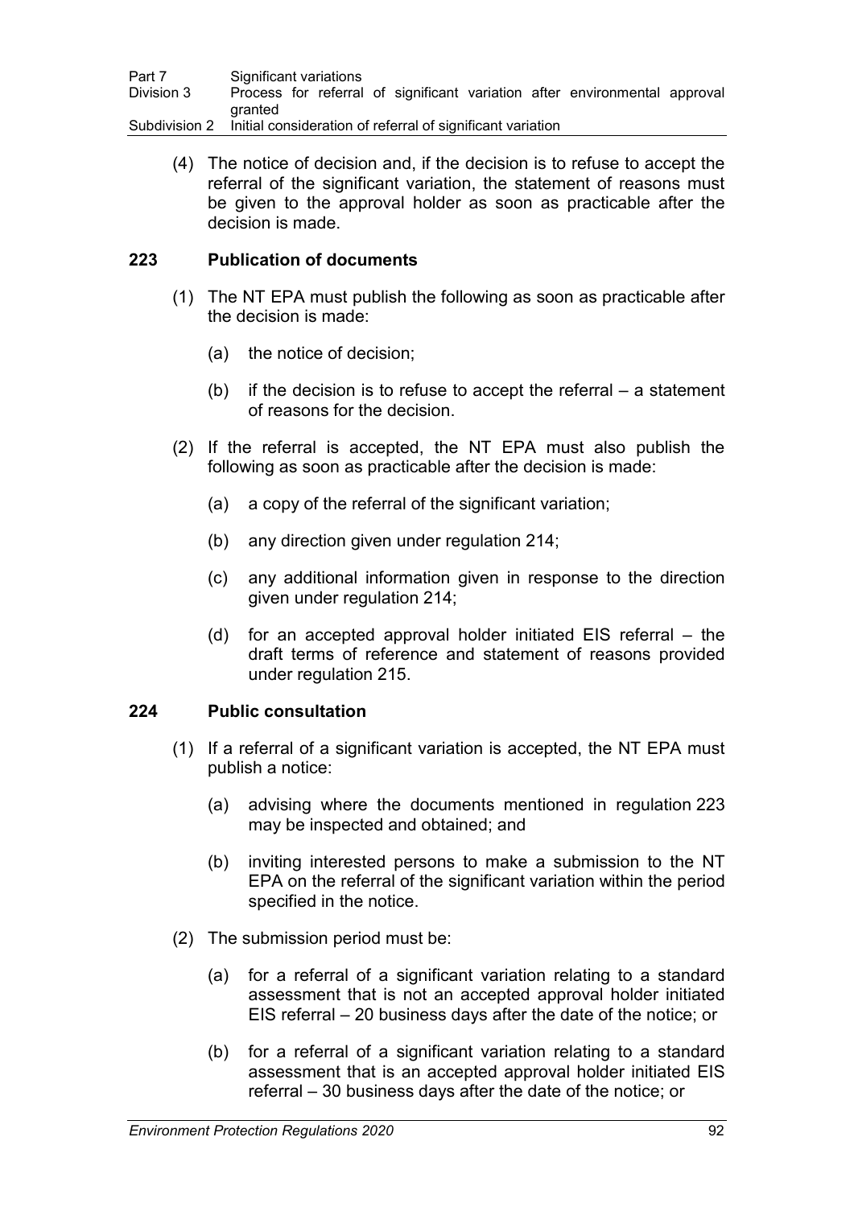(4) The notice of decision and, if the decision is to refuse to accept the referral of the significant variation, the statement of reasons must be given to the approval holder as soon as practicable after the decision is made.

### 223 Publication of documents

(1) The NT EPA must publish the following as soon as practicable after the decision is made:

(a) the notice of decision;

(b) if the decision is to refuse to accept the referral – a statement of reasons for the decision.

(2) If the referral is accepted, the NT EPA must also publish the following as soon as practicable after the decision is made:

(a) a copy of the referral of the significant variation;

(b) any direction given under regulation 214;

(c) any additional information given in response to the direction given under regulation 214;

(d) for an accepted approval holder initiated EIS referral – the draft terms of reference and statement of reasons provided under regulation 215.

### 224 Public consultation

(1) If a referral of a significant variation is accepted, the NT EPA must publish a notice:

(a) advising where the documents mentioned in regulation 223 may be inspected and obtained; and

(b) inviting interested persons to make a submission to the NT EPA on the referral of the significant variation within the period specified in the notice.

(2) The submission period must be:

(a) for a referral of a significant variation relating to a standard assessment that is not an accepted approval holder initiated EIS referral – 20 business days after the date of the notice; or

(b) for a referral of a significant variation relating to a standard assessment that is an accepted approval holder initiated EIS referral – 30 business days after the date of the notice; or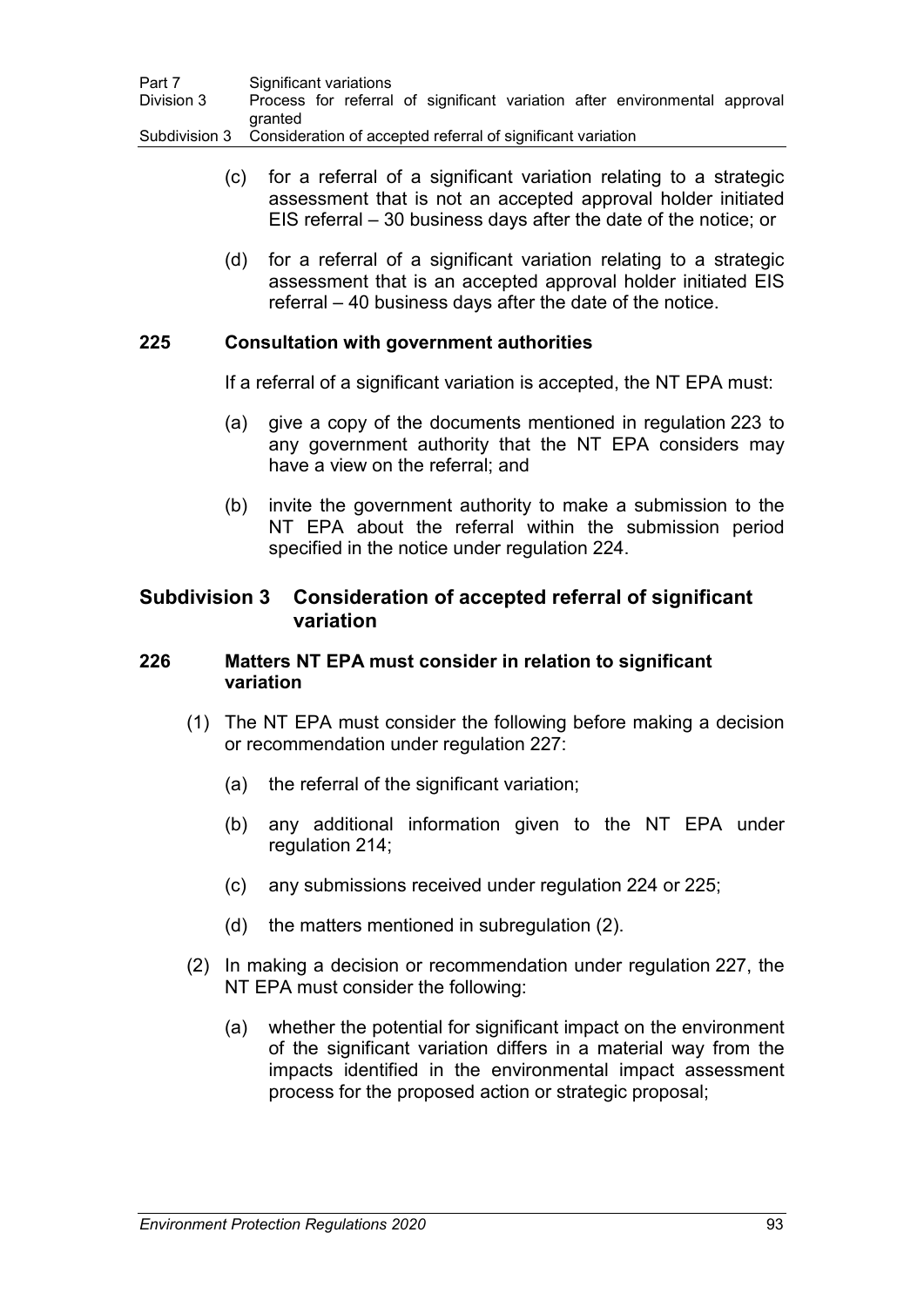(c) for a referral of a significant variation relating to a strategic assessment that is not an accepted approval holder initiated EIS referral – 30 business days after the date of the notice; or

(d) for a referral of a significant variation relating to a strategic assessment that is an accepted approval holder initiated EIS referral – 40 business days after the date of the notice.

**225 Consultation with government authorities**

If a referral of a significant variation is accepted, the NT EPA must:

(a) give a copy of the documents mentioned in regulation 223 to any government authority that the NT EPA considers may have a view on the referral; and

(b) invite the government authority to make a submission to the NT EPA about the referral within the submission period specified in the notice under regulation 224.

## Subdivision 3 Consideration of accepted referral of significant variation

**226 Matters NT EPA must consider in relation to significant variation**

(1) The NT EPA must consider the following before making a decision or recommendation under regulation 227:

(a) the referral of the significant variation;

(b) any additional information given to the NT EPA under regulation 214;

(c) any submissions received under regulation 224 or 225;

(d) the matters mentioned in subregulation (2).

(2) In making a decision or recommendation under regulation 227, the NT EPA must consider the following:

(a) whether the potential for significant impact on the environment of the significant variation differs in a material way from the impacts identified in the environmental impact assessment process for the proposed action or strategic proposal;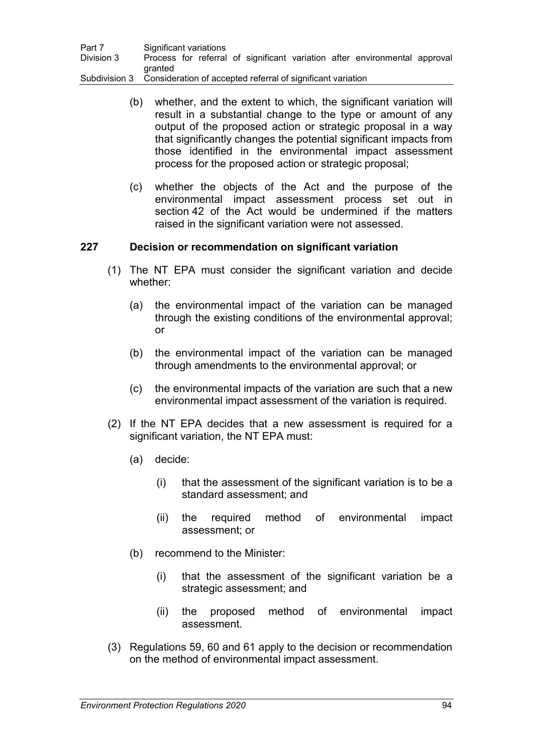(b) whether, and the extent to which, the significant variation will result in a substantial change to the type or amount of any output of the proposed action or strategic proposal in a way that significantly changes the potential significant impacts from those identified in the environmental impact assessment process for the proposed action or strategic proposal;

(c) whether the objects of the Act and the purpose of the environmental impact assessment process set out in section 42 of the Act would be undermined if the matters raised in the significant variation were not assessed.

### 227 Decision or recommendation on significant variation

(1) The NT EPA must consider the significant variation and decide whether:

(a) the environmental impact of the variation can be managed through the existing conditions of the environmental approval; or

(b) the environmental impact of the variation can be managed through amendments to the environmental approval; or

(c) the environmental impacts of the variation are such that a new environmental impact assessment of the variation is required.

(2) If the NT EPA decides that a new assessment is required for a significant variation, the NT EPA must:

(a) decide:

(i) that the assessment of the significant variation is to be a standard assessment; and

(ii) the required method of environmental impact assessment; or

(b) recommend to the Minister:

(i) that the assessment of the significant variation be a strategic assessment; and

(ii) the proposed method of environmental impact assessment.

(3) Regulations 59, 60 and 61 apply to the decision or recommendation on the method of environmental impact assessment.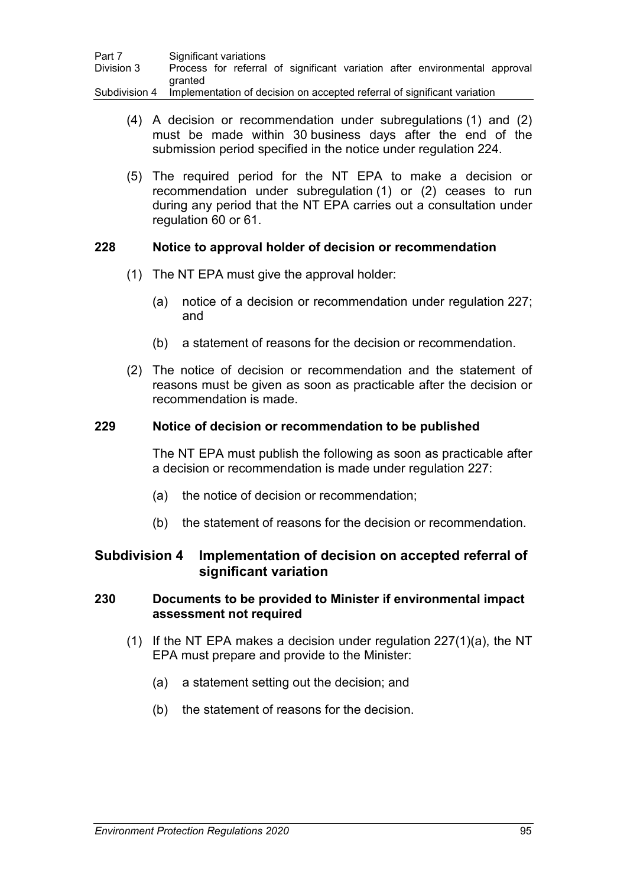(4) A decision or recommendation under subregulations (1) and (2) must be made within 30 business days after the end of the submission period specified in the notice under regulation 224.

(5) The required period for the NT EPA to make a decision or recommendation under subregulation (1) or (2) ceases to run during any period that the NT EPA carries out a consultation under regulation 60 or 61.

### 228 Notice to approval holder of decision or recommendation

(1) The NT EPA must give the approval holder:

(a) notice of a decision or recommendation under regulation 227; and

(b) a statement of reasons for the decision or recommendation.

(2) The notice of decision or recommendation and the statement of reasons must be given as soon as practicable after the decision or recommendation is made.

### 229 Notice of decision or recommendation to be published

The NT EPA must publish the following as soon as practicable after a decision or recommendation is made under regulation 227:

(a) the notice of decision or recommendation;

(b) the statement of reasons for the decision or recommendation.

## Subdivision 4 Implementation of decision on accepted referral of significant variation

### 230 Documents to be provided to Minister if environmental impact assessment not required

(1) If the NT EPA makes a decision under regulation 227(1)(a), the NT EPA must prepare and provide to the Minister:

(a) a statement setting out the decision; and

(b) the statement of reasons for the decision.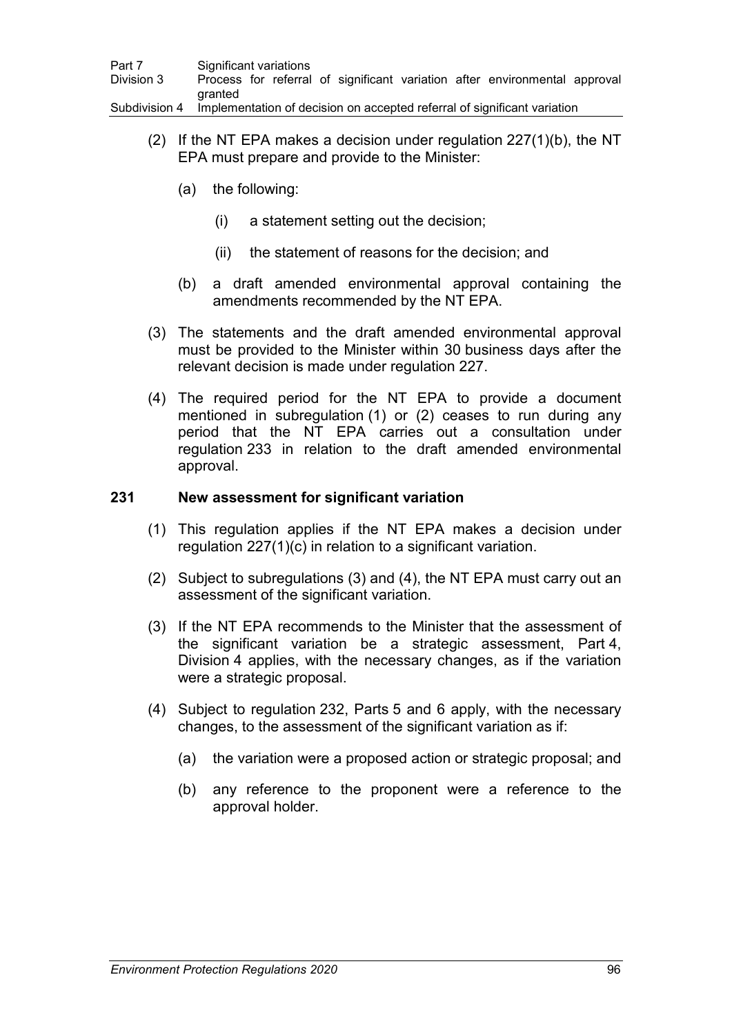(2) If the NT EPA makes a decision under regulation 227(1)(b), the NT EPA must prepare and provide to the Minister:

(a) the following:

(i) a statement setting out the decision;

(ii) the statement of reasons for the decision; and

(b) a draft amended environmental approval containing the amendments recommended by the NT EPA.

(3) The statements and the draft amended environmental approval must be provided to the Minister within 30 business days after the relevant decision is made under regulation 227.

(4) The required period for the NT EPA to provide a document mentioned in subregulation (1) or (2) ceases to run during any period that the NT EPA carries out a consultation under regulation 233 in relation to the draft amended environmental approval.

### 231 New assessment for significant variation

(1) This regulation applies if the NT EPA makes a decision under regulation 227(1)(c) in relation to a significant variation.

(2) Subject to subregulations (3) and (4), the NT EPA must carry out an assessment of the significant variation.

(3) If the NT EPA recommends to the Minister that the assessment of the significant variation be a strategic assessment, Part 4, Division 4 applies, with the necessary changes, as if the variation were a strategic proposal.

(4) Subject to regulation 232, Parts 5 and 6 apply, with the necessary changes, to the assessment of the significant variation as if:

(a) the variation were a proposed action or strategic proposal; and

(b) any reference to the proponent were a reference to the approval holder.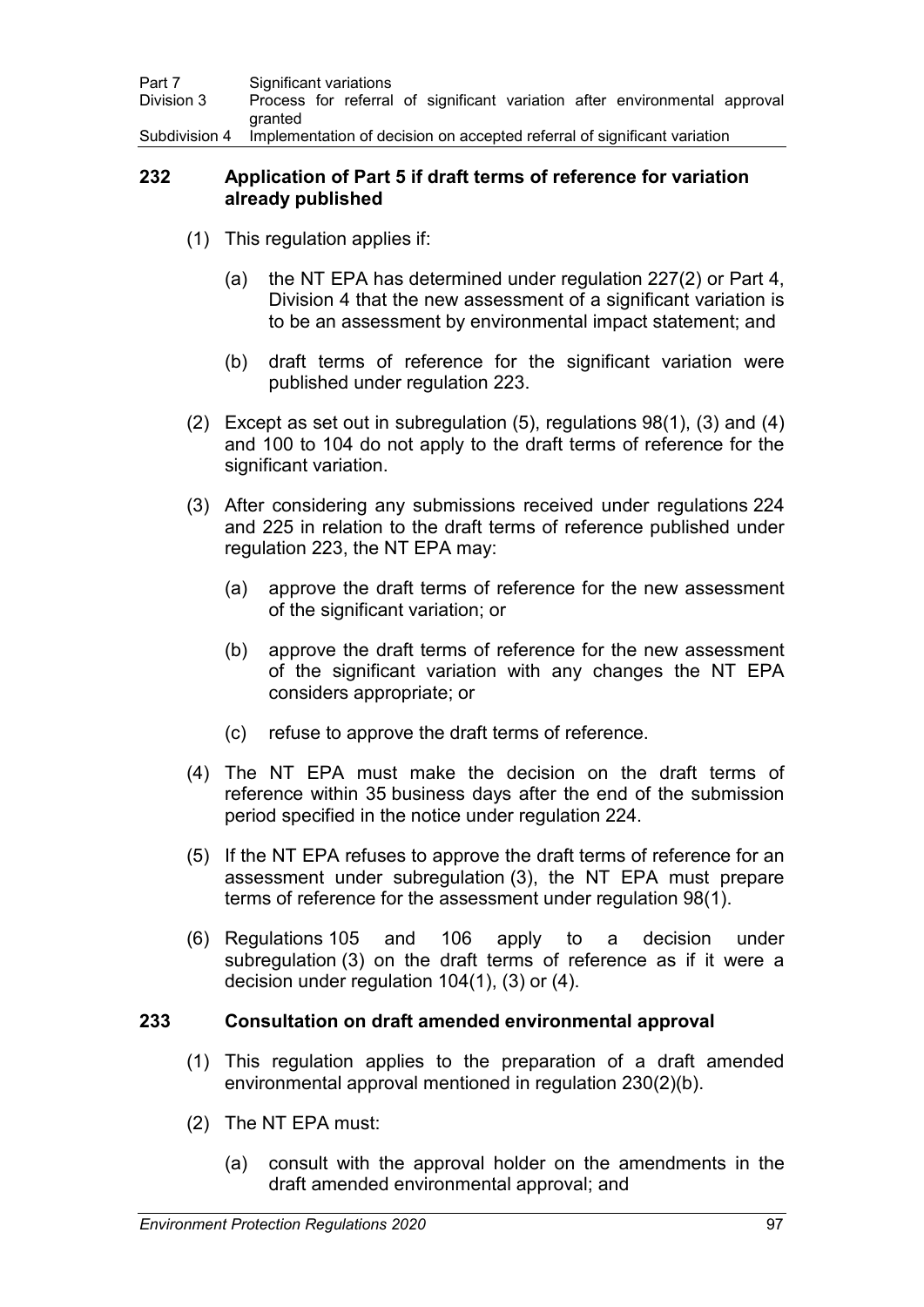## 232 Application of Part 5 if draft terms of reference for variation already published

(1) This regulation applies if:

(a) the NT EPA has determined under regulation 227(2) or Part 4, Division 4 that the new assessment of a significant variation is to be an assessment by environmental impact statement; and

(b) draft terms of reference for the significant variation were published under regulation 223.

(2) Except as set out in subregulation (5), regulations 98(1), (3) and (4) and 100 to 104 do not apply to the draft terms of reference for the significant variation.

(3) After considering any submissions received under regulations 224 and 225 in relation to the draft terms of reference published under regulation 223, the NT EPA may:

(a) approve the draft terms of reference for the new assessment of the significant variation; or

(b) approve the draft terms of reference for the new assessment of the significant variation with any changes the NT EPA considers appropriate; or

(c) refuse to approve the draft terms of reference.

(4) The NT EPA must make the decision on the draft terms of reference within 35 business days after the end of the submission period specified in the notice under regulation 224.

(5) If the NT EPA refuses to approve the draft terms of reference for an assessment under subregulation (3), the NT EPA must prepare terms of reference for the assessment under regulation 98(1).

(6) Regulations 105 and 106 apply to a decision under subregulation (3) on the draft terms of reference as if it were a decision under regulation 104(1), (3) or (4).

## 233 Consultation on draft amended environmental approval

(1) This regulation applies to the preparation of a draft amended environmental approval mentioned in regulation 230(2)(b).

(2) The NT EPA must:

(a) consult with the approval holder on the amendments in the draft amended environmental approval; and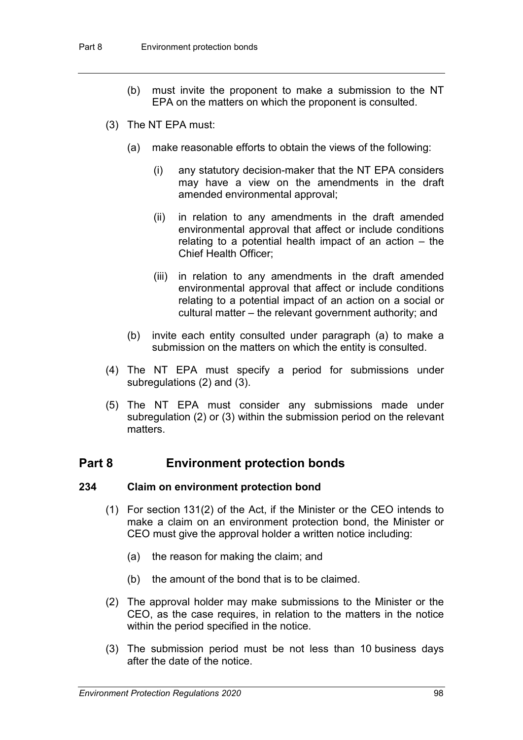(b) must invite the proponent to make a submission to the NT EPA on the matters on which the proponent is consulted.

(3) The NT EPA must:

(a) make reasonable efforts to obtain the views of the following:

(i) any statutory decision-maker that the NT EPA considers may have a view on the amendments in the draft amended environmental approval;

(ii) in relation to any amendments in the draft amended environmental approval that affect or include conditions relating to a potential health impact of an action – the Chief Health Officer;

(iii) in relation to any amendments in the draft amended environmental approval that affect or include conditions relating to a potential impact of an action on a social or cultural matter – the relevant government authority; and

(b) invite each entity consulted under paragraph (a) to make a submission on the matters on which the entity is consulted.

(4) The NT EPA must specify a period for submissions under subregulations (2) and (3).

(5) The NT EPA must consider any submissions made under subregulation (2) or (3) within the submission period on the relevant matters.

## Part 8 Environment protection bonds

### 234 Claim on environment protection bond

(1) For section 131(2) of the Act, if the Minister or the CEO intends to make a claim on an environment protection bond, the Minister or CEO must give the approval holder a written notice including:

(a) the reason for making the claim; and

(b) the amount of the bond that is to be claimed.

(2) The approval holder may make submissions to the Minister or the CEO, as the case requires, in relation to the matters in the notice within the period specified in the notice.

(3) The submission period must be not less than 10 business days after the date of the notice.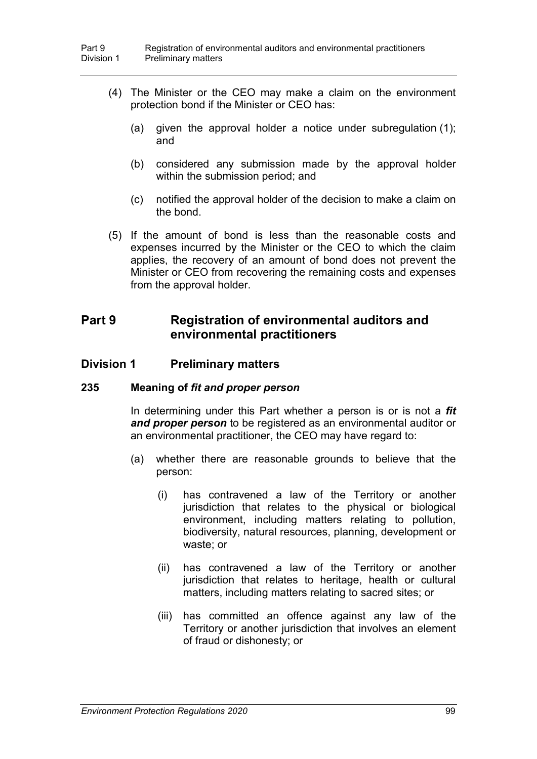(4) The Minister or the CEO may make a claim on the environment protection bond if the Minister or CEO has:

(a) given the approval holder a notice under subregulation (1); and

(b) considered any submission made by the approval holder within the submission period; and

(c) notified the approval holder of the decision to make a claim on the bond.

(5) If the amount of bond is less than the reasonable costs and expenses incurred by the Minister or the CEO to which the claim applies, the recovery of an amount of bond does not prevent the Minister or CEO from recovering the remaining costs and expenses from the approval holder.

# Part 9 Registration of environmental auditors and environmental practitioners

## Division 1 Preliminary matters

### 235 Meaning of *fit and proper person*

In determining under this Part whether a person is or is not a ***fit and proper person*** to be registered as an environmental auditor or an environmental practitioner, the CEO may have regard to:

(a) whether there are reasonable grounds to believe that the person:

(i) has contravened a law of the Territory or another jurisdiction that relates to the physical or biological environment, including matters relating to pollution, biodiversity, natural resources, planning, development or waste; or

(ii) has contravened a law of the Territory or another jurisdiction that relates to heritage, health or cultural matters, including matters relating to sacred sites; or

(iii) has committed an offence against any law of the Territory or another jurisdiction that involves an element of fraud or dishonesty; or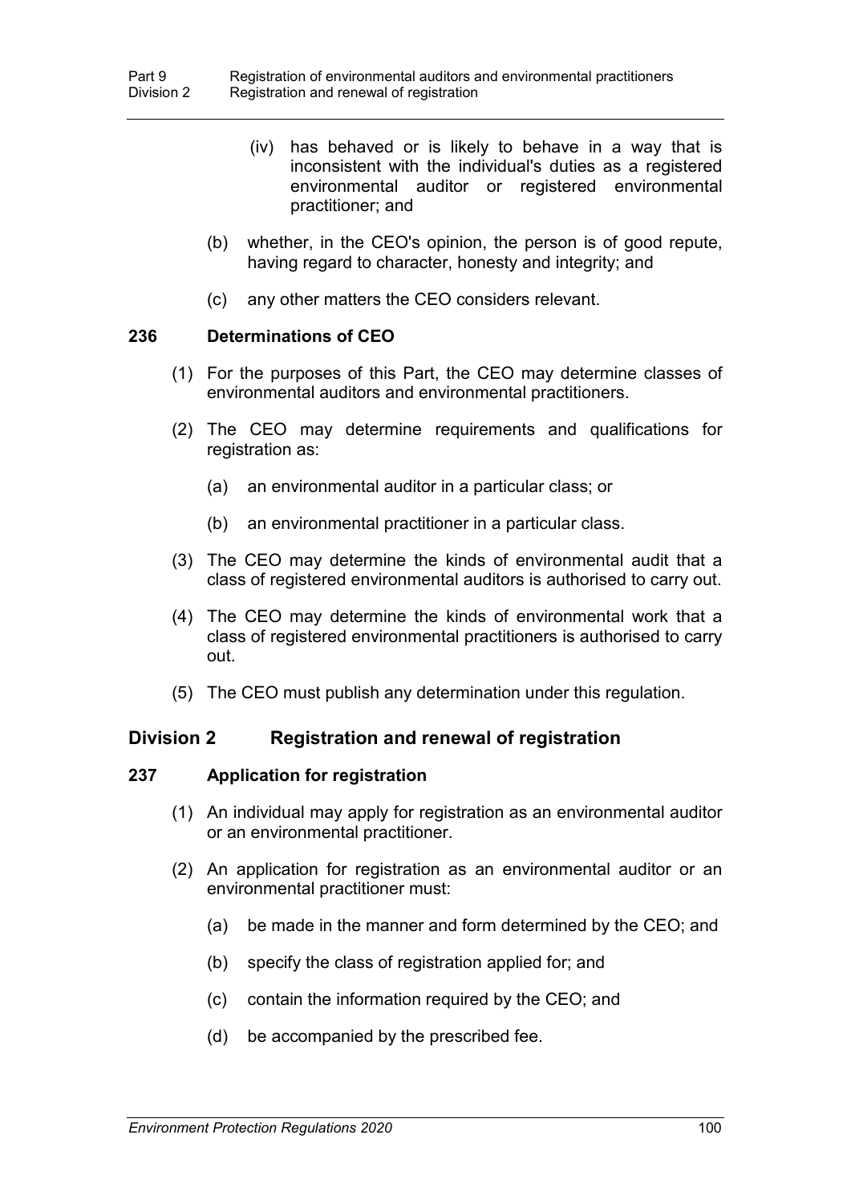(iv) has behaved or is likely to behave in a way that is inconsistent with the individual's duties as a registered environmental auditor or registered environmental practitioner; and

(b) whether, in the CEO's opinion, the person is of good repute, having regard to character, honesty and integrity; and

(c) any other matters the CEO considers relevant.

### 236 Determinations of CEO

(1) For the purposes of this Part, the CEO may determine classes of environmental auditors and environmental practitioners.

(2) The CEO may determine requirements and qualifications for registration as:

(a) an environmental auditor in a particular class; or

(b) an environmental practitioner in a particular class.

(3) The CEO may determine the kinds of environmental audit that a class of registered environmental auditors is authorised to carry out.

(4) The CEO may determine the kinds of environmental work that a class of registered environmental practitioners is authorised to carry out.

(5) The CEO must publish any determination under this regulation.

## Division 2 Registration and renewal of registration

### 237 Application for registration

(1) An individual may apply for registration as an environmental auditor or an environmental practitioner.

(2) An application for registration as an environmental auditor or an environmental practitioner must:

(a) be made in the manner and form determined by the CEO; and

(b) specify the class of registration applied for; and

(c) contain the information required by the CEO; and

(d) be accompanied by the prescribed fee.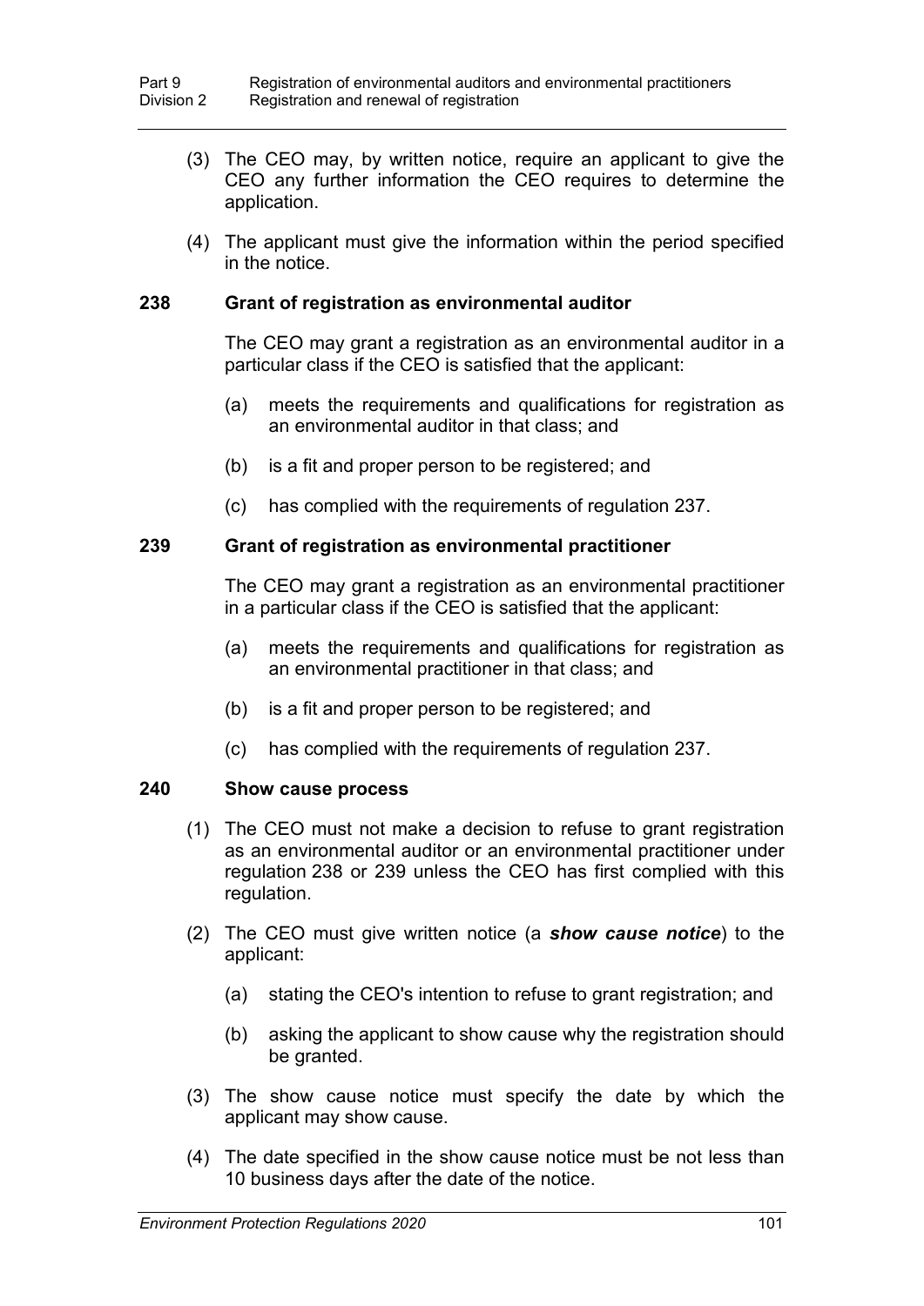(3) The CEO may, by written notice, require an applicant to give the CEO any further information the CEO requires to determine the application.

(4) The applicant must give the information within the period specified in the notice.

### 238 Grant of registration as environmental auditor

The CEO may grant a registration as an environmental auditor in a particular class if the CEO is satisfied that the applicant:

(a) meets the requirements and qualifications for registration as an environmental auditor in that class; and

(b) is a fit and proper person to be registered; and

(c) has complied with the requirements of regulation 237.

### 239 Grant of registration as environmental practitioner

The CEO may grant a registration as an environmental practitioner in a particular class if the CEO is satisfied that the applicant:

(a) meets the requirements and qualifications for registration as an environmental practitioner in that class; and

(b) is a fit and proper person to be registered; and

(c) has complied with the requirements of regulation 237.

### 240 Show cause process

(1) The CEO must not make a decision to refuse to grant registration as an environmental auditor or an environmental practitioner under regulation 238 or 239 unless the CEO has first complied with this regulation.

(2) The CEO must give written notice (a ***show cause notice***) to the applicant:

(a) stating the CEO's intention to refuse to grant registration; and

(b) asking the applicant to show cause why the registration should be granted.

(3) The show cause notice must specify the date by which the applicant may show cause.

(4) The date specified in the show cause notice must be not less than 10 business days after the date of the notice.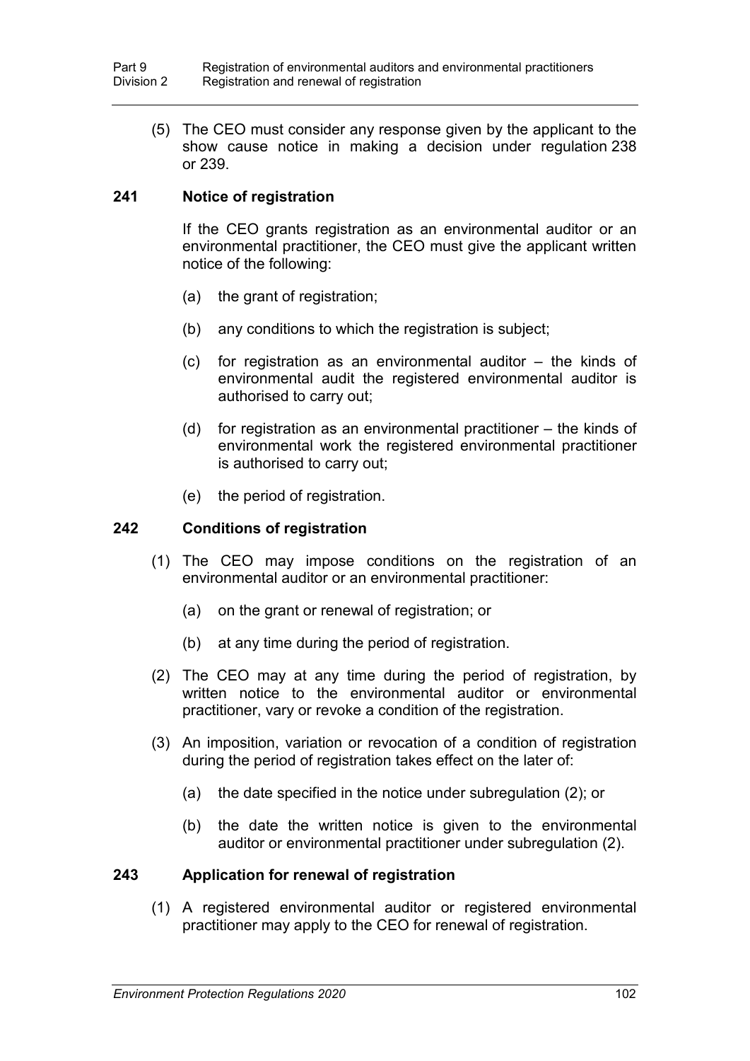(5) The CEO must consider any response given by the applicant to the show cause notice in making a decision under regulation 238 or 239.

### 241 Notice of registration

If the CEO grants registration as an environmental auditor or an environmental practitioner, the CEO must give the applicant written notice of the following:

(a) the grant of registration;

(b) any conditions to which the registration is subject;

(c) for registration as an environmental auditor – the kinds of environmental audit the registered environmental auditor is authorised to carry out;

(d) for registration as an environmental practitioner – the kinds of environmental work the registered environmental practitioner is authorised to carry out;

(e) the period of registration.

### 242 Conditions of registration

(1) The CEO may impose conditions on the registration of an environmental auditor or an environmental practitioner:

(a) on the grant or renewal of registration; or

(b) at any time during the period of registration.

(2) The CEO may at any time during the period of registration, by written notice to the environmental auditor or environmental practitioner, vary or revoke a condition of the registration.

(3) An imposition, variation or revocation of a condition of registration during the period of registration takes effect on the later of:

(a) the date specified in the notice under subregulation (2); or

(b) the date the written notice is given to the environmental auditor or environmental practitioner under subregulation (2).

### 243 Application for renewal of registration

(1) A registered environmental auditor or registered environmental practitioner may apply to the CEO for renewal of registration.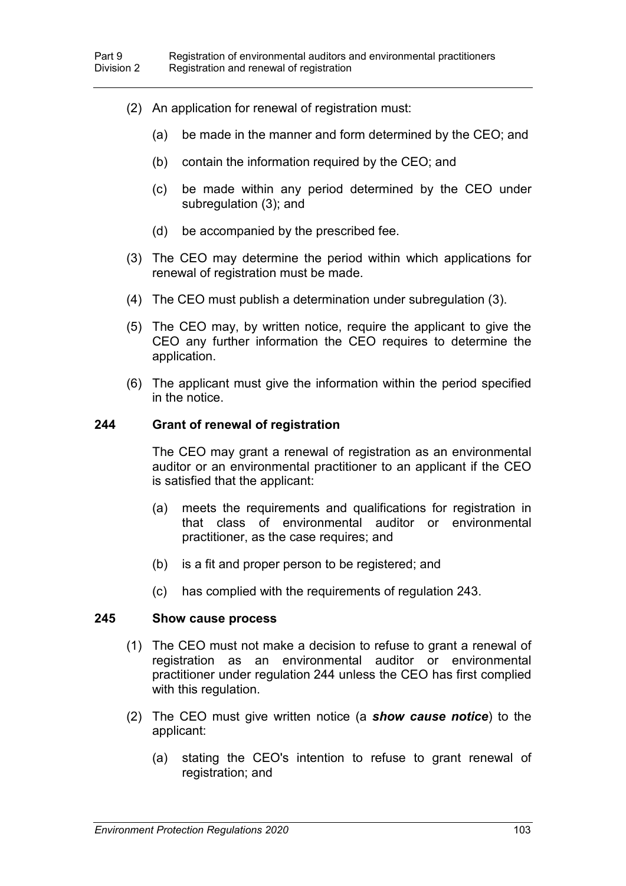(2) An application for renewal of registration must:

(a) be made in the manner and form determined by the CEO; and

(b) contain the information required by the CEO; and

(c) be made within any period determined by the CEO under subregulation (3); and

(d) be accompanied by the prescribed fee.

(3) The CEO may determine the period within which applications for renewal of registration must be made.

(4) The CEO must publish a determination under subregulation (3).

(5) The CEO may, by written notice, require the applicant to give the CEO any further information the CEO requires to determine the application.

(6) The applicant must give the information within the period specified in the notice.

### 244 Grant of renewal of registration

The CEO may grant a renewal of registration as an environmental auditor or an environmental practitioner to an applicant if the CEO is satisfied that the applicant:

(a) meets the requirements and qualifications for registration in that class of environmental auditor or environmental practitioner, as the case requires; and

(b) is a fit and proper person to be registered; and

(c) has complied with the requirements of regulation 243.

### 245 Show cause process

(1) The CEO must not make a decision to refuse to grant a renewal of registration as an environmental auditor or environmental practitioner under regulation 244 unless the CEO has first complied with this regulation.

(2) The CEO must give written notice (a ***show cause notice***) to the applicant:

(a) stating the CEO's intention to refuse to grant renewal of registration; and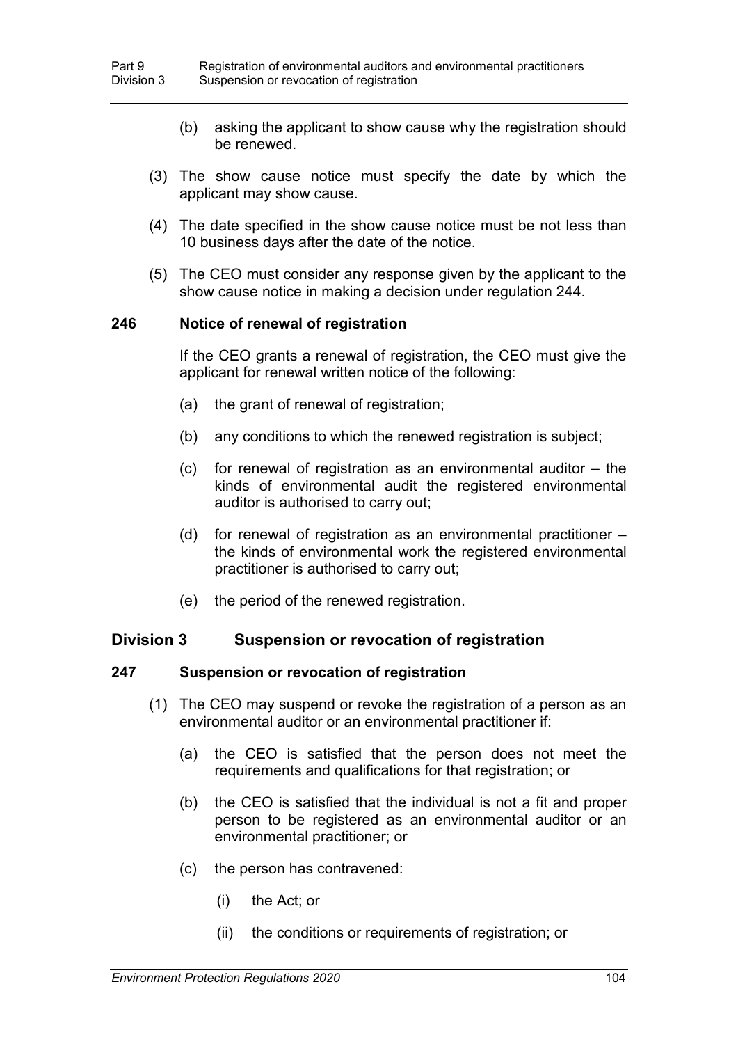(b) asking the applicant to show cause why the registration should be renewed.

(3) The show cause notice must specify the date by which the applicant may show cause.

(4) The date specified in the show cause notice must be not less than 10 business days after the date of the notice.

(5) The CEO must consider any response given by the applicant to the show cause notice in making a decision under regulation 244.

### 246 Notice of renewal of registration

If the CEO grants a renewal of registration, the CEO must give the applicant for renewal written notice of the following:

(a) the grant of renewal of registration;

(b) any conditions to which the renewed registration is subject;

(c) for renewal of registration as an environmental auditor – the kinds of environmental audit the registered environmental auditor is authorised to carry out;

(d) for renewal of registration as an environmental practitioner – the kinds of environmental work the registered environmental practitioner is authorised to carry out;

(e) the period of the renewed registration.

## Division 3 Suspension or revocation of registration

### 247 Suspension or revocation of registration

(1) The CEO may suspend or revoke the registration of a person as an environmental auditor or an environmental practitioner if:

(a) the CEO is satisfied that the person does not meet the requirements and qualifications for that registration; or

(b) the CEO is satisfied that the individual is not a fit and proper person to be registered as an environmental auditor or an environmental practitioner; or

(c) the person has contravened:

(i) the Act; or

(ii) the conditions or requirements of registration; or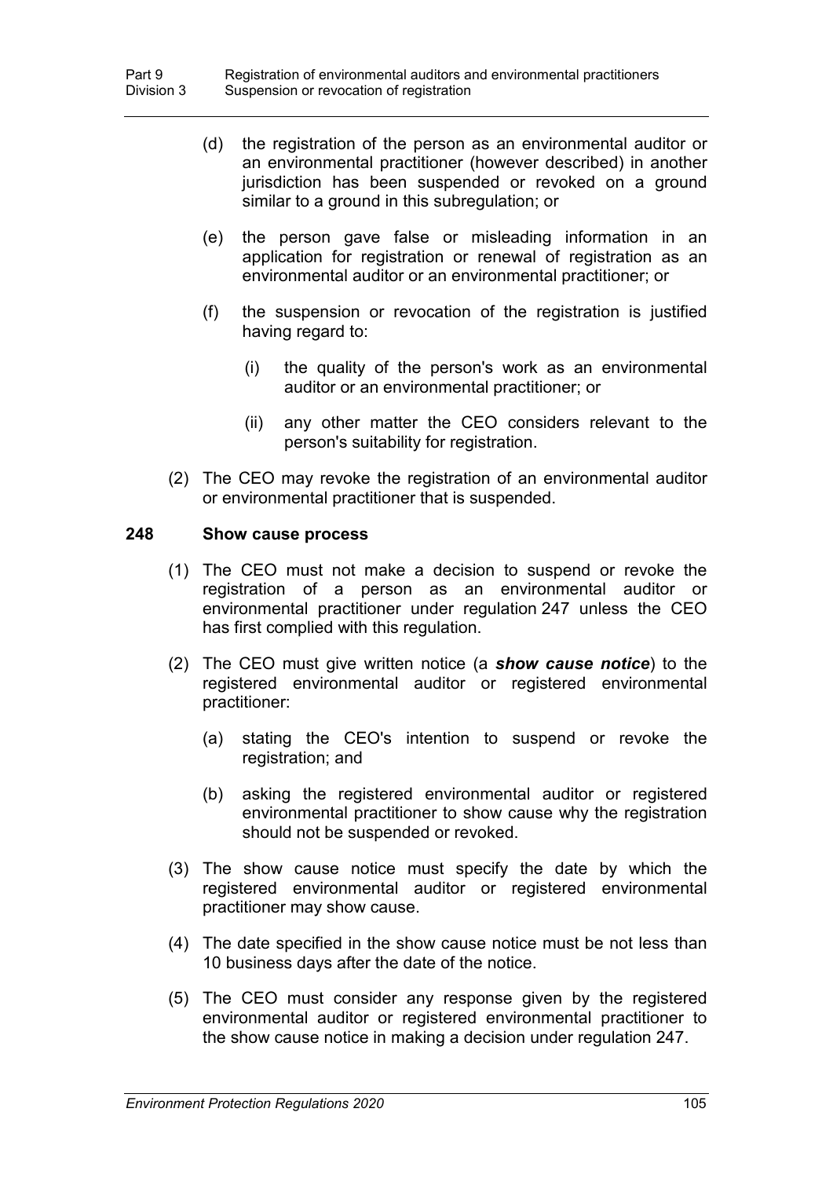(d) the registration of the person as an environmental auditor or an environmental practitioner (however described) in another jurisdiction has been suspended or revoked on a ground similar to a ground in this subregulation; or

(e) the person gave false or misleading information in an application for registration or renewal of registration as an environmental auditor or an environmental practitioner; or

(f) the suspension or revocation of the registration is justified having regard to:

(i) the quality of the person's work as an environmental auditor or an environmental practitioner; or

(ii) any other matter the CEO considers relevant to the person's suitability for registration.

(2) The CEO may revoke the registration of an environmental auditor or environmental practitioner that is suspended.

### 248 Show cause process

(1) The CEO must not make a decision to suspend or revoke the registration of a person as an environmental auditor or environmental practitioner under regulation 247 unless the CEO has first complied with this regulation.

(2) The CEO must give written notice (a ***show cause notice***) to the registered environmental auditor or registered environmental practitioner:

(a) stating the CEO's intention to suspend or revoke the registration; and

(b) asking the registered environmental auditor or registered environmental practitioner to show cause why the registration should not be suspended or revoked.

(3) The show cause notice must specify the date by which the registered environmental auditor or registered environmental practitioner may show cause.

(4) The date specified in the show cause notice must be not less than 10 business days after the date of the notice.

(5) The CEO must consider any response given by the registered environmental auditor or registered environmental practitioner to the show cause notice in making a decision under regulation 247.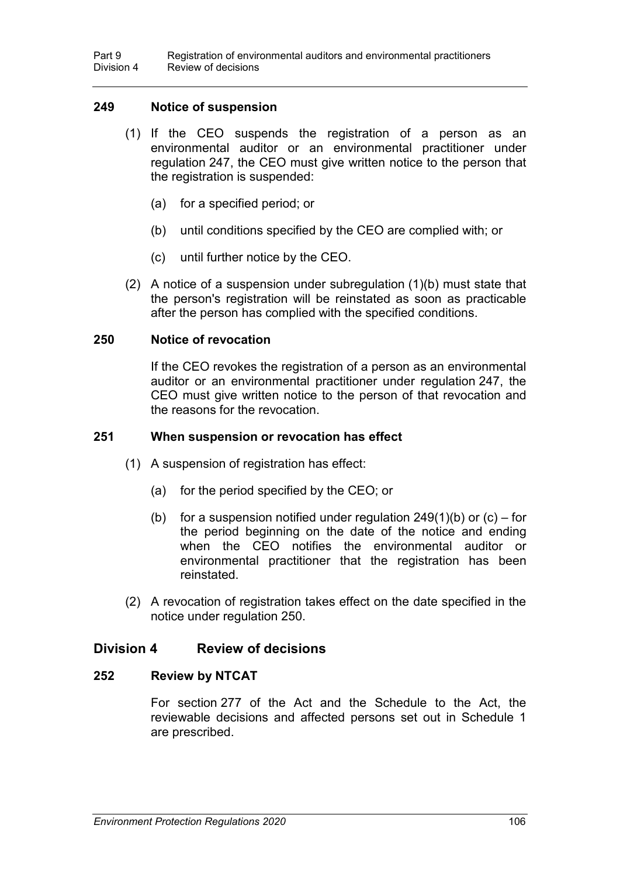### 249 Notice of suspension

(1) If the CEO suspends the registration of a person as an environmental auditor or an environmental practitioner under regulation 247, the CEO must give written notice to the person that the registration is suspended:

(a) for a specified period; or

(b) until conditions specified by the CEO are complied with; or

(c) until further notice by the CEO.

(2) A notice of a suspension under subregulation (1)(b) must state that the person's registration will be reinstated as soon as practicable after the person has complied with the specified conditions.

### 250 Notice of revocation

If the CEO revokes the registration of a person as an environmental auditor or an environmental practitioner under regulation 247, the CEO must give written notice to the person of that revocation and the reasons for the revocation.

### 251 When suspension or revocation has effect

(1) A suspension of registration has effect:

(a) for the period specified by the CEO; or

(b) for a suspension notified under regulation 249(1)(b) or (c) – for the period beginning on the date of the notice and ending when the CEO notifies the environmental auditor or environmental practitioner that the registration has been reinstated.

(2) A revocation of registration takes effect on the date specified in the notice under regulation 250.

## Division 4 Review of decisions

### 252 Review by NTCAT

For section 277 of the Act and the Schedule to the Act, the reviewable decisions and affected persons set out in Schedule 1 are prescribed.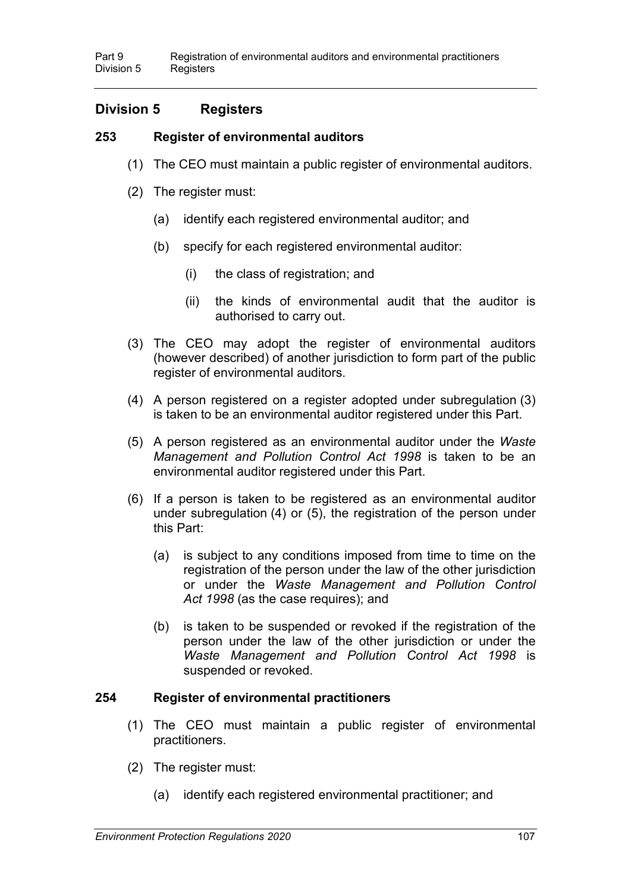## Division 5 Registers

### 253 Register of environmental auditors

(1) The CEO must maintain a public register of environmental auditors.

(2) The register must:

(a) identify each registered environmental auditor; and

(b) specify for each registered environmental auditor:

(i) the class of registration; and

(ii) the kinds of environmental audit that the auditor is authorised to carry out.

(3) The CEO may adopt the register of environmental auditors (however described) of another jurisdiction to form part of the public register of environmental auditors.

(4) A person registered on a register adopted under subregulation (3) is taken to be an environmental auditor registered under this Part.

(5) A person registered as an environmental auditor under the *Waste Management and Pollution Control Act 1998* is taken to be an environmental auditor registered under this Part.

(6) If a person is taken to be registered as an environmental auditor under subregulation (4) or (5), the registration of the person under this Part:

(a) is subject to any conditions imposed from time to time on the registration of the person under the law of the other jurisdiction or under the *Waste Management and Pollution Control Act 1998* (as the case requires); and

(b) is taken to be suspended or revoked if the registration of the person under the law of the other jurisdiction or under the *Waste Management and Pollution Control Act 1998* is suspended or revoked.

### 254 Register of environmental practitioners

(1) The CEO must maintain a public register of environmental practitioners.

(2) The register must:

(a) identify each registered environmental practitioner; and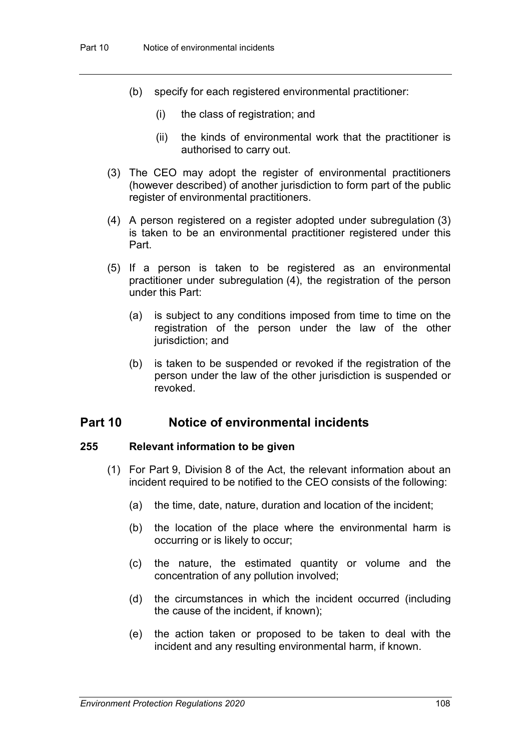(b) specify for each registered environmental practitioner:

    (i) the class of registration; and

    (ii) the kinds of environmental work that the practitioner is authorised to carry out.

(3) The CEO may adopt the register of environmental practitioners (however described) of another jurisdiction to form part of the public register of environmental practitioners.

(4) A person registered on a register adopted under subregulation (3) is taken to be an environmental practitioner registered under this Part.

(5) If a person is taken to be registered as an environmental practitioner under subregulation (4), the registration of the person under this Part:

    (a) is subject to any conditions imposed from time to time on the registration of the person under the law of the other jurisdiction; and

    (b) is taken to be suspended or revoked if the registration of the person under the law of the other jurisdiction is suspended or revoked.

## Part 10 Notice of environmental incidents

### 255 Relevant information to be given

(1) For Part 9, Division 8 of the Act, the relevant information about an incident required to be notified to the CEO consists of the following:

    (a) the time, date, nature, duration and location of the incident;

    (b) the location of the place where the environmental harm is occurring or is likely to occur;

    (c) the nature, the estimated quantity or volume and the concentration of any pollution involved;

    (d) the circumstances in which the incident occurred (including the cause of the incident, if known);

    (e) the action taken or proposed to be taken to deal with the incident and any resulting environmental harm, if known.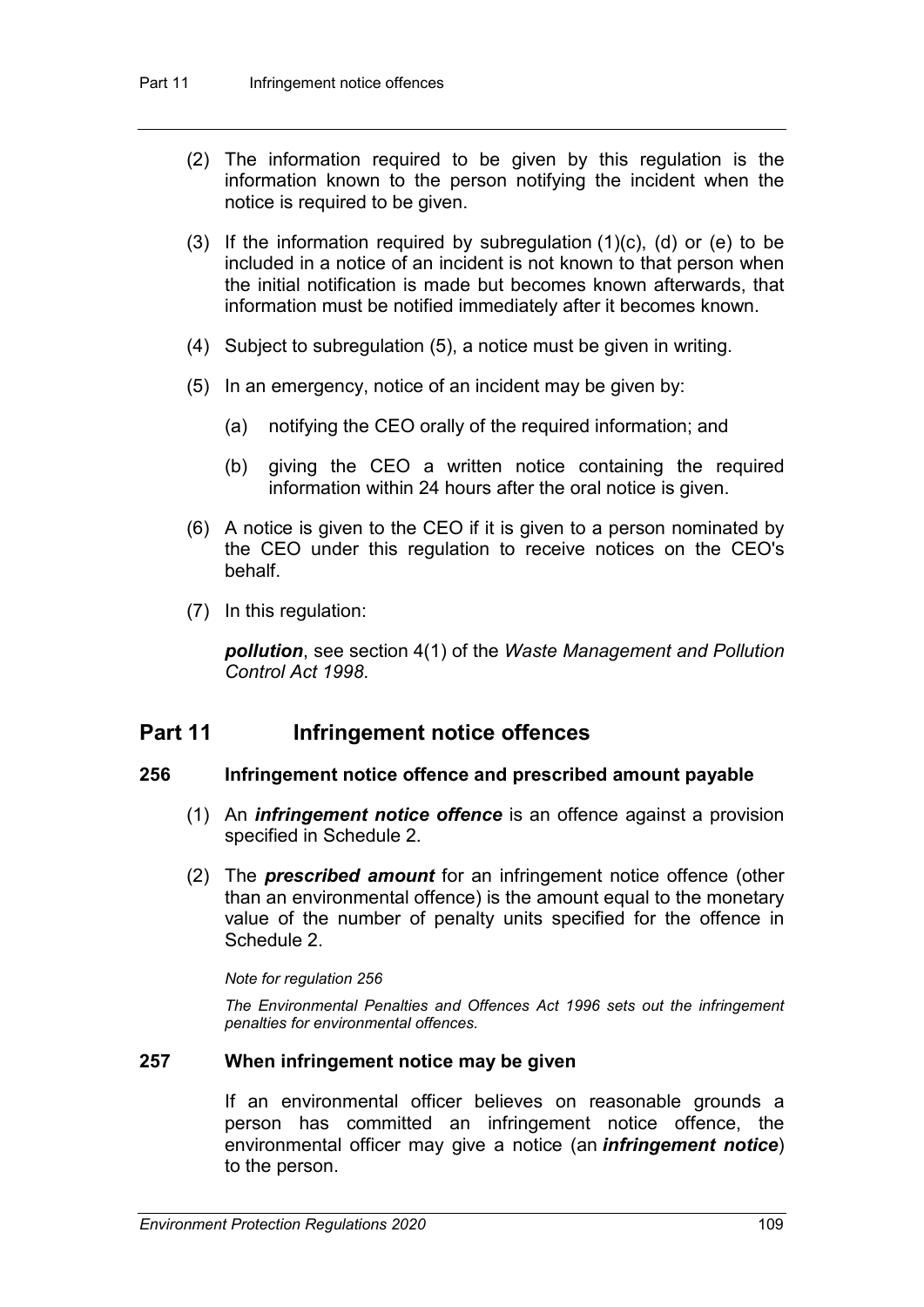(2) The information required to be given by this regulation is the information known to the person notifying the incident when the notice is required to be given.

(3) If the information required by subregulation (1)(c), (d) or (e) to be included in a notice of an incident is not known to that person when the initial notification is made but becomes known afterwards, that information must be notified immediately after it becomes known.

(4) Subject to subregulation (5), a notice must be given in writing.

(5) In an emergency, notice of an incident may be given by:

(a) notifying the CEO orally of the required information; and

(b) giving the CEO a written notice containing the required information within 24 hours after the oral notice is given.

(6) A notice is given to the CEO if it is given to a person nominated by the CEO under this regulation to receive notices on the CEO's behalf.

(7) In this regulation:

***pollution***, see section 4(1) of the *Waste Management and Pollution Control Act 1998*.

## Part 11 Infringement notice offences

### 256 Infringement notice offence and prescribed amount payable

(1) An ***infringement notice offence*** is an offence against a provision specified in Schedule 2.

(2) The ***prescribed amount*** for an infringement notice offence (other than an environmental offence) is the amount equal to the monetary value of the number of penalty units specified for the offence in Schedule 2.

*Note for regulation 256*

*The Environmental Penalties and Offences Act 1996 sets out the infringement penalties for environmental offences.*

### 257 When infringement notice may be given

If an environmental officer believes on reasonable grounds a person has committed an infringement notice offence, the environmental officer may give a notice (an ***infringement notice***) to the person.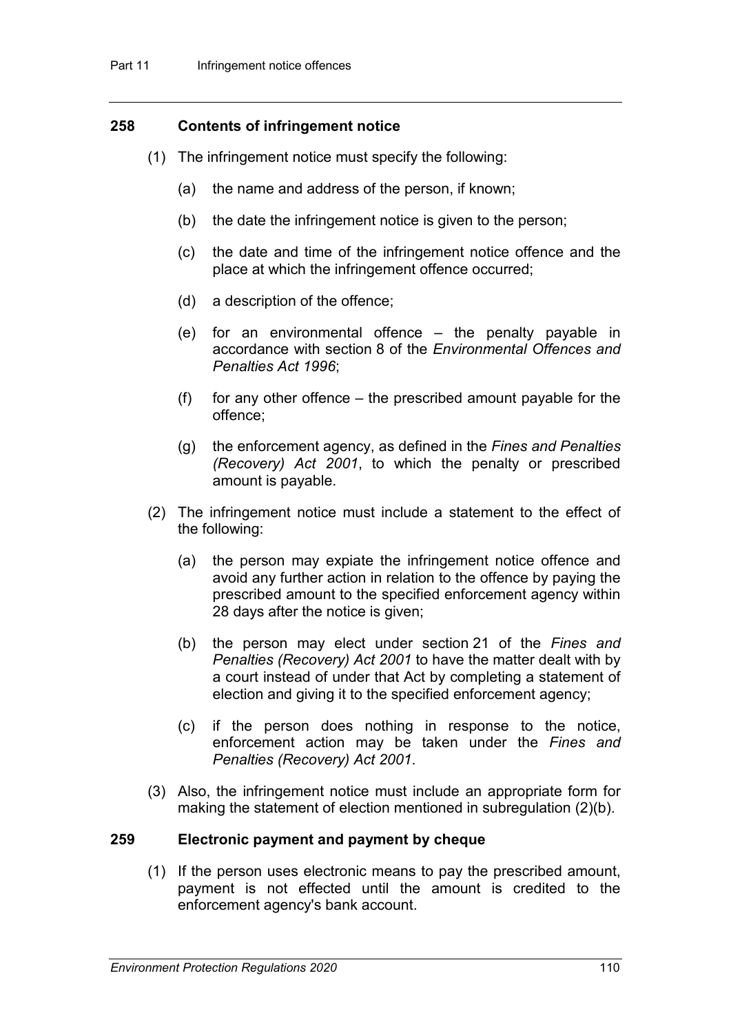### 258 Contents of infringement notice

(1) The infringement notice must specify the following:

(a) the name and address of the person, if known;

(b) the date the infringement notice is given to the person;

(c) the date and time of the infringement notice offence and the place at which the infringement offence occurred;

(d) a description of the offence;

(e) for an environmental offence – the penalty payable in accordance with section 8 of the *Environmental Offences and Penalties Act 1996*;

(f) for any other offence – the prescribed amount payable for the offence;

(g) the enforcement agency, as defined in the *Fines and Penalties (Recovery) Act 2001*, to which the penalty or prescribed amount is payable.

(2) The infringement notice must include a statement to the effect of the following:

(a) the person may expiate the infringement notice offence and avoid any further action in relation to the offence by paying the prescribed amount to the specified enforcement agency within 28 days after the notice is given;

(b) the person may elect under section 21 of the *Fines and Penalties (Recovery) Act 2001* to have the matter dealt with by a court instead of under that Act by completing a statement of election and giving it to the specified enforcement agency;

(c) if the person does nothing in response to the notice, enforcement action may be taken under the *Fines and Penalties (Recovery) Act 2001*.

(3) Also, the infringement notice must include an appropriate form for making the statement of election mentioned in subregulation (2)(b).

### 259 Electronic payment and payment by cheque

(1) If the person uses electronic means to pay the prescribed amount, payment is not effected until the amount is credited to the enforcement agency's bank account.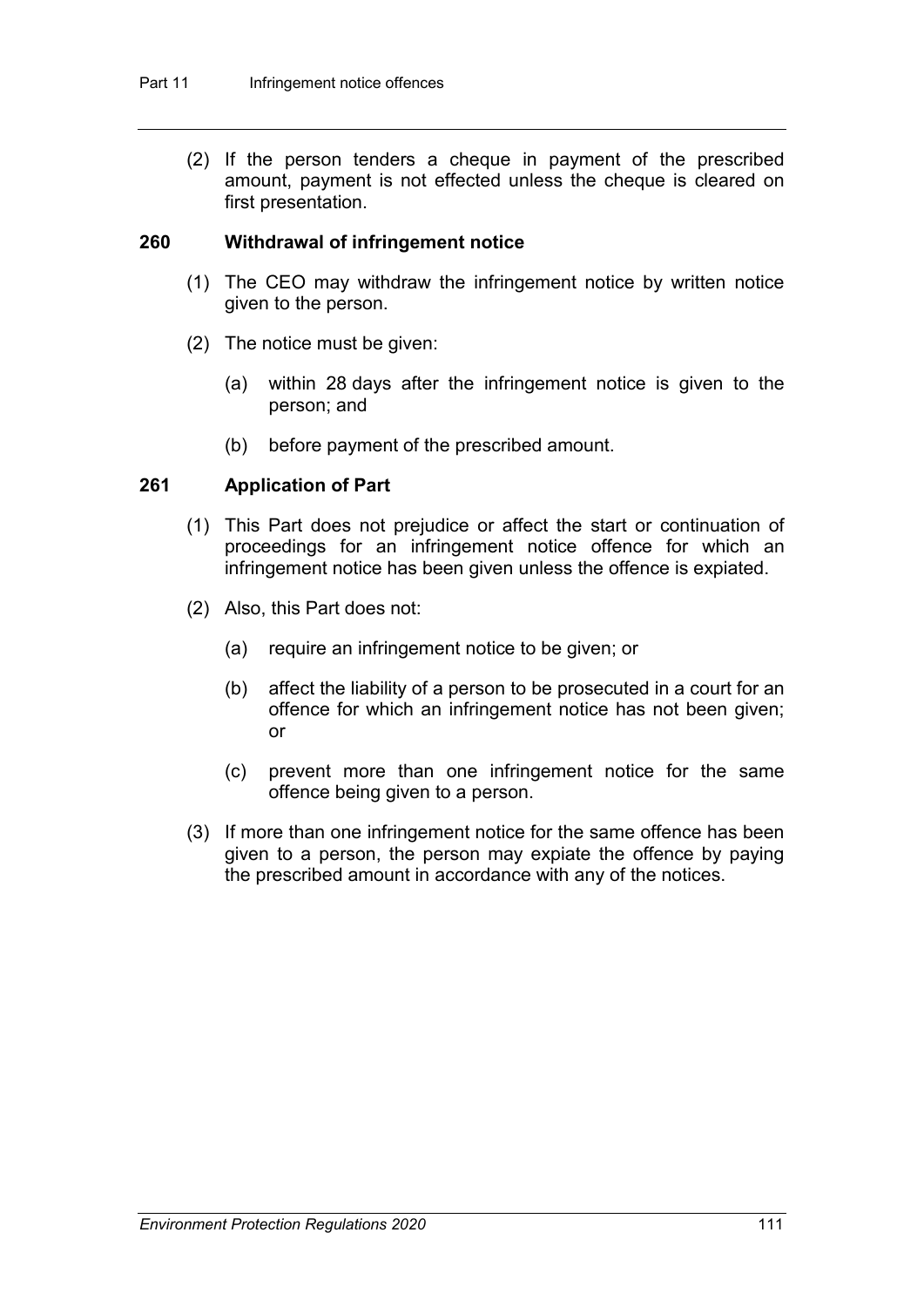(2) If the person tenders a cheque in payment of the prescribed amount, payment is not effected unless the cheque is cleared on first presentation.

### 260 Withdrawal of infringement notice

(1) The CEO may withdraw the infringement notice by written notice given to the person.

(2) The notice must be given:

(a) within 28 days after the infringement notice is given to the person; and

(b) before payment of the prescribed amount.

### 261 Application of Part

(1) This Part does not prejudice or affect the start or continuation of proceedings for an infringement notice offence for which an infringement notice has been given unless the offence is expiated.

(2) Also, this Part does not:

(a) require an infringement notice to be given; or

(b) affect the liability of a person to be prosecuted in a court for an offence for which an infringement notice has not been given; or

(c) prevent more than one infringement notice for the same offence being given to a person.

(3) If more than one infringement notice for the same offence has been given to a person, the person may expiate the offence by paying the prescribed amount in accordance with any of the notices.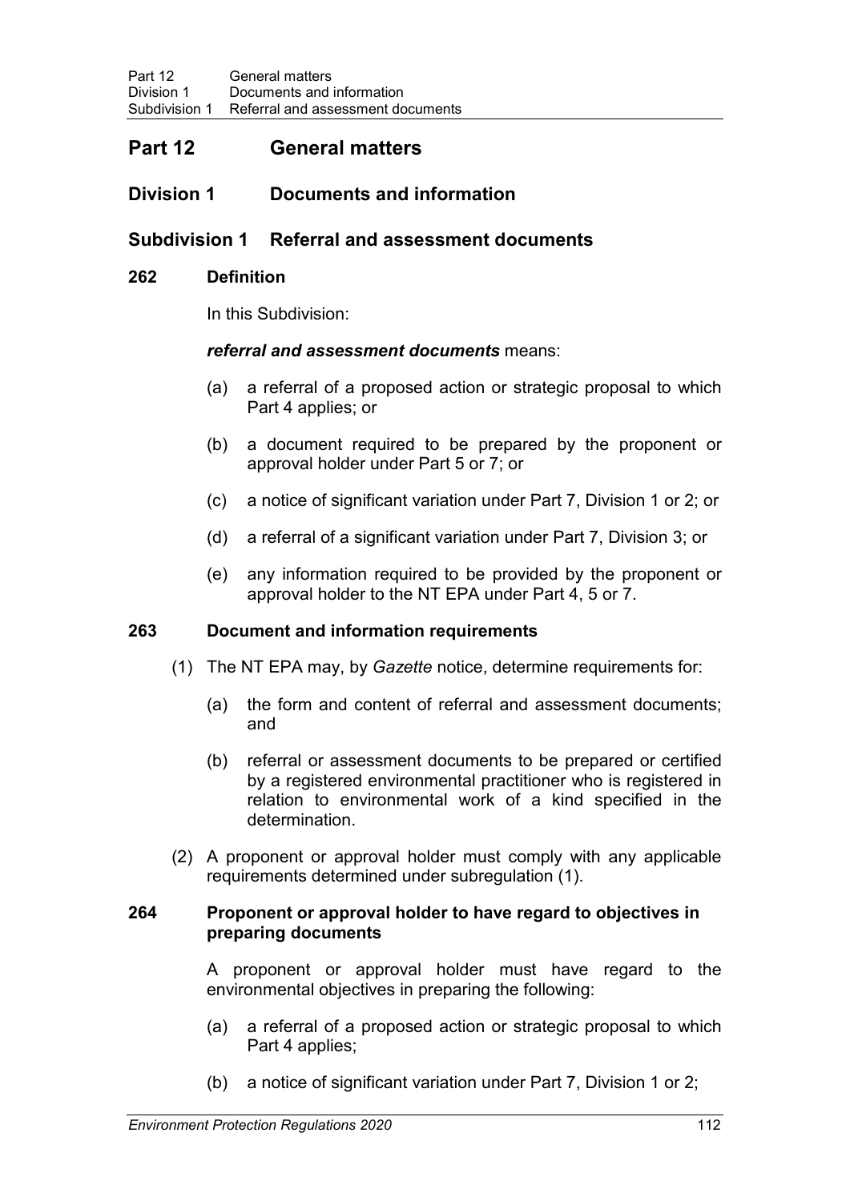# Part 12 General matters

## Division 1 Documents and information

### Subdivision 1 Referral and assessment documents

#### 262 Definition

In this Subdivision:

***referral and assessment documents*** means:

(a) a referral of a proposed action or strategic proposal to which Part 4 applies; or

(b) a document required to be prepared by the proponent or approval holder under Part 5 or 7; or

(c) a notice of significant variation under Part 7, Division 1 or 2; or

(d) a referral of a significant variation under Part 7, Division 3; or

(e) any information required to be provided by the proponent or approval holder to the NT EPA under Part 4, 5 or 7.

#### 263 Document and information requirements

(1) The NT EPA may, by *Gazette* notice, determine requirements for:

(a) the form and content of referral and assessment documents; and

(b) referral or assessment documents to be prepared or certified by a registered environmental practitioner who is registered in relation to environmental work of a kind specified in the determination.

(2) A proponent or approval holder must comply with any applicable requirements determined under subregulation (1).

#### 264 Proponent or approval holder to have regard to objectives in preparing documents

A proponent or approval holder must have regard to the environmental objectives in preparing the following:

(a) a referral of a proposed action or strategic proposal to which Part 4 applies;

(b) a notice of significant variation under Part 7, Division 1 or 2;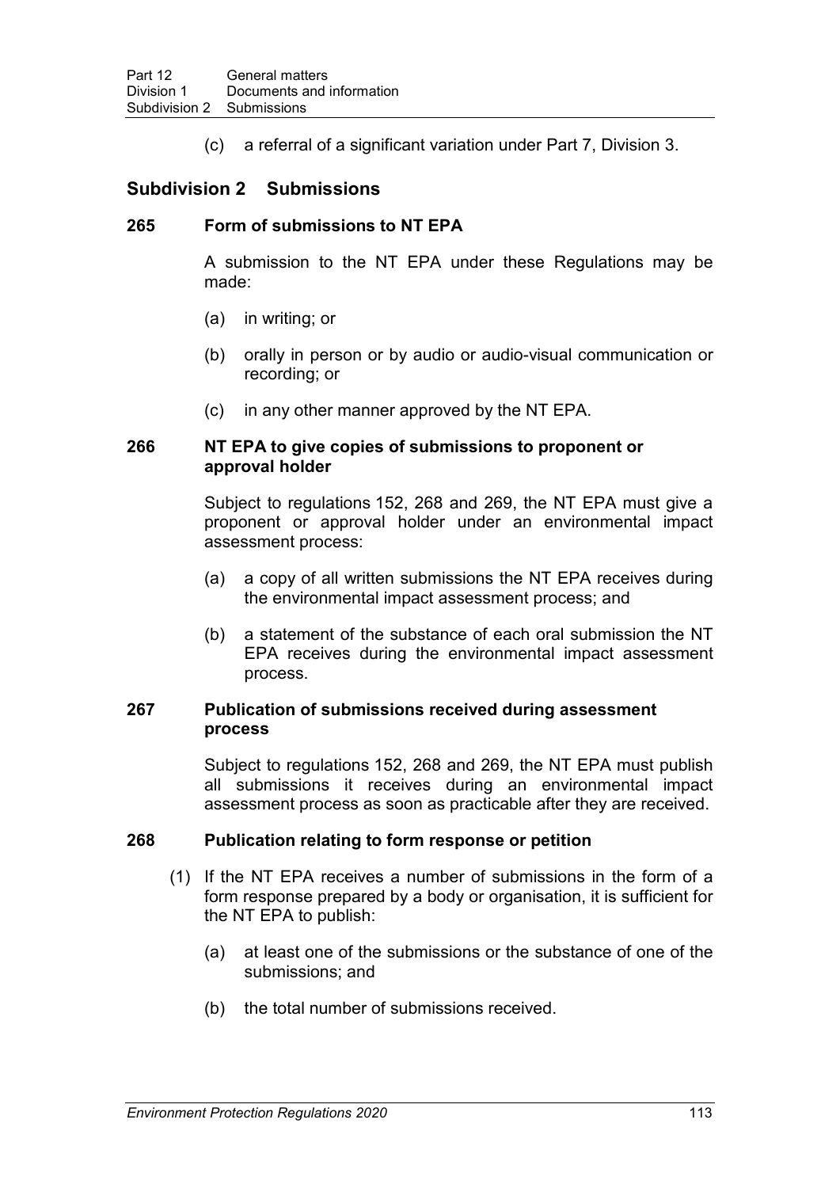(c) a referral of a significant variation under Part 7, Division 3.

## Subdivision 2 Submissions

### 265 Form of submissions to NT EPA

A submission to the NT EPA under these Regulations may be made:

(a) in writing; or

(b) orally in person or by audio or audio-visual communication or recording; or

(c) in any other manner approved by the NT EPA.

### 266 NT EPA to give copies of submissions to proponent or approval holder

Subject to regulations 152, 268 and 269, the NT EPA must give a proponent or approval holder under an environmental impact assessment process:

(a) a copy of all written submissions the NT EPA receives during the environmental impact assessment process; and

(b) a statement of the substance of each oral submission the NT EPA receives during the environmental impact assessment process.

### 267 Publication of submissions received during assessment process

Subject to regulations 152, 268 and 269, the NT EPA must publish all submissions it receives during an environmental impact assessment process as soon as practicable after they are received.

### 268 Publication relating to form response or petition

(1) If the NT EPA receives a number of submissions in the form of a form response prepared by a body or organisation, it is sufficient for the NT EPA to publish:

(a) at least one of the submissions or the substance of one of the submissions; and

(b) the total number of submissions received.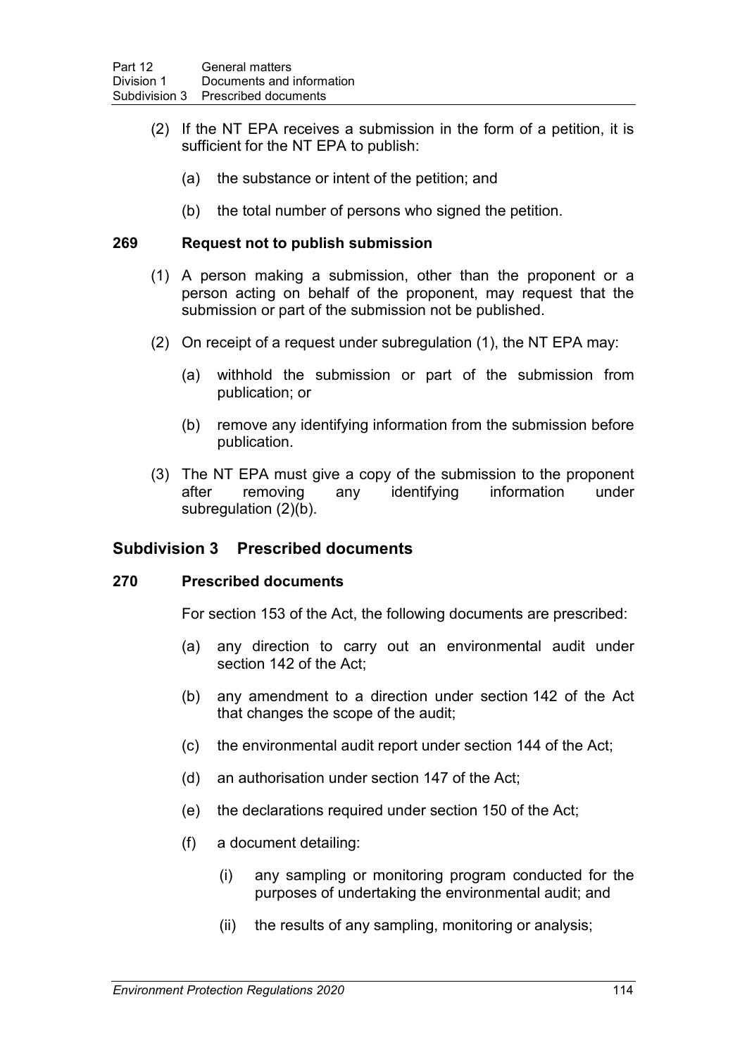(2) If the NT EPA receives a submission in the form of a petition, it is sufficient for the NT EPA to publish:

(a) the substance or intent of the petition; and

(b) the total number of persons who signed the petition.

### 269 Request not to publish submission

(1) A person making a submission, other than the proponent or a person acting on behalf of the proponent, may request that the submission or part of the submission not be published.

(2) On receipt of a request under subregulation (1), the NT EPA may:

(a) withhold the submission or part of the submission from publication; or

(b) remove any identifying information from the submission before publication.

(3) The NT EPA must give a copy of the submission to the proponent after removing any identifying information under subregulation (2)(b).

## Subdivision 3 Prescribed documents

### 270 Prescribed documents

For section 153 of the Act, the following documents are prescribed:

(a) any direction to carry out an environmental audit under section 142 of the Act;

(b) any amendment to a direction under section 142 of the Act that changes the scope of the audit;

(c) the environmental audit report under section 144 of the Act;

(d) an authorisation under section 147 of the Act;

(e) the declarations required under section 150 of the Act;

(f) a document detailing:

(i) any sampling or monitoring program conducted for the purposes of undertaking the environmental audit; and

(ii) the results of any sampling, monitoring or analysis;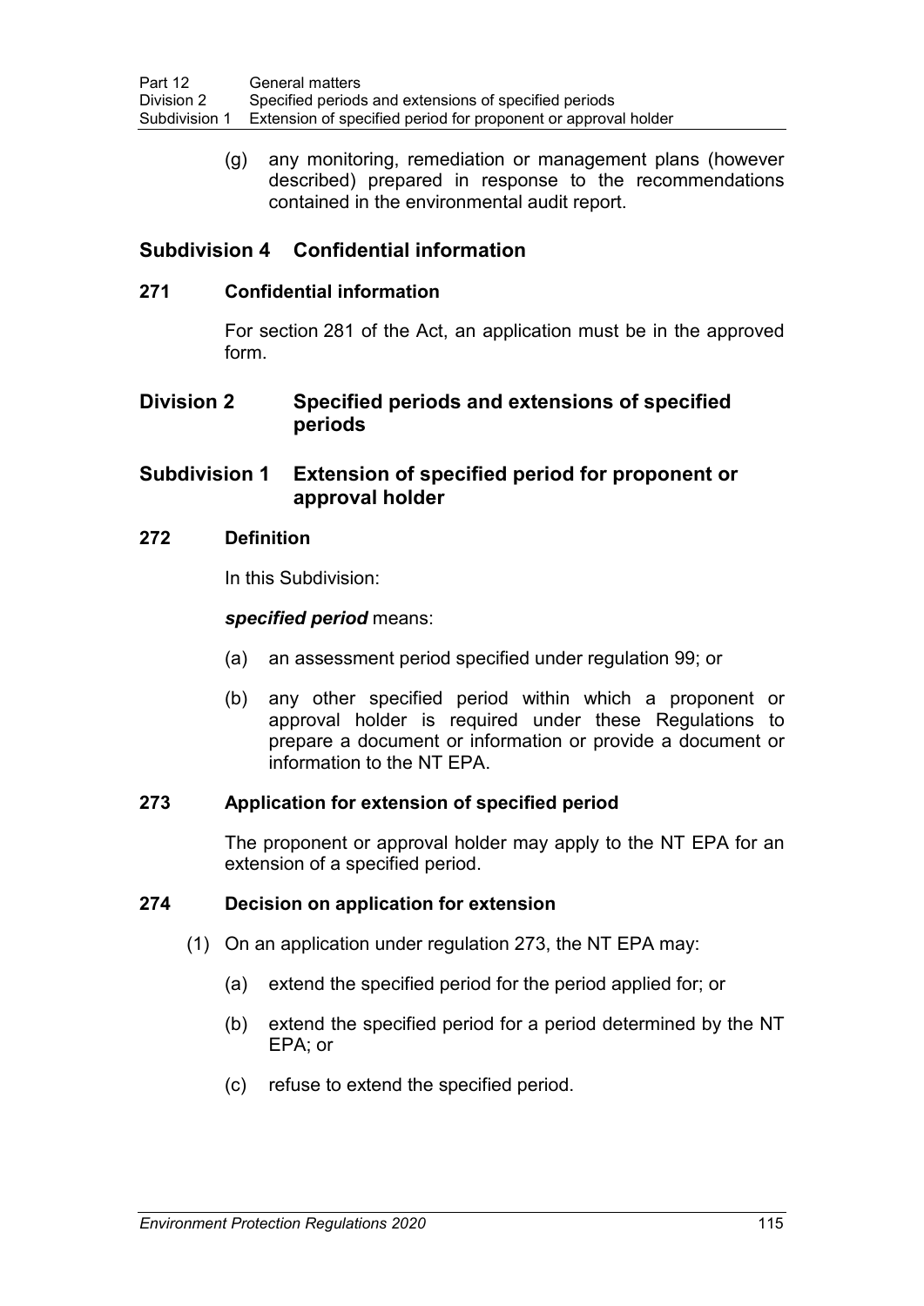(g) any monitoring, remediation or management plans (however described) prepared in response to the recommendations contained in the environmental audit report.

## Subdivision 4 Confidential information

### 271 Confidential information

For section 281 of the Act, an application must be in the approved form.

## Division 2 Specified periods and extensions of specified periods

## Subdivision 1 Extension of specified period for proponent or approval holder

### 272 Definition

In this Subdivision:

***specified period*** means:

(a) an assessment period specified under regulation 99; or

(b) any other specified period within which a proponent or approval holder is required under these Regulations to prepare a document or information or provide a document or information to the NT EPA.

### 273 Application for extension of specified period

The proponent or approval holder may apply to the NT EPA for an extension of a specified period.

### 274 Decision on application for extension

(1) On an application under regulation 273, the NT EPA may:

(a) extend the specified period for the period applied for; or

(b) extend the specified period for a period determined by the NT EPA; or

(c) refuse to extend the specified period.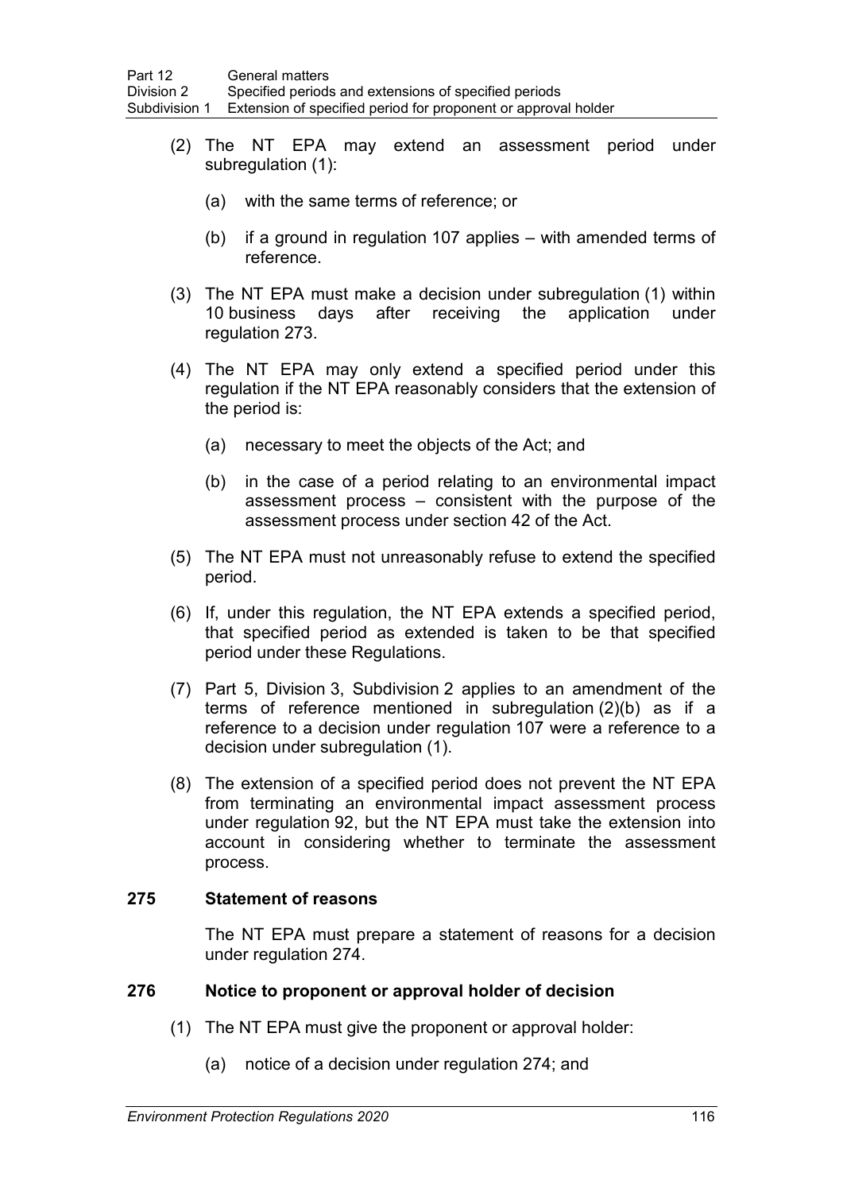(2) The NT EPA may extend an assessment period under subregulation (1):

(a) with the same terms of reference; or

(b) if a ground in regulation 107 applies – with amended terms of reference.

(3) The NT EPA must make a decision under subregulation (1) within 10 business days after receiving the application under regulation 273.

(4) The NT EPA may only extend a specified period under this regulation if the NT EPA reasonably considers that the extension of the period is:

(a) necessary to meet the objects of the Act; and

(b) in the case of a period relating to an environmental impact assessment process – consistent with the purpose of the assessment process under section 42 of the Act.

(5) The NT EPA must not unreasonably refuse to extend the specified period.

(6) If, under this regulation, the NT EPA extends a specified period, that specified period as extended is taken to be that specified period under these Regulations.

(7) Part 5, Division 3, Subdivision 2 applies to an amendment of the terms of reference mentioned in subregulation (2)(b) as if a reference to a decision under regulation 107 were a reference to a decision under subregulation (1).

(8) The extension of a specified period does not prevent the NT EPA from terminating an environmental impact assessment process under regulation 92, but the NT EPA must take the extension into account in considering whether to terminate the assessment process.

### 275 Statement of reasons

The NT EPA must prepare a statement of reasons for a decision under regulation 274.

### 276 Notice to proponent or approval holder of decision

(1) The NT EPA must give the proponent or approval holder:

(a) notice of a decision under regulation 274; and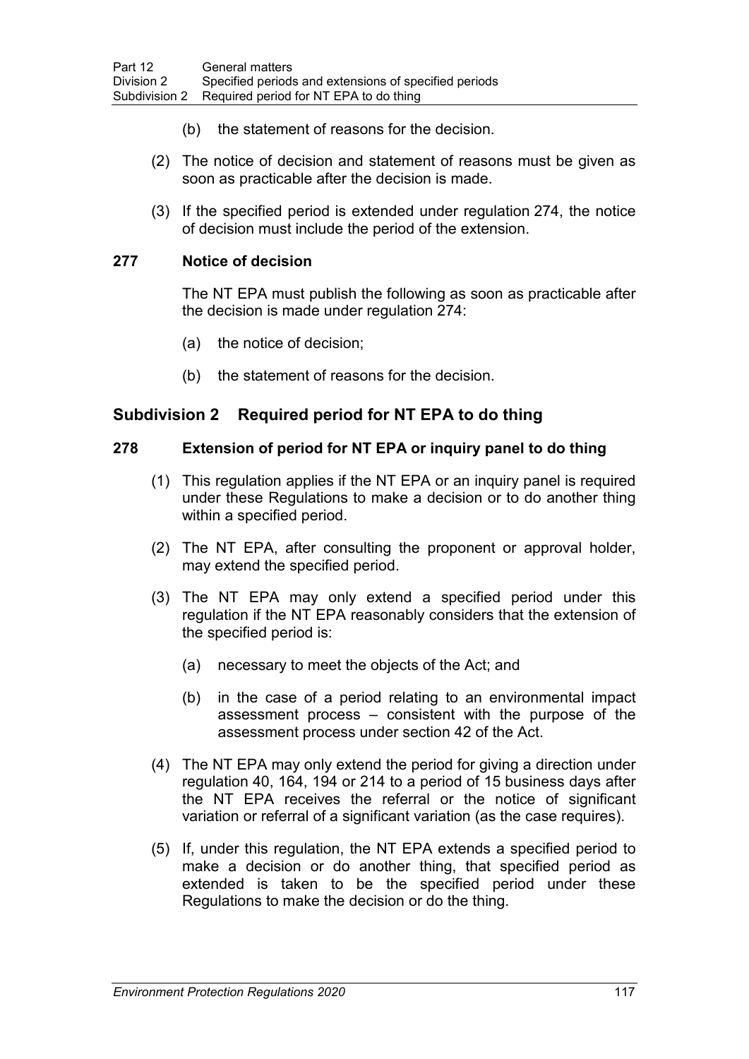(b) the statement of reasons for the decision.

(2) The notice of decision and statement of reasons must be given as soon as practicable after the decision is made.

(3) If the specified period is extended under regulation 274, the notice of decision must include the period of the extension.

### 277 Notice of decision

The NT EPA must publish the following as soon as practicable after the decision is made under regulation 274:

(a) the notice of decision;

(b) the statement of reasons for the decision.

## Subdivision 2 Required period for NT EPA to do thing

### 278 Extension of period for NT EPA or inquiry panel to do thing

(1) This regulation applies if the NT EPA or an inquiry panel is required under these Regulations to make a decision or to do another thing within a specified period.

(2) The NT EPA, after consulting the proponent or approval holder, may extend the specified period.

(3) The NT EPA may only extend a specified period under this regulation if the NT EPA reasonably considers that the extension of the specified period is:

(a) necessary to meet the objects of the Act; and

(b) in the case of a period relating to an environmental impact assessment process – consistent with the purpose of the assessment process under section 42 of the Act.

(4) The NT EPA may only extend the period for giving a direction under regulation 40, 164, 194 or 214 to a period of 15 business days after the NT EPA receives the referral or the notice of significant variation or referral of a significant variation (as the case requires).

(5) If, under this regulation, the NT EPA extends a specified period to make a decision or do another thing, that specified period as extended is taken to be the specified period under these Regulations to make the decision or do the thing.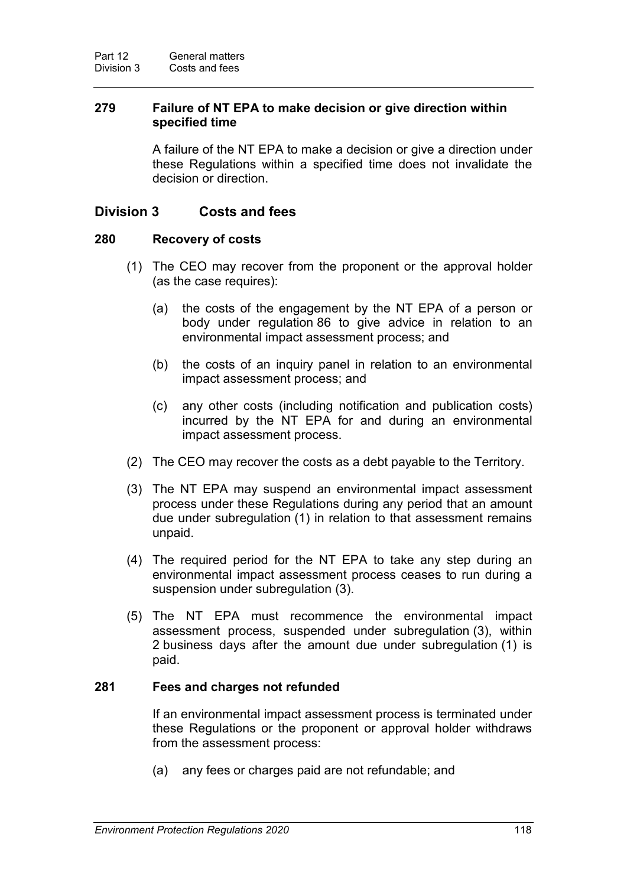**279 Failure of NT EPA to make decision or give direction within specified time**

A failure of the NT EPA to make a decision or give a direction under these Regulations within a specified time does not invalidate the decision or direction.

## Division 3 Costs and fees

**280 Recovery of costs**

(1) The CEO may recover from the proponent or the approval holder (as the case requires):

(a) the costs of the engagement by the NT EPA of a person or body under regulation 86 to give advice in relation to an environmental impact assessment process; and

(b) the costs of an inquiry panel in relation to an environmental impact assessment process; and

(c) any other costs (including notification and publication costs) incurred by the NT EPA for and during an environmental impact assessment process.

(2) The CEO may recover the costs as a debt payable to the Territory.

(3) The NT EPA may suspend an environmental impact assessment process under these Regulations during any period that an amount due under subregulation (1) in relation to that assessment remains unpaid.

(4) The required period for the NT EPA to take any step during an environmental impact assessment process ceases to run during a suspension under subregulation (3).

(5) The NT EPA must recommence the environmental impact assessment process, suspended under subregulation (3), within 2 business days after the amount due under subregulation (1) is paid.

**281 Fees and charges not refunded**

If an environmental impact assessment process is terminated under these Regulations or the proponent or approval holder withdraws from the assessment process:

(a) any fees or charges paid are not refundable; and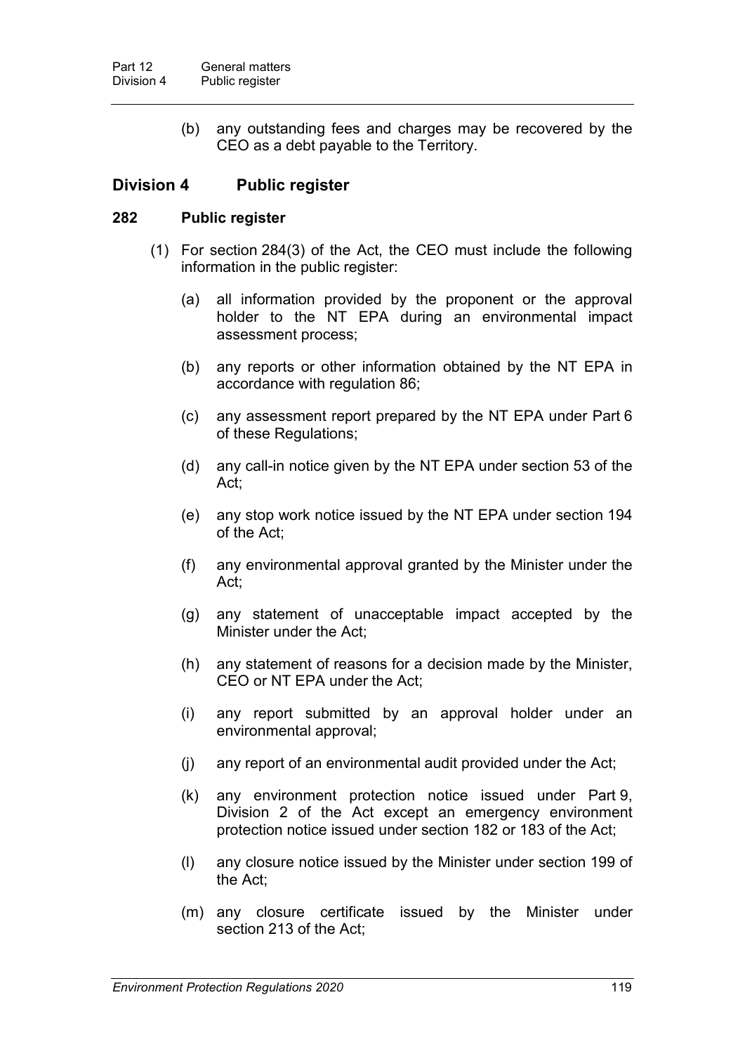(b) any outstanding fees and charges may be recovered by the CEO as a debt payable to the Territory.

## Division 4 Public register

### 282 Public register

(1) For section 284(3) of the Act, the CEO must include the following information in the public register:

(a) all information provided by the proponent or the approval holder to the NT EPA during an environmental impact assessment process;

(b) any reports or other information obtained by the NT EPA in accordance with regulation 86;

(c) any assessment report prepared by the NT EPA under Part 6 of these Regulations;

(d) any call-in notice given by the NT EPA under section 53 of the Act;

(e) any stop work notice issued by the NT EPA under section 194 of the Act;

(f) any environmental approval granted by the Minister under the Act;

(g) any statement of unacceptable impact accepted by the Minister under the Act;

(h) any statement of reasons for a decision made by the Minister, CEO or NT EPA under the Act;

(i) any report submitted by an approval holder under an environmental approval;

(j) any report of an environmental audit provided under the Act;

(k) any environment protection notice issued under Part 9, Division 2 of the Act except an emergency environment protection notice issued under section 182 or 183 of the Act;

(l) any closure notice issued by the Minister under section 199 of the Act;

(m) any closure certificate issued by the Minister under section 213 of the Act;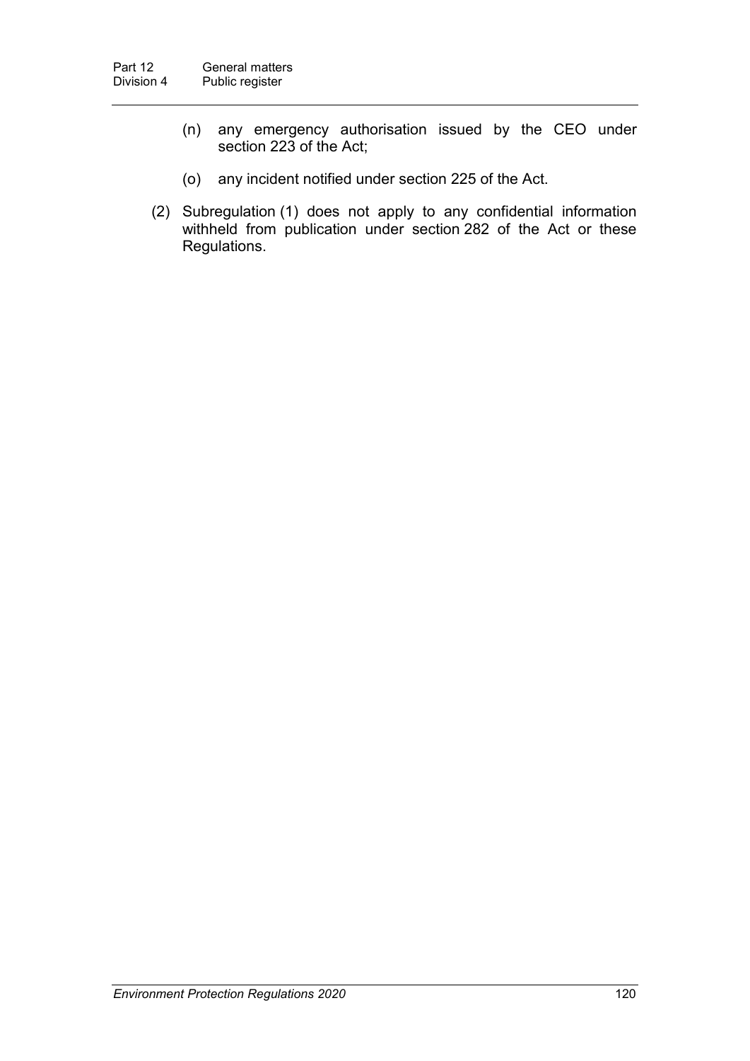(n) any emergency authorisation issued by the CEO under section 223 of the Act;

(o) any incident notified under section 225 of the Act.

(2) Subregulation (1) does not apply to any confidential information withheld from publication under section 282 of the Act or these Regulations.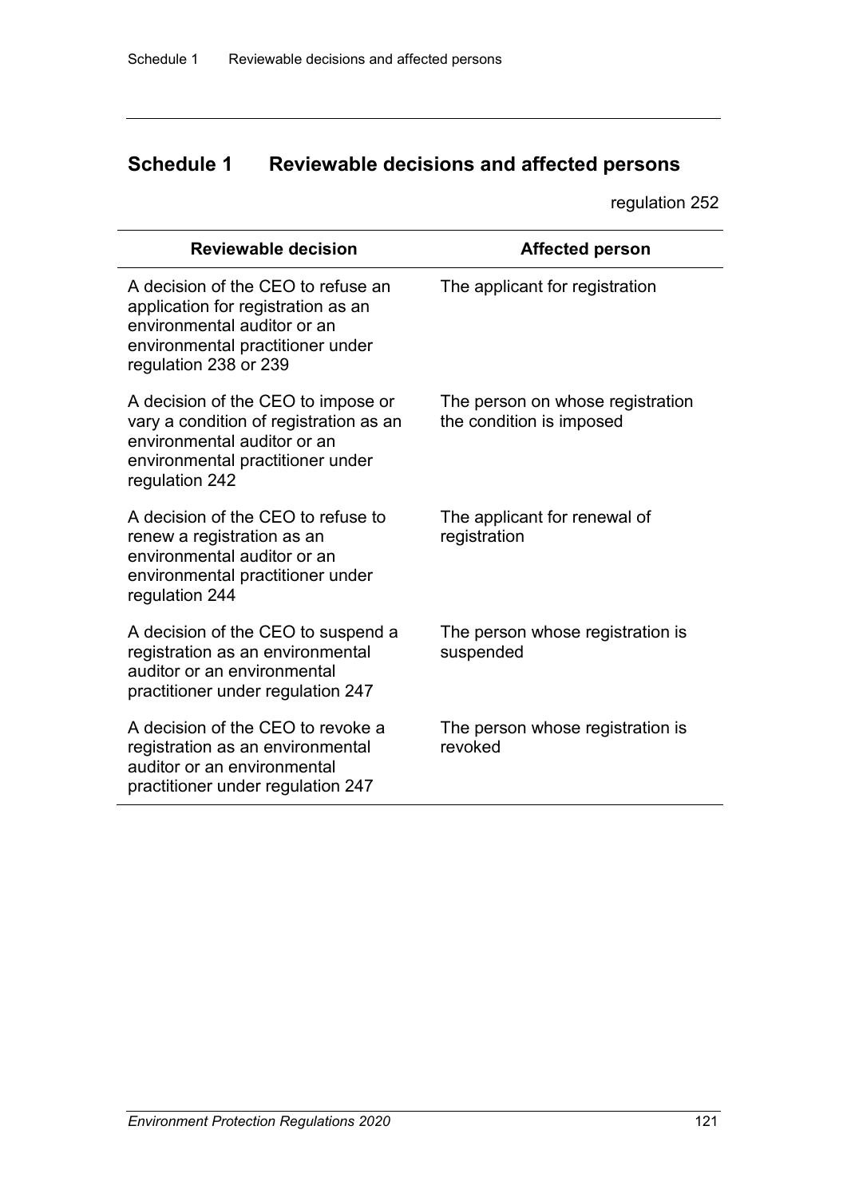# Schedule 1 Reviewable decisions and affected persons

regulation 252

| Reviewable decision | Affected person |
|---|---|
| A decision of the CEO to refuse an application for registration as an environmental auditor or an environmental practitioner under regulation 238 or 239 | The applicant for registration |
| A decision of the CEO to impose or vary a condition of registration as an environmental auditor or an environmental practitioner under regulation 242 | The person on whose registration the condition is imposed |
| A decision of the CEO to refuse to renew a registration as an environmental auditor or an environmental practitioner under regulation 244 | The applicant for renewal of registration |
| A decision of the CEO to suspend a registration as an environmental auditor or an environmental practitioner under regulation 247 | The person whose registration is suspended |
| A decision of the CEO to revoke a registration as an environmental auditor or an environmental practitioner under regulation 247 | The person whose registration is revoked |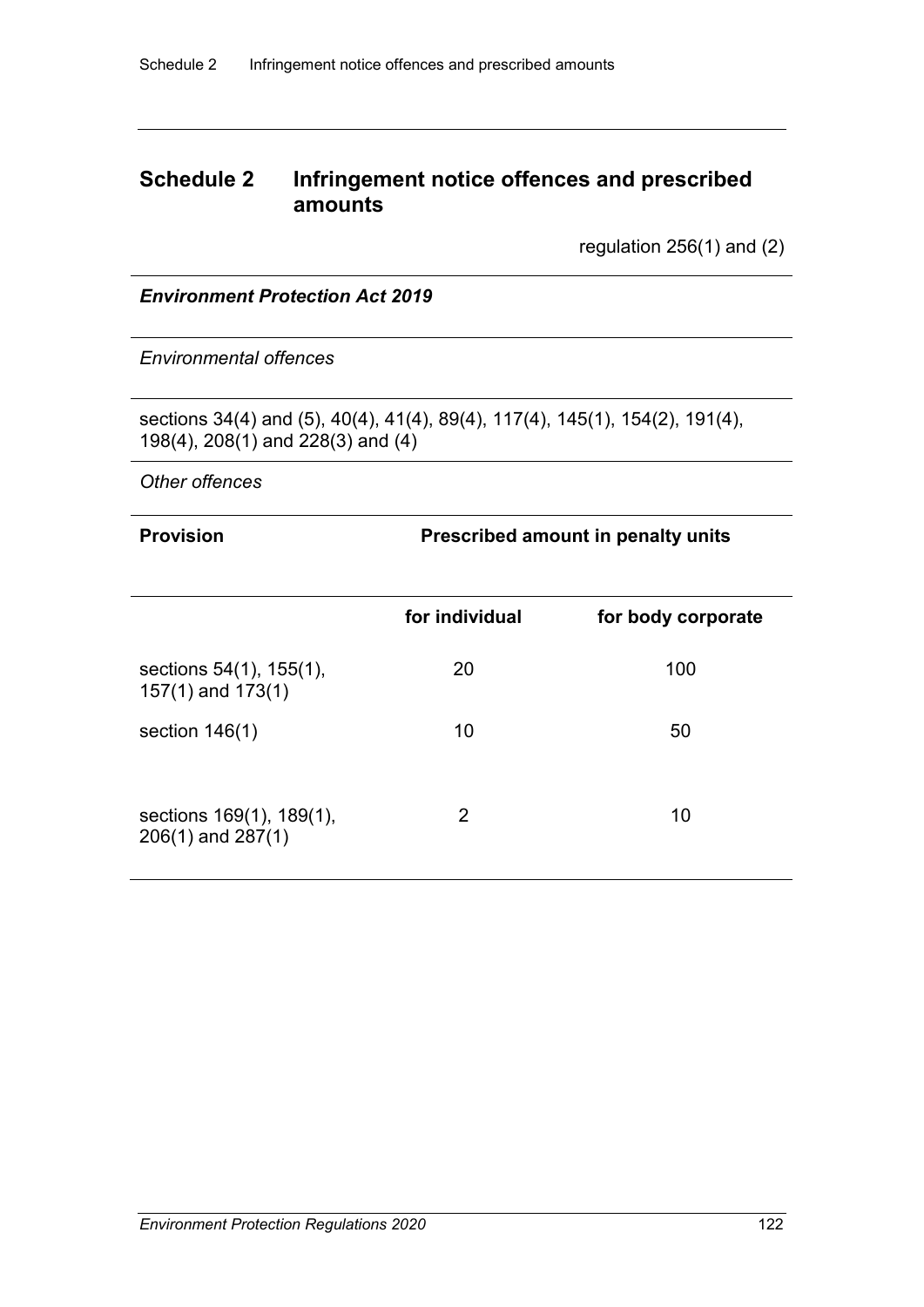# Schedule 2 Infringement notice offences and prescribed amounts

regulation 256(1) and (2)

***Environment Protection Act 2019***

*Environmental offences*

sections 34(4) and (5), 40(4), 41(4), 89(4), 117(4), 145(1), 154(2), 191(4), 198(4), 208(1) and 228(3) and (4)

*Other offences*

| Provision | Prescribed amount in penalty units | |
|---|---|---|
| | for individual | for body corporate |
| sections 54(1), 155(1), 157(1) and 173(1) | 20 | 100 |
| section 146(1) | 10 | 50 |
| sections 169(1), 189(1), 206(1) and 287(1) | 2 | 10 |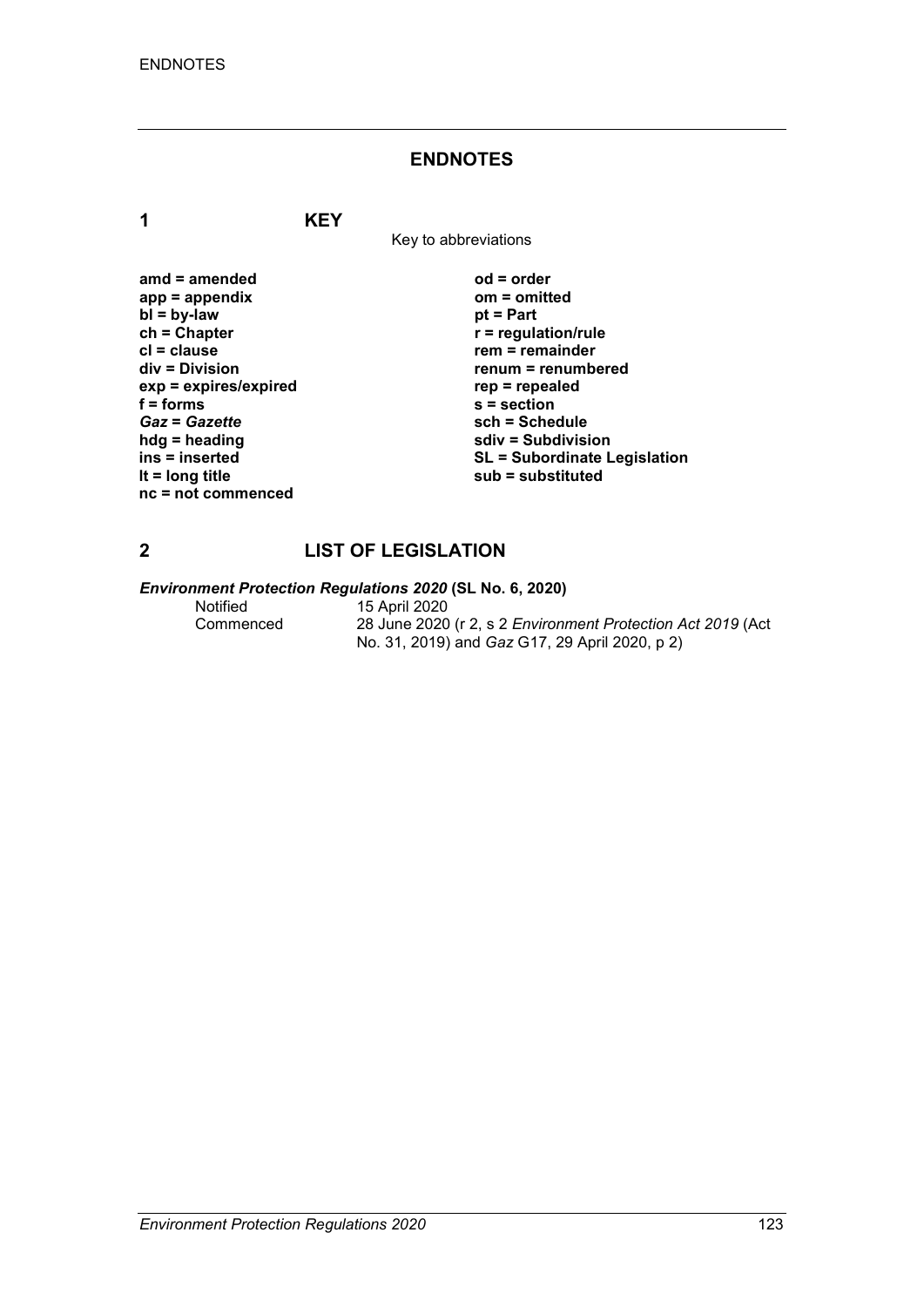# ENDNOTES

## 1 KEY

Key to abbreviations

**amd = amended**
**app = appendix**
**bl = by-law**
**ch = Chapter**
**cl = clause**
**div = Division**
**exp = expires/expired**
**f = forms**
***Gaz* = *Gazette***
**hdg = heading**
**ins = inserted**
**lt = long title**
**nc = not commenced**
**od = order**
**om = omitted**
**pt = Part**
**r = regulation/rule**
**rem = remainder**
**renum = renumbered**
**rep = repealed**
**s = section**
**sch = Schedule**
**sdiv = Subdivision**
**SL = Subordinate Legislation**
**sub = substituted**

## 2 LIST OF LEGISLATION

***Environment Protection Regulations 2020* (SL No. 6, 2020)**

Notified 15 April 2020
Commenced 28 June 2020 (r 2, s 2 *Environment Protection Act 2019* (Act No. 31, 2019) and *Gaz* G17, 29 April 2020, p 2)